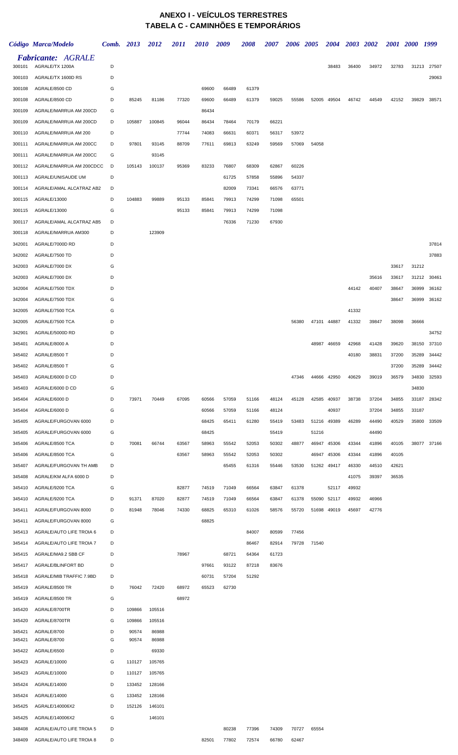# ANEXO I - VEÍCULOS TERRESTRES
## TABELA C - CAMINHÕES E TEMPORÁRIOS

| Código | Marca/Modelo | Comb. | 2013 | 2012 | 2011 | 2010 | 2009 | 2008 | 2007 | 2006 | 2005 | 2004 | 2003 | 2002 | 2001 | 2000 | 1999 |
|---|---|---|---|---|---|---|---|---|---|---|---|---|---|---|---|---|---|
| | ***Fabricante: AGRALE*** | | | | | | | | | | | | | | | | |
| 300101 | AGRALE/TX 1200A | D | | | | | | | | | | 38483 | 36400 | 34972 | 32783 | 31213 | 27507 |
| 300103 | AGRALE/TX 1600D RS | D | | | | | | | | | | | | | | | 29063 |
| 300108 | AGRALE/8500 CD | G | | | | 69600 | 66489 | 61379 | | | | | | | | | |
| 300108 | AGRALE/8500 CD | D | 85245 | 81186 | 77320 | 69600 | 66489 | 61379 | 59025 | 55586 | 52005 | 49504 | 46742 | 44549 | 42152 | 39829 | 38571 |
| 300109 | AGRALE/MARRUA AM 200CD | G | | | | 86434 | | | | | | | | | | | |
| 300109 | AGRALE/MARRUA AM 200CD | D | 105887 | 100845 | 96044 | 86434 | 78464 | 70179 | 66221 | | | | | | | | |
| 300110 | AGRALE/MARRUA AM 200 | D | | | 77744 | 74083 | 66631 | 60371 | 56317 | 53972 | | | | | | | |
| 300111 | AGRALE/MARRUA AM 200CC | D | 97801 | 93145 | 88709 | 77611 | 69813 | 63249 | 59569 | 57069 | 54058 | | | | | | |
| 300111 | AGRALE/MARRUA AM 200CC | G | | 93145 | | | | | | | | | | | | | |
| 300112 | AGRALE/MARRUA AM 200CDCC | D | 105143 | 100137 | 95369 | 83233 | 76807 | 68309 | 62867 | 60226 | | | | | | | |
| 300113 | AGRALE/UNISAUDE UM | D | | | | | 61725 | 57858 | 55896 | 54337 | | | | | | | |
| 300114 | AGRALE/AMAL ALCATRAZ AB2 | D | | | | | 82009 | 73341 | 66576 | 63771 | | | | | | | |
| 300115 | AGRALE/13000 | D | 104883 | 99889 | 95133 | 85841 | 79913 | 74299 | 71098 | 65501 | | | | | | | |
| 300115 | AGRALE/13000 | G | | | 95133 | 85841 | 79913 | 74299 | 71098 | | | | | | | | |
| 300117 | AGRALE/AMAL ALCATRAZ AB5 | D | | | | | 76336 | 71230 | 67930 | | | | | | | | |
| 300118 | AGRALE/MARRUA AM300 | D | | 123909 | | | | | | | | | | | | | |
| 342001 | AGRALE/7000D RD | D | | | | | | | | | | | | | | | 37814 |
| 342002 | AGRALE/7500 TD | D | | | | | | | | | | | | | | | 37883 |
| 342003 | AGRALE/7000 DX | G | | | | | | | | | | | | | 33617 | 31212 | |
| 342003 | AGRALE/7000 DX | D | | | | | | | | | | | | 35616 | 33617 | 31212 | 30461 |
| 342004 | AGRALE/7500 TDX | D | | | | | | | | | | | 44142 | 40407 | 38647 | 36999 | 36162 |
| 342004 | AGRALE/7500 TDX | G | | | | | | | | | | | | | 38647 | 36999 | 36162 |
| 342005 | AGRALE/7500 TCA | G | | | | | | | | | | | 41332 | | | | |
| 342005 | AGRALE/7500 TCA | D | | | | | | | | 56380 | 47101 | 44887 | 41332 | 39847 | 38098 | 36666 | |
| 342901 | AGRALE/5000D RD | D | | | | | | | | | | | | | | | 34752 |
| 345401 | AGRALE/8000 A | D | | | | | | | | | 48987 | 46659 | 42968 | 41428 | 39620 | 38150 | 37310 |
| 345402 | AGRALE/8500 T | D | | | | | | | | | | | 40180 | 38831 | 37200 | 35289 | 34442 |
| 345402 | AGRALE/8500 T | G | | | | | | | | | | | | | 37200 | 35289 | 34442 |
| 345403 | AGRALE/6000 D CD | D | | | | | | | | 47346 | 44666 | 42950 | 40629 | 39019 | 36579 | 34830 | 32593 |
| 345403 | AGRALE/6000 D CD | G | | | | | | | | | | | | | | 34830 | |
| 345404 | AGRALE/6000 D | D | 73971 | 70449 | 67095 | 60566 | 57059 | 51166 | 48124 | 45128 | 42585 | 40937 | 38738 | 37204 | 34855 | 33187 | 28342 |
| 345404 | AGRALE/6000 D | G | | | | 60566 | 57059 | 51166 | 48124 | | | 40937 | | 37204 | 34855 | 33187 | |
| 345405 | AGRALE/FURGOVAN 6000 | D | | | | 68425 | 65411 | 61280 | 55419 | 53483 | 51216 | 49389 | 46289 | 44490 | 40529 | 35800 | 33509 |
| 345405 | AGRALE/FURGOVAN 6000 | G | | | | 68425 | | | 55419 | | 51216 | | | 44490 | | | |
| 345406 | AGRALE/8500 TCA | D | 70081 | 66744 | 63567 | 58963 | 55542 | 52053 | 50302 | 48877 | 46947 | 45306 | 43344 | 41896 | 40105 | 38077 | 37166 |
| 345406 | AGRALE/8500 TCA | G | | | 63567 | 58963 | 55542 | 52053 | 50302 | | 46947 | 45306 | 43344 | 41896 | 40105 | | |
| 345407 | AGRALE/FURGOVAN TH AMB | D | | | | | 65455 | 61316 | 55446 | 53530 | 51262 | 49417 | 46330 | 44510 | 42621 | | |
| 345408 | AGRALE/KM ALFA 6000 D | D | | | | | | | | | | | 41075 | 39397 | 36535 | | |
| 345410 | AGRALE/9200 TCA | G | | | 82877 | 74519 | 71049 | 66564 | 63847 | 61378 | | 52117 | 49932 | | | | |
| 345410 | AGRALE/9200 TCA | D | 91371 | 87020 | 82877 | 74519 | 71049 | 66564 | 63847 | 61378 | 55090 | 52117 | 49932 | 46966 | | | |
| 345411 | AGRALE/FURGOVAN 8000 | D | 81948 | 78046 | 74330 | 68825 | 65310 | 61026 | 58576 | 55720 | 51698 | 49019 | 45697 | 42776 | | | |
| 345411 | AGRALE/FURGOVAN 8000 | G | | | | 68825 | | | | | | | | | | | |
| 345413 | AGRALE/AUTO LIFE TROIA 6 | D | | | | | | 84007 | 80599 | 77456 | | | | | | | |
| 345414 | AGRALE/AUTO LIFE TROIA 7 | D | | | | | | 86467 | 82914 | 79728 | 71540 | | | | | | |
| 345415 | AGRALE/MA9.2 SBB CF | D | | | 78967 | | 68721 | 64364 | 61723 | | | | | | | | |
| 345417 | AGRALE/BLINFORT BD | D | | | | 97661 | 93122 | 87218 | 83676 | | | | | | | | |
| 345418 | AGRALE/MIB TRAFFIC 7.9BD | D | | | | 60731 | 57204 | 51292 | | | | | | | | | |
| 345419 | AGRALE/8500 TR | D | 76042 | 72420 | 68972 | 65523 | 62730 | | | | | | | | | | |
| 345419 | AGRALE/8500 TR | G | | | 68972 | | | | | | | | | | | | |
| 345420 | AGRALE/8700TR | D | 109866 | 105516 | | | | | | | | | | | | | |
| 345420 | AGRALE/8700TR | G | 109866 | 105516 | | | | | | | | | | | | | |
| 345421 | AGRALE/8700 | D | 90574 | 86988 | | | | | | | | | | | | | |
| 345421 | AGRALE/8700 | G | 90574 | 86988 | | | | | | | | | | | | | |
| 345422 | AGRALE/6500 | D | | 69330 | | | | | | | | | | | | | |
| 345423 | AGRALE/10000 | G | 110127 | 105765 | | | | | | | | | | | | | |
| 345423 | AGRALE/10000 | D | 110127 | 105765 | | | | | | | | | | | | | |
| 345424 | AGRALE/14000 | D | 133452 | 128166 | | | | | | | | | | | | | |
| 345424 | AGRALE/14000 | G | 133452 | 128166 | | | | | | | | | | | | | |
| 345425 | AGRALE/140006X2 | D | 152126 | 146101 | | | | | | | | | | | | | |
| 345425 | AGRALE/140006X2 | G | | 146101 | | | | | | | | | | | | | |
| 348408 | AGRALE/AUTO LIFE TROIA 5 | D | | | | | 80238 | 77396 | 74309 | 70727 | 65554 | | | | | | |
| 348409 | AGRALE/AUTO LIFE TROIA 8 | D | | | | 82501 | 77802 | 72574 | 66780 | 62467 | | | | | | | |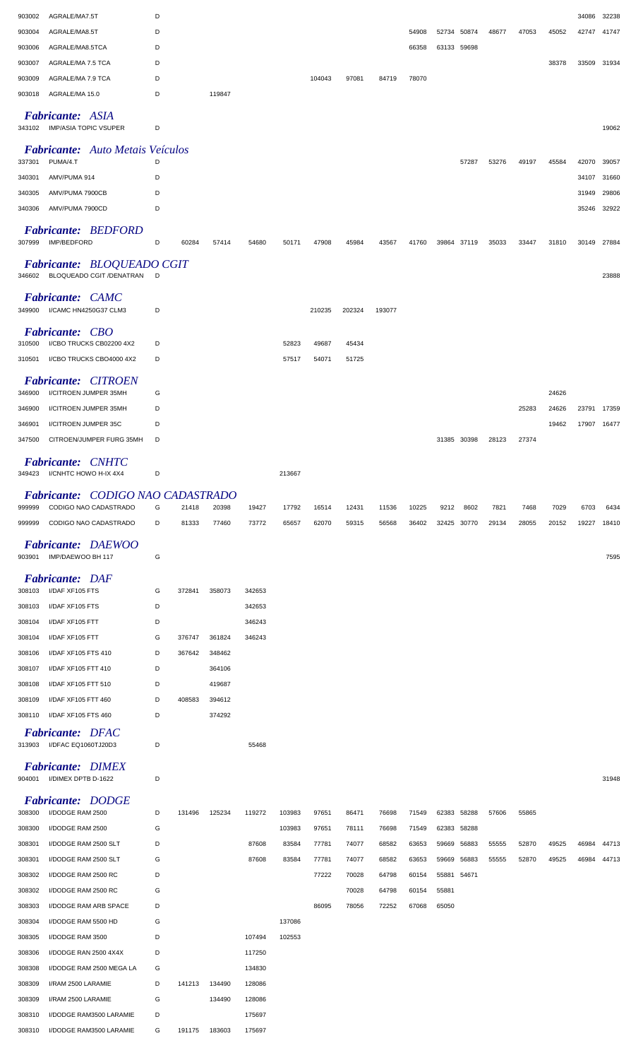| | | | | | | | | | | | | | | | | | |
|---|---|---|---|---|---|---|---|---|---|---|---|---|---|---|---|---|---|
| 903002 | AGRALE/MA7.5T | D | | | | | | | | | | | | | | 34086 | 32238 |
| 903004 | AGRALE/MA8.5T | D | | | | | | | | 54908 | 52734 | 50874 | 48677 | 47053 | 45052 | 42747 | 41747 |
| 903006 | AGRALE/MA8.5TCA | D | | | | | | | | 66358 | 63133 | 59698 | | | | | |
| 903007 | AGRALE/MA 7.5 TCA | D | | | | | | | | | | | | | 38378 | 33509 | 31934 |
| 903009 | AGRALE/MA 7.9 TCA | D | | | | | 104043 | 97081 | 84719 | 78070 | | | | | | | |
| 903018 | AGRALE/MA 15.0 | D | | 119847 | | | | | | | | | | | | | |

***Fabricante: ASIA***

| | | | | | | | | | | | | | | | | | |
|---|---|---|---|---|---|---|---|---|---|---|---|---|---|---|---|---|---|
| 343102 | IMP/ASIA TOPIC VSUPER | D | | | | | | | | | | | | | | | 19062 |

***Fabricante: Auto Metais Veículos***

| | | | | | | | | | | | | | | | | | |
|---|---|---|---|---|---|---|---|---|---|---|---|---|---|---|---|---|---|
| 337301 | PUMA/4.T | D | | | | | | | | | | 57287 | 53276 | 49197 | 45584 | 42070 | 39057 |
| 340301 | AMV/PUMA 914 | D | | | | | | | | | | | | | | 34107 | 31660 |
| 340305 | AMV/PUMA 7900CB | D | | | | | | | | | | | | | | 31949 | 29806 |
| 340306 | AMV/PUMA 7900CD | D | | | | | | | | | | | | | | 35246 | 32922 |

***Fabricante: BEDFORD***

| | | | | | | | | | | | | | | | | | |
|---|---|---|---|---|---|---|---|---|---|---|---|---|---|---|---|---|---|
| 307999 | IMP/BEDFORD | D | 60284 | 57414 | 54680 | 50171 | 47908 | 45984 | 43567 | 41760 | 39864 | 37119 | 35033 | 33447 | 31810 | 30149 | 27884 |

***Fabricante: BLOQUEADO CGIT***

| | | | | | | | | | | | | | | | | | |
|---|---|---|---|---|---|---|---|---|---|---|---|---|---|---|---|---|---|
| 346602 | BLOQUEADO CGIT /DENATRAN | D | | | | | | | | | | | | | | | 23888 |

***Fabricante: CAMC***

| | | | | | | | | | | | | | | | | | |
|---|---|---|---|---|---|---|---|---|---|---|---|---|---|---|---|---|---|
| 349900 | I/CAMC HN4250G37 CLM3 | D | | | | | 210235 | 202324 | 193077 | | | | | | | | |

***Fabricante: CBO***

| | | | | | | | | | | | | | | | | | |
|---|---|---|---|---|---|---|---|---|---|---|---|---|---|---|---|---|---|
| 310500 | I/CBO TRUCKS CB02200 4X2 | D | | | | 52823 | 49687 | 45434 | | | | | | | | | |
| 310501 | I/CBO TRUCKS CBO4000 4X2 | D | | | | 57517 | 54071 | 51725 | | | | | | | | | |

***Fabricante: CITROEN***

| | | | | | | | | | | | | | | | | | |
|---|---|---|---|---|---|---|---|---|---|---|---|---|---|---|---|---|---|
| 346900 | I/CITROEN JUMPER 35MH | G | | | | | | | | | | | | | 24626 | | |
| 346900 | I/CITROEN JUMPER 35MH | D | | | | | | | | | | | | 25283 | 24626 | 23791 | 17359 |
| 346901 | I/CITROEN JUMPER 35C | D | | | | | | | | | | | | | 19462 | 17907 | 16477 |
| 347500 | CITROEN/JUMPER FURG 35MH | D | | | | | | | | | 31385 | 30398 | 28123 | 27374 | | | |

***Fabricante: CNHTC***

| | | | | | | | | | | | | | | | | | |
|---|---|---|---|---|---|---|---|---|---|---|---|---|---|---|---|---|---|
| 349423 | I/CNHTC HOWO H-IX 4X4 | D | | | | 213667 | | | | | | | | | | | |

***Fabricante: CODIGO NAO CADASTRADO***

| | | | | | | | | | | | | | | | | | |
|---|---|---|---|---|---|---|---|---|---|---|---|---|---|---|---|---|---|
| 999999 | CODIGO NAO CADASTRADO | G | 21418 | 20398 | 19427 | 17792 | 16514 | 12431 | 11536 | 10225 | 9212 | 8602 | 7821 | 7468 | 7029 | 6703 | 6434 |
| 999999 | CODIGO NAO CADASTRADO | D | 81333 | 77460 | 73772 | 65657 | 62070 | 59315 | 56568 | 36402 | 32425 | 30770 | 29134 | 28055 | 20152 | 19227 | 18410 |

***Fabricante: DAEWOO***

| | | | | | | | | | | | | | | | | | |
|---|---|---|---|---|---|---|---|---|---|---|---|---|---|---|---|---|---|
| 903901 | IMP/DAEWOO BH 117 | G | | | | | | | | | | | | | | | 7595 |

***Fabricante: DAF***

| | | | | | | | | | | | | | | | | | |
|---|---|---|---|---|---|---|---|---|---|---|---|---|---|---|---|---|---|
| 308103 | I/DAF XF105 FTS | G | 372841 | 358073 | 342653 | | | | | | | | | | | | |
| 308103 | I/DAF XF105 FTS | D | | | 342653 | | | | | | | | | | | | |
| 308104 | I/DAF XF105 FTT | D | | | 346243 | | | | | | | | | | | | |
| 308104 | I/DAF XF105 FTT | G | 376747 | 361824 | 346243 | | | | | | | | | | | | |
| 308106 | I/DAF XF105 FTS 410 | D | 367642 | 348462 | | | | | | | | | | | | | |
| 308107 | I/DAF XF105 FTT 410 | D | | 364106 | | | | | | | | | | | | | |
| 308108 | I/DAF XF105 FTT 510 | D | | 419687 | | | | | | | | | | | | | |
| 308109 | I/DAF XF105 FTT 460 | D | 408583 | 394612 | | | | | | | | | | | | | |
| 308110 | I/DAF XF105 FTS 460 | D | | 374292 | | | | | | | | | | | | | |

***Fabricante: DFAC***

| | | | | | | | | | | | | | | | | | |
|---|---|---|---|---|---|---|---|---|---|---|---|---|---|---|---|---|---|
| 313903 | I/DFAC EQ1060TJ20D3 | D | | | 55468 | | | | | | | | | | | | |

***Fabricante: DIMEX***

| | | | | | | | | | | | | | | | | | |
|---|---|---|---|---|---|---|---|---|---|---|---|---|---|---|---|---|---|
| 904001 | I/DIMEX DPTB D-1622 | D | | | | | | | | | | | | | | | 31948 |

***Fabricante: DODGE***

| | | | | | | | | | | | | | | | | | |
|---|---|---|---|---|---|---|---|---|---|---|---|---|---|---|---|---|---|
| 308300 | I/DODGE RAM 2500 | D | 131496 | 125234 | 119272 | 103983 | 97651 | 86471 | 76698 | 71549 | 62383 | 58288 | 57606 | 55865 | | | |
| 308300 | I/DODGE RAM 2500 | G | | | | 103983 | 97651 | 78111 | 76698 | 71549 | 62383 | 58288 | | | | | |
| 308301 | I/DODGE RAM 2500 SLT | D | | | 87608 | 83584 | 77781 | 74077 | 68582 | 63653 | 59669 | 56883 | 55555 | 52870 | 49525 | 46984 | 44713 |
| 308301 | I/DODGE RAM 2500 SLT | G | | | 87608 | 83584 | 77781 | 74077 | 68582 | 63653 | 59669 | 56883 | 55555 | 52870 | 49525 | 46984 | 44713 |
| 308302 | I/DODGE RAM 2500 RC | D | | | | | 77222 | 70028 | 64798 | 60154 | 55881 | 54671 | | | | | |
| 308302 | I/DODGE RAM 2500 RC | G | | | | | | 70028 | 64798 | 60154 | 55881 | | | | | | |
| 308303 | I/DODGE RAM ARB SPACE | D | | | | | 86095 | 78056 | 72252 | 67068 | 65050 | | | | | | |
| 308304 | I/DODGE RAM 5500 HD | G | | | | 137086 | | | | | | | | | | | |
| 308305 | I/DODGE RAM 3500 | D | | | 107494 | 102553 | | | | | | | | | | | |
| 308306 | I/DODGE RAN 2500 4X4X | D | | | 117250 | | | | | | | | | | | | |
| 308308 | I/DODGE RAM 2500 MEGA LA | G | | | 134830 | | | | | | | | | | | | |
| 308309 | I/RAM 2500 LARAMIE | D | 141213 | 134490 | 128086 | | | | | | | | | | | | |
| 308309 | I/RAM 2500 LARAMIE | G | | 134490 | 128086 | | | | | | | | | | | | |
| 308310 | I/DODGE RAM3500 LARAMIE | D | | | 175697 | | | | | | | | | | | | |
| 308310 | I/DODGE RAM3500 LARAMIE | G | 191175 | 183603 | 175697 | | | | | | | | | | | | |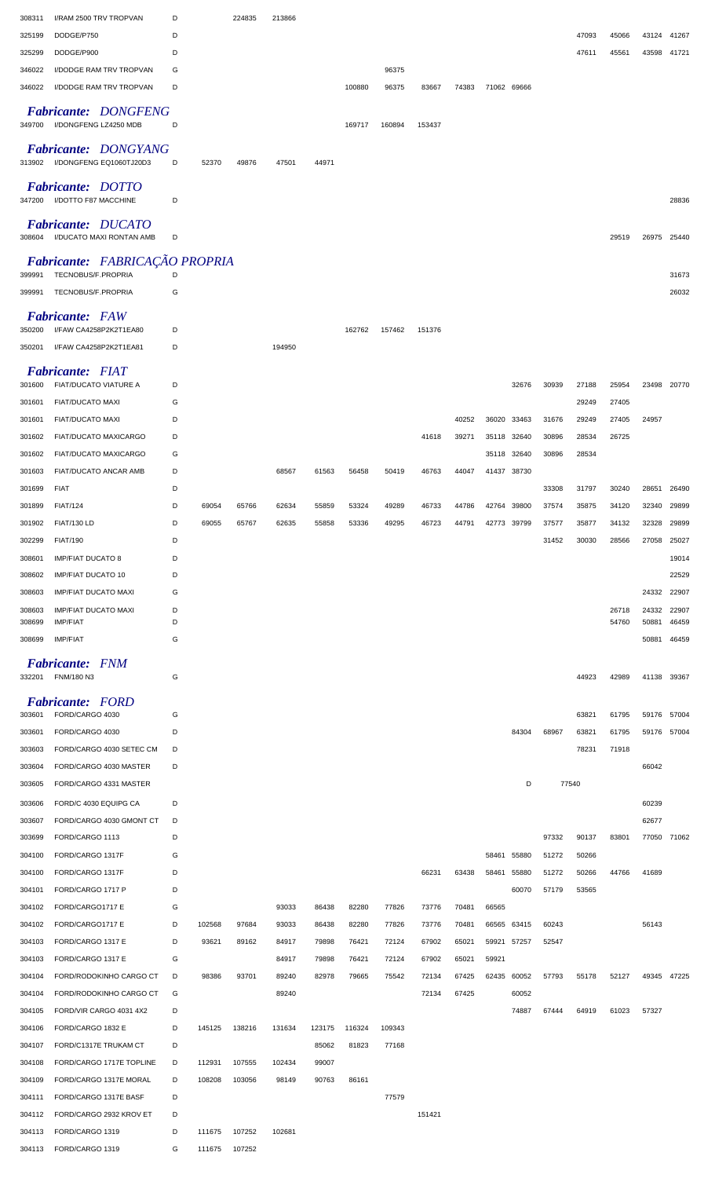| | | | | | | | | | | | | | | | | | |
|---|---|---|---|---|---|---|---|---|---|---|---|---|---|---|---|---|---|
| 308311 | I/RAM 2500 TRV TROPVAN | D | | 224835 | 213866 | | | | | | | | | | | | |
| 325199 | DODGE/P750 | D | | | | | | | | | | | | 47093 | 45066 | 43124 | 41267 |
| 325299 | DODGE/P900 | D | | | | | | | | | | | | 47611 | 45561 | 43598 | 41721 |
| 346022 | I/DODGE RAM TRV TROPVAN | G | | | | | | 96375 | | | | | | | | | |
| 346022 | I/DODGE RAM TRV TROPVAN | D | | | | | 100880 | 96375 | 83667 | 74383 | 71062 | 69666 | | | | | |

### *Fabricante: DONGFENG*

| | | | | | | | | | | | | | | | | | |
|---|---|---|---|---|---|---|---|---|---|---|---|---|---|---|---|---|---|
| 349700 | I/DONGFENG LZ4250 MDB | D | | | | | 169717 | 160894 | 153437 | | | | | | | | |

### *Fabricante: DONGYANG*

| | | | | | | | | | | | | | | | | | |
|---|---|---|---|---|---|---|---|---|---|---|---|---|---|---|---|---|---|
| 313902 | I/DONGFENG EQ1060TJ20D3 | D | 52370 | 49876 | 47501 | 44971 | | | | | | | | | | | |

### *Fabricante: DOTTO*

| | | | | | | | | | | | | | | | | | |
|---|---|---|---|---|---|---|---|---|---|---|---|---|---|---|---|---|---|
| 347200 | I/DOTTO F87 MACCHINE | D | | | | | | | | | | | | | | | 28836 |

### *Fabricante: DUCATO*

| | | | | | | | | | | | | | | | | | |
|---|---|---|---|---|---|---|---|---|---|---|---|---|---|---|---|---|---|
| 308604 | I/DUCATO MAXI RONTAN AMB | D | | | | | | | | | | | | | 29519 | 26975 | 25440 |

### *Fabricante: FABRICAÇÃO PROPRIA*

| | | | | | | | | | | | | | | | | | |
|---|---|---|---|---|---|---|---|---|---|---|---|---|---|---|---|---|---|
| 399991 | TECNOBUS/F.PROPRIA | D | | | | | | | | | | | | | | | 31673 |
| 399991 | TECNOBUS/F.PROPRIA | G | | | | | | | | | | | | | | | 26032 |

### *Fabricante: FAW*

| | | | | | | | | | | | | | | | | | |
|---|---|---|---|---|---|---|---|---|---|---|---|---|---|---|---|---|---|
| 350200 | I/FAW CA4258P2K2T1EA80 | D | | | | | 162762 | 157462 | 151376 | | | | | | | | |
| 350201 | I/FAW CA4258P2K2T1EA81 | D | | | 194950 | | | | | | | | | | | | |

### *Fabricante: FIAT*

| | | | | | | | | | | | | | | | | | |
|---|---|---|---|---|---|---|---|---|---|---|---|---|---|---|---|---|---|
| 301600 | FIAT/DUCATO VIATURE A | D | | | | | | | | | | 32676 | 30939 | 27188 | 25954 | 23498 | 20770 |
| 301601 | FIAT/DUCATO MAXI | G | | | | | | | | | | | | 29249 | 27405 | | |
| 301601 | FIAT/DUCATO MAXI | D | | | | | | | | 40252 | 36020 | 33463 | 31676 | 29249 | 27405 | 24957 | |
| 301602 | FIAT/DUCATO MAXICARGO | D | | | | | | | 41618 | 39271 | 35118 | 32640 | 30896 | 28534 | 26725 | | |
| 301602 | FIAT/DUCATO MAXICARGO | G | | | | | | | | | 35118 | 32640 | 30896 | 28534 | | | |
| 301603 | FIAT/DUCATO ANCAR AMB | D | | | 68567 | 61563 | 56458 | 50419 | 46763 | 44047 | 41437 | 38730 | | | | | |
| 301699 | FIAT | D | | | | | | | | | | | 33308 | 31797 | 30240 | 28651 | 26490 |
| 301899 | FIAT/124 | D | 69054 | 65766 | 62634 | 55859 | 53324 | 49289 | 46733 | 44786 | 42764 | 39800 | 37574 | 35875 | 34120 | 32340 | 29899 |
| 301902 | FIAT/130 LD | D | 69055 | 65767 | 62635 | 55858 | 53336 | 49295 | 46723 | 44791 | 42773 | 39799 | 37577 | 35877 | 34132 | 32328 | 29899 |
| 302299 | FIAT/190 | D | | | | | | | | | | | 31452 | 30030 | 28566 | 27058 | 25027 |
| 308601 | IMP/FIAT DUCATO 8 | D | | | | | | | | | | | | | | | 19014 |
| 308602 | IMP/FIAT DUCATO 10 | D | | | | | | | | | | | | | | | 22529 |
| 308603 | IMP/FIAT DUCATO MAXI | G | | | | | | | | | | | | | | 24332 | 22907 |
| 308603 | IMP/FIAT DUCATO MAXI | D | | | | | | | | | | | | | 26718 | 24332 | 22907 |
| 308699 | IMP/FIAT | D | | | | | | | | | | | | | 54760 | 50881 | 46459 |
| 308699 | IMP/FIAT | G | | | | | | | | | | | | | | 50881 | 46459 |

### *Fabricante: FNM*

| | | | | | | | | | | | | | | | | | |
|---|---|---|---|---|---|---|---|---|---|---|---|---|---|---|---|---|---|
| 332201 | FNM/180 N3 | G | | | | | | | | | | | | 44923 | 42989 | 41138 | 39367 |

### *Fabricante: FORD*

| | | | | | | | | | | | | | | | | | |
|---|---|---|---|---|---|---|---|---|---|---|---|---|---|---|---|---|---|
| 303601 | FORD/CARGO 4030 | G | | | | | | | | | | | | 63821 | 61795 | 59176 | 57004 |
| 303601 | FORD/CARGO 4030 | D | | | | | | | | | | 84304 | 68967 | 63821 | 61795 | 59176 | 57004 |
| 303603 | FORD/CARGO 4030 SETEC CM | D | | | | | | | | | | | | 78231 | 71918 | | |
| 303604 | FORD/CARGO 4030 MASTER | D | | | | | | | | | | | | | | 66042 | |
| 303605 | FORD/CARGO 4331 MASTER | | | | | | | | | | | D | 77540 | | | | |
| 303606 | FORD/C 4030 EQUIPG CA | D | | | | | | | | | | | | | | 60239 | |
| 303607 | FORD/CARGO 4030 GMONT CT | D | | | | | | | | | | | | | | 62677 | |
| 303699 | FORD/CARGO 1113 | D | | | | | | | | | | | 97332 | 90137 | 83801 | 77050 | 71062 |
| 304100 | FORD/CARGO 1317F | G | | | | | | | | | 58461 | 55880 | 51272 | 50266 | | | |
| 304100 | FORD/CARGO 1317F | D | | | | | | | 66231 | 63438 | 58461 | 55880 | 51272 | 50266 | 44766 | 41689 | |
| 304101 | FORD/CARGO 1717 P | D | | | | | | | | | | 60070 | 57179 | 53565 | | | |
| 304102 | FORD/CARGO1717 E | G | | | 93033 | 86438 | 82280 | 77826 | 73776 | 70481 | 66565 | | | | | | |
| 304102 | FORD/CARGO1717 E | D | 102568 | 97684 | 93033 | 86438 | 82280 | 77826 | 73776 | 70481 | 66565 | 63415 | 60243 | | | 56143 | |
| 304103 | FORD/CARGO 1317 E | D | 93621 | 89162 | 84917 | 79898 | 76421 | 72124 | 67902 | 65021 | 59921 | 57257 | 52547 | | | | |
| 304103 | FORD/CARGO 1317 E | G | | | 84917 | 79898 | 76421 | 72124 | 67902 | 65021 | 59921 | | | | | | |
| 304104 | FORD/RODOKINHO CARGO CT | D | 98386 | 93701 | 89240 | 82978 | 79665 | 75542 | 72134 | 67425 | 62435 | 60052 | 57793 | 55178 | 52127 | 49345 | 47225 |
| 304104 | FORD/RODOKINHO CARGO CT | G | | | 89240 | | | | 72134 | 67425 | | 60052 | | | | | |
| 304105 | FORD/VIR CARGO 4031 4X2 | D | | | | | | | | | | 74887 | 67444 | 64919 | 61023 | 57327 | |
| 304106 | FORD/CARGO 1832 E | D | 145125 | 138216 | 131634 | 123175 | 116324 | 109343 | | | | | | | | | |
| 304107 | FORD/C1317E TRUKAM CT | D | | | | 85062 | 81823 | 77168 | | | | | | | | | |
| 304108 | FORD/CARGO 1717E TOPLINE | D | 112931 | 107555 | 102434 | 99007 | | | | | | | | | | | |
| 304109 | FORD/CARGO 1317E MORAL | D | 108208 | 103056 | 98149 | 90763 | 86161 | | | | | | | | | | |
| 304111 | FORD/CARGO 1317E BASF | D | | | | | | 77579 | | | | | | | | | |
| 304112 | FORD/CARGO 2932 KROV ET | D | | | | | | | 151421 | | | | | | | | |
| 304113 | FORD/CARGO 1319 | D | 111675 | 107252 | 102681 | | | | | | | | | | | | |
| 304113 | FORD/CARGO 1319 | G | 111675 | 107252 | | | | | | | | | | | | | |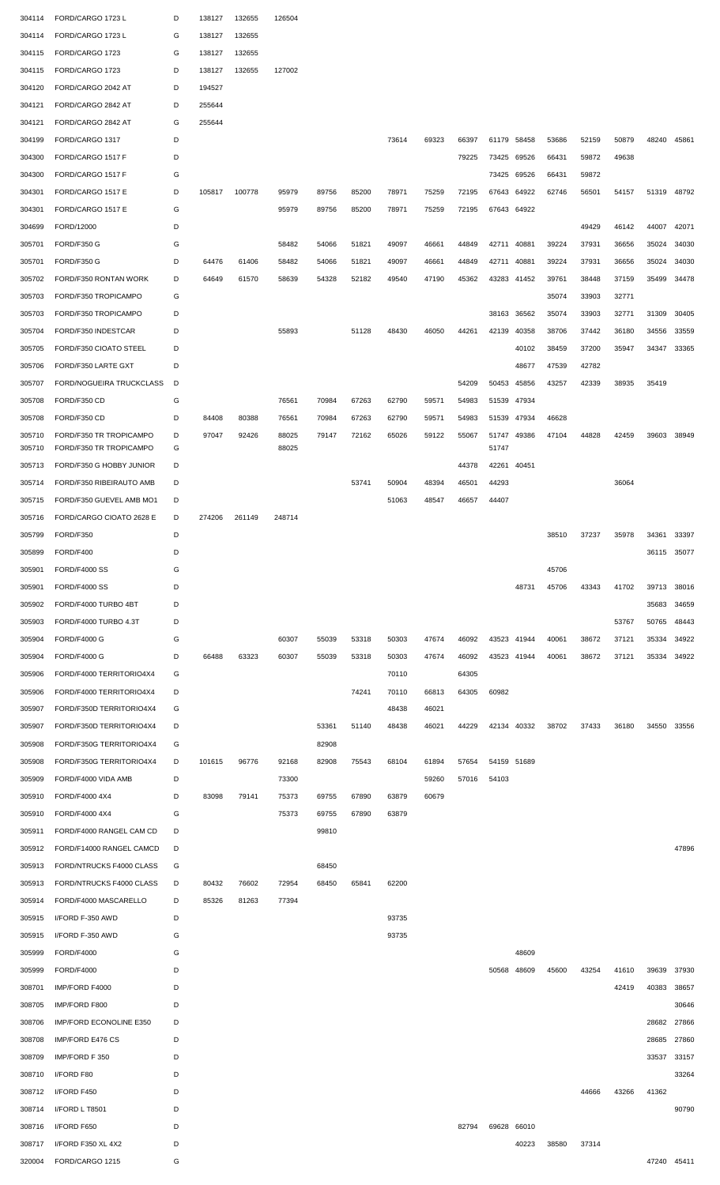| | | | | | | | | | | | | | | | | | |
|---|---|---|---|---|---|---|---|---|---|---|---|---|---|---|---|---|---|
| 304114 | FORD/CARGO 1723 L | D | 138127 | 132655 | 126504 | | | | | | | | | | | | |
| 304114 | FORD/CARGO 1723 L | G | 138127 | 132655 | | | | | | | | | | | | | |
| 304115 | FORD/CARGO 1723 | G | 138127 | 132655 | | | | | | | | | | | | | |
| 304115 | FORD/CARGO 1723 | D | 138127 | 132655 | 127002 | | | | | | | | | | | | |
| 304120 | FORD/CARGO 2042 AT | D | 194527 | | | | | | | | | | | | | | |
| 304121 | FORD/CARGO 2842 AT | D | 255644 | | | | | | | | | | | | | | |
| 304121 | FORD/CARGO 2842 AT | G | 255644 | | | | | | | | | | | | | | |
| 304199 | FORD/CARGO 1317 | D | | | | | | 73614 | 69323 | 66397 | 61179 | 58458 | 53686 | 52159 | 50879 | 48240 | 45861 |
| 304300 | FORD/CARGO 1517 F | D | | | | | | | | 79225 | 73425 | 69526 | 66431 | 59872 | 49638 | | |
| 304300 | FORD/CARGO 1517 F | G | | | | | | | | | 73425 | 69526 | 66431 | 59872 | | | |
| 304301 | FORD/CARGO 1517 E | D | 105817 | 100778 | 95979 | 89756 | 85200 | 78971 | 75259 | 72195 | 67643 | 64922 | 62746 | 56501 | 54157 | 51319 | 48792 |
| 304301 | FORD/CARGO 1517 E | G | | | 95979 | 89756 | 85200 | 78971 | 75259 | 72195 | 67643 | 64922 | | | | | |
| 304699 | FORD/12000 | D | | | | | | | | | | | | 49429 | 46142 | 44007 | 42071 |
| 305701 | FORD/F350 G | G | | | 58482 | 54066 | 51821 | 49097 | 46661 | 44849 | 42711 | 40881 | 39224 | 37931 | 36656 | 35024 | 34030 |
| 305701 | FORD/F350 G | D | 64476 | 61406 | 58482 | 54066 | 51821 | 49097 | 46661 | 44849 | 42711 | 40881 | 39224 | 37931 | 36656 | 35024 | 34030 |
| 305702 | FORD/F350 RONTAN WORK | D | 64649 | 61570 | 58639 | 54328 | 52182 | 49540 | 47190 | 45362 | 43283 | 41452 | 39761 | 38448 | 37159 | 35499 | 34478 |
| 305703 | FORD/F350 TROPICAMPO | G | | | | | | | | | | | 35074 | 33903 | 32771 | | |
| 305703 | FORD/F350 TROPICAMPO | D | | | | | | | | | 38163 | 36562 | 35074 | 33903 | 32771 | 31309 | 30405 |
| 305704 | FORD/F350 INDESTCAR | D | | | 55893 | | 51128 | 48430 | 46050 | 44261 | 42139 | 40358 | 38706 | 37442 | 36180 | 34556 | 33559 |
| 305705 | FORD/F350 CIOATO STEEL | D | | | | | | | | | | 40102 | 38459 | 37200 | 35947 | 34347 | 33365 |
| 305706 | FORD/F350 LARTE GXT | D | | | | | | | | | | 48677 | 47539 | 42782 | | | |
| 305707 | FORD/NOGUEIRA TRUCKCLASS | D | | | | | | | | 54209 | 50453 | 45856 | 43257 | 42339 | 38935 | 35419 | |
| 305708 | FORD/F350 CD | G | | | 76561 | 70984 | 67263 | 62790 | 59571 | 54983 | 51539 | 47934 | | | | | |
| 305708 | FORD/F350 CD | D | 84408 | 80388 | 76561 | 70984 | 67263 | 62790 | 59571 | 54983 | 51539 | 47934 | 46628 | | | | |
| 305710 | FORD/F350 TR TROPICAMPO | D | 97047 | 92426 | 88025 | 79147 | 72162 | 65026 | 59122 | 55067 | 51747 | 49386 | 47104 | 44828 | 42459 | 39603 | 38949 |
| 305710 | FORD/F350 TR TROPICAMPO | G | | | 88025 | | | | | | 51747 | | | | | | |
| 305713 | FORD/F350 G HOBBY JUNIOR | D | | | | | | | | 44378 | 42261 | 40451 | | | | | |
| 305714 | FORD/F350 RIBEIRAUTO AMB | D | | | | | 53741 | 50904 | 48394 | 46501 | 44293 | | | | 36064 | | |
| 305715 | FORD/F350 GUEVEL AMB MO1 | D | | | | | | 51063 | 48547 | 46657 | 44407 | | | | | | |
| 305716 | FORD/CARGO CIOATO 2628 E | D | 274206 | 261149 | 248714 | | | | | | | | | | | | |
| 305799 | FORD/F350 | D | | | | | | | | | | | 38510 | 37237 | 35978 | 34361 | 33397 |
| 305899 | FORD/F400 | D | | | | | | | | | | | | | | 36115 | 35077 |
| 305901 | FORD/F4000 SS | G | | | | | | | | | | | 45706 | | | | |
| 305901 | FORD/F4000 SS | D | | | | | | | | | | 48731 | 45706 | 43343 | 41702 | 39713 | 38016 |
| 305902 | FORD/F4000 TURBO 4BT | D | | | | | | | | | | | | | | 35683 | 34659 |
| 305903 | FORD/F4000 TURBO 4.3T | D | | | | | | | | | | | | | 53767 | 50765 | 48443 |
| 305904 | FORD/F4000 G | G | | | 60307 | 55039 | 53318 | 50303 | 47674 | 46092 | 43523 | 41944 | 40061 | 38672 | 37121 | 35334 | 34922 |
| 305904 | FORD/F4000 G | D | 66488 | 63323 | 60307 | 55039 | 53318 | 50303 | 47674 | 46092 | 43523 | 41944 | 40061 | 38672 | 37121 | 35334 | 34922 |
| 305906 | FORD/F4000 TERRITORIO4X4 | G | | | | | | 70110 | | 64305 | | | | | | | |
| 305906 | FORD/F4000 TERRITORIO4X4 | D | | | | | 74241 | 70110 | 66813 | 64305 | 60982 | | | | | | |
| 305907 | FORD/F350D TERRITORIO4X4 | G | | | | | | 48438 | 46021 | | | | | | | | |
| 305907 | FORD/F350D TERRITORIO4X4 | D | | | | 53361 | 51140 | 48438 | 46021 | 44229 | 42134 | 40332 | 38702 | 37433 | 36180 | 34550 | 33556 |
| 305908 | FORD/F350G TERRITORIO4X4 | G | | | | 82908 | | | | | | | | | | | |
| 305908 | FORD/F350G TERRITORIO4X4 | D | 101615 | 96776 | 92168 | 82908 | 75543 | 68104 | 61894 | 57654 | 54159 | 51689 | | | | | |
| 305909 | FORD/F4000 VIDA AMB | D | | | 73300 | | | | 59260 | 57016 | 54103 | | | | | | |
| 305910 | FORD/F4000 4X4 | D | 83098 | 79141 | 75373 | 69755 | 67890 | 63879 | 60679 | | | | | | | | |
| 305910 | FORD/F4000 4X4 | G | | | 75373 | 69755 | 67890 | 63879 | | | | | | | | | |
| 305911 | FORD/F4000 RANGEL CAM CD | D | | | | 99810 | | | | | | | | | | | |
| 305912 | FORD/F14000 RANGEL CAMCD | D | | | | | | | | | | | | | | | 47896 |
| 305913 | FORD/NTRUCKS F4000 CLASS | G | | | | 68450 | | | | | | | | | | | |
| 305913 | FORD/NTRUCKS F4000 CLASS | D | 80432 | 76602 | 72954 | 68450 | 65841 | 62200 | | | | | | | | | |
| 305914 | FORD/F4000 MASCARELLO | D | 85326 | 81263 | 77394 | | | | | | | | | | | | |
| 305915 | I/FORD F-350 AWD | D | | | | | | 93735 | | | | | | | | | |
| 305915 | I/FORD F-350 AWD | G | | | | | | 93735 | | | | | | | | | |
| 305999 | FORD/F4000 | G | | | | | | | | | | 48609 | | | | | |
| 305999 | FORD/F4000 | D | | | | | | | | | 50568 | 48609 | 45600 | 43254 | 41610 | 39639 | 37930 |
| 308701 | IMP/FORD F4000 | D | | | | | | | | | | | | | 42419 | 40383 | 38657 |
| 308705 | IMP/FORD F800 | D | | | | | | | | | | | | | | | 30646 |
| 308706 | IMP/FORD ECONOLINE E350 | D | | | | | | | | | | | | | | 28682 | 27866 |
| 308708 | IMP/FORD E476 CS | D | | | | | | | | | | | | | | 28685 | 27860 |
| 308709 | IMP/FORD F 350 | D | | | | | | | | | | | | | | 33537 | 33157 |
| 308710 | I/FORD F80 | D | | | | | | | | | | | | | | | 33264 |
| 308712 | I/FORD F450 | D | | | | | | | | | | | | 44666 | 43266 | 41362 | |
| 308714 | I/FORD L T8501 | D | | | | | | | | | | | | | | | 90790 |
| 308716 | I/FORD F650 | D | | | | | | | | 82794 | 69628 | 66010 | | | | | |
| 308717 | I/FORD F350 XL 4X2 | D | | | | | | | | | | 40223 | 38580 | 37314 | | | |
| 320004 | FORD/CARGO 1215 | G | | | | | | | | | | | | | | 47240 | 45411 |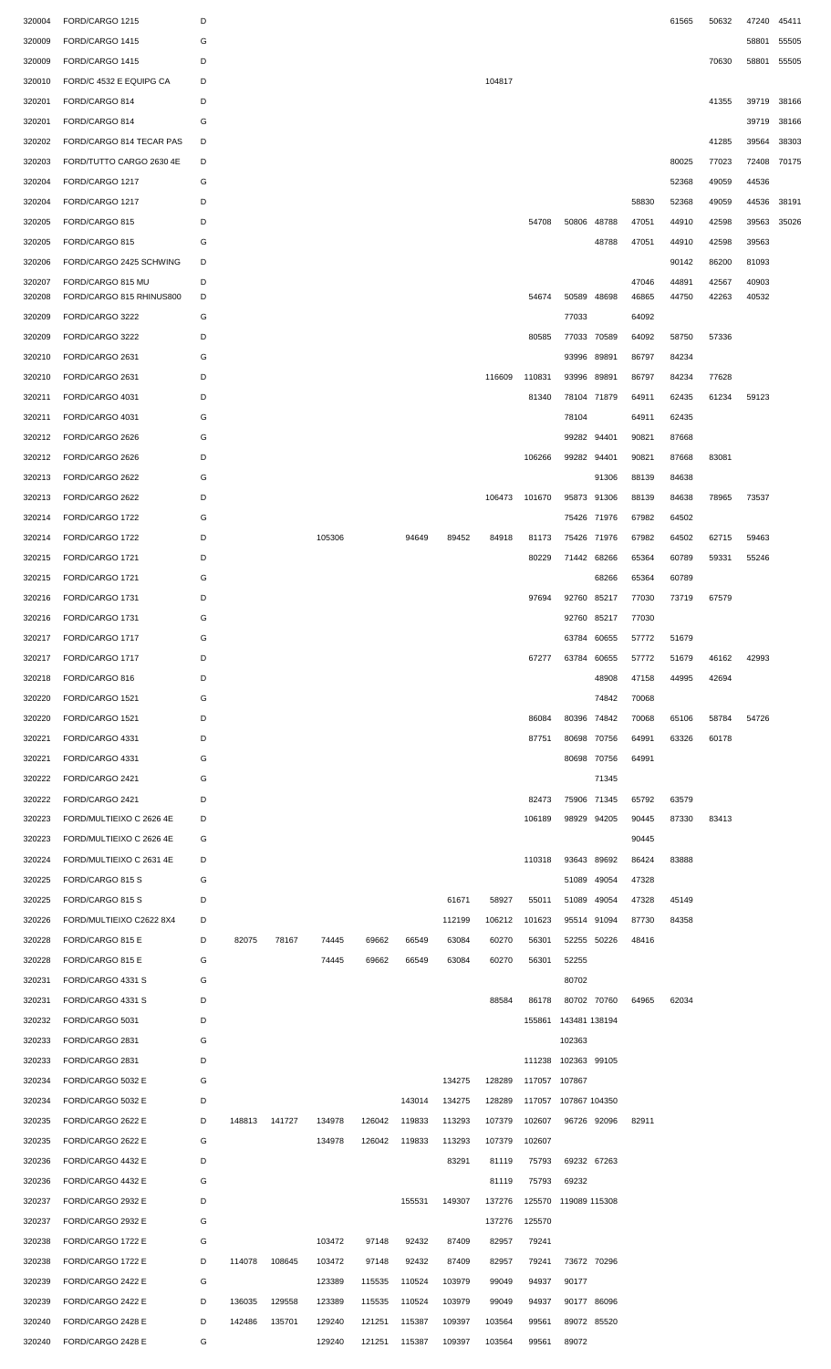| | | | | | | | | | | | | | | | | | |
|---|---|---|---|---|---|---|---|---|---|---|---|---|---|---|---|---|---|
| 320004 | FORD/CARGO 1215 | D | | | | | | | | | | | | 61565 | 50632 | 47240 | 45411 |
| 320009 | FORD/CARGO 1415 | G | | | | | | | | | | | | | | 58801 | 55505 |
| 320009 | FORD/CARGO 1415 | D | | | | | | | | | | | | | 70630 | 58801 | 55505 |
| 320010 | FORD/C 4532 E EQUIPG CA | D | | | | | | | 104817 | | | | | | | | |
| 320201 | FORD/CARGO 814 | D | | | | | | | | | | | | | 41355 | 39719 | 38166 |
| 320201 | FORD/CARGO 814 | G | | | | | | | | | | | | | | 39719 | 38166 |
| 320202 | FORD/CARGO 814 TECAR PAS | D | | | | | | | | | | | | | 41285 | 39564 | 38303 |
| 320203 | FORD/TUTTO CARGO 2630 4E | D | | | | | | | | | | | | 80025 | 77023 | 72408 | 70175 |
| 320204 | FORD/CARGO 1217 | G | | | | | | | | | | | | 52368 | 49059 | 44536 | |
| 320204 | FORD/CARGO 1217 | D | | | | | | | | | | | 58830 | 52368 | 49059 | 44536 | 38191 |
| 320205 | FORD/CARGO 815 | D | | | | | | | | 54708 | 50806 | 48788 | 47051 | 44910 | 42598 | 39563 | 35026 |
| 320205 | FORD/CARGO 815 | G | | | | | | | | | | 48788 | 47051 | 44910 | 42598 | 39563 | |
| 320206 | FORD/CARGO 2425 SCHWING | D | | | | | | | | | | | | 90142 | 86200 | 81093 | |
| 320207 | FORD/CARGO 815 MU | D | | | | | | | | | | | 47046 | 44891 | 42567 | 40903 | |
| 320208 | FORD/CARGO 815 RHINUS800 | D | | | | | | | | 54674 | 50589 | 48698 | 46865 | 44750 | 42263 | 40532 | |
| 320209 | FORD/CARGO 3222 | G | | | | | | | | | 77033 | | 64092 | | | | |
| 320209 | FORD/CARGO 3222 | D | | | | | | | | 80585 | 77033 | 70589 | 64092 | 58750 | 57336 | | |
| 320210 | FORD/CARGO 2631 | G | | | | | | | | | 93996 | 89891 | 86797 | 84234 | | | |
| 320210 | FORD/CARGO 2631 | D | | | | | | | 116609 | 110831 | 93996 | 89891 | 86797 | 84234 | 77628 | | |
| 320211 | FORD/CARGO 4031 | D | | | | | | | | 81340 | 78104 | 71879 | 64911 | 62435 | 61234 | 59123 | |
| 320211 | FORD/CARGO 4031 | G | | | | | | | | | 78104 | | 64911 | 62435 | | | |
| 320212 | FORD/CARGO 2626 | G | | | | | | | | | 99282 | 94401 | 90821 | 87668 | | | |
| 320212 | FORD/CARGO 2626 | D | | | | | | | | 106266 | 99282 | 94401 | 90821 | 87668 | 83081 | | |
| 320213 | FORD/CARGO 2622 | G | | | | | | | | | | 91306 | 88139 | 84638 | | | |
| 320213 | FORD/CARGO 2622 | D | | | | | | | 106473 | 101670 | 95873 | 91306 | 88139 | 84638 | 78965 | 73537 | |
| 320214 | FORD/CARGO 1722 | G | | | | | | | | | 75426 | 71976 | 67982 | 64502 | | | |
| 320214 | FORD/CARGO 1722 | D | | | 105306 | | 94649 | 89452 | 84918 | 81173 | 75426 | 71976 | 67982 | 64502 | 62715 | 59463 | |
| 320215 | FORD/CARGO 1721 | D | | | | | | | | 80229 | 71442 | 68266 | 65364 | 60789 | 59331 | 55246 | |
| 320215 | FORD/CARGO 1721 | G | | | | | | | | | | 68266 | 65364 | 60789 | | | |
| 320216 | FORD/CARGO 1731 | D | | | | | | | | 97694 | 92760 | 85217 | 77030 | 73719 | 67579 | | |
| 320216 | FORD/CARGO 1731 | G | | | | | | | | | 92760 | 85217 | 77030 | | | | |
| 320217 | FORD/CARGO 1717 | G | | | | | | | | | 63784 | 60655 | 57772 | 51679 | | | |
| 320217 | FORD/CARGO 1717 | D | | | | | | | | 67277 | 63784 | 60655 | 57772 | 51679 | 46162 | 42993 | |
| 320218 | FORD/CARGO 816 | D | | | | | | | | | | 48908 | 47158 | 44995 | 42694 | | |
| 320220 | FORD/CARGO 1521 | G | | | | | | | | | | 74842 | 70068 | | | | |
| 320220 | FORD/CARGO 1521 | D | | | | | | | | 86084 | 80396 | 74842 | 70068 | 65106 | 58784 | 54726 | |
| 320221 | FORD/CARGO 4331 | D | | | | | | | | 87751 | 80698 | 70756 | 64991 | 63326 | 60178 | | |
| 320221 | FORD/CARGO 4331 | G | | | | | | | | | 80698 | 70756 | 64991 | | | | |
| 320222 | FORD/CARGO 2421 | G | | | | | | | | | | 71345 | | | | | |
| 320222 | FORD/CARGO 2421 | D | | | | | | | | 82473 | 75906 | 71345 | 65792 | 63579 | | | |
| 320223 | FORD/MULTIEIXO C 2626 4E | D | | | | | | | | 106189 | 98929 | 94205 | 90445 | 87330 | 83413 | | |
| 320223 | FORD/MULTIEIXO C 2626 4E | G | | | | | | | | | | | 90445 | | | | |
| 320224 | FORD/MULTIEIXO C 2631 4E | D | | | | | | | | 110318 | 93643 | 89692 | 86424 | 83888 | | | |
| 320225 | FORD/CARGO 815 S | G | | | | | | | | | 51089 | 49054 | 47328 | | | | |
| 320225 | FORD/CARGO 815 S | D | | | | | | 61671 | 58927 | 55011 | 51089 | 49054 | 47328 | 45149 | | | |
| 320226 | FORD/MULTIEIXO C2622 8X4 | D | | | | | | 112199 | 106212 | 101623 | 95514 | 91094 | 87730 | 84358 | | | |
| 320228 | FORD/CARGO 815 E | D | 82075 | 78167 | 74445 | 69662 | 66549 | 63084 | 60270 | 56301 | 52255 | 50226 | 48416 | | | | |
| 320228 | FORD/CARGO 815 E | G | | | 74445 | 69662 | 66549 | 63084 | 60270 | 56301 | 52255 | | | | | | |
| 320231 | FORD/CARGO 4331 S | G | | | | | | | | | 80702 | | | | | | |
| 320231 | FORD/CARGO 4331 S | D | | | | | | | 88584 | 86178 | 80702 | 70760 | 64965 | 62034 | | | |
| 320232 | FORD/CARGO 5031 | D | | | | | | | | 155861 | 143481 | 138194 | | | | | |
| 320233 | FORD/CARGO 2831 | G | | | | | | | | | 102363 | | | | | | |
| 320233 | FORD/CARGO 2831 | D | | | | | | | | 111238 | 102363 | 99105 | | | | | |
| 320234 | FORD/CARGO 5032 E | G | | | | | | 134275 | 128289 | 117057 | 107867 | | | | | | |
| 320234 | FORD/CARGO 5032 E | D | | | | | 143014 | 134275 | 128289 | 117057 | 107867 | 104350 | | | | | |
| 320235 | FORD/CARGO 2622 E | D | 148813 | 141727 | 134978 | 126042 | 119833 | 113293 | 107379 | 102607 | 96726 | 92096 | 82911 | | | | |
| 320235 | FORD/CARGO 2622 E | G | | | 134978 | 126042 | 119833 | 113293 | 107379 | 102607 | | | | | | | |
| 320236 | FORD/CARGO 4432 E | D | | | | | | 83291 | 81119 | 75793 | 69232 | 67263 | | | | | |
| 320236 | FORD/CARGO 4432 E | G | | | | | | | 81119 | 75793 | 69232 | | | | | | |
| 320237 | FORD/CARGO 2932 E | D | | | | | 155531 | 149307 | 137276 | 125570 | 119089 | 115308 | | | | | |
| 320237 | FORD/CARGO 2932 E | G | | | | | | | 137276 | 125570 | | | | | | | |
| 320238 | FORD/CARGO 1722 E | G | | | 103472 | 97148 | 92432 | 87409 | 82957 | 79241 | | | | | | | |
| 320238 | FORD/CARGO 1722 E | D | 114078 | 108645 | 103472 | 97148 | 92432 | 87409 | 82957 | 79241 | 73672 | 70296 | | | | | |
| 320239 | FORD/CARGO 2422 E | G | | | 123389 | 115535 | 110524 | 103979 | 99049 | 94937 | 90177 | | | | | | |
| 320239 | FORD/CARGO 2422 E | D | 136035 | 129558 | 123389 | 115535 | 110524 | 103979 | 99049 | 94937 | 90177 | 86096 | | | | | |
| 320240 | FORD/CARGO 2428 E | D | 142486 | 135701 | 129240 | 121251 | 115387 | 109397 | 103564 | 99561 | 89072 | 85520 | | | | | |
| 320240 | FORD/CARGO 2428 E | G | | | 129240 | 121251 | 115387 | 109397 | 103564 | 99561 | 89072 | | | | | | |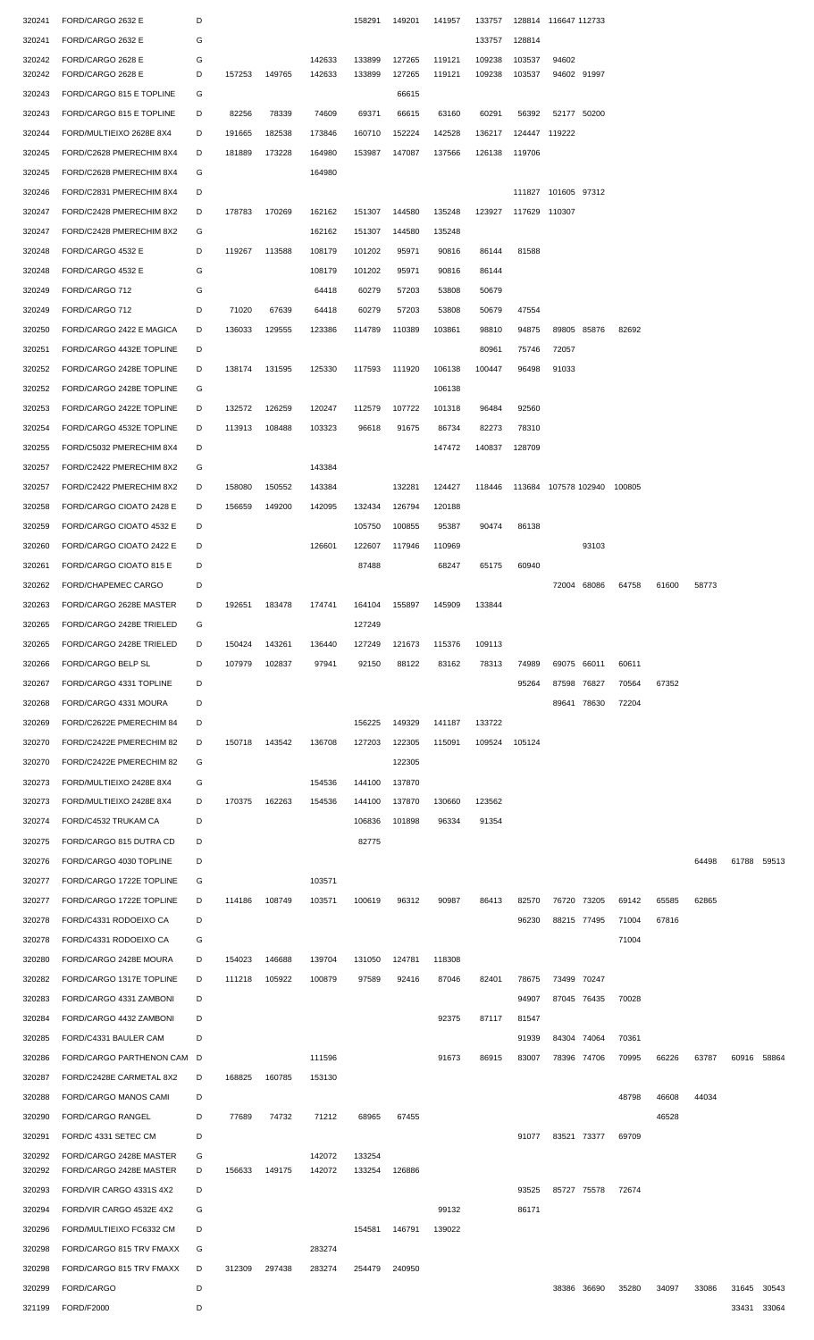| | | | | | | | | | | | | | | | | | |
|---|---|---|---|---|---|---|---|---|---|---|---|---|---|---|---|---|---|
| 320241 | FORD/CARGO 2632 E | D | | | | 158291 | 149201 | 141957 | 133757 | 128814 | 116647 | 112733 | | | | | |
| 320241 | FORD/CARGO 2632 E | G | | | | | | | 133757 | 128814 | | | | | | | |
| 320242 | FORD/CARGO 2628 E | G | | | 142633 | 133899 | 127265 | 119121 | 109238 | 103537 | 94602 | | | | | | |
| 320242 | FORD/CARGO 2628 E | D | 157253 | 149765 | 142633 | 133899 | 127265 | 119121 | 109238 | 103537 | 94602 | 91997 | | | | | |
| 320243 | FORD/CARGO 815 E TOPLINE | G | | | | | 66615 | | | | | | | | | | |
| 320243 | FORD/CARGO 815 E TOPLINE | D | 82256 | 78339 | 74609 | 69371 | 66615 | 63160 | 60291 | 56392 | 52177 | 50200 | | | | | |
| 320244 | FORD/MULTIEIXO 2628E 8X4 | D | 191665 | 182538 | 173846 | 160710 | 152224 | 142528 | 136217 | 124447 | 119222 | | | | | | |
| 320245 | FORD/C2628 PMERECHIM 8X4 | D | 181889 | 173228 | 164980 | 153987 | 147087 | 137566 | 126138 | 119706 | | | | | | | |
| 320245 | FORD/C2628 PMERECHIM 8X4 | G | | | 164980 | | | | | | | | | | | | |
| 320246 | FORD/C2831 PMERECHIM 8X4 | D | | | | | | | | 111827 | 101605 | 97312 | | | | | |
| 320247 | FORD/C2428 PMERECHIM 8X2 | D | 178783 | 170269 | 162162 | 151307 | 144580 | 135248 | 123927 | 117629 | 110307 | | | | | | |
| 320247 | FORD/C2428 PMERECHIM 8X2 | G | | | 162162 | 151307 | 144580 | 135248 | | | | | | | | | |
| 320248 | FORD/CARGO 4532 E | D | 119267 | 113588 | 108179 | 101202 | 95971 | 90816 | 86144 | 81588 | | | | | | | |
| 320248 | FORD/CARGO 4532 E | G | | | 108179 | 101202 | 95971 | 90816 | 86144 | | | | | | | | |
| 320249 | FORD/CARGO 712 | G | | | 64418 | 60279 | 57203 | 53808 | 50679 | | | | | | | | |
| 320249 | FORD/CARGO 712 | D | 71020 | 67639 | 64418 | 60279 | 57203 | 53808 | 50679 | 47554 | | | | | | | |
| 320250 | FORD/CARGO 2422 E MAGICA | D | 136033 | 129555 | 123386 | 114789 | 110389 | 103861 | 98810 | 94875 | 89805 | 85876 | 82692 | | | | |
| 320251 | FORD/CARGO 4432E TOPLINE | D | | | | | | | 80961 | 75746 | 72057 | | | | | | |
| 320252 | FORD/CARGO 2428E TOPLINE | D | 138174 | 131595 | 125330 | 117593 | 111920 | 106138 | 100447 | 96498 | 91033 | | | | | | |
| 320252 | FORD/CARGO 2428E TOPLINE | G | | | | | | 106138 | | | | | | | | | |
| 320253 | FORD/CARGO 2422E TOPLINE | D | 132572 | 126259 | 120247 | 112579 | 107722 | 101318 | 96484 | 92560 | | | | | | | |
| 320254 | FORD/CARGO 4532E TOPLINE | D | 113913 | 108488 | 103323 | 96618 | 91675 | 86734 | 82273 | 78310 | | | | | | | |
| 320255 | FORD/C5032 PMERECHIM 8X4 | D | | | | | | 147472 | 140837 | 128709 | | | | | | | |
| 320257 | FORD/C2422 PMERECHIM 8X2 | G | | | 143384 | | | | | | | | | | | | |
| 320257 | FORD/C2422 PMERECHIM 8X2 | D | 158080 | 150552 | 143384 | | 132281 | 124427 | 118446 | 113684 | 107578 | 102940 | 100805 | | | | |
| 320258 | FORD/CARGO CIOATO 2428 E | D | 156659 | 149200 | 142095 | 132434 | 126794 | 120188 | | | | | | | | | |
| 320259 | FORD/CARGO CIOATO 4532 E | D | | | | 105750 | 100855 | 95387 | 90474 | 86138 | | | | | | | |
| 320260 | FORD/CARGO CIOATO 2422 E | D | | | 126601 | 122607 | 117946 | 110969 | | | | 93103 | | | | | |
| 320261 | FORD/CARGO CIOATO 815 E | D | | | | 87488 | | 68247 | 65175 | 60940 | | | | | | | |
| 320262 | FORD/CHAPEMEC CARGO | D | | | | | | | | | 72004 | 68086 | 64758 | 61600 | 58773 | | |
| 320263 | FORD/CARGO 2628E MASTER | D | 192651 | 183478 | 174741 | 164104 | 155897 | 145909 | 133844 | | | | | | | | |
| 320265 | FORD/CARGO 2428E TRIELED | G | | | | 127249 | | | | | | | | | | | |
| 320265 | FORD/CARGO 2428E TRIELED | D | 150424 | 143261 | 136440 | 127249 | 121673 | 115376 | 109113 | | | | | | | | |
| 320266 | FORD/CARGO BELP SL | D | 107979 | 102837 | 97941 | 92150 | 88122 | 83162 | 78313 | 74989 | 69075 | 66011 | 60611 | | | | |
| 320267 | FORD/CARGO 4331 TOPLINE | D | | | | | | | | 95264 | 87598 | 76827 | 70564 | 67352 | | | |
| 320268 | FORD/CARGO 4331 MOURA | D | | | | | | | | | 89641 | 78630 | 72204 | | | | |
| 320269 | FORD/C2622E PMERECHIM 84 | D | | | | 156225 | 149329 | 141187 | 133722 | | | | | | | | |
| 320270 | FORD/C2422E PMERECHIM 82 | D | 150718 | 143542 | 136708 | 127203 | 122305 | 115091 | 109524 | 105124 | | | | | | | |
| 320270 | FORD/C2422E PMERECHIM 82 | G | | | | | 122305 | | | | | | | | | | |
| 320273 | FORD/MULTIEIXO 2428E 8X4 | G | | | 154536 | 144100 | 137870 | | | | | | | | | | |
| 320273 | FORD/MULTIEIXO 2428E 8X4 | D | 170375 | 162263 | 154536 | 144100 | 137870 | 130660 | 123562 | | | | | | | | |
| 320274 | FORD/C4532 TRUKAM CA | D | | | | 106836 | 101898 | 96334 | 91354 | | | | | | | | |
| 320275 | FORD/CARGO 815 DUTRA CD | D | | | | 82775 | | | | | | | | | | | |
| 320276 | FORD/CARGO 4030 TOPLINE | D | | | | | | | | | | | | | 64498 | 61788 | 59513 |
| 320277 | FORD/CARGO 1722E TOPLINE | G | | | 103571 | | | | | | | | | | | | |
| 320277 | FORD/CARGO 1722E TOPLINE | D | 114186 | 108749 | 103571 | 100619 | 96312 | 90987 | 86413 | 82570 | 76720 | 73205 | 69142 | 65585 | 62865 | | |
| 320278 | FORD/C4331 RODOEIXO CA | D | | | | | | | | 96230 | 88215 | 77495 | 71004 | 67816 | | | |
| 320278 | FORD/C4331 RODOEIXO CA | G | | | | | | | | | | | 71004 | | | | |
| 320280 | FORD/CARGO 2428E MOURA | D | 154023 | 146688 | 139704 | 131050 | 124781 | 118308 | | | | | | | | | |
| 320282 | FORD/CARGO 1317E TOPLINE | D | 111218 | 105922 | 100879 | 97589 | 92416 | 87046 | 82401 | 78675 | 73499 | 70247 | | | | | |
| 320283 | FORD/CARGO 4331 ZAMBONI | D | | | | | | | | 94907 | 87045 | 76435 | 70028 | | | | |
| 320284 | FORD/CARGO 4432 ZAMBONI | D | | | | | | 92375 | 87117 | 81547 | | | | | | | |
| 320285 | FORD/C4331 BAULER CAM | D | | | | | | | | 91939 | 84304 | 74064 | 70361 | | | | |
| 320286 | FORD/CARGO PARTHENON CAM | D | | | 111596 | | | 91673 | 86915 | 83007 | 78396 | 74706 | 70995 | 66226 | 63787 | 60916 | 58864 |
| 320287 | FORD/C2428E CARMETAL 8X2 | D | 168825 | 160785 | 153130 | | | | | | | | | | | | |
| 320288 | FORD/CARGO MANOS CAMI | D | | | | | | | | | | | 48798 | 46608 | 44034 | | |
| 320290 | FORD/CARGO RANGEL | D | 77689 | 74732 | 71212 | 68965 | 67455 | | | | | | | 46528 | | | |
| 320291 | FORD/C 4331 SETEC CM | D | | | | | | | | 91077 | 83521 | 73377 | 69709 | | | | |
| 320292 | FORD/CARGO 2428E MASTER | G | | | 142072 | 133254 | | | | | | | | | | | |
| 320292 | FORD/CARGO 2428E MASTER | D | 156633 | 149175 | 142072 | 133254 | 126886 | | | | | | | | | | |
| 320293 | FORD/VIR CARGO 4331S 4X2 | D | | | | | | | | 93525 | 85727 | 75578 | 72674 | | | | |
| 320294 | FORD/VIR CARGO 4532E 4X2 | G | | | | | | 99132 | | 86171 | | | | | | | |
| 320296 | FORD/MULTIEIXO FC6332 CM | D | | | | 154581 | 146791 | 139022 | | | | | | | | | |
| 320298 | FORD/CARGO 815 TRV FMAXX | G | | | 283274 | | | | | | | | | | | | |
| 320298 | FORD/CARGO 815 TRV FMAXX | D | 312309 | 297438 | 283274 | 254479 | 240950 | | | | | | | | | | |
| 320299 | FORD/CARGO | D | | | | | | | | | 38386 | 36690 | 35280 | 34097 | 33086 | 31645 | 30543 |
| 321199 | FORD/F2000 | D | | | | | | | | | | | | | | 33431 | 33064 |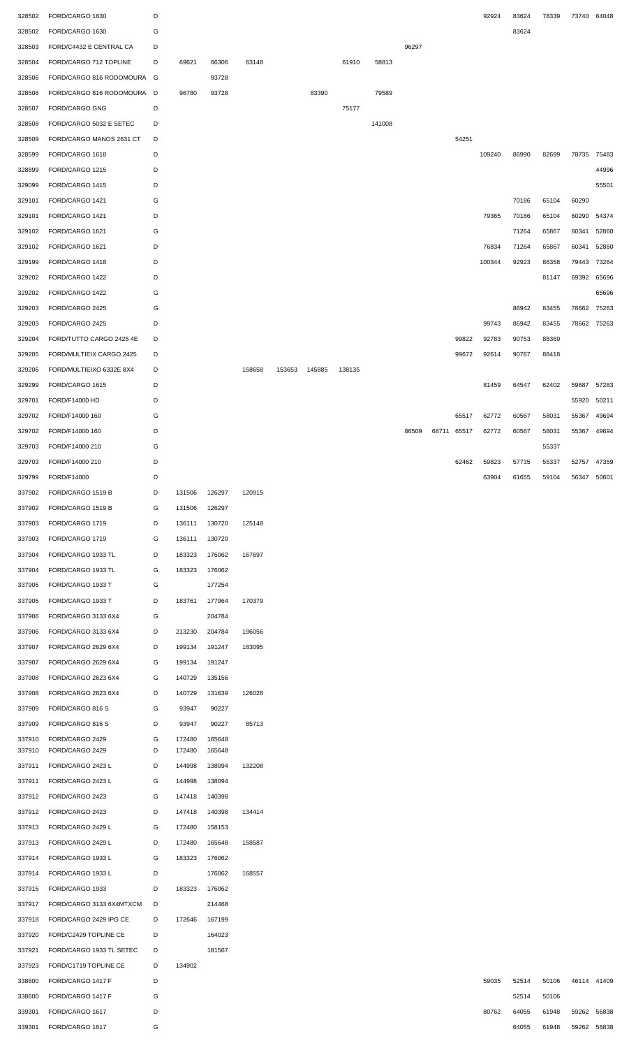| | | | | | | | | | | | | | | | | | |
|---|---|---|---|---|---|---|---|---|---|---|---|---|---|---|---|---|---|
| 328502 | FORD/CARGO 1630 | D | | | | | | | | | | | 92924 | 83624 | 78339 | 73740 | 64048 |
| 328502 | FORD/CARGO 1630 | G | | | | | | | | | | | | 83624 | | | |
| 328503 | FORD/C4432 E CENTRAL CA | D | | | | | | | | 96297 | | | | | | | |
| 328504 | FORD/CARGO 712 TOPLINE | D | 69621 | 66306 | 63148 | | | 61910 | 58813 | | | | | | | | |
| 328506 | FORD/CARGO 816 RODOMOURA | G | | 93728 | | | | | | | | | | | | | |
| 328506 | FORD/CARGO 816 RODOMOURA | D | 96780 | 93728 | | | 83390 | | 79589 | | | | | | | | |
| 328507 | FORD/CARGO GNG | D | | | | | | 75177 | | | | | | | | | |
| 328508 | FORD/CARGO 5032 E SETEC | D | | | | | | | 141008 | | | | | | | | |
| 328509 | FORD/CARGO MANOS 2631 CT | D | | | | | | | | | | 54251 | | | | | |
| 328599 | FORD/CARGO 1618 | D | | | | | | | | | | | 109240 | 86990 | 82699 | 78735 | 75483 |
| 328899 | FORD/CARGO 1215 | D | | | | | | | | | | | | | | | 44996 |
| 329099 | FORD/CARGO 1415 | D | | | | | | | | | | | | | | | 55501 |
| 329101 | FORD/CARGO 1421 | G | | | | | | | | | | | | 70186 | 65104 | 60290 | |
| 329101 | FORD/CARGO 1421 | D | | | | | | | | | | | 79365 | 70186 | 65104 | 60290 | 54374 |
| 329102 | FORD/CARGO 1621 | G | | | | | | | | | | | | 71264 | 65867 | 60341 | 52860 |
| 329102 | FORD/CARGO 1621 | D | | | | | | | | | | | 76834 | 71264 | 65867 | 60341 | 52860 |
| 329199 | FORD/CARGO 1418 | D | | | | | | | | | | | 100344 | 92923 | 86358 | 79443 | 73264 |
| 329202 | FORD/CARGO 1422 | D | | | | | | | | | | | | | 81147 | 69392 | 65696 |
| 329202 | FORD/CARGO 1422 | G | | | | | | | | | | | | | | | 65696 |
| 329203 | FORD/CARGO 2425 | G | | | | | | | | | | | | 86942 | 83455 | 78662 | 75263 |
| 329203 | FORD/CARGO 2425 | D | | | | | | | | | | | 99743 | 86942 | 83455 | 78662 | 75263 |
| 329204 | FORD/TUTTO CARGO 2425 4E | D | | | | | | | | | | 99822 | 92783 | 90753 | 88369 | | |
| 329205 | FORD/MULTIEIX CARGO 2425 | D | | | | | | | | | | 99672 | 92614 | 90767 | 88418 | | |
| 329206 | FORD/MULTIEIXO 6332E 8X4 | D | | | 158658 | 153653 | 145885 | 138135 | | | | | | | | | |
| 329299 | FORD/CARGO 1615 | D | | | | | | | | | | | 81459 | 64547 | 62402 | 59687 | 57283 |
| 329701 | FORD/F14000 HD | D | | | | | | | | | | | | | | 55920 | 50211 |
| 329702 | FORD/F14000 160 | G | | | | | | | | | | 65517 | 62772 | 60567 | 58031 | 55367 | 49694 |
| 329702 | FORD/F14000 160 | D | | | | | | | | 86509 | 68711 | 65517 | 62772 | 60567 | 58031 | 55367 | 49694 |
| 329703 | FORD/F14000 210 | G | | | | | | | | | | | | | 55337 | | |
| 329703 | FORD/F14000 210 | D | | | | | | | | | | 62462 | 59823 | 57735 | 55337 | 52757 | 47359 |
| 329799 | FORD/F14000 | D | | | | | | | | | | | 63904 | 61655 | 59104 | 56347 | 50601 |
| 337902 | FORD/CARGO 1519 B | D | 131506 | 126297 | 120915 | | | | | | | | | | | | |
| 337902 | FORD/CARGO 1519 B | G | 131506 | 126297 | | | | | | | | | | | | | |
| 337903 | FORD/CARGO 1719 | D | 136111 | 130720 | 125148 | | | | | | | | | | | | |
| 337903 | FORD/CARGO 1719 | G | 136111 | 130720 | | | | | | | | | | | | | |
| 337904 | FORD/CARGO 1933 TL | D | 183323 | 176062 | 167697 | | | | | | | | | | | | |
| 337904 | FORD/CARGO 1933 TL | G | 183323 | 176062 | | | | | | | | | | | | | |
| 337905 | FORD/CARGO 1933 T | G | | 177254 | | | | | | | | | | | | | |
| 337905 | FORD/CARGO 1933 T | D | 183761 | 177964 | 170379 | | | | | | | | | | | | |
| 337906 | FORD/CARGO 3133 6X4 | G | | 204784 | | | | | | | | | | | | | |
| 337906 | FORD/CARGO 3133 6X4 | D | 213230 | 204784 | 196056 | | | | | | | | | | | | |
| 337907 | FORD/CARGO 2629 6X4 | D | 199134 | 191247 | 183095 | | | | | | | | | | | | |
| 337907 | FORD/CARGO 2629 6X4 | G | 199134 | 191247 | | | | | | | | | | | | | |
| 337908 | FORD/CARGO 2623 6X4 | G | 140729 | 135156 | | | | | | | | | | | | | |
| 337908 | FORD/CARGO 2623 6X4 | D | 140729 | 131639 | 126028 | | | | | | | | | | | | |
| 337909 | FORD/CARGO 816 S | G | 93947 | 90227 | | | | | | | | | | | | | |
| 337909 | FORD/CARGO 816 S | D | 93947 | 90227 | 85713 | | | | | | | | | | | | |
| 337910 | FORD/CARGO 2429 | G | 172480 | 165648 | | | | | | | | | | | | | |
| 337910 | FORD/CARGO 2429 | D | 172480 | 165648 | | | | | | | | | | | | | |
| 337911 | FORD/CARGO 2423 L | D | 144998 | 138094 | 132208 | | | | | | | | | | | | |
| 337911 | FORD/CARGO 2423 L | G | 144998 | 138094 | | | | | | | | | | | | | |
| 337912 | FORD/CARGO 2423 | G | 147418 | 140398 | | | | | | | | | | | | | |
| 337912 | FORD/CARGO 2423 | D | 147418 | 140398 | 134414 | | | | | | | | | | | | |
| 337913 | FORD/CARGO 2429 L | G | 172480 | 158153 | | | | | | | | | | | | | |
| 337913 | FORD/CARGO 2429 L | D | 172480 | 165648 | 158587 | | | | | | | | | | | | |
| 337914 | FORD/CARGO 1933 L | G | 183323 | 176062 | | | | | | | | | | | | | |
| 337914 | FORD/CARGO 1933 L | D | | 176062 | 168557 | | | | | | | | | | | | |
| 337915 | FORD/CARGO 1933 | D | 183323 | 176062 | | | | | | | | | | | | | |
| 337917 | FORD/CARGO 3133 6X4MTXCM | D | | 214468 | | | | | | | | | | | | | |
| 337918 | FORD/CARGO 2429 IPG CE | D | 172646 | 167199 | | | | | | | | | | | | | |
| 337920 | FORD/C2429 TOPLINE CE | D | | 164023 | | | | | | | | | | | | | |
| 337921 | FORD/CARGO 1933 TL SETEC | D | | 181567 | | | | | | | | | | | | | |
| 337923 | FORD/C1719 TOPLINE CE | D | 134902 | | | | | | | | | | | | | | |
| 338600 | FORD/CARGO 1417 F | D | | | | | | | | | | | 59035 | 52514 | 50106 | 46114 | 41409 |
| 338600 | FORD/CARGO 1417 F | G | | | | | | | | | | | | 52514 | 50106 | | |
| 339301 | FORD/CARGO 1617 | D | | | | | | | | | | | 80762 | 64055 | 61948 | 59262 | 56838 |
| 339301 | FORD/CARGO 1617 | G | | | | | | | | | | | | 64055 | 61948 | 59262 | 56838 |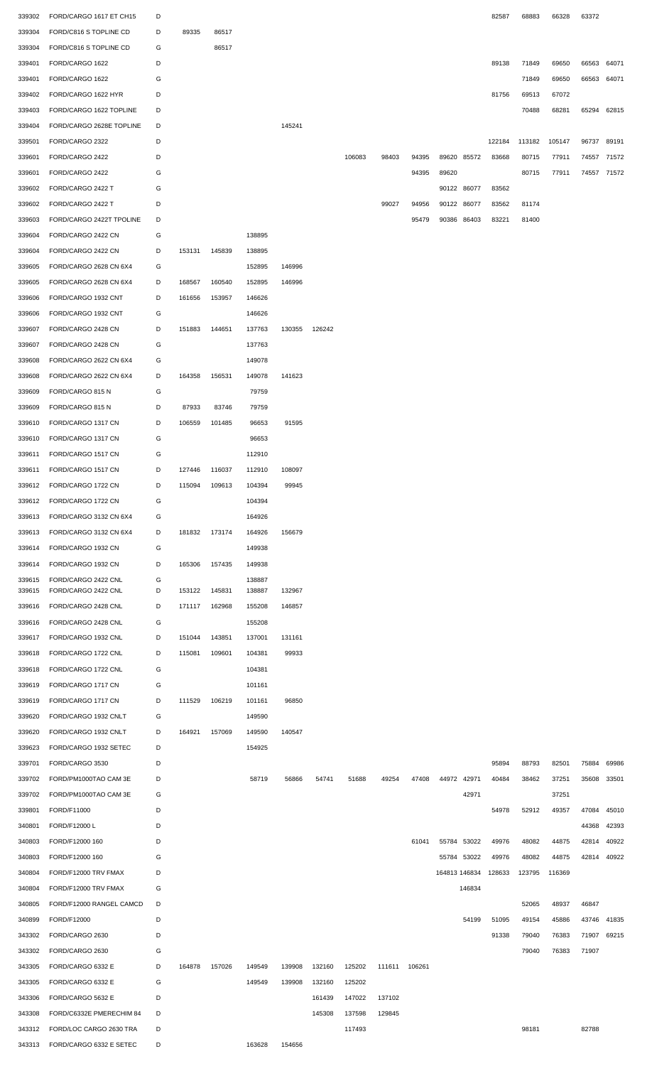| | | | | | | | | | | | | | | | | | |
|---|---|---|---|---|---|---|---|---|---|---|---|---|---|---|---|---|---|
| 339302 | FORD/CARGO 1617 ET CH15 | D | | | | | | | | | | | 82587 | 68883 | 66328 | 63372 | |
| 339304 | FORD/C816 S TOPLINE CD | D | 89335 | 86517 | | | | | | | | | | | | | |
| 339304 | FORD/C816 S TOPLINE CD | G | | 86517 | | | | | | | | | | | | | |
| 339401 | FORD/CARGO 1622 | D | | | | | | | | | | | 89138 | 71849 | 69650 | 66563 | 64071 |
| 339401 | FORD/CARGO 1622 | G | | | | | | | | | | | | 71849 | 69650 | 66563 | 64071 |
| 339402 | FORD/CARGO 1622 HYR | D | | | | | | | | | | | 81756 | 69513 | 67072 | | |
| 339403 | FORD/CARGO 1622 TOPLINE | D | | | | | | | | | | | | 70488 | 68281 | 65294 | 62815 |
| 339404 | FORD/CARGO 2628E TOPLINE | D | | | | 145241 | | | | | | | | | | | |
| 339501 | FORD/CARGO 2322 | D | | | | | | | | | | | 122184 | 113182 | 105147 | 96737 | 89191 |
| 339601 | FORD/CARGO 2422 | D | | | | | | 106083 | 98403 | 94395 | 89620 | 85572 | 83668 | 80715 | 77911 | 74557 | 71572 |
| 339601 | FORD/CARGO 2422 | G | | | | | | | | 94395 | 89620 | | | 80715 | 77911 | 74557 | 71572 |
| 339602 | FORD/CARGO 2422 T | G | | | | | | | | | 90122 | 86077 | 83562 | | | | |
| 339602 | FORD/CARGO 2422 T | D | | | | | | | 99027 | 94956 | 90122 | 86077 | 83562 | 81174 | | | |
| 339603 | FORD/CARGO 2422T TPOLINE | D | | | | | | | | 95479 | 90386 | 86403 | 83221 | 81400 | | | |
| 339604 | FORD/CARGO 2422 CN | G | | | 138895 | | | | | | | | | | | | |
| 339604 | FORD/CARGO 2422 CN | D | 153131 | 145839 | 138895 | | | | | | | | | | | | |
| 339605 | FORD/CARGO 2628 CN 6X4 | G | | | 152895 | 146996 | | | | | | | | | | | |
| 339605 | FORD/CARGO 2628 CN 6X4 | D | 168567 | 160540 | 152895 | 146996 | | | | | | | | | | | |
| 339606 | FORD/CARGO 1932 CNT | D | 161656 | 153957 | 146626 | | | | | | | | | | | | |
| 339606 | FORD/CARGO 1932 CNT | G | | | 146626 | | | | | | | | | | | | |
| 339607 | FORD/CARGO 2428 CN | D | 151883 | 144651 | 137763 | 130355 | 126242 | | | | | | | | | | |
| 339607 | FORD/CARGO 2428 CN | G | | | 137763 | | | | | | | | | | | | |
| 339608 | FORD/CARGO 2622 CN 6X4 | G | | | 149078 | | | | | | | | | | | | |
| 339608 | FORD/CARGO 2622 CN 6X4 | D | 164358 | 156531 | 149078 | 141623 | | | | | | | | | | | |
| 339609 | FORD/CARGO 815 N | G | | | 79759 | | | | | | | | | | | | |
| 339609 | FORD/CARGO 815 N | D | 87933 | 83746 | 79759 | | | | | | | | | | | | |
| 339610 | FORD/CARGO 1317 CN | D | 106559 | 101485 | 96653 | 91595 | | | | | | | | | | | |
| 339610 | FORD/CARGO 1317 CN | G | | | 96653 | | | | | | | | | | | | |
| 339611 | FORD/CARGO 1517 CN | G | | | 112910 | | | | | | | | | | | | |
| 339611 | FORD/CARGO 1517 CN | D | 127446 | 116037 | 112910 | 108097 | | | | | | | | | | | |
| 339612 | FORD/CARGO 1722 CN | D | 115094 | 109613 | 104394 | 99945 | | | | | | | | | | | |
| 339612 | FORD/CARGO 1722 CN | G | | | 104394 | | | | | | | | | | | | |
| 339613 | FORD/CARGO 3132 CN 6X4 | G | | | 164926 | | | | | | | | | | | | |
| 339613 | FORD/CARGO 3132 CN 6X4 | D | 181832 | 173174 | 164926 | 156679 | | | | | | | | | | | |
| 339614 | FORD/CARGO 1932 CN | G | | | 149938 | | | | | | | | | | | | |
| 339614 | FORD/CARGO 1932 CN | D | 165306 | 157435 | 149938 | | | | | | | | | | | | |
| 339615 | FORD/CARGO 2422 CNL | G | | | 138887 | | | | | | | | | | | | |
| 339615 | FORD/CARGO 2422 CNL | D | 153122 | 145831 | 138887 | 132967 | | | | | | | | | | | |
| 339616 | FORD/CARGO 2428 CNL | D | 171117 | 162968 | 155208 | 146857 | | | | | | | | | | | |
| 339616 | FORD/CARGO 2428 CNL | G | | | 155208 | | | | | | | | | | | | |
| 339617 | FORD/CARGO 1932 CNL | D | 151044 | 143851 | 137001 | 131161 | | | | | | | | | | | |
| 339618 | FORD/CARGO 1722 CNL | D | 115081 | 109601 | 104381 | 99933 | | | | | | | | | | | |
| 339618 | FORD/CARGO 1722 CNL | G | | | 104381 | | | | | | | | | | | | |
| 339619 | FORD/CARGO 1717 CN | G | | | 101161 | | | | | | | | | | | | |
| 339619 | FORD/CARGO 1717 CN | D | 111529 | 106219 | 101161 | 96850 | | | | | | | | | | | |
| 339620 | FORD/CARGO 1932 CNLT | G | | | 149590 | | | | | | | | | | | | |
| 339620 | FORD/CARGO 1932 CNLT | D | 164921 | 157069 | 149590 | 140547 | | | | | | | | | | | |
| 339623 | FORD/CARGO 1932 SETEC | D | | | 154925 | | | | | | | | | | | | |
| 339701 | FORD/CARGO 3530 | D | | | | | | | | | | | 95894 | 88793 | 82501 | 75884 | 69986 |
| 339702 | FORD/PM1000TAO CAM 3E | D | | | 58719 | 56866 | 54741 | 51688 | 49254 | 47408 | 44972 | 42971 | 40484 | 38462 | 37251 | 35608 | 33501 |
| 339702 | FORD/PM1000TAO CAM 3E | G | | | | | | | | | | 42971 | | | 37251 | | |
| 339801 | FORD/F11000 | D | | | | | | | | | | | 54978 | 52912 | 49357 | 47084 | 45010 |
| 340801 | FORD/F12000 L | D | | | | | | | | | | | | | | 44368 | 42393 |
| 340803 | FORD/F12000 160 | D | | | | | | | | 61041 | 55784 | 53022 | 49976 | 48082 | 44875 | 42814 | 40922 |
| 340803 | FORD/F12000 160 | G | | | | | | | | | 55784 | 53022 | 49976 | 48082 | 44875 | 42814 | 40922 |
| 340804 | FORD/F12000 TRV FMAX | D | | | | | | | | | 164813 | 146834 | 128633 | 123795 | 116369 | | |
| 340804 | FORD/F12000 TRV FMAX | G | | | | | | | | | | 146834 | | | | | |
| 340805 | FORD/F12000 RANGEL CAMCD | D | | | | | | | | | | | | 52065 | 48937 | 46847 | |
| 340899 | FORD/F12000 | D | | | | | | | | | | 54199 | 51095 | 49154 | 45886 | 43746 | 41835 |
| 343302 | FORD/CARGO 2630 | D | | | | | | | | | | | 91338 | 79040 | 76383 | 71907 | 69215 |
| 343302 | FORD/CARGO 2630 | G | | | | | | | | | | | | 79040 | 76383 | 71907 | |
| 343305 | FORD/CARGO 6332 E | D | 164878 | 157026 | 149549 | 139908 | 132160 | 125202 | 111611 | 106261 | | | | | | | |
| 343305 | FORD/CARGO 6332 E | G | | | 149549 | 139908 | 132160 | 125202 | | | | | | | | | |
| 343306 | FORD/CARGO 5632 E | D | | | | | 161439 | 147022 | 137102 | | | | | | | | |
| 343308 | FORD/C6332E PMERECHIM 84 | D | | | | | 145308 | 137598 | 129845 | | | | | | | | |
| 343312 | FORD/LOC CARGO 2630 TRA | D | | | | | | 117493 | | | | | | 98181 | | 82788 | |
| 343313 | FORD/CARGO 6332 E SETEC | D | | | 163628 | 154656 | | | | | | | | | | | |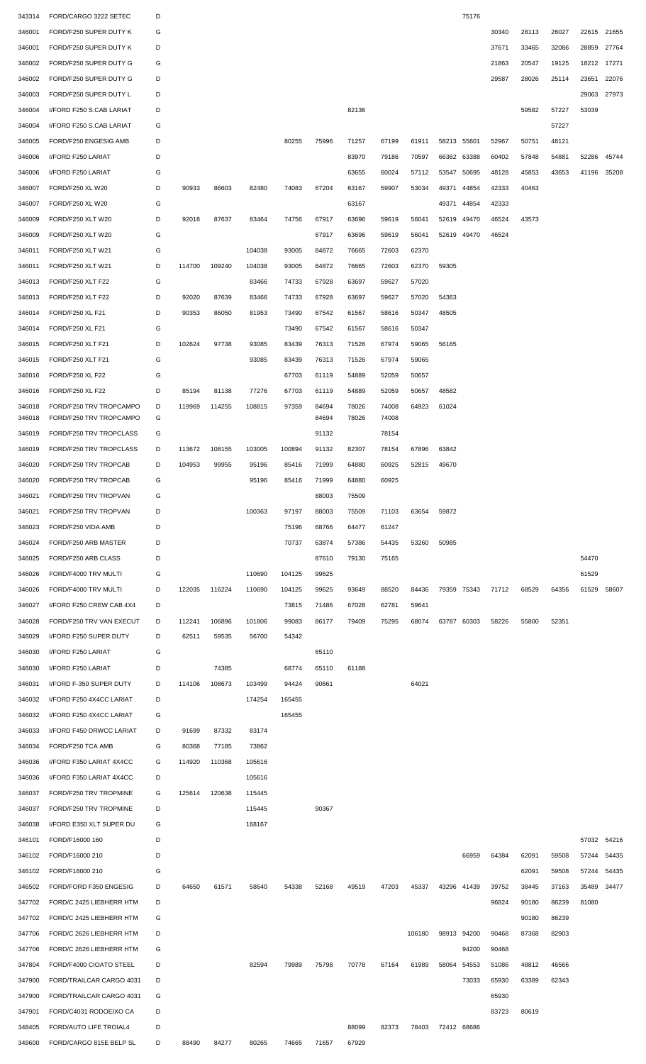| | | | | | | | | | | | | | | | | | |
|---|---|---|---|---|---|---|---|---|---|---|---|---|---|---|---|---|---|
| 343314 | FORD/CARGO 3222 SETEC | D | | | | | | | | | | 75176 | | | | | |
| 346001 | FORD/F250 SUPER DUTY K | G | | | | | | | | | | | 30340 | 28113 | 26027 | 22615 | 21655 |
| 346001 | FORD/F250 SUPER DUTY K | D | | | | | | | | | | | 37671 | 33465 | 32086 | 28859 | 27764 |
| 346002 | FORD/F250 SUPER DUTY G | G | | | | | | | | | | | 21863 | 20547 | 19125 | 18212 | 17271 |
| 346002 | FORD/F250 SUPER DUTY G | D | | | | | | | | | | | 29587 | 28026 | 25114 | 23651 | 22076 |
| 346003 | FORD/F250 SUPER DUTY L | D | | | | | | | | | | | | | | 29063 | 27973 |
| 346004 | I/FORD F250 S.CAB LARIAT | D | | | | | | 82136 | | | | | | 59582 | 57227 | 53039 | |
| 346004 | I/FORD F250 S.CAB LARIAT | G | | | | | | | | | | | | | 57227 | | |
| 346005 | FORD/F250 ENGESIG AMB | D | | | | 80255 | 75996 | 71257 | 67199 | 61911 | 58213 | 55601 | 52967 | 50751 | 48121 | | |
| 346006 | I/FORD F250 LARIAT | D | | | | | | 83970 | 79186 | 70597 | 66362 | 63388 | 60402 | 57848 | 54881 | 52286 | 45744 |
| 346006 | I/FORD F250 LARIAT | G | | | | | | 63655 | 60024 | 57112 | 53547 | 50695 | 48128 | 45853 | 43653 | 41196 | 35208 |
| 346007 | FORD/F250 XL W20 | D | 90933 | 86603 | 82480 | 74083 | 67204 | 63167 | 59907 | 53034 | 49371 | 44854 | 42333 | 40463 | | | |
| 346007 | FORD/F250 XL W20 | G | | | | | | 63167 | | | 49371 | 44854 | 42333 | | | | |
| 346009 | FORD/F250 XLT W20 | D | 92018 | 87637 | 83464 | 74756 | 67917 | 63696 | 59619 | 56041 | 52619 | 49470 | 46524 | 43573 | | | |
| 346009 | FORD/F250 XLT W20 | G | | | | | 67917 | 63696 | 59619 | 56041 | 52619 | 49470 | 46524 | | | | |
| 346011 | FORD/F250 XLT W21 | G | | | 104038 | 93005 | 84872 | 76665 | 72603 | 62370 | | | | | | | |
| 346011 | FORD/F250 XLT W21 | D | 114700 | 109240 | 104038 | 93005 | 84872 | 76665 | 72603 | 62370 | 59305 | | | | | | |
| 346013 | FORD/F250 XLT F22 | G | | | 83466 | 74733 | 67928 | 63697 | 59627 | 57020 | | | | | | | |
| 346013 | FORD/F250 XLT F22 | D | 92020 | 87639 | 83466 | 74733 | 67928 | 63697 | 59627 | 57020 | 54363 | | | | | | |
| 346014 | FORD/F250 XL F21 | D | 90353 | 86050 | 81953 | 73490 | 67542 | 61567 | 58616 | 50347 | 48505 | | | | | | |
| 346014 | FORD/F250 XL F21 | G | | | | 73490 | 67542 | 61567 | 58616 | 50347 | | | | | | | |
| 346015 | FORD/F250 XLT F21 | D | 102624 | 97738 | 93085 | 83439 | 76313 | 71526 | 67974 | 59065 | 56165 | | | | | | |
| 346015 | FORD/F250 XLT F21 | G | | | 93085 | 83439 | 76313 | 71526 | 67974 | 59065 | | | | | | | |
| 346016 | FORD/F250 XL F22 | G | | | | 67703 | 61119 | 54889 | 52059 | 50657 | | | | | | | |
| 346016 | FORD/F250 XL F22 | D | 85194 | 81138 | 77276 | 67703 | 61119 | 54889 | 52059 | 50657 | 48582 | | | | | | |
| 346018 | FORD/F250 TRV TROPCAMPO | D | 119969 | 114255 | 108815 | 97359 | 84694 | 78026 | 74008 | 64923 | 61024 | | | | | | |
| 346018 | FORD/F250 TRV TROPCAMPO | G | | | | | 84694 | 78026 | 74008 | | | | | | | | |
| 346019 | FORD/F250 TRV TROPCLASS | G | | | | | 91132 | | 78154 | | | | | | | | |
| 346019 | FORD/F250 TRV TROPCLASS | D | 113672 | 108155 | 103005 | 100894 | 91132 | 82307 | 78154 | 67896 | 63842 | | | | | | |
| 346020 | FORD/F250 TRV TROPCAB | D | 104953 | 99955 | 95196 | 85416 | 71999 | 64880 | 60925 | 52815 | 49670 | | | | | | |
| 346020 | FORD/F250 TRV TROPCAB | G | | | 95196 | 85416 | 71999 | 64880 | 60925 | | | | | | | | |
| 346021 | FORD/F250 TRV TROPVAN | G | | | | | 88003 | 75509 | | | | | | | | | |
| 346021 | FORD/F250 TRV TROPVAN | D | | | 100363 | 97197 | 88003 | 75509 | 71103 | 63654 | 59872 | | | | | | |
| 346023 | FORD/F250 VIDA AMB | D | | | | 75196 | 68766 | 64477 | 61247 | | | | | | | | |
| 346024 | FORD/F250 ARB MASTER | D | | | | 70737 | 63874 | 57386 | 54435 | 53260 | 50985 | | | | | | |
| 346025 | FORD/F250 ARB CLASS | D | | | | | 87610 | 79130 | 75165 | | | | | | | 54470 | |
| 346026 | FORD/F4000 TRV MULTI | G | | | 110690 | 104125 | 99625 | | | | | | | | | 61529 | |
| 346026 | FORD/F4000 TRV MULTI | D | 122035 | 116224 | 110690 | 104125 | 99625 | 93649 | 88520 | 84436 | 79359 | 75343 | 71712 | 68529 | 64356 | 61529 | 58607 |
| 346027 | I/FORD F250 CREW CAB 4X4 | D | | | | 73815 | 71486 | 67028 | 62781 | 59641 | | | | | | | |
| 346028 | FORD/F250 TRV VAN EXECUT | D | 112241 | 106896 | 101806 | 99083 | 86177 | 79409 | 75295 | 68074 | 63787 | 60303 | 58226 | 55800 | 52351 | | |
| 346029 | I/FORD F250 SUPER DUTY | D | 62511 | 59535 | 56700 | 54342 | | | | | | | | | | | |
| 346030 | I/FORD F250 LARIAT | G | | | | | 65110 | | | | | | | | | | |
| 346030 | I/FORD F250 LARIAT | D | | 74385 | | 68774 | 65110 | 61188 | | | | | | | | | |
| 346031 | I/FORD F-350 SUPER DUTY | D | 114106 | 108673 | 103499 | 94424 | 90661 | | | 64021 | | | | | | | |
| 346032 | I/FORD F250 4X4CC LARIAT | D | | | 174254 | 165455 | | | | | | | | | | | |
| 346032 | I/FORD F250 4X4CC LARIAT | G | | | | 165455 | | | | | | | | | | | |
| 346033 | I/FORD F450 DRWCC LARIAT | D | 91699 | 87332 | 83174 | | | | | | | | | | | | |
| 346034 | FORD/F250 TCA AMB | G | 80368 | 77185 | 73862 | | | | | | | | | | | | |
| 346036 | I/FORD F350 LARIAT 4X4CC | G | 114920 | 110368 | 105616 | | | | | | | | | | | | |
| 346036 | I/FORD F350 LARIAT 4X4CC | D | | | 105616 | | | | | | | | | | | | |
| 346037 | FORD/F250 TRV TROPMINE | G | 125614 | 120638 | 115445 | | | | | | | | | | | | |
| 346037 | FORD/F250 TRV TROPMINE | D | | | 115445 | | 90367 | | | | | | | | | | |
| 346038 | I/FORD E350 XLT SUPER DU | G | | | 168167 | | | | | | | | | | | | |
| 346101 | FORD/F16000 160 | D | | | | | | | | | | | | | | 57032 | 54216 |
| 346102 | FORD/F16000 210 | D | | | | | | | | | | 66959 | 64384 | 62091 | 59508 | 57244 | 54435 |
| 346102 | FORD/F16000 210 | G | | | | | | | | | | | | 62091 | 59508 | 57244 | 54435 |
| 346502 | FORD/FORD F350 ENGESIG | D | 64650 | 61571 | 58640 | 54338 | 52168 | 49519 | 47203 | 45337 | 43296 | 41439 | 39752 | 38445 | 37163 | 35489 | 34477 |
| 347702 | FORD/C 2425 LIEBHERR HTM | D | | | | | | | | | | | 96824 | 90180 | 86239 | 81080 | |
| 347702 | FORD/C 2425 LIEBHERR HTM | G | | | | | | | | | | | | 90180 | 86239 | | |
| 347706 | FORD/C 2626 LIEBHERR HTM | D | | | | | | | | 106180 | 98913 | 94200 | 90468 | 87368 | 82903 | | |
| 347706 | FORD/C 2626 LIEBHERR HTM | G | | | | | | | | | | 94200 | 90468 | | | | |
| 347804 | FORD/F4000 CIOATO STEEL | D | | | 82594 | 79989 | 75798 | 70778 | 67164 | 61989 | 58064 | 54553 | 51086 | 48812 | 46566 | | |
| 347900 | FORD/TRAILCAR CARGO 4031 | D | | | | | | | | | | 73033 | 65930 | 63389 | 62343 | | |
| 347900 | FORD/TRAILCAR CARGO 4031 | G | | | | | | | | | | | 65930 | | | | |
| 347901 | FORD/C4031 RODOEIXO CA | D | | | | | | | | | | | 83723 | 80619 | | | |
| 348405 | FORD/AUTO LIFE TROIAL4 | D | | | | | | 88099 | 82373 | 78403 | 72412 | 68686 | | | | | |
| 349600 | FORD/CARGO 815E BELP SL | D | 88490 | 84277 | 80265 | 74665 | 71657 | 67929 | | | | | | | | | |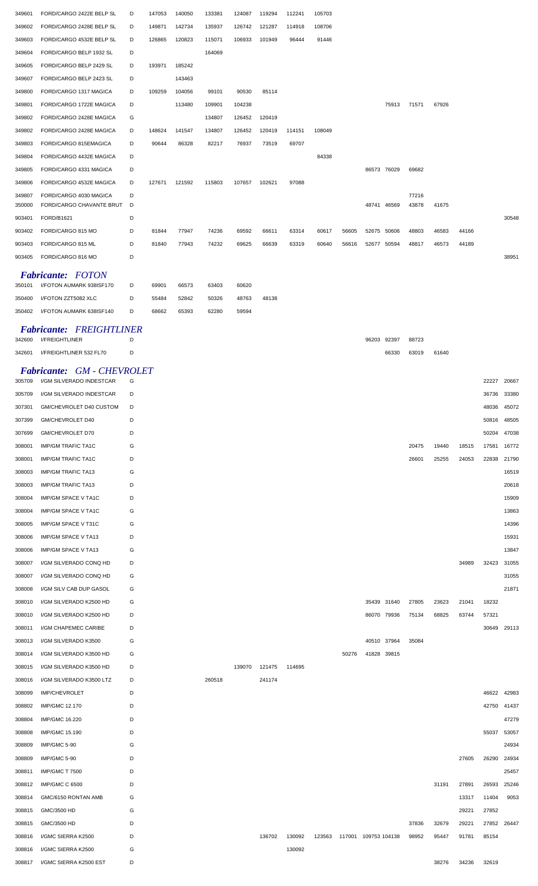| | | | | | | | | | | | | | | | | | |
|---|---|---|---|---|---|---|---|---|---|---|---|---|---|---|---|---|---|
| 349601 | FORD/CARGO 2422E BELP SL | D | 147053 | 140050 | 133381 | 124087 | 119294 | 112241 | 105703 | | | | | | | | |
| 349602 | FORD/CARGO 2428E BELP SL | D | 149871 | 142734 | 135937 | 126742 | 121287 | 114918 | 108706 | | | | | | | | |
| 349603 | FORD/CARGO 4532E BELP SL | D | 126865 | 120823 | 115071 | 106933 | 101949 | 96444 | 91446 | | | | | | | | |
| 349604 | FORD/CARGO BELP 1932 SL | D | | | 164069 | | | | | | | | | | | | |
| 349605 | FORD/CARGO BELP 2429 SL | D | 193971 | 185242 | | | | | | | | | | | | | |
| 349607 | FORD/CARGO BELP 2423 SL | D | | 143463 | | | | | | | | | | | | | |
| 349800 | FORD/CARGO 1317 MAGICA | D | 109259 | 104056 | 99101 | 90530 | 85114 | | | | | | | | | | |
| 349801 | FORD/CARGO 1722E MAGICA | D | | 113480 | 109901 | 104238 | | | | | | 75913 | 71571 | 67926 | | | |
| 349802 | FORD/CARGO 2428E MAGICA | G | | | 134807 | 126452 | 120419 | | | | | | | | | | |
| 349802 | FORD/CARGO 2428E MAGICA | D | 148624 | 141547 | 134807 | 126452 | 120419 | 114151 | 108049 | | | | | | | | |
| 349803 | FORD/CARGO 815EMAGICA | D | 90644 | 86328 | 82217 | 76937 | 73519 | 69707 | | | | | | | | | |
| 349804 | FORD/CARGO 4432E MAGICA | D | | | | | | | 84338 | | | | | | | | |
| 349805 | FORD/CARGO 4331 MAGICA | D | | | | | | | | | 86573 | 76029 | 69682 | | | | |
| 349806 | FORD/CARGO 4532E MAGICA | D | 127671 | 121592 | 115803 | 107657 | 102621 | 97088 | | | | | | | | | |
| 349807 | FORD/CARGO 4030 MAGICA | D | | | | | | | | | | | 77216 | | | | |
| 350000 | FORD/CARGO CHAVANTE BRUT | D | | | | | | | | | 48741 | 46569 | 43878 | 41675 | | | |
| 903401 | FORD/B1621 | D | | | | | | | | | | | | | | | 30548 |
| 903402 | FORD/CARGO 815 MO | D | 81844 | 77947 | 74236 | 69592 | 66611 | 63314 | 60617 | 56605 | 52675 | 50606 | 48803 | 46583 | 44166 | | |
| 903403 | FORD/CARGO 815 ML | D | 81840 | 77943 | 74232 | 69625 | 66639 | 63319 | 60640 | 56616 | 52677 | 50594 | 48817 | 46573 | 44189 | | |
| 903405 | FORD/CARGO 816 MO | D | | | | | | | | | | | | | | | 38951 |

## *Fabricante: FOTON*

| | | | | | | | | | | | | | | | | | |
|---|---|---|---|---|---|---|---|---|---|---|---|---|---|---|---|---|---|
| 350101 | I/FOTON AUMARK 938ISF170 | D | 69901 | 66573 | 63403 | 60620 | | | | | | | | | | | |
| 350400 | I/FOTON ZZT5082 XLC | D | 55484 | 52842 | 50326 | 48763 | 48138 | | | | | | | | | | |
| 350402 | I/FOTON AUMARK 638ISF140 | D | 68662 | 65393 | 62280 | 59594 | | | | | | | | | | | |

## *Fabricante: FREIGHTLINER*

| | | | | | | | | | | | | | | | | | |
|---|---|---|---|---|---|---|---|---|---|---|---|---|---|---|---|---|---|
| 342600 | I/FREIGHTLINER | D | | | | | | | | | 96203 | 92397 | 88723 | | | | |
| 342601 | I/FREIGHTLINER 532 FL70 | D | | | | | | | | | | 66330 | 63019 | 61640 | | | |

## *Fabricante: GM - CHEVROLET*

| | | | | | | | | | | | | | | | | | |
|---|---|---|---|---|---|---|---|---|---|---|---|---|---|---|---|---|---|
| 305709 | I/GM SILVERADO INDESTCAR | G | | | | | | | | | | | | | | 22227 | 20667 |
| 305709 | I/GM SILVERADO INDESTCAR | D | | | | | | | | | | | | | | 36736 | 33380 |
| 307301 | GM/CHEVROLET D40 CUSTOM | D | | | | | | | | | | | | | | 48036 | 45072 |
| 307399 | GM/CHEVROLET D40 | D | | | | | | | | | | | | | | 50816 | 48505 |
| 307699 | GM/CHEVROLET D70 | D | | | | | | | | | | | | | | 50204 | 47038 |
| 308001 | IMP/GM TRAFIC TA1C | G | | | | | | | | | | | 20475 | 19440 | 18515 | 17581 | 16772 |
| 308001 | IMP/GM TRAFIC TA1C | D | | | | | | | | | | | 26601 | 25255 | 24053 | 22838 | 21790 |
| 308003 | IMP/GM TRAFIC TA13 | G | | | | | | | | | | | | | | | 16519 |
| 308003 | IMP/GM TRAFIC TA13 | D | | | | | | | | | | | | | | | 20618 |
| 308004 | IMP/GM SPACE V TA1C | D | | | | | | | | | | | | | | | 15909 |
| 308004 | IMP/GM SPACE V TA1C | G | | | | | | | | | | | | | | | 13863 |
| 308005 | IMP/GM SPACE V T31C | G | | | | | | | | | | | | | | | 14396 |
| 308006 | IMP/GM SPACE V TA13 | D | | | | | | | | | | | | | | | 15931 |
| 308006 | IMP/GM SPACE V TA13 | G | | | | | | | | | | | | | | | 13847 |
| 308007 | I/GM SILVERADO CONQ HD | D | | | | | | | | | | | | | 34989 | 32423 | 31055 |
| 308007 | I/GM SILVERADO CONQ HD | G | | | | | | | | | | | | | | | 31055 |
| 308008 | I/GM SILV CAB DUP GASOL | G | | | | | | | | | | | | | | | 21871 |
| 308010 | I/GM SILVERADO K2500 HD | G | | | | | | | | | 35439 | 31640 | 27805 | 23623 | 21041 | 18232 | |
| 308010 | I/GM SILVERADO K2500 HD | D | | | | | | | | | 86070 | 79936 | 75134 | 68825 | 63744 | 57321 | |
| 308011 | I/GM CHAPEMEC CARIBE | D | | | | | | | | | | | | | | 30649 | 29113 |
| 308013 | I/GM SILVERADO K3500 | G | | | | | | | | | 40510 | 37964 | 35084 | | | | |
| 308014 | I/GM SILVERADO K3500 HD | G | | | | | | | | 50276 | 41828 | 39815 | | | | | |
| 308015 | I/GM SILVERADO K3500 HD | D | | | | 139070 | 121475 | 114695 | | | | | | | | | |
| 308016 | I/GM SILVERADO K3500 LTZ | D | | | 260518 | | 241174 | | | | | | | | | | |
| 308099 | IMP/CHEVROLET | D | | | | | | | | | | | | | | 46622 | 42983 |
| 308802 | IMP/GMC 12.170 | D | | | | | | | | | | | | | | 42750 | 41437 |
| 308804 | IMP/GMC 16.220 | D | | | | | | | | | | | | | | | 47279 |
| 308808 | IMP/GMC 15.190 | D | | | | | | | | | | | | | | 55037 | 53057 |
| 308809 | IMP/GMC 5-90 | G | | | | | | | | | | | | | | | 24934 |
| 308809 | IMP/GMC 5-90 | D | | | | | | | | | | | | | 27605 | 26290 | 24934 |
| 308811 | IMP/GMC T 7500 | D | | | | | | | | | | | | | | | 25457 |
| 308812 | IMP/GMC C 6500 | D | | | | | | | | | | | | 31191 | 27891 | 26593 | 25246 |
| 308814 | GMC/6150 RONTAN AMB | G | | | | | | | | | | | | | 13317 | 11404 | 9053 |
| 308815 | GMC/3500 HD | G | | | | | | | | | | | | | 29221 | 27852 | |
| 308815 | GMC/3500 HD | D | | | | | | | | | | | 37836 | 32679 | 29221 | 27852 | 26447 |
| 308816 | I/GMC SIERRA K2500 | D | | | | | 136702 | 130092 | 123563 | 117001 | 109753 | 104138 | 98952 | 95447 | 91781 | 85154 | |
| 308816 | I/GMC SIERRA K2500 | G | | | | | | 130092 | | | | | | | | | |
| 308817 | I/GMC SIERRA K2500 EST | D | | | | | | | | | | | | 38276 | 34236 | 32619 | |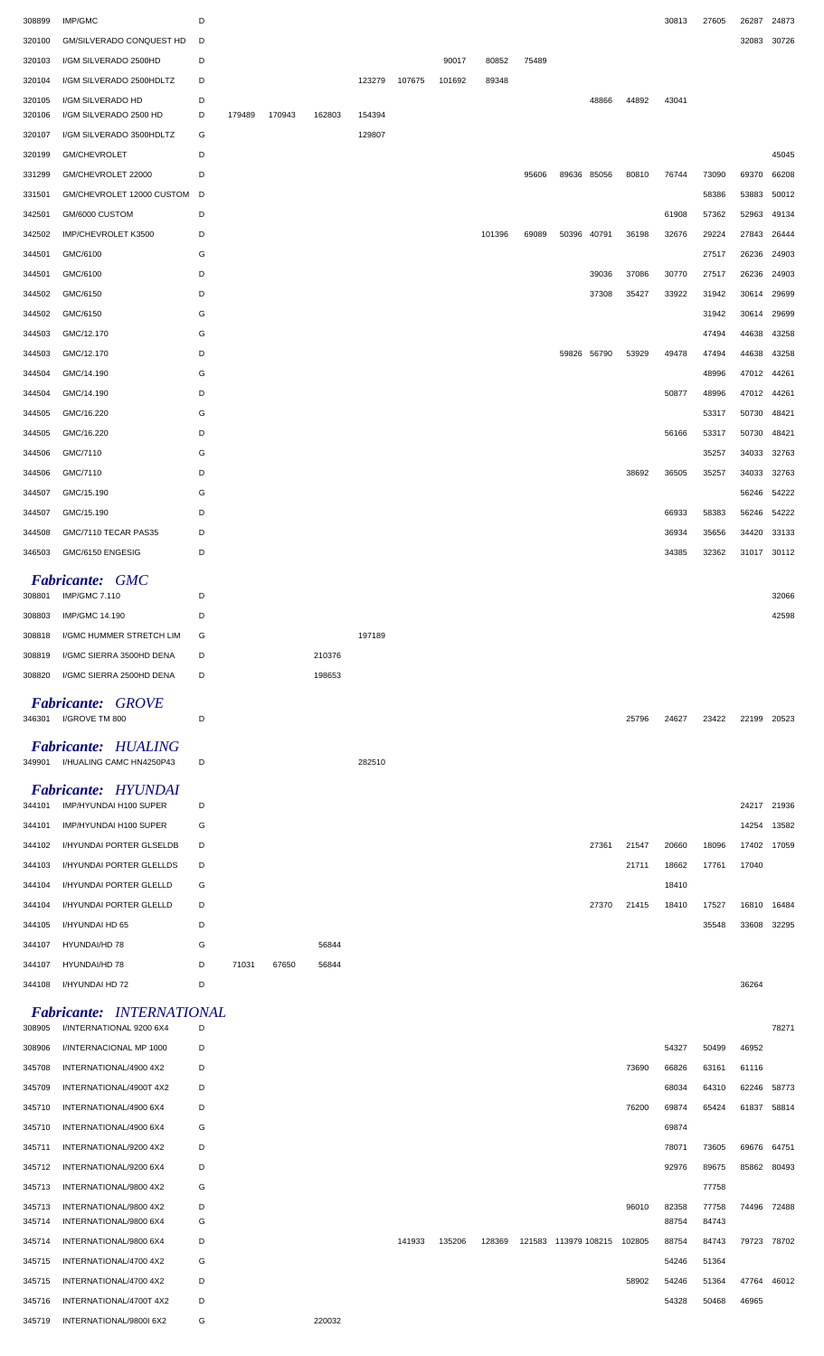| | | | | | | | | | | | | | | | | | |
|---|---|---|---|---|---|---|---|---|---|---|---|---|---|---|---|---|---|
| 308899 | IMP/GMC | D | | | | | | | | | | | | 30813 | 27605 | 26287 | 24873 |
| 320100 | GM/SILVERADO CONQUEST HD | D | | | | | | | | | | | | | | 32083 | 30726 |
| 320103 | I/GM SILVERADO 2500HD | D | | | | | | 90017 | 80852 | 75489 | | | | | | | |
| 320104 | I/GM SILVERADO 2500HDLTZ | D | | | | 123279 | 107675 | 101692 | 89348 | | | | | | | | |
| 320105 | I/GM SILVERADO HD | D | | | | | | | | | | 48866 | 44892 | 43041 | | | |
| 320106 | I/GM SILVERADO 2500 HD | D | 179489 | 170943 | 162803 | 154394 | | | | | | | | | | | |
| 320107 | I/GM SILVERADO 3500HDLTZ | G | | | | 129807 | | | | | | | | | | | |
| 320199 | GM/CHEVROLET | D | | | | | | | | | | | | | | | 45045 |
| 331299 | GM/CHEVROLET 22000 | D | | | | | | | | 95606 | 89636 | 85056 | 80810 | 76744 | 73090 | 69370 | 66208 |
| 331501 | GM/CHEVROLET 12000 CUSTOM | D | | | | | | | | | | | | | 58386 | 53883 | 50012 |
| 342501 | GM/6000 CUSTOM | D | | | | | | | | | | | | 61908 | 57362 | 52963 | 49134 |
| 342502 | IMP/CHEVROLET K3500 | D | | | | | | | 101396 | 69089 | 50396 | 40791 | 36198 | 32676 | 29224 | 27843 | 26444 |
| 344501 | GMC/6100 | G | | | | | | | | | | | | | 27517 | 26236 | 24903 |
| 344501 | GMC/6100 | D | | | | | | | | | | 39036 | 37086 | 30770 | 27517 | 26236 | 24903 |
| 344502 | GMC/6150 | D | | | | | | | | | | 37308 | 35427 | 33922 | 31942 | 30614 | 29699 |
| 344502 | GMC/6150 | G | | | | | | | | | | | | | 31942 | 30614 | 29699 |
| 344503 | GMC/12.170 | G | | | | | | | | | | | | | 47494 | 44638 | 43258 |
| 344503 | GMC/12.170 | D | | | | | | | | | 59826 | 56790 | 53929 | 49478 | 47494 | 44638 | 43258 |
| 344504 | GMC/14.190 | G | | | | | | | | | | | | | 48996 | 47012 | 44261 |
| 344504 | GMC/14.190 | D | | | | | | | | | | | | 50877 | 48996 | 47012 | 44261 |
| 344505 | GMC/16.220 | G | | | | | | | | | | | | | 53317 | 50730 | 48421 |
| 344505 | GMC/16.220 | D | | | | | | | | | | | | 56166 | 53317 | 50730 | 48421 |
| 344506 | GMC/7110 | G | | | | | | | | | | | | | 35257 | 34033 | 32763 |
| 344506 | GMC/7110 | D | | | | | | | | | | | 38692 | 36505 | 35257 | 34033 | 32763 |
| 344507 | GMC/15.190 | G | | | | | | | | | | | | | | 56246 | 54222 |
| 344507 | GMC/15.190 | D | | | | | | | | | | | | 66933 | 58383 | 56246 | 54222 |
| 344508 | GMC/7110 TECAR PAS35 | D | | | | | | | | | | | | 36934 | 35656 | 34420 | 33133 |
| 346503 | GMC/6150 ENGESIG | D | | | | | | | | | | | | 34385 | 32362 | 31017 | 30112 |

## *Fabricante: GMC*

| | | | | | | | | | | | | | | | | | |
|---|---|---|---|---|---|---|---|---|---|---|---|---|---|---|---|---|---|
| 308801 | IMP/GMC 7.110 | D | | | | | | | | | | | | | | | 32066 |
| 308803 | IMP/GMC 14.190 | D | | | | | | | | | | | | | | | 42598 |
| 308818 | I/GMC HUMMER STRETCH LIM | G | | | | 197189 | | | | | | | | | | | |
| 308819 | I/GMC SIERRA 3500HD DENA | D | | | 210376 | | | | | | | | | | | | |
| 308820 | I/GMC SIERRA 2500HD DENA | D | | | 198653 | | | | | | | | | | | | |

## *Fabricante: GROVE*

| | | | | | | | | | | | | | | | | | |
|---|---|---|---|---|---|---|---|---|---|---|---|---|---|---|---|---|---|
| 346301 | I/GROVE TM 800 | D | | | | | | | | | | | 25796 | 24627 | 23422 | 22199 | 20523 |

## *Fabricante: HUALING*

| | | | | | | | | | | | | | | | | | |
|---|---|---|---|---|---|---|---|---|---|---|---|---|---|---|---|---|---|
| 349901 | I/HUALING CAMC HN4250P43 | D | | | | 282510 | | | | | | | | | | | |

## *Fabricante: HYUNDAI*

| | | | | | | | | | | | | | | | | | |
|---|---|---|---|---|---|---|---|---|---|---|---|---|---|---|---|---|---|
| 344101 | IMP/HYUNDAI H100 SUPER | D | | | | | | | | | | | | | | 24217 | 21936 |
| 344101 | IMP/HYUNDAI H100 SUPER | G | | | | | | | | | | | | | | 14254 | 13582 |
| 344102 | I/HYUNDAI PORTER GLSELDB | D | | | | | | | | | | 27361 | 21547 | 20660 | 18096 | 17402 | 17059 |
| 344103 | I/HYUNDAI PORTER GLELLDS | D | | | | | | | | | | | 21711 | 18662 | 17761 | 17040 | |
| 344104 | I/HYUNDAI PORTER GLELLD | G | | | | | | | | | | | | 18410 | | | |
| 344104 | I/HYUNDAI PORTER GLELLD | D | | | | | | | | | | 27370 | 21415 | 18410 | 17527 | 16810 | 16484 |
| 344105 | I/HYUNDAI HD 65 | D | | | | | | | | | | | | | 35548 | 33608 | 32295 |
| 344107 | HYUNDAI/HD 78 | G | | | 56844 | | | | | | | | | | | | |
| 344107 | HYUNDAI/HD 78 | D | 71031 | 67650 | 56844 | | | | | | | | | | | | |
| 344108 | I/HYUNDAI HD 72 | D | | | | | | | | | | | | | | 36264 | |

## *Fabricante: INTERNATIONAL*

| | | | | | | | | | | | | | | | | | |
|---|---|---|---|---|---|---|---|---|---|---|---|---|---|---|---|---|---|
| 308905 | I/INTERNATIONAL 9200 6X4 | D | | | | | | | | | | | | | | | 78271 |
| 308906 | I/INTERNACIONAL MP 1000 | D | | | | | | | | | | | | 54327 | 50499 | 46952 | |
| 345708 | INTERNATIONAL/4900 4X2 | D | | | | | | | | | | | 73690 | 66826 | 63161 | 61116 | |
| 345709 | INTERNATIONAL/4900T 4X2 | D | | | | | | | | | | | | 68034 | 64310 | 62246 | 58773 |
| 345710 | INTERNATIONAL/4900 6X4 | D | | | | | | | | | | | 76200 | 69874 | 65424 | 61837 | 58814 |
| 345710 | INTERNATIONAL/4900 6X4 | G | | | | | | | | | | | | 69874 | | | |
| 345711 | INTERNATIONAL/9200 4X2 | D | | | | | | | | | | | | 78071 | 73605 | 69676 | 64751 |
| 345712 | INTERNATIONAL/9200 6X4 | D | | | | | | | | | | | | 92976 | 89675 | 85862 | 80493 |
| 345713 | INTERNATIONAL/9800 4X2 | G | | | | | | | | | | | | | 77758 | | |
| 345713 | INTERNATIONAL/9800 4X2 | D | | | | | | | | | | | 96010 | 82358 | 77758 | 74496 | 72488 |
| 345714 | INTERNATIONAL/9800 6X4 | G | | | | | | | | | | | | 88754 | 84743 | | |
| 345714 | INTERNATIONAL/9800 6X4 | D | | | | | 141933 | 135206 | 128369 | 121583 | 113979 | 108215 | 102805 | 88754 | 84743 | 79723 | 78702 |
| 345715 | INTERNATIONAL/4700 4X2 | G | | | | | | | | | | | | 54246 | 51364 | | |
| 345715 | INTERNATIONAL/4700 4X2 | D | | | | | | | | | | | 58902 | 54246 | 51364 | 47764 | 46012 |
| 345716 | INTERNATIONAL/4700T 4X2 | D | | | | | | | | | | | | 54328 | 50468 | 46965 | |
| 345719 | INTERNATIONAL/9800I 6X2 | G | | | 220032 | | | | | | | | | | | | |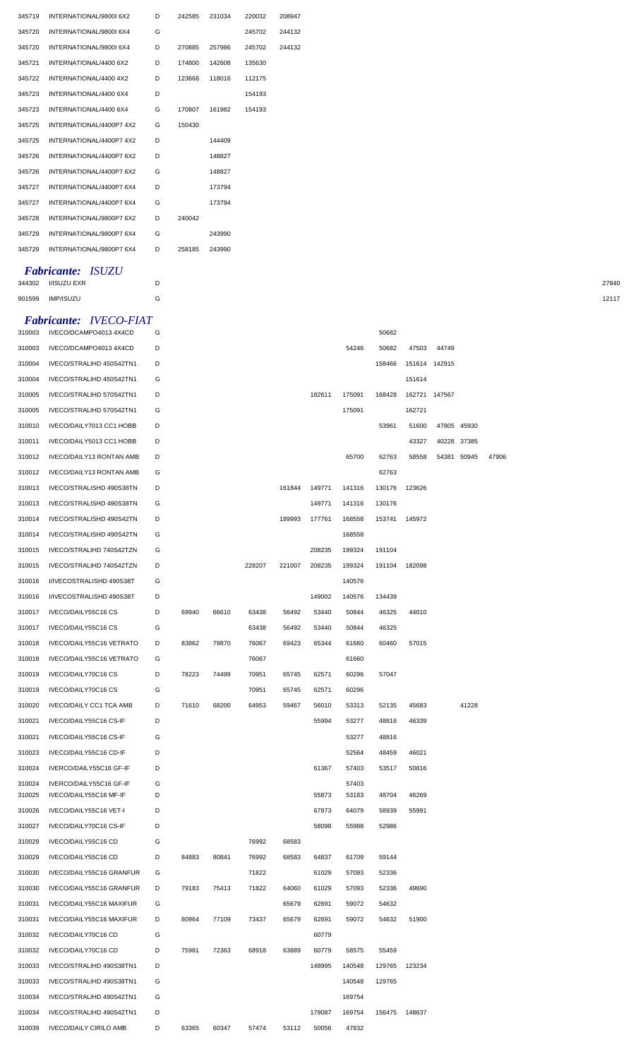| | | | | | | | | | | | | | | |
|---|---|---|---|---|---|---|---|---|---|---|---|---|---|---|
| 345719 | INTERNATIONAL/9800I 6X2 | D | 242585 | 231034 | 220032 | 208947 | | | | | | | | |
| 345720 | INTERNATIONAL/9800I 6X4 | G | | | 245702 | 244132 | | | | | | | | |
| 345720 | INTERNATIONAL/9800I 6X4 | D | 270885 | 257986 | 245702 | 244132 | | | | | | | | |
| 345721 | INTERNATIONAL/4400 6X2 | D | 174800 | 142608 | 135630 | | | | | | | | | |
| 345722 | INTERNATIONAL/4400 4X2 | D | 123668 | 118016 | 112175 | | | | | | | | | |
| 345723 | INTERNATIONAL/4400 6X4 | D | | | 154193 | | | | | | | | | |
| 345723 | INTERNATIONAL/4400 6X4 | G | 170807 | 161982 | 154193 | | | | | | | | | |
| 345725 | INTERNATIONAL/4400P7 4X2 | G | 150430 | | | | | | | | | | | |
| 345725 | INTERNATIONAL/4400P7 4X2 | D | | 144409 | | | | | | | | | | |
| 345726 | INTERNATIONAL/4400P7 6X2 | D | | 148827 | | | | | | | | | | |
| 345726 | INTERNATIONAL/4400P7 6X2 | G | | 148827 | | | | | | | | | | |
| 345727 | INTERNATIONAL/4400P7 6X4 | D | | 173794 | | | | | | | | | | |
| 345727 | INTERNATIONAL/4400P7 6X4 | G | | 173794 | | | | | | | | | | |
| 345728 | INTERNATIONAL/9800P7 6X2 | D | 240042 | | | | | | | | | | | |
| 345729 | INTERNATIONAL/9800P7 6X4 | G | | 243990 | | | | | | | | | | |
| 345729 | INTERNATIONAL/9800P7 6X4 | D | 258185 | 243990 | | | | | | | | | | |

### *Fabricante: ISUZU*

| | | | | | | | | | | | | | | |
|---|---|---|---|---|---|---|---|---|---|---|---|---|---|---|
| 344302 | I/ISUZU EXR | D | | | | | | | | | | | | 27840 |
| 901599 | IMP/ISUZU | G | | | | | | | | | | | | 12117 |

### *Fabricante: IVECO-FIAT*

| | | | | | | | | | | | | | | |
|---|---|---|---|---|---|---|---|---|---|---|---|---|---|---|
| 310003 | IVECO/DCAMPO4013 4X4CD | G | | | | | | | 50682 | | | | | |
| 310003 | IVECO/DCAMPO4013 4X4CD | D | | | | | | 54246 | 50682 | 47503 | 44749 | | | |
| 310004 | IVECO/STRALIHD 450S42TN1 | D | | | | | | | 158466 | 151614 | 142915 | | | |
| 310004 | IVECO/STRALIHD 450S42TN1 | G | | | | | | | | 151614 | | | | |
| 310005 | IVECO/STRALIHD 570S42TN1 | D | | | | | 182611 | 175091 | 168428 | 162721 | 147567 | | | |
| 310005 | IVECO/STRALIHD 570S42TN1 | G | | | | | | 175091 | | 162721 | | | | |
| 310010 | IVECO/DAILY7013 CC1 HOBB | D | | | | | | | 53961 | 51600 | 47805 | 45930 | | |
| 310011 | IVECO/DAILY5013 CC1 HOBB | D | | | | | | | | 43327 | 40228 | 37385 | | |
| 310012 | IVECO/DAILY13 RONTAN AMB | D | | | | | | 65700 | 62763 | 58558 | 54381 | 50945 | 47906 | |
| 310012 | IVECO/DAILY13 RONTAN AMB | G | | | | | | | 62763 | | | | | |
| 310013 | IVECO/STRALISHD 490S38TN | D | | | | 161844 | 149771 | 141316 | 130176 | 123626 | | | | |
| 310013 | IVECO/STRALISHD 490S38TN | G | | | | | 149771 | 141316 | 130176 | | | | | |
| 310014 | IVECO/STRALISHD 490S42TN | D | | | | 189993 | 177761 | 168558 | 153741 | 145972 | | | | |
| 310014 | IVECO/STRALISHD 490S42TN | G | | | | | | 168558 | | | | | | |
| 310015 | IVECO/STRALIHD 740S42TZN | G | | | | | 208235 | 199324 | 191104 | | | | | |
| 310015 | IVECO/STRALIHD 740S42TZN | D | | | 228207 | 221007 | 208235 | 199324 | 191104 | 182098 | | | | |
| 310016 | I/IVECOSTRALISHD 490S38T | G | | | | | | 140576 | | | | | | |
| 310016 | I/IVECOSTRALISHD 490S38T | D | | | | | 149002 | 140576 | 134439 | | | | | |
| 310017 | IVECO/DAILY55C16 CS | D | 69940 | 66610 | 63438 | 56492 | 53440 | 50844 | 46325 | 44010 | | | | |
| 310017 | IVECO/DAILY55C16 CS | G | | | 63438 | 56492 | 53440 | 50844 | 46325 | | | | | |
| 310018 | IVECO/DAILY55C16 VETRATO | D | 83862 | 79870 | 76067 | 69423 | 65344 | 61660 | 60460 | 57015 | | | | |
| 310018 | IVECO/DAILY55C16 VETRATO | G | | | 76067 | | | 61660 | | | | | | |
| 310019 | IVECO/DAILY70C16 CS | D | 78223 | 74499 | 70951 | 65745 | 62571 | 60296 | 57047 | | | | | |
| 310019 | IVECO/DAILY70C16 CS | G | | | 70951 | 65745 | 62571 | 60296 | | | | | | |
| 310020 | IVECO/DAILY CC1 TCA AMB | D | 71610 | 68200 | 64953 | 59467 | 56010 | 53313 | 52135 | 45683 | | 41228 | | |
| 310021 | IVECO/DAILY55C16 CS-IF | D | | | | | 55994 | 53277 | 48816 | 46339 | | | | |
| 310021 | IVECO/DAILY55C16 CS-IF | G | | | | | | 53277 | 48816 | | | | | |
| 310023 | IVECO/DAILY55C16 CD-IF | D | | | | | | 52564 | 48459 | 46021 | | | | |
| 310024 | IVERCO/DAILY55C16 GF-IF | D | | | | | 61367 | 57403 | 53517 | 50816 | | | | |
| 310024 | IVERCO/DAILY55C16 GF-IF | G | | | | | | 57403 | | | | | | |
| 310025 | IVECO/DAILY55C16 MF-IF | D | | | | | 55873 | 53183 | 48704 | 46269 | | | | |
| 310026 | IVECO/DAILY55C16 VET-I | D | | | | | 67873 | 64079 | 58939 | 55991 | | | | |
| 310027 | IVECO/DAILY70C16 CS-IF | D | | | | | 58098 | 55988 | 52986 | | | | | |
| 310029 | IVECO/DAILY55C16 CD | G | | | 76992 | 68583 | | | | | | | | |
| 310029 | IVECO/DAILY55C16 CD | D | 84883 | 80841 | 76992 | 68583 | 64837 | 61709 | 59144 | | | | | |
| 310030 | IVECO/DAILY55C16 GRANFUR | G | | | 71822 | | 61029 | 57093 | 52336 | | | | | |
| 310030 | IVECO/DAILY55C16 GRANFUR | D | 79183 | 75413 | 71822 | 64060 | 61029 | 57093 | 52336 | 49690 | | | | |
| 310031 | IVECO/DAILY55C16 MAXIFUR | G | | | | 65679 | 62691 | 59072 | 54632 | | | | | |
| 310031 | IVECO/DAILY55C16 MAXIFUR | D | 80964 | 77109 | 73437 | 65679 | 62691 | 59072 | 54632 | 51900 | | | | |
| 310032 | IVECO/DAILY70C16 CD | G | | | | | 60779 | | | | | | | |
| 310032 | IVECO/DAILY70C16 CD | D | 75981 | 72363 | 68918 | 63889 | 60779 | 58575 | 55459 | | | | | |
| 310033 | IVECO/STRALIHD 490S38TN1 | D | | | | | 148995 | 140548 | 129765 | 123234 | | | | |
| 310033 | IVECO/STRALIHD 490S38TN1 | G | | | | | | 140548 | 129765 | | | | | |
| 310034 | IVECO/STRALIHD 490S42TN1 | G | | | | | | 169754 | | | | | | |
| 310034 | IVECO/STRALIHD 490S42TN1 | D | | | | | 179087 | 169754 | 156475 | 148637 | | | | |
| 310039 | IVECO/DAILY CIRILO AMB | D | 63365 | 60347 | 57474 | 53112 | 50056 | 47832 | | | | | | |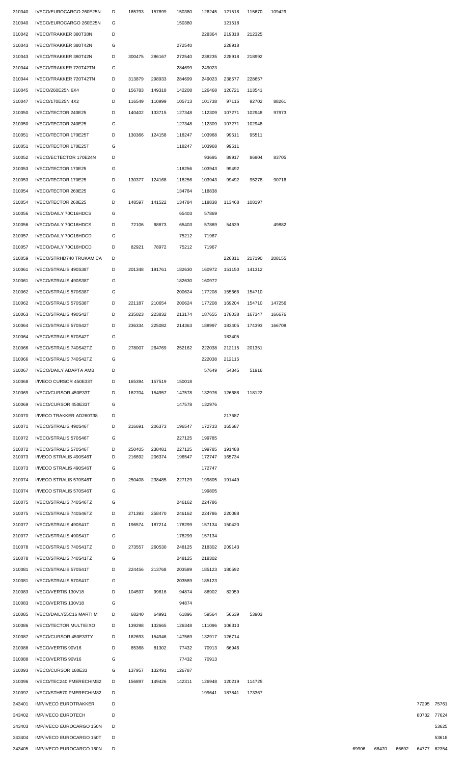| | | | | | | | | | | | | | | |
|---|---|---|---|---|---|---|---|---|---|---|---|---|---|---|
| 310040 | IVECO/EUROCARGO 260E25N | D | 165793 | 157899 | 150380 | 126245 | 121518 | 115670 | 109429 | | | | | |
| 310040 | IVECO/EUROCARGO 260E25N | G | | | 150380 | | 121518 | | | | | | | |
| 310042 | IVECO/TRAKKER 380T38N | D | | | | 228364 | 219318 | 212325 | | | | | | |
| 310043 | IVECO/TRAKKER 380T42N | G | | | 272540 | | 228918 | | | | | | | |
| 310043 | IVECO/TRAKKER 380T42N | D | 300475 | 286167 | 272540 | 238235 | 228918 | 218992 | | | | | | |
| 310044 | IVECO/TRAKKER 720T42TN | G | | | 284699 | 249023 | | | | | | | | |
| 310044 | IVECO/TRAKKER 720T42TN | D | 313879 | 298933 | 284699 | 249023 | 238577 | 228657 | | | | | | |
| 310045 | IVECO/260E25N 6X4 | D | 156783 | 149318 | 142208 | 126468 | 120721 | 113541 | | | | | | |
| 310047 | IVECO/170E25N 4X2 | D | 116549 | 110999 | 105713 | 101738 | 97115 | 92702 | 88261 | | | | | |
| 310050 | IVECO/TECTOR 240E25 | D | 140402 | 133715 | 127348 | 112309 | 107271 | 102948 | 97973 | | | | | |
| 310050 | IVECO/TECTOR 240E25 | G | | | 127348 | 112309 | 107271 | 102948 | | | | | | |
| 310051 | IVECO/TECTOR 170E25T | D | 130366 | 124158 | 118247 | 103968 | 99511 | 95511 | | | | | | |
| 310051 | IVECO/TECTOR 170E25T | G | | | 118247 | 103968 | 99511 | | | | | | | |
| 310052 | IVECO/ECTECTOR 170E24N | D | | | | 93695 | 89917 | 86904 | 83705 | | | | | |
| 310053 | IVECO/TECTOR 170E25 | G | | | 118256 | 103943 | 99492 | | | | | | | |
| 310053 | IVECO/TECTOR 170E25 | D | 130377 | 124168 | 118256 | 103943 | 99492 | 95278 | 90716 | | | | | |
| 310054 | IVECO/TECTOR 260E25 | G | | | 134784 | 118838 | | | | | | | | |
| 310054 | IVECO/TECTOR 260E25 | D | 148597 | 141522 | 134784 | 118838 | 113468 | 108197 | | | | | | |
| 310056 | IVECO/DAILY 70C16HDCS | G | | | 65403 | 57869 | | | | | | | | |
| 310056 | IVECO/DAILY 70C16HDCS | D | 72106 | 68673 | 65403 | 57869 | 54639 | | 49882 | | | | | |
| 310057 | IVECO/DAILY 70C16HDCD | G | | | 75212 | 71967 | | | | | | | | |
| 310057 | IVECO/DAILY 70C16HDCD | D | 82921 | 78972 | 75212 | 71967 | | | | | | | | |
| 310059 | IVECO/STRHD740 TRUKAM CA | D | | | | | 226811 | 217190 | 208155 | | | | | |
| 310061 | IVECO/STRALIS 490S38T | D | 201348 | 191761 | 182630 | 160972 | 151150 | 141312 | | | | | | |
| 310061 | IVECO/STRALIS 490S38T | G | | | 182630 | 160972 | | | | | | | | |
| 310062 | IVECO/STRALIS 570S38T | G | | | 200624 | 177208 | 155666 | 154710 | | | | | | |
| 310062 | IVECO/STRALIS 570S38T | D | 221187 | 210654 | 200624 | 177208 | 169204 | 154710 | 147256 | | | | | |
| 310063 | IVECO/STRALIS 490S42T | D | 235023 | 223832 | 213174 | 187655 | 178038 | 167347 | 166676 | | | | | |
| 310064 | IVECO/STRALIS 570S42T | D | 236334 | 225082 | 214363 | 188997 | 183405 | 174393 | 166708 | | | | | |
| 310064 | IVECO/STRALIS 570S42T | G | | | | | 183405 | | | | | | | |
| 310066 | IVECO/STRALIS 740S42TZ | D | 278007 | 264769 | 252162 | 222038 | 212115 | 201351 | | | | | | |
| 310066 | IVECO/STRALIS 740S42TZ | G | | | | 222038 | 212115 | | | | | | | |
| 310067 | IVECO/DAILY ADAPTA AMB | D | | | | 57649 | 54345 | 51916 | | | | | | |
| 310068 | I/IVECO CURSOR 450E33T | D | 165394 | 157519 | 150018 | | | | | | | | | |
| 310069 | IVECO/CURSOR 450E33T | D | 162704 | 154957 | 147578 | 132976 | 126688 | 118122 | | | | | | |
| 310069 | IVECO/CURSOR 450E33T | G | | | 147578 | 132976 | | | | | | | | |
| 310070 | I/IVECO TRAKKER AD260T38 | D | | | | | 217687 | | | | | | | |
| 310071 | IVECO/STRALIS 490S46T | D | 216691 | 206373 | 196547 | 172733 | 165687 | | | | | | | |
| 310072 | IVECO/STRALIS 570S46T | G | | | 227125 | 199785 | | | | | | | | |
| 310072 | IVECO/STRALIS 570S46T | D | 250405 | 238481 | 227125 | 199785 | 191488 | | | | | | | |
| 310073 | I/IVECO STRALIS 490S46T | D | 216692 | 206374 | 196547 | 172747 | 165734 | | | | | | | |
| 310073 | I/IVECO STRALIS 490S46T | G | | | | 172747 | | | | | | | | |
| 310074 | I/IVECO STRALIS 570S46T | D | 250408 | 238485 | 227129 | 199805 | 191449 | | | | | | | |
| 310074 | I/IVECO STRALIS 570S46T | G | | | | 199805 | | | | | | | | |
| 310075 | IVECO/STRALIS 740S46TZ | G | | | 246162 | 224786 | | | | | | | | |
| 310075 | IVECO/STRALIS 740S46TZ | D | 271393 | 258470 | 246162 | 224786 | 220088 | | | | | | | |
| 310077 | IVECO/STRALIS 490S41T | D | 196574 | 187214 | 178299 | 157134 | 150420 | | | | | | | |
| 310077 | IVECO/STRALIS 490S41T | G | | | 178299 | 157134 | | | | | | | | |
| 310078 | IVECO/STRALIS 740S41TZ | D | 273557 | 260530 | 248125 | 218302 | 209143 | | | | | | | |
| 310078 | IVECO/STRALIS 740S41TZ | G | | | 248125 | 218302 | | | | | | | | |
| 310081 | IVECO/STRALIS 570S41T | D | 224456 | 213768 | 203589 | 185123 | 180592 | | | | | | | |
| 310081 | IVECO/STRALIS 570S41T | G | | | 203589 | 185123 | | | | | | | | |
| 310083 | IVECO/VERTIS 130V18 | D | 104597 | 99616 | 94874 | 86902 | 82059 | | | | | | | |
| 310083 | IVECO/VERTIS 130V18 | G | | | 94874 | | | | | | | | | |
| 310085 | IVECO/DAILY55C16 MARTI M | D | 68240 | 64991 | 61896 | 59564 | 56639 | 53903 | | | | | | |
| 310086 | IVECO/TECTOR MULTIEIXO | D | 139298 | 132665 | 126348 | 111096 | 106313 | | | | | | | |
| 310087 | IVECO/CURSOR 450E33TY | D | 162693 | 154946 | 147569 | 132917 | 126714 | | | | | | | |
| 310088 | IVECO/VERTIS 90V16 | D | 85368 | 81302 | 77432 | 70913 | 66946 | | | | | | | |
| 310088 | IVECO/VERTIS 90V16 | G | | | 77432 | 70913 | | | | | | | | |
| 310093 | IVECO/CURSOR 180E33 | G | 137957 | 132491 | 126787 | | | | | | | | | |
| 310096 | IVECO/TEC240 PMERECHIM82 | D | 156897 | 149426 | 142311 | 126948 | 120219 | 114725 | | | | | | |
| 310097 | IVECO/STH570 PMERECHIM82 | D | | | | 199641 | 187841 | 173367 | | | | | | |
| 343401 | IMP/IVECO EUROTRAKKER | D | | | | | | | | | | | 77295 | 75761 |
| 343402 | IMP/IVECO EUROTECH | D | | | | | | | | | | | 80732 | 77624 |
| 343403 | IMP/IVECO EUROCARGO 150N | D | | | | | | | | | | | | 53625 |
| 343404 | IMP/IVECO EUROCARGO 150T | D | | | | | | | | | | | | 53618 |
| 343405 | IMP/IVECO EUROCARGO 160N | D | | | | | | | | 69906 | 68470 | 66692 | 64777 | 62354 |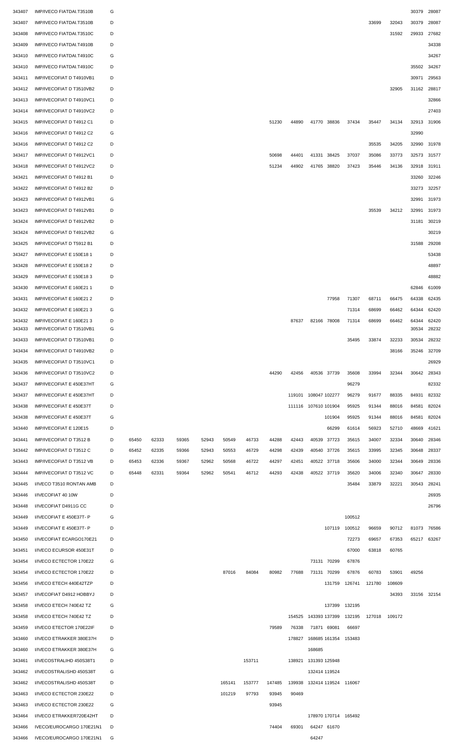| | | | | | | | | | | | | | | | | | |
|---|---|---|---|---|---|---|---|---|---|---|---|---|---|---|---|---|---|
| 343407 | IMP/IVECO FIATDAI.T3510B | G | | | | | | | | | | | | | | 30379 | 28087 |
| 343407 | IMP/IVECO FIATDAI.T3510B | D | | | | | | | | | | | | 33699 | 32043 | 30379 | 28087 |
| 343408 | IMP/IVECO FIATDAI.T3510C | D | | | | | | | | | | | | | 31592 | 29933 | 27682 |
| 343409 | IMP/IVECO FIATDAI.T4910B | D | | | | | | | | | | | | | | | 34338 |
| 343410 | IMP/IVECO FIATDAI.T4910C | G | | | | | | | | | | | | | | | 34267 |
| 343410 | IMP/IVECO FIATDAI.T4910C | D | | | | | | | | | | | | | | 35502 | 34267 |
| 343411 | IMP/IVECOFIAT D T4910VB1 | D | | | | | | | | | | | | | | 30971 | 29563 |
| 343412 | IMP/IVECOFIAT D T3510VB2 | D | | | | | | | | | | | | | 32905 | 31162 | 28817 |
| 343413 | IMP/IVECOFIAT D T4910VC1 | D | | | | | | | | | | | | | | | 32866 |
| 343414 | IMP/IVECOFIAT D T4910VC2 | D | | | | | | | | | | | | | | | 27403 |
| 343415 | IMP/IVECOFIAT D T4912 C1 | D | | | | | | | 51230 | 44890 | 41770 | 38836 | 37434 | 35447 | 34134 | 32913 | 31906 |
| 343416 | IMP/IVECOFIAT D T4912 C2 | G | | | | | | | | | | | | | | 32990 | |
| 343416 | IMP/IVECOFIAT D T4912 C2 | D | | | | | | | | | | | | 35535 | 34205 | 32990 | 31978 |
| 343417 | IMP/IVECOFIAT D T4912VC1 | D | | | | | | | 50698 | 44401 | 41331 | 38425 | 37037 | 35086 | 33773 | 32573 | 31577 |
| 343418 | IMP/IVECOFIAT D T4912VC2 | D | | | | | | | 51234 | 44902 | 41765 | 38820 | 37423 | 35446 | 34136 | 32918 | 31911 |
| 343421 | IMP/IVECOFIAT D T4912 B1 | D | | | | | | | | | | | | | | 33260 | 32246 |
| 343422 | IMP/IVECOFIAT D T4912 B2 | D | | | | | | | | | | | | | | 33273 | 32257 |
| 343423 | IMP/IVECOFIAT D T4912VB1 | G | | | | | | | | | | | | | | 32991 | 31973 |
| 343423 | IMP/IVECOFIAT D T4912VB1 | D | | | | | | | | | | | | 35539 | 34212 | 32991 | 31973 |
| 343424 | IMP/IVECOFIAT D T4912VB2 | D | | | | | | | | | | | | | | 31181 | 30219 |
| 343424 | IMP/IVECOFIAT D T4912VB2 | G | | | | | | | | | | | | | | | 30219 |
| 343425 | IMP/IVECOFIAT D T5912 B1 | D | | | | | | | | | | | | | | 31588 | 29208 |
| 343427 | IMP/IVECOFIAT E 150E18 1 | D | | | | | | | | | | | | | | | 53438 |
| 343428 | IMP/IVECOFIAT E 150E18 2 | D | | | | | | | | | | | | | | | 48897 |
| 343429 | IMP/IVECOFIAT E 150E18 3 | D | | | | | | | | | | | | | | | 48882 |
| 343430 | IMP/IVECOFIAT E 160E21 1 | D | | | | | | | | | | | | | | 62846 | 61009 |
| 343431 | IMP/IVECOFIAT E 160E21 2 | D | | | | | | | | | | 77958 | 71307 | 68711 | 66475 | 64338 | 62435 |
| 343432 | IMP/IVECOFIAT E 160E21 3 | G | | | | | | | | | | | 71314 | 68699 | 66462 | 64344 | 62420 |
| 343432 | IMP/IVECOFIAT E 160E21 3 | D | | | | | | | | 87637 | 82166 | 78008 | 71314 | 68699 | 66462 | 64344 | 62420 |
| 343433 | IMP/IVECOFIAT D T3510VB1 | G | | | | | | | | | | | | | | 30534 | 28232 |
| 343433 | IMP/IVECOFIAT D T3510VB1 | D | | | | | | | | | | | 35495 | 33874 | 32233 | 30534 | 28232 |
| 343434 | IMP/IVECOFIAT D T4910VB2 | D | | | | | | | | | | | | | 38166 | 35246 | 32709 |
| 343435 | IMP/IVECOFIAT D T3510VC1 | D | | | | | | | | | | | | | | | 26929 |
| 343436 | IMP/IVECOFIAT D T3510VC2 | D | | | | | | | 44290 | 42456 | 40536 | 37739 | 35608 | 33994 | 32344 | 30642 | 28343 |
| 343437 | IMP/IVECOFIAT E 450E37HT | G | | | | | | | | | | | 96279 | | | | 82332 |
| 343437 | IMP/IVECOFIAT E 450E37HT | D | | | | | | | | 119101 | 108047 | 102277 | 96279 | 91677 | 88335 | 84931 | 82332 |
| 343438 | IMP/IVECOFIAT E 450E37T | D | | | | | | | | 111116 | 107610 | 101904 | 95925 | 91344 | 88016 | 84581 | 82024 |
| 343438 | IMP/IVECOFIAT E 450E37T | G | | | | | | | | | | 101904 | 95925 | 91344 | 88016 | 84581 | 82024 |
| 343440 | IMP/IVECOFIAT E 120E15 | D | | | | | | | | | | 66299 | 61614 | 56923 | 52710 | 48669 | 41621 |
| 343441 | IMP/IVECOFIAT D T3512 B | D | 65450 | 62333 | 59365 | 52943 | 50549 | 46733 | 44288 | 42443 | 40539 | 37723 | 35615 | 34007 | 32334 | 30640 | 28346 |
| 343442 | IMP/IVECOFIAT D T3512 C | D | 65452 | 62335 | 59366 | 52943 | 50553 | 46729 | 44298 | 42439 | 40540 | 37726 | 35615 | 33995 | 32345 | 30648 | 28337 |
| 343443 | IMP/IVECOFIAT D T3512 VB | D | 65453 | 62336 | 59367 | 52962 | 50568 | 46722 | 44297 | 42451 | 40522 | 37718 | 35606 | 34000 | 32344 | 30649 | 28336 |
| 343444 | IMP/IVECOFIAT D T3512 VC | D | 65448 | 62331 | 59364 | 52962 | 50541 | 46712 | 44293 | 42438 | 40522 | 37719 | 35620 | 34006 | 32340 | 30647 | 28330 |
| 343445 | I/IVECO T3510 RONTAN AMB | D | | | | | | | | | | | 35484 | 33879 | 32221 | 30543 | 28241 |
| 343446 | I/IVECOFIAT 40 10W | D | | | | | | | | | | | | | | | 26935 |
| 343448 | I/IVECOFIAT D4911G CC | D | | | | | | | | | | | | | | | 26796 |
| 343449 | I/IVECOFIAT E 450E37T- P | G | | | | | | | | | | | 100512 | | | | |
| 343449 | I/IVECOFIAT E 450E37T- P | D | | | | | | | | | | 107119 | 100512 | 96659 | 90712 | 81073 | 76586 |
| 343450 | I/IVECOFIAT ECARGO170E21 | D | | | | | | | | | | | 72273 | 69657 | 67353 | 65217 | 63267 |
| 343451 | I/IVECO ECURSOR 450E31T | D | | | | | | | | | | | 67000 | 63818 | 60765 | | |
| 343454 | I/IVECO ECTECTOR 170E22 | G | | | | | | | | | 73131 | 70299 | 67876 | | | | |
| 343454 | I/IVECO ECTECTOR 170E22 | D | | | | | 87016 | 84084 | 80982 | 77688 | 73131 | 70299 | 67876 | 60783 | 53901 | 49256 | |
| 343456 | I/IVECO ETECH 440E42TZP | D | | | | | | | | | | 131759 | 126741 | 121780 | 108609 | | |
| 343457 | I/IVECOFIAT D4912 HOBBYJ | D | | | | | | | | | | | | | 34393 | 33156 | 32154 |
| 343458 | I/IVECO ETECH 740E42 TZ | G | | | | | | | | | | 137399 | 132195 | | | | |
| 343458 | I/IVECO ETECH 740E42 TZ | D | | | | | | | | 154525 | 143393 | 137399 | 132195 | 127018 | 109172 | | |
| 343459 | I/IVECO ETECTOR 170E22IF | D | | | | | | | 79589 | 76338 | 71871 | 69081 | 66697 | | | | |
| 343460 | I/IVECO ETRAKKER 380E37H | D | | | | | | | | 178827 | 168685 | 161354 | 153483 | | | | |
| 343460 | I/IVECO ETRAKKER 380E37H | G | | | | | | | | | 168685 | | | | | | |
| 343461 | I/IVECOSTRALIHD 450S38T1 | D | | | | | | 153711 | | 138921 | 131393 | 125948 | | | | | |
| 343462 | I/IVECOSTRALISHD 450S38T | G | | | | | | | | | 132414 | 119524 | | | | | |
| 343462 | I/IVECOSTRALISHD 450S38T | D | | | | | 165141 | 153777 | 147485 | 139938 | 132414 | 119524 | 116067 | | | | |
| 343463 | I/IVECO ECTECTOR 230E22 | D | | | | | 101219 | 97793 | 93945 | 90469 | | | | | | | |
| 343463 | I/IVECO ECTECTOR 230E22 | G | | | | | | | 93945 | | | | | | | | |
| 343464 | I/IVECO ETRAKKER720E42HT | D | | | | | | | | | 178970 | 170714 | 165492 | | | | |
| 343466 | IVECO/EUROCARGO 170E21N1 | D | | | | | | | 74404 | 69301 | 64247 | 61670 | | | | | |
| 343466 | IVECO/EUROCARGO 170E21N1 | G | | | | | | | | | 64247 | | | | | | |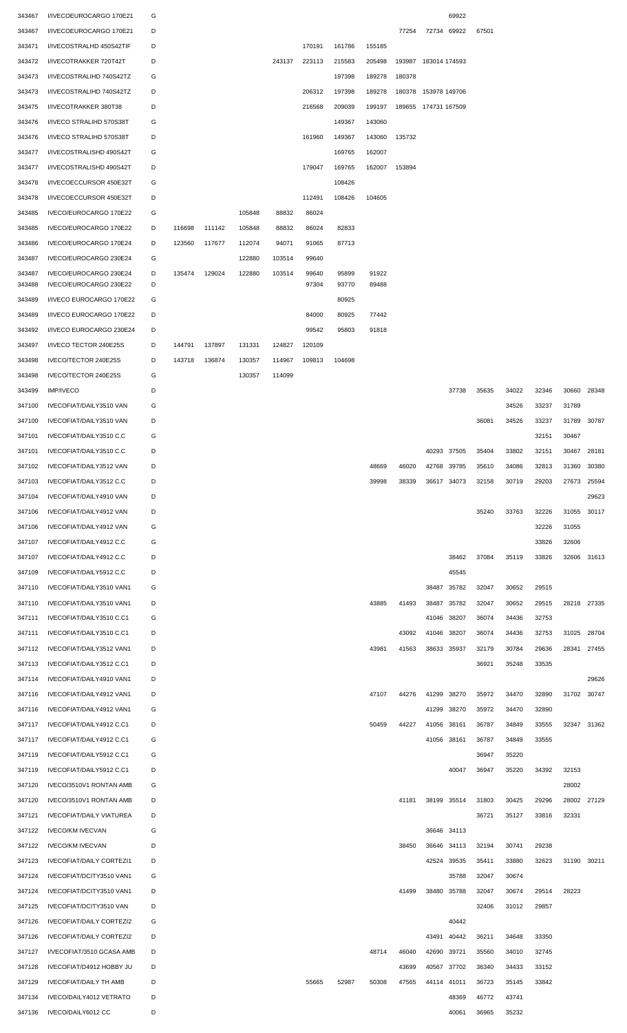| | | | | | | | | | | | | | | | | | |
|---|---|---|---|---|---|---|---|---|---|---|---|---|---|---|---|---|---|
| 343467 | I/IVECOEUROCARGO 170E21 | G | | | | | | | | | | 69922 | | | | | |
| 343467 | I/IVECOEUROCARGO 170E21 | D | | | | | | | | 77254 | 72734 | 69922 | 67501 | | | | |
| 343471 | I/IVECOSTRALHD 450S42TIF | D | | | | | 170191 | 161786 | 155185 | | | | | | | | |
| 343472 | I/IVECOTRAKKER 720T42T | D | | | | 243137 | 223113 | 215583 | 205498 | 193987 | 183014 | 174593 | | | | | |
| 343473 | I/IVECOSTRALIHD 740S42TZ | G | | | | | | 197398 | 189278 | 180378 | | | | | | | |
| 343473 | I/IVECOSTRALIHD 740S42TZ | D | | | | | 206312 | 197398 | 189278 | 180378 | 153978 | 149706 | | | | | |
| 343475 | I/IVECOTRAKKER 380T38 | D | | | | | 216568 | 209039 | 199197 | 189655 | 174731 | 167509 | | | | | |
| 343476 | I/IVECO STRALIHD 570S38T | G | | | | | | 149367 | 143060 | | | | | | | | |
| 343476 | I/IVECO STRALIHD 570S38T | D | | | | | 161960 | 149367 | 143060 | 135732 | | | | | | | |
| 343477 | I/IVECOSTRALISHD 490S42T | G | | | | | | 169765 | 162007 | | | | | | | | |
| 343477 | I/IVECOSTRALISHD 490S42T | D | | | | | 179047 | 169765 | 162007 | 153894 | | | | | | | |
| 343478 | I/IVECOECCURSOR 450E32T | G | | | | | | 108426 | | | | | | | | | |
| 343478 | I/IVECOECCURSOR 450E32T | D | | | | | 112491 | 108426 | 104605 | | | | | | | | |
| 343485 | IVECO/EUROCARGO 170E22 | G | | | 105848 | 88832 | 86024 | | | | | | | | | | |
| 343485 | IVECO/EUROCARGO 170E22 | D | 116698 | 111142 | 105848 | 88832 | 86024 | 82833 | | | | | | | | | |
| 343486 | IVECO/EUROCARGO 170E24 | D | 123560 | 117677 | 112074 | 94071 | 91065 | 87713 | | | | | | | | | |
| 343487 | IVECO/EUROCARGO 230E24 | G | | | 122880 | 103514 | 99640 | | | | | | | | | | |
| 343487 | IVECO/EUROCARGO 230E24 | D | 135474 | 129024 | 122880 | 103514 | 99640 | 95899 | 91922 | | | | | | | | |
| 343488 | IVECO/EUROCARGO 230E22 | D | | | | | 97304 | 93770 | 89488 | | | | | | | | |
| 343489 | I/IVECO EUROCARGO 170E22 | G | | | | | | 80925 | | | | | | | | | |
| 343489 | I/IVECO EUROCARGO 170E22 | D | | | | | 84000 | 80925 | 77442 | | | | | | | | |
| 343492 | I/IVECO EUROCARGO 230E24 | D | | | | | 99542 | 95803 | 91818 | | | | | | | | |
| 343497 | I/IVECO TECTOR 240E25S | D | 144791 | 137897 | 131331 | 124827 | 120109 | | | | | | | | | | |
| 343498 | IVECO/TECTOR 240E25S | D | 143718 | 136874 | 130357 | 114967 | 109813 | 104698 | | | | | | | | | |
| 343498 | IVECO/TECTOR 240E25S | G | | | 130357 | 114099 | | | | | | | | | | | |
| 343499 | IMP/IVECO | D | | | | | | | | | | 37738 | 35635 | 34022 | 32346 | 30660 | 28348 |
| 347100 | IVECOFIAT/DAILY3510 VAN | G | | | | | | | | | | | | 34526 | 33237 | 31789 | |
| 347100 | IVECOFIAT/DAILY3510 VAN | D | | | | | | | | | | | 36081 | 34526 | 33237 | 31789 | 30787 |
| 347101 | IVECOFIAT/DAILY3510 C.C | G | | | | | | | | | | | | | 32151 | 30467 | |
| 347101 | IVECOFIAT/DAILY3510 C.C | D | | | | | | | | | 40293 | 37505 | 35404 | 33802 | 32151 | 30467 | 28181 |
| 347102 | IVECOFIAT/DAILY3512 VAN | D | | | | | | | 48669 | 46020 | 42768 | 39785 | 35610 | 34086 | 32813 | 31360 | 30380 |
| 347103 | IVECOFIAT/DAILY3512 C.C | D | | | | | | | 39998 | 38339 | 36617 | 34073 | 32158 | 30719 | 29203 | 27673 | 25594 |
| 347104 | IVECOFIAT/DAILY4910 VAN | D | | | | | | | | | | | | | | | 29623 |
| 347106 | IVECOFIAT/DAILY4912 VAN | D | | | | | | | | | | | 35240 | 33763 | 32226 | 31055 | 30117 |
| 347106 | IVECOFIAT/DAILY4912 VAN | G | | | | | | | | | | | | | 32226 | 31055 | |
| 347107 | IVECOFIAT/DAILY4912 C.C | G | | | | | | | | | | | | | 33826 | 32606 | |
| 347107 | IVECOFIAT/DAILY4912 C.C | D | | | | | | | | | | 38462 | 37084 | 35119 | 33826 | 32606 | 31613 |
| 347109 | IVECOFIAT/DAILY5912 C.C | D | | | | | | | | | | 45545 | | | | | |
| 347110 | IVECOFIAT/DAILY3510 VAN1 | G | | | | | | | | | 38487 | 35782 | 32047 | 30652 | 29515 | | |
| 347110 | IVECOFIAT/DAILY3510 VAN1 | D | | | | | | | 43885 | 41493 | 38487 | 35782 | 32047 | 30652 | 29515 | 28218 | 27335 |
| 347111 | IVECOFIAT/DAILY3510 C.C1 | G | | | | | | | | | 41046 | 38207 | 36074 | 34436 | 32753 | | |
| 347111 | IVECOFIAT/DAILY3510 C.C1 | D | | | | | | | | 43092 | 41046 | 38207 | 36074 | 34436 | 32753 | 31025 | 28704 |
| 347112 | IVECOFIAT/DAILY3512 VAN1 | D | | | | | | | 43981 | 41563 | 38633 | 35937 | 32179 | 30784 | 29636 | 28341 | 27455 |
| 347113 | IVECOFIAT/DAILY3512 C.C1 | D | | | | | | | | | | | 36921 | 35248 | 33535 | | |
| 347114 | IVECOFIAT/DAILY4910 VAN1 | D | | | | | | | | | | | | | | | 29626 |
| 347116 | IVECOFIAT/DAILY4912 VAN1 | D | | | | | | | 47107 | 44276 | 41299 | 38270 | 35972 | 34470 | 32890 | 31702 | 30747 |
| 347116 | IVECOFIAT/DAILY4912 VAN1 | G | | | | | | | | | 41299 | 38270 | 35972 | 34470 | 32890 | | |
| 347117 | IVECOFIAT/DAILY4912 C.C1 | D | | | | | | | 50459 | 44227 | 41056 | 38161 | 36787 | 34849 | 33555 | 32347 | 31362 |
| 347117 | IVECOFIAT/DAILY4912 C.C1 | G | | | | | | | | | 41056 | 38161 | 36787 | 34849 | 33555 | | |
| 347119 | IVECOFIAT/DAILY5912 C.C1 | G | | | | | | | | | | | 36947 | 35220 | | | |
| 347119 | IVECOFIAT/DAILY5912 C.C1 | D | | | | | | | | | | 40047 | 36947 | 35220 | 34392 | 32153 | |
| 347120 | IVECO/3510V1 RONTAN AMB | G | | | | | | | | | | | | | | 28002 | |
| 347120 | IVECO/3510V1 RONTAN AMB | D | | | | | | | | 41181 | 38199 | 35514 | 31803 | 30425 | 29296 | 28002 | 27129 |
| 347121 | IVECOFIAT/DAILY VIATUREA | D | | | | | | | | | | | 36721 | 35127 | 33816 | 32331 | |
| 347122 | IVECO/KM IVECVAN | G | | | | | | | | | 36646 | 34113 | | | | | |
| 347122 | IVECO/KM IVECVAN | D | | | | | | | | 38450 | 36646 | 34113 | 32194 | 30741 | 29238 | | |
| 347123 | IVECOFIAT/DAILY CORTEZI1 | D | | | | | | | | | 42524 | 39535 | 35411 | 33880 | 32623 | 31190 | 30211 |
| 347124 | IVECOFIAT/DCITY3510 VAN1 | G | | | | | | | | | | 35788 | 32047 | 30674 | | | |
| 347124 | IVECOFIAT/DCITY3510 VAN1 | D | | | | | | | | 41499 | 38480 | 35788 | 32047 | 30674 | 29514 | 28223 | |
| 347125 | IVECOFIAT/DCITY3510 VAN | D | | | | | | | | | | | 32406 | 31012 | 29857 | | |
| 347126 | IVECOFIAT/DAILY CORTEZI2 | G | | | | | | | | | | 40442 | | | | | |
| 347126 | IVECOFIAT/DAILY CORTEZI2 | D | | | | | | | | | 43491 | 40442 | 36211 | 34648 | 33350 | | |
| 347127 | I/IVECOFIAT/3510 GCASA AMB | D | | | | | | | 48714 | 46040 | 42690 | 39721 | 35560 | 34010 | 32745 | | |
| 347128 | IVECOFIAT/D4912 HOBBY JU | D | | | | | | | | 43699 | 40567 | 37702 | 36340 | 34433 | 33152 | | |
| 347129 | IVECOFIAT/DAILY TH AMB | D | | | | | 55665 | 52987 | 50308 | 47565 | 44114 | 41011 | 36723 | 35145 | 33842 | | |
| 347134 | IVECO/DAILY4012 VETRATO | D | | | | | | | | | | 48369 | 46772 | 43741 | | | |
| 347136 | IVECO/DAILY6012 CC | D | | | | | | | | | | 40061 | 36965 | 35232 | | | |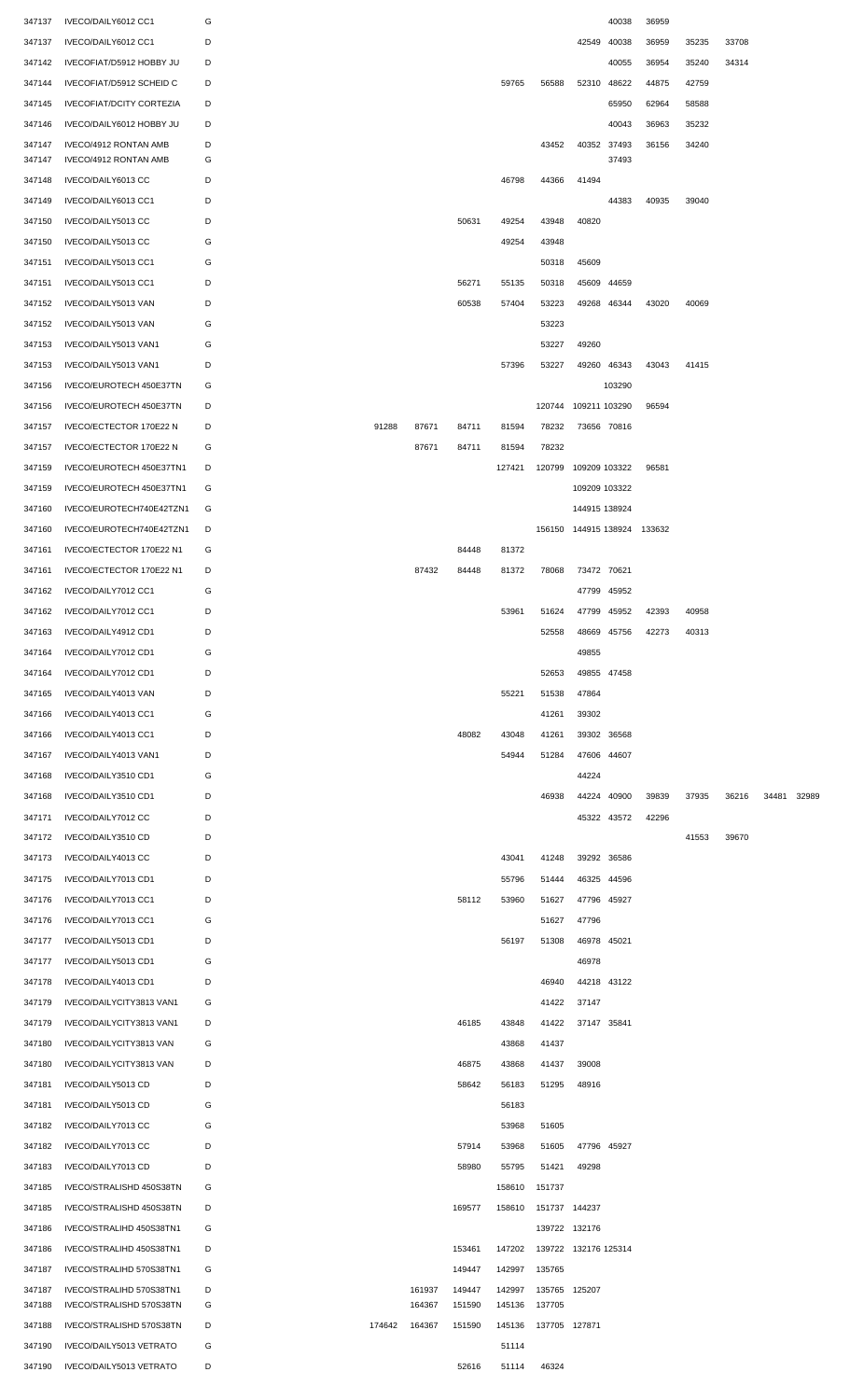| | | | | | | | | | | | | | | |
|---|---|---|---|---|---|---|---|---|---|---|---|---|---|---|
| 347137 | IVECO/DAILY6012 CC1 | G | | | | | | | 40038 | 36959 | | | | |
| 347137 | IVECO/DAILY6012 CC1 | D | | | | | | 42549 | 40038 | 36959 | 35235 | 33708 | | |
| 347142 | IVECOFIAT/D5912 HOBBY JU | D | | | | | | | 40055 | 36954 | 35240 | 34314 | | |
| 347144 | IVECOFIAT/D5912 SCHEID C | D | | | | 59765 | 56588 | 52310 | 48622 | 44875 | 42759 | | | |
| 347145 | IVECOFIAT/DCITY CORTEZIA | D | | | | | | | 65950 | 62964 | 58588 | | | |
| 347146 | IVECO/DAILY6012 HOBBY JU | D | | | | | | | 40043 | 36963 | 35232 | | | |
| 347147 | IVECO/4912 RONTAN AMB | D | | | | | 43452 | 40352 | 37493 | 36156 | 34240 | | | |
| 347147 | IVECO/4912 RONTAN AMB | G | | | | | | | 37493 | | | | | |
| 347148 | IVECO/DAILY6013 CC | D | | | | 46798 | 44366 | 41494 | | | | | | |
| 347149 | IVECO/DAILY6013 CC1 | D | | | | | | | 44383 | 40935 | 39040 | | | |
| 347150 | IVECO/DAILY5013 CC | D | | | 50631 | 49254 | 43948 | 40820 | | | | | | |
| 347150 | IVECO/DAILY5013 CC | G | | | | 49254 | 43948 | | | | | | | |
| 347151 | IVECO/DAILY5013 CC1 | G | | | | | 50318 | 45609 | | | | | | |
| 347151 | IVECO/DAILY5013 CC1 | D | | | 56271 | 55135 | 50318 | 45609 | 44659 | | | | | |
| 347152 | IVECO/DAILY5013 VAN | D | | | 60538 | 57404 | 53223 | 49268 | 46344 | 43020 | 40069 | | | |
| 347152 | IVECO/DAILY5013 VAN | G | | | | | 53223 | | | | | | | |
| 347153 | IVECO/DAILY5013 VAN1 | G | | | | | 53227 | 49260 | | | | | | |
| 347153 | IVECO/DAILY5013 VAN1 | D | | | | 57396 | 53227 | 49260 | 46343 | 43043 | 41415 | | | |
| 347156 | IVECO/EUROTECH 450E37TN | G | | | | | | | 103290 | | | | | |
| 347156 | IVECO/EUROTECH 450E37TN | D | | | | | 120744 | 109211 | 103290 | 96594 | | | | |
| 347157 | IVECO/ECTECTOR 170E22 N | D | 91288 | 87671 | 84711 | 81594 | 78232 | 73656 | 70816 | | | | | |
| 347157 | IVECO/ECTECTOR 170E22 N | G | | 87671 | 84711 | 81594 | 78232 | | | | | | | |
| 347159 | IVECO/EUROTECH 450E37TN1 | D | | | | 127421 | 120799 | 109209 | 103322 | 96581 | | | | |
| 347159 | IVECO/EUROTECH 450E37TN1 | G | | | | | | 109209 | 103322 | | | | | |
| 347160 | IVECO/EUROTECH740E42TZN1 | G | | | | | | 144915 | 138924 | | | | | |
| 347160 | IVECO/EUROTECH740E42TZN1 | D | | | | | 156150 | 144915 | 138924 | 133632 | | | | |
| 347161 | IVECO/ECTECTOR 170E22 N1 | G | | | 84448 | 81372 | | | | | | | | |
| 347161 | IVECO/ECTECTOR 170E22 N1 | D | | 87432 | 84448 | 81372 | 78068 | 73472 | 70621 | | | | | |
| 347162 | IVECO/DAILY7012 CC1 | G | | | | | | 47799 | 45952 | | | | | |
| 347162 | IVECO/DAILY7012 CC1 | D | | | | 53961 | 51624 | 47799 | 45952 | 42393 | 40958 | | | |
| 347163 | IVECO/DAILY4912 CD1 | D | | | | | 52558 | 48669 | 45756 | 42273 | 40313 | | | |
| 347164 | IVECO/DAILY7012 CD1 | G | | | | | | 49855 | | | | | | |
| 347164 | IVECO/DAILY7012 CD1 | D | | | | | 52653 | 49855 | 47458 | | | | | |
| 347165 | IVECO/DAILY4013 VAN | D | | | | 55221 | 51538 | 47864 | | | | | | |
| 347166 | IVECO/DAILY4013 CC1 | G | | | | | 41261 | 39302 | | | | | | |
| 347166 | IVECO/DAILY4013 CC1 | D | | | 48082 | 43048 | 41261 | 39302 | 36568 | | | | | |
| 347167 | IVECO/DAILY4013 VAN1 | D | | | | 54944 | 51284 | 47606 | 44607 | | | | | |
| 347168 | IVECO/DAILY3510 CD1 | G | | | | | | 44224 | | | | | | |
| 347168 | IVECO/DAILY3510 CD1 | D | | | | | 46938 | 44224 | 40900 | 39839 | 37935 | 36216 | 34481 | 32989 |
| 347171 | IVECO/DAILY7012 CC | D | | | | | | 45322 | 43572 | 42296 | | | | |
| 347172 | IVECO/DAILY3510 CD | D | | | | | | | | | 41553 | 39670 | | |
| 347173 | IVECO/DAILY4013 CC | D | | | | 43041 | 41248 | 39292 | 36586 | | | | | |
| 347175 | IVECO/DAILY7013 CD1 | D | | | | 55796 | 51444 | 46325 | 44596 | | | | | |
| 347176 | IVECO/DAILY7013 CC1 | D | | | 58112 | 53960 | 51627 | 47796 | 45927 | | | | | |
| 347176 | IVECO/DAILY7013 CC1 | G | | | | | 51627 | 47796 | | | | | | |
| 347177 | IVECO/DAILY5013 CD1 | D | | | | 56197 | 51308 | 46978 | 45021 | | | | | |
| 347177 | IVECO/DAILY5013 CD1 | G | | | | | | 46978 | | | | | | |
| 347178 | IVECO/DAILY4013 CD1 | D | | | | | 46940 | 44218 | 43122 | | | | | |
| 347179 | IVECO/DAILYCITY3813 VAN1 | G | | | | | 41422 | 37147 | | | | | | |
| 347179 | IVECO/DAILYCITY3813 VAN1 | D | | | 46185 | 43848 | 41422 | 37147 | 35841 | | | | | |
| 347180 | IVECO/DAILYCITY3813 VAN | G | | | | 43868 | 41437 | | | | | | | |
| 347180 | IVECO/DAILYCITY3813 VAN | D | | | 46875 | 43868 | 41437 | 39008 | | | | | | |
| 347181 | IVECO/DAILY5013 CD | D | | | 58642 | 56183 | 51295 | 48916 | | | | | | |
| 347181 | IVECO/DAILY5013 CD | G | | | | 56183 | | | | | | | | |
| 347182 | IVECO/DAILY7013 CC | G | | | | 53968 | 51605 | | | | | | | |
| 347182 | IVECO/DAILY7013 CC | D | | | 57914 | 53968 | 51605 | 47796 | 45927 | | | | | |
| 347183 | IVECO/DAILY7013 CD | D | | | 58980 | 55795 | 51421 | 49298 | | | | | | |
| 347185 | IVECO/STRALISHD 450S38TN | G | | | | 158610 | 151737 | | | | | | | |
| 347185 | IVECO/STRALISHD 450S38TN | D | | | 169577 | 158610 | 151737 | 144237 | | | | | | |
| 347186 | IVECO/STRALIHD 450S38TN1 | G | | | | | 139722 | 132176 | | | | | | |
| 347186 | IVECO/STRALIHD 450S38TN1 | D | | | 153461 | 147202 | 139722 | 132176 | 125314 | | | | | |
| 347187 | IVECO/STRALIHD 570S38TN1 | G | | | 149447 | 142997 | 135765 | | | | | | | |
| 347187 | IVECO/STRALIHD 570S38TN1 | D | | 161937 | 149447 | 142997 | 135765 | 125207 | | | | | | |
| 347188 | IVECO/STRALISHD 570S38TN | G | | 164367 | 151590 | 145136 | 137705 | | | | | | | |
| 347188 | IVECO/STRALISHD 570S38TN | D | 174642 | 164367 | 151590 | 145136 | 137705 | 127871 | | | | | | |
| 347190 | IVECO/DAILY5013 VETRATO | G | | | | 51114 | | | | | | | | |
| 347190 | IVECO/DAILY5013 VETRATO | D | | | 52616 | 51114 | 46324 | | | | | | | |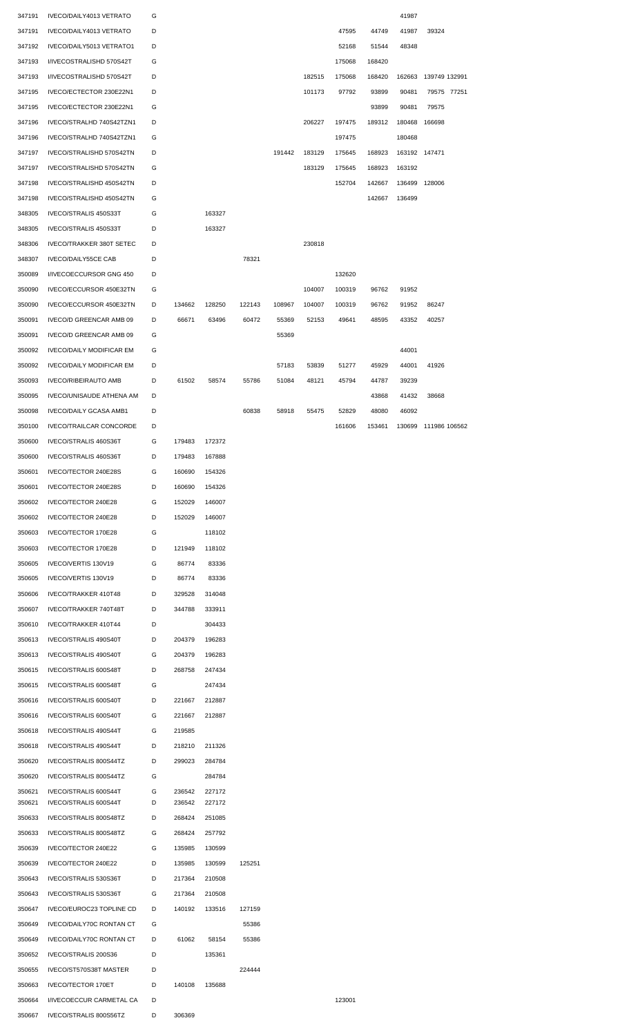| | | | | | | | | | | | | |
|---|---|---|---|---|---|---|---|---|---|---|---|---|
| 347191 | IVECO/DAILY4013 VETRATO | G | | | | | | | | 41987 | | |
| 347191 | IVECO/DAILY4013 VETRATO | D | | | | | | 47595 | 44749 | 41987 | 39324 | |
| 347192 | IVECO/DAILY5013 VETRATO1 | D | | | | | | 52168 | 51544 | 48348 | | |
| 347193 | I/IVECOSTRALISHD 570S42T | G | | | | | | 175068 | 168420 | | | |
| 347193 | I/IVECOSTRALISHD 570S42T | D | | | | | 182515 | 175068 | 168420 | 162663 | 139749 | 132991 |
| 347195 | IVECO/ECTECTOR 230E22N1 | D | | | | | 101173 | 97792 | 93899 | 90481 | 79575 | 77251 |
| 347195 | IVECO/ECTECTOR 230E22N1 | G | | | | | | | 93899 | 90481 | 79575 | |
| 347196 | IVECO/STRALHD 740S42TZN1 | D | | | | | 206227 | 197475 | 189312 | 180468 | 166698 | |
| 347196 | IVECO/STRALHD 740S42TZN1 | G | | | | | | 197475 | | 180468 | | |
| 347197 | IVECO/STRALISHD 570S42TN | D | | | | 191442 | 183129 | 175645 | 168923 | 163192 | 147471 | |
| 347197 | IVECO/STRALISHD 570S42TN | G | | | | | 183129 | 175645 | 168923 | 163192 | | |
| 347198 | IVECO/STRALISHD 450S42TN | D | | | | | | 152704 | 142667 | 136499 | 128006 | |
| 347198 | IVECO/STRALISHD 450S42TN | G | | | | | | | 142667 | 136499 | | |
| 348305 | IVECO/STRALIS 450S33T | G | | 163327 | | | | | | | | |
| 348305 | IVECO/STRALIS 450S33T | D | | 163327 | | | | | | | | |
| 348306 | IVECO/TRAKKER 380T SETEC | D | | | | | 230818 | | | | | |
| 348307 | IVECO/DAILY55CE CAB | D | | | 78321 | | | | | | | |
| 350089 | I/IVECOECCURSOR GNG 450 | D | | | | | | 132620 | | | | |
| 350090 | IVECO/ECCURSOR 450E32TN | G | | | | | 104007 | 100319 | 96762 | 91952 | | |
| 350090 | IVECO/ECCURSOR 450E32TN | D | 134662 | 128250 | 122143 | 108967 | 104007 | 100319 | 96762 | 91952 | 86247 | |
| 350091 | IVECO/D GREENCAR AMB 09 | D | 66671 | 63496 | 60472 | 55369 | 52153 | 49641 | 48595 | 43352 | 40257 | |
| 350091 | IVECO/D GREENCAR AMB 09 | G | | | | 55369 | | | | | | |
| 350092 | IVECO/DAILY MODIFICAR EM | G | | | | | | | | 44001 | | |
| 350092 | IVECO/DAILY MODIFICAR EM | D | | | | 57183 | 53839 | 51277 | 45929 | 44001 | 41926 | |
| 350093 | IVECO/RIBEIRAUTO AMB | D | 61502 | 58574 | 55786 | 51084 | 48121 | 45794 | 44787 | 39239 | | |
| 350095 | IVECO/UNISAUDE ATHENA AM | D | | | | | | | 43868 | 41432 | 38668 | |
| 350098 | IVECO/DAILY GCASA AMB1 | D | | | 60838 | 58918 | 55475 | 52829 | 48080 | 46092 | | |
| 350100 | IVECO/TRAILCAR CONCORDE | D | | | | | | 161606 | 153461 | 130699 | 111986 | 106562 |
| 350600 | IVECO/STRALIS 460S36T | G | 179483 | 172372 | | | | | | | | |
| 350600 | IVECO/STRALIS 460S36T | D | 179483 | 167888 | | | | | | | | |
| 350601 | IVECO/TECTOR 240E28S | G | 160690 | 154326 | | | | | | | | |
| 350601 | IVECO/TECTOR 240E28S | D | 160690 | 154326 | | | | | | | | |
| 350602 | IVECO/TECTOR 240E28 | G | 152029 | 146007 | | | | | | | | |
| 350602 | IVECO/TECTOR 240E28 | D | 152029 | 146007 | | | | | | | | |
| 350603 | IVECO/TECTOR 170E28 | G | | 118102 | | | | | | | | |
| 350603 | IVECO/TECTOR 170E28 | D | 121949 | 118102 | | | | | | | | |
| 350605 | IVECO/VERTIS 130V19 | G | 86774 | 83336 | | | | | | | | |
| 350605 | IVECO/VERTIS 130V19 | D | 86774 | 83336 | | | | | | | | |
| 350606 | IVECO/TRAKKER 410T48 | D | 329528 | 314048 | | | | | | | | |
| 350607 | IVECO/TRAKKER 740T48T | D | 344788 | 333911 | | | | | | | | |
| 350610 | IVECO/TRAKKER 410T44 | D | | 304433 | | | | | | | | |
| 350613 | IVECO/STRALIS 490S40T | D | 204379 | 196283 | | | | | | | | |
| 350613 | IVECO/STRALIS 490S40T | G | 204379 | 196283 | | | | | | | | |
| 350615 | IVECO/STRALIS 600S48T | D | 268758 | 247434 | | | | | | | | |
| 350615 | IVECO/STRALIS 600S48T | G | | 247434 | | | | | | | | |
| 350616 | IVECO/STRALIS 600S40T | D | 221667 | 212887 | | | | | | | | |
| 350616 | IVECO/STRALIS 600S40T | G | 221667 | 212887 | | | | | | | | |
| 350618 | IVECO/STRALIS 490S44T | G | 219585 | | | | | | | | | |
| 350618 | IVECO/STRALIS 490S44T | D | 218210 | 211326 | | | | | | | | |
| 350620 | IVECO/STRALIS 800S44TZ | D | 299023 | 284784 | | | | | | | | |
| 350620 | IVECO/STRALIS 800S44TZ | G | | 284784 | | | | | | | | |
| 350621 | IVECO/STRALIS 600S44T | G | 236542 | 227172 | | | | | | | | |
| 350621 | IVECO/STRALIS 600S44T | D | 236542 | 227172 | | | | | | | | |
| 350633 | IVECO/STRALIS 800S48TZ | D | 268424 | 251085 | | | | | | | | |
| 350633 | IVECO/STRALIS 800S48TZ | G | 268424 | 257792 | | | | | | | | |
| 350639 | IVECO/TECTOR 240E22 | G | 135985 | 130599 | | | | | | | | |
| 350639 | IVECO/TECTOR 240E22 | D | 135985 | 130599 | 125251 | | | | | | | |
| 350643 | IVECO/STRALIS 530S36T | D | 217364 | 210508 | | | | | | | | |
| 350643 | IVECO/STRALIS 530S36T | G | 217364 | 210508 | | | | | | | | |
| 350647 | IVECO/EUROC23 TOPLINE CD | D | 140192 | 133516 | 127159 | | | | | | | |
| 350649 | IVECO/DAILY70C RONTAN CT | G | | | 55386 | | | | | | | |
| 350649 | IVECO/DAILY70C RONTAN CT | D | 61062 | 58154 | 55386 | | | | | | | |
| 350652 | IVECO/STRALIS 200S36 | D | | 135361 | | | | | | | | |
| 350655 | IVECO/ST570S38T MASTER | D | | | 224444 | | | | | | | |
| 350663 | IVECO/TECTOR 170ET | D | 140108 | 135688 | | | | | | | | |
| 350664 | I/IVECOECCUR CARMETAL CA | D | | | | | | 123001 | | | | |
| 350667 | IVECO/STRALIS 800S56TZ | D | 306369 | | | | | | | | | |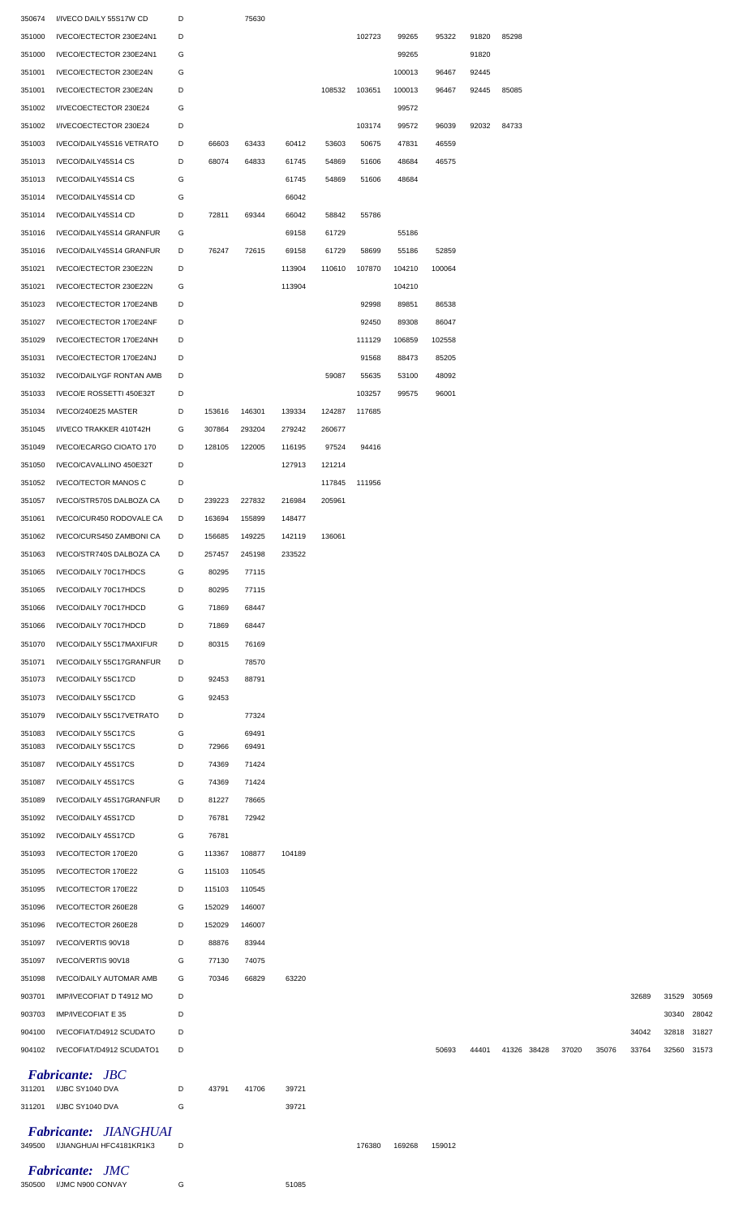| | | | | | | | | | | | | | | | | |
|---|---|---|---|---|---|---|---|---|---|---|---|---|---|---|---|---|
| 350674 | I/IVECO DAILY 55S17W CD | D | | 75630 | | | | | | | | | | | | |
| 351000 | IVECO/ECTECTOR 230E24N1 | D | | | | | 102723 | 99265 | 95322 | 91820 | 85298 | | | | | |
| 351000 | IVECO/ECTECTOR 230E24N1 | G | | | | | | 99265 | | 91820 | | | | | | |
| 351001 | IVECO/ECTECTOR 230E24N | G | | | | | | 100013 | 96467 | 92445 | | | | | | |
| 351001 | IVECO/ECTECTOR 230E24N | D | | | | 108532 | 103651 | 100013 | 96467 | 92445 | 85085 | | | | | |
| 351002 | I/IVECOECTECTOR 230E24 | G | | | | | | 99572 | | | | | | | | |
| 351002 | I/IVECOECTECTOR 230E24 | D | | | | | 103174 | 99572 | 96039 | 92032 | 84733 | | | | | |
| 351003 | IVECO/DAILY45S16 VETRATO | D | 66603 | 63433 | 60412 | 53603 | 50675 | 47831 | 46559 | | | | | | | |
| 351013 | IVECO/DAILY45S14 CS | D | 68074 | 64833 | 61745 | 54869 | 51606 | 48684 | 46575 | | | | | | | |
| 351013 | IVECO/DAILY45S14 CS | G | | | 61745 | 54869 | 51606 | 48684 | | | | | | | | |
| 351014 | IVECO/DAILY45S14 CD | G | | | 66042 | | | | | | | | | | | |
| 351014 | IVECO/DAILY45S14 CD | D | 72811 | 69344 | 66042 | 58842 | 55786 | | | | | | | | | |
| 351016 | IVECO/DAILY45S14 GRANFUR | G | | | 69158 | 61729 | | 55186 | | | | | | | | |
| 351016 | IVECO/DAILY45S14 GRANFUR | D | 76247 | 72615 | 69158 | 61729 | 58699 | 55186 | 52859 | | | | | | | |
| 351021 | IVECO/ECTECTOR 230E22N | D | | | 113904 | 110610 | 107870 | 104210 | 100064 | | | | | | | |
| 351021 | IVECO/ECTECTOR 230E22N | G | | | 113904 | | | 104210 | | | | | | | | |
| 351023 | IVECO/ECTECTOR 170E24NB | D | | | | | 92998 | 89851 | 86538 | | | | | | | |
| 351027 | IVECO/ECTECTOR 170E24NF | D | | | | | 92450 | 89308 | 86047 | | | | | | | |
| 351029 | IVECO/ECTECTOR 170E24NH | D | | | | | 111129 | 106859 | 102558 | | | | | | | |
| 351031 | IVECO/ECTECTOR 170E24NJ | D | | | | | 91568 | 88473 | 85205 | | | | | | | |
| 351032 | IVECO/DAILYGF RONTAN AMB | D | | | | 59087 | 55635 | 53100 | 48092 | | | | | | | |
| 351033 | IVECO/E ROSSETTI 450E32T | D | | | | | 103257 | 99575 | 96001 | | | | | | | |
| 351034 | IVECO/240E25 MASTER | D | 153616 | 146301 | 139334 | 124287 | 117685 | | | | | | | | | |
| 351045 | I/IVECO TRAKKER 410T42H | G | 307864 | 293204 | 279242 | 260677 | | | | | | | | | | |
| 351049 | IVECO/ECARGO CIOATO 170 | D | 128105 | 122005 | 116195 | 97524 | 94416 | | | | | | | | | |
| 351050 | IVECO/CAVALLINO 450E32T | D | | | 127913 | 121214 | | | | | | | | | | |
| 351052 | IVECO/TECTOR MANOS C | D | | | | 117845 | 111956 | | | | | | | | | |
| 351057 | IVECO/STR570S DALBOZA CA | D | 239223 | 227832 | 216984 | 205961 | | | | | | | | | | |
| 351061 | IVECO/CUR450 RODOVALE CA | D | 163694 | 155899 | 148477 | | | | | | | | | | | |
| 351062 | IVECO/CURS450 ZAMBONI CA | D | 156685 | 149225 | 142119 | 136061 | | | | | | | | | | |
| 351063 | IVECO/STR740S DALBOZA CA | D | 257457 | 245198 | 233522 | | | | | | | | | | | |
| 351065 | IVECO/DAILY 70C17HDCS | G | 80295 | 77115 | | | | | | | | | | | | |
| 351065 | IVECO/DAILY 70C17HDCS | D | 80295 | 77115 | | | | | | | | | | | | |
| 351066 | IVECO/DAILY 70C17HDCD | G | 71869 | 68447 | | | | | | | | | | | | |
| 351066 | IVECO/DAILY 70C17HDCD | D | 71869 | 68447 | | | | | | | | | | | | |
| 351070 | IVECO/DAILY 55C17MAXIFUR | D | 80315 | 76169 | | | | | | | | | | | | |
| 351071 | IVECO/DAILY 55C17GRANFUR | D | | 78570 | | | | | | | | | | | | |
| 351073 | IVECO/DAILY 55C17CD | D | 92453 | 88791 | | | | | | | | | | | | |
| 351073 | IVECO/DAILY 55C17CD | G | 92453 | | | | | | | | | | | | | |
| 351079 | IVECO/DAILY 55C17VETRATO | D | | 77324 | | | | | | | | | | | | |
| 351083 | IVECO/DAILY 55C17CS | G | | 69491 | | | | | | | | | | | | |
| 351083 | IVECO/DAILY 55C17CS | D | 72966 | 69491 | | | | | | | | | | | | |
| 351087 | IVECO/DAILY 45S17CS | D | 74369 | 71424 | | | | | | | | | | | | |
| 351087 | IVECO/DAILY 45S17CS | G | 74369 | 71424 | | | | | | | | | | | | |
| 351089 | IVECO/DAILY 45S17GRANFUR | D | 81227 | 78665 | | | | | | | | | | | | |
| 351092 | IVECO/DAILY 45S17CD | D | 76781 | 72942 | | | | | | | | | | | | |
| 351092 | IVECO/DAILY 45S17CD | G | 76781 | | | | | | | | | | | | | |
| 351093 | IVECO/TECTOR 170E20 | G | 113367 | 108877 | 104189 | | | | | | | | | | | |
| 351095 | IVECO/TECTOR 170E22 | G | 115103 | 110545 | | | | | | | | | | | | |
| 351095 | IVECO/TECTOR 170E22 | D | 115103 | 110545 | | | | | | | | | | | | |
| 351096 | IVECO/TECTOR 260E28 | G | 152029 | 146007 | | | | | | | | | | | | |
| 351096 | IVECO/TECTOR 260E28 | D | 152029 | 146007 | | | | | | | | | | | | |
| 351097 | IVECO/VERTIS 90V18 | D | 88876 | 83944 | | | | | | | | | | | | |
| 351097 | IVECO/VERTIS 90V18 | G | 77130 | 74075 | | | | | | | | | | | | |
| 351098 | IVECO/DAILY AUTOMAR AMB | G | 70346 | 66829 | 63220 | | | | | | | | | | | |
| 903701 | IMP/IVECOFIAT D T4912 MO | D | | | | | | | | | | | | 32689 | 31529 | 30569 |
| 903703 | IMP/IVECOFIAT E 35 | D | | | | | | | | | | | | | 30340 | 28042 |
| 904100 | IVECOFIAT/D4912 SCUDATO | D | | | | | | | | | | | | 34042 | 32818 | 31827 |
| 904102 | IVECOFIAT/D4912 SCUDATO1 | D | | | | | | 50693 | 44401 | 41326 | 38428 | 37020 | 35076 | 33764 | 32560 | 31573 |

### *Fabricante: JBC*

| | | | | | |
|---|---|---|---|---|---|
| 311201 | I/JBC SY1040 DVA | D | 43791 | 41706 | 39721 |
| 311201 | I/JBC SY1040 DVA | G | | | 39721 |

### *Fabricante: JIANGHUAI*

| | | | | | | | | | |
|---|---|---|---|---|---|---|---|---|---|
| 349500 | I/JIANGHUAI HFC4181KR1K3 | D | | | | | 176380 | 169268 | 159012 |

### *Fabricante: JMC*

| | | | | | |
|---|---|---|---|---|---|
| 350500 | I/JMC N900 CONVAY | G | | | 51085 |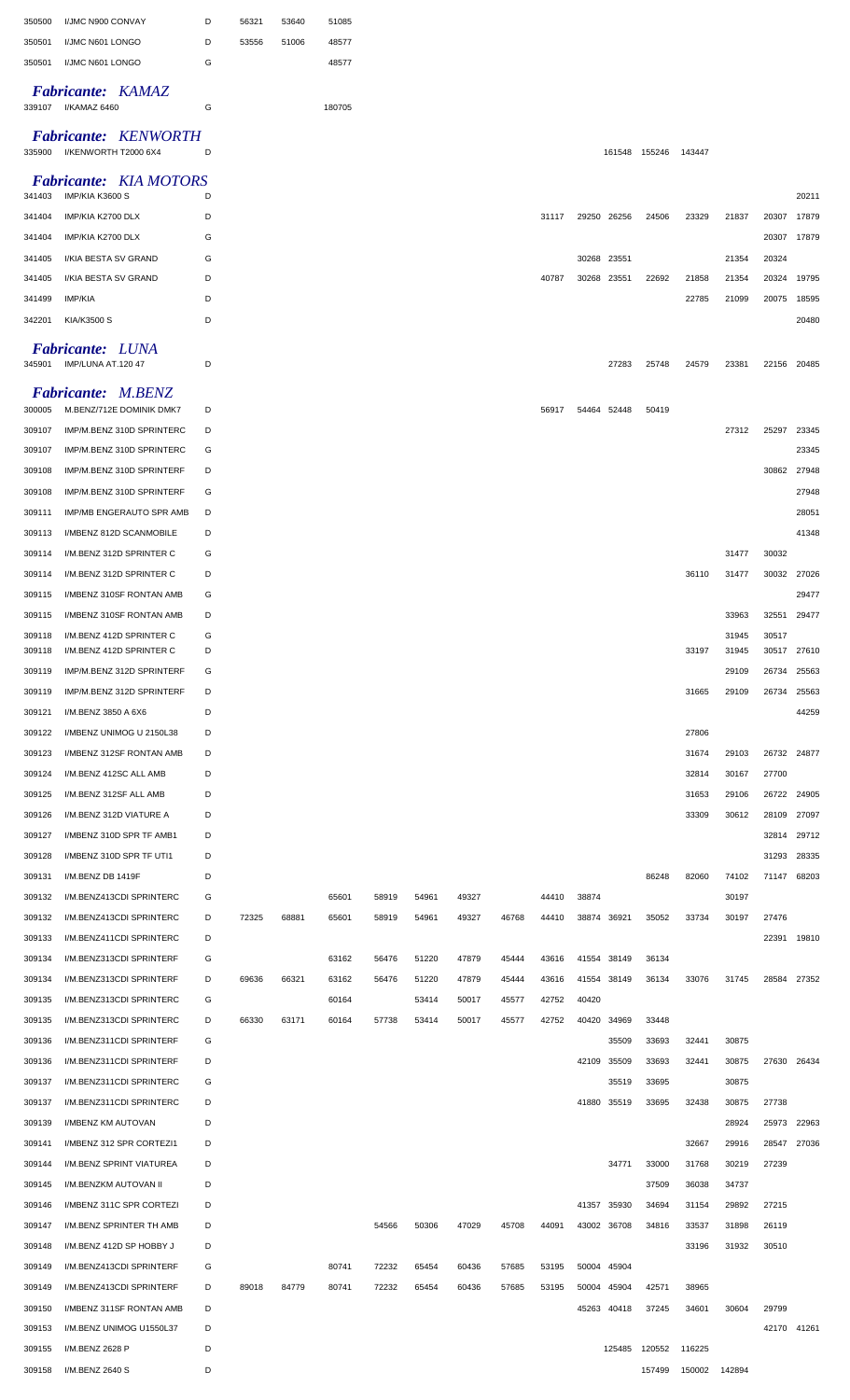| | | | | | | | | | | | | | | | | | |
|---|---|---|---|---|---|---|---|---|---|---|---|---|---|---|---|---|---|
| 350500 | I/JMC N900 CONVAY | D | 56321 | 53640 | 51085 | | | | | | | | | | | | |
| 350501 | I/JMC N601 LONGO | D | 53556 | 51006 | 48577 | | | | | | | | | | | | |
| 350501 | I/JMC N601 LONGO | G | | | 48577 | | | | | | | | | | | | |

### *Fabricante: KAMAZ*

| | | | | | | | | | | | | | | | | | |
|---|---|---|---|---|---|---|---|---|---|---|---|---|---|---|---|---|---|
| 339107 | I/KAMAZ 6460 | G | | | 180705 | | | | | | | | | | | | |

### *Fabricante: KENWORTH*

| | | | | | | | | | | | | | | | | | |
|---|---|---|---|---|---|---|---|---|---|---|---|---|---|---|---|---|---|
| 335900 | I/KENWORTH T2000 6X4 | D | | | | | | | | | | 161548 | 155246 | 143447 | | | |

### *Fabricante: KIA MOTORS*

| | | | | | | | | | | | | | | | | | |
|---|---|---|---|---|---|---|---|---|---|---|---|---|---|---|---|---|---|
| 341403 | IMP/KIA K3600 S | D | | | | | | | | | | | | | | | 20211 |
| 341404 | IMP/KIA K2700 DLX | D | | | | | | | | 31117 | 29250 | 26256 | 24506 | 23329 | 21837 | 20307 | 17879 |
| 341404 | IMP/KIA K2700 DLX | G | | | | | | | | | | | | | | 20307 | 17879 |
| 341405 | I/KIA BESTA SV GRAND | G | | | | | | | | | 30268 | 23551 | | | 21354 | 20324 | |
| 341405 | I/KIA BESTA SV GRAND | D | | | | | | | | 40787 | 30268 | 23551 | 22692 | 21858 | 21354 | 20324 | 19795 |
| 341499 | IMP/KIA | D | | | | | | | | | | | | 22785 | 21099 | 20075 | 18595 |
| 342201 | KIA/K3500 S | D | | | | | | | | | | | | | | | 20480 |

### *Fabricante: LUNA*

| | | | | | | | | | | | | | | | | | |
|---|---|---|---|---|---|---|---|---|---|---|---|---|---|---|---|---|---|
| 345901 | IMP/LUNA AT.120 47 | D | | | | | | | | | | 27283 | 25748 | 24579 | 23381 | 22156 | 20485 |

### *Fabricante: M.BENZ*

| | | | | | | | | | | | | | | | | | |
|---|---|---|---|---|---|---|---|---|---|---|---|---|---|---|---|---|---|
| 300005 | M.BENZ/712E DOMINIK DMK7 | D | | | | | | | | 56917 | 54464 | 52448 | 50419 | | | | |
| 309107 | IMP/M.BENZ 310D SPRINTERC | D | | | | | | | | | | | | | 27312 | 25297 | 23345 |
| 309107 | IMP/M.BENZ 310D SPRINTERC | G | | | | | | | | | | | | | | | 23345 |
| 309108 | IMP/M.BENZ 310D SPRINTERF | D | | | | | | | | | | | | | | 30862 | 27948 |
| 309108 | IMP/M.BENZ 310D SPRINTERF | G | | | | | | | | | | | | | | | 27948 |
| 309111 | IMP/MB ENGERAUTO SPR AMB | D | | | | | | | | | | | | | | | 28051 |
| 309113 | I/MBENZ 812D SCANMOBILE | D | | | | | | | | | | | | | | | 41348 |
| 309114 | I/M.BENZ 312D SPRINTER C | G | | | | | | | | | | | | | 31477 | 30032 | |
| 309114 | I/M.BENZ 312D SPRINTER C | D | | | | | | | | | | | | 36110 | 31477 | 30032 | 27026 |
| 309115 | I/MBENZ 310SF RONTAN AMB | G | | | | | | | | | | | | | | | 29477 |
| 309115 | I/MBENZ 310SF RONTAN AMB | D | | | | | | | | | | | | | 33963 | 32551 | 29477 |
| 309118 | I/M.BENZ 412D SPRINTER C | G | | | | | | | | | | | | | 31945 | 30517 | |
| 309118 | I/M.BENZ 412D SPRINTER C | D | | | | | | | | | | | | 33197 | 31945 | 30517 | 27610 |
| 309119 | IMP/M.BENZ 312D SPRINTERF | G | | | | | | | | | | | | | 29109 | 26734 | 25563 |
| 309119 | IMP/M.BENZ 312D SPRINTERF | D | | | | | | | | | | | | 31665 | 29109 | 26734 | 25563 |
| 309121 | I/M.BENZ 3850 A 6X6 | D | | | | | | | | | | | | | | | 44259 |
| 309122 | I/MBENZ UNIMOG U 2150L38 | D | | | | | | | | | | | | 27806 | | | |
| 309123 | I/MBENZ 312SF RONTAN AMB | D | | | | | | | | | | | | 31674 | 29103 | 26732 | 24877 |
| 309124 | I/M.BENZ 412SC ALL AMB | D | | | | | | | | | | | | 32814 | 30167 | 27700 | |
| 309125 | I/M.BENZ 312SF ALL AMB | D | | | | | | | | | | | | 31653 | 29106 | 26722 | 24905 |
| 309126 | I/M.BENZ 312D VIATURE A | D | | | | | | | | | | | | 33309 | 30612 | 28109 | 27097 |
| 309127 | I/MBENZ 310D SPR TF AMB1 | D | | | | | | | | | | | | | | 32814 | 29712 |
| 309128 | I/MBENZ 310D SPR TF UTI1 | D | | | | | | | | | | | | | | 31293 | 28335 |
| 309131 | I/M.BENZ DB 1419F | D | | | | | | | | | | | 86248 | 82060 | 74102 | 71147 | 68203 |
| 309132 | I/M.BENZ413CDI SPRINTERC | G | | | 65601 | 58919 | 54961 | 49327 | | 44410 | 38874 | | | | 30197 | | |
| 309132 | I/M.BENZ413CDI SPRINTERC | D | 72325 | 68881 | 65601 | 58919 | 54961 | 49327 | 46768 | 44410 | 38874 | 36921 | 35052 | 33734 | 30197 | 27476 | |
| 309133 | I/M.BENZ411CDI SPRINTERC | D | | | | | | | | | | | | | | 22391 | 19810 |
| 309134 | I/M.BENZ313CDI SPRINTERF | G | | | 63162 | 56476 | 51220 | 47879 | 45444 | 43616 | 41554 | 38149 | 36134 | | | | |
| 309134 | I/M.BENZ313CDI SPRINTERF | D | 69636 | 66321 | 63162 | 56476 | 51220 | 47879 | 45444 | 43616 | 41554 | 38149 | 36134 | 33076 | 31745 | 28584 | 27352 |
| 309135 | I/M.BENZ313CDI SPRINTERC | G | | | 60164 | | 53414 | 50017 | 45577 | 42752 | 40420 | | | | | | |
| 309135 | I/M.BENZ313CDI SPRINTERC | D | 66330 | 63171 | 60164 | 57738 | 53414 | 50017 | 45577 | 42752 | 40420 | 34969 | 33448 | | | | |
| 309136 | I/M.BENZ311CDI SPRINTERF | G | | | | | | | | | | 35509 | 33693 | 32441 | 30875 | | |
| 309136 | I/M.BENZ311CDI SPRINTERF | D | | | | | | | | | 42109 | 35509 | 33693 | 32441 | 30875 | 27630 | 26434 |
| 309137 | I/M.BENZ311CDI SPRINTERC | G | | | | | | | | | | 35519 | 33695 | | 30875 | | |
| 309137 | I/M.BENZ311CDI SPRINTERC | D | | | | | | | | | 41880 | 35519 | 33695 | 32438 | 30875 | 27738 | |
| 309139 | I/MBENZ KM AUTOVAN | D | | | | | | | | | | | | | 28924 | 25973 | 22963 |
| 309141 | I/MBENZ 312 SPR CORTEZI1 | D | | | | | | | | | | | | 32667 | 29916 | 28547 | 27036 |
| 309144 | I/M.BENZ SPRINT VIATUREA | D | | | | | | | | | | 34771 | 33000 | 31768 | 30219 | 27239 | |
| 309145 | I/M.BENZKM AUTOVAN II | D | | | | | | | | | | | 37509 | 36038 | 34737 | | |
| 309146 | I/MBENZ 311C SPR CORTEZI | D | | | | | | | | | 41357 | 35930 | 34694 | 31154 | 29892 | 27215 | |
| 309147 | I/M.BENZ SPRINTER TH AMB | D | | | | 54566 | 50306 | 47029 | 45708 | 44091 | 43002 | 36708 | 34816 | 33537 | 31898 | 26119 | |
| 309148 | I/M.BENZ 412D SP HOBBY J | D | | | | | | | | | | | | 33196 | 31932 | 30510 | |
| 309149 | I/M.BENZ413CDI SPRINTERF | G | | | 80741 | 72232 | 65454 | 60436 | 57685 | 53195 | 50004 | 45904 | | | | | |
| 309149 | I/M.BENZ413CDI SPRINTERF | D | 89018 | 84779 | 80741 | 72232 | 65454 | 60436 | 57685 | 53195 | 50004 | 45904 | 42571 | 38965 | | | |
| 309150 | I/MBENZ 311SF RONTAN AMB | D | | | | | | | | | 45263 | 40418 | 37245 | 34601 | 30604 | 29799 | |
| 309153 | I/M.BENZ UNIMOG U1550L37 | D | | | | | | | | | | | | | | 42170 | 41261 |
| 309155 | I/M.BENZ 2628 P | D | | | | | | | | | | 125485 | 120552 | 116225 | | | |
| 309158 | I/M.BENZ 2640 S | D | | | | | | | | | | | 157499 | 150002 | 142894 | | |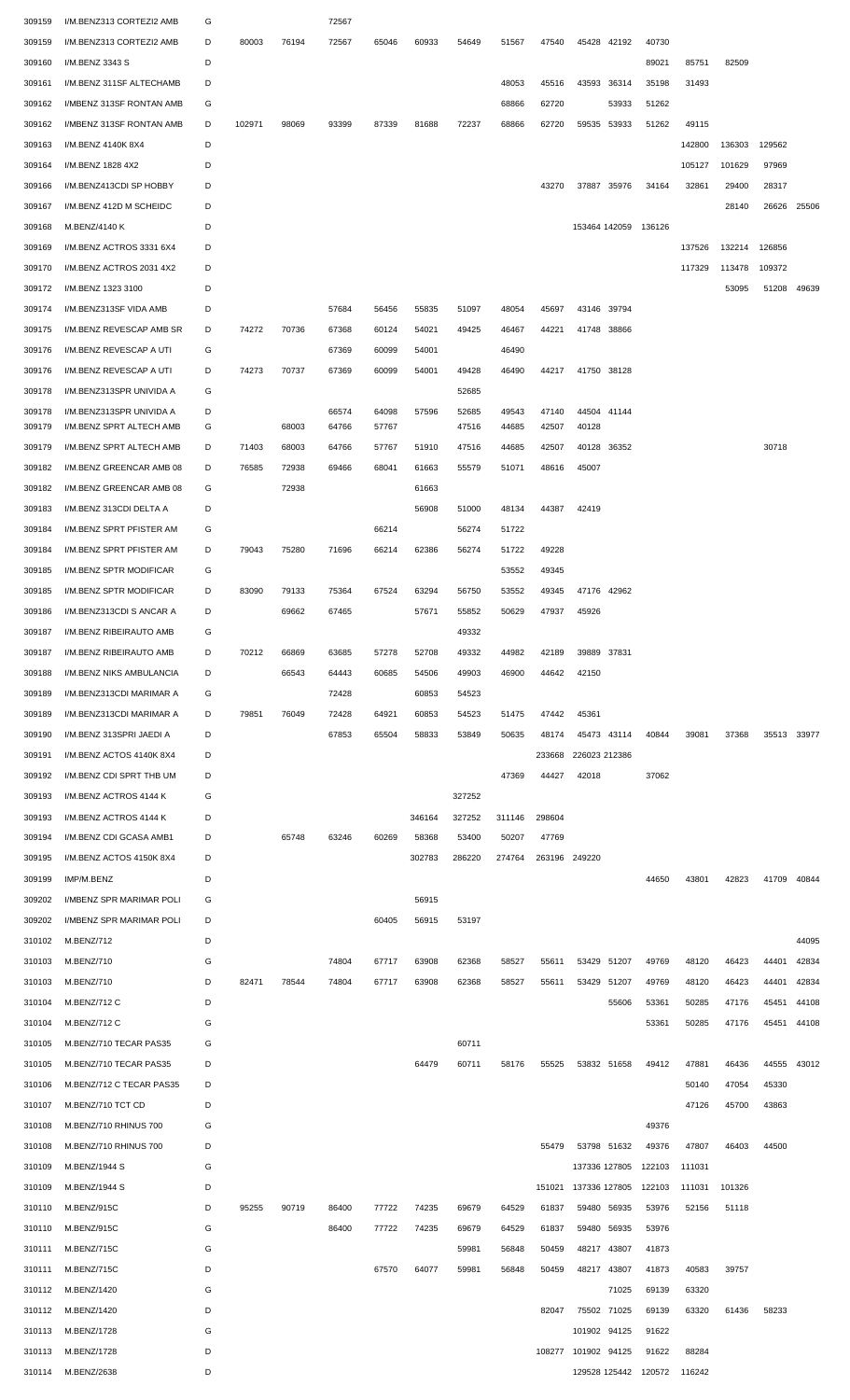| | | | | | | | | | | | | | | | | | |
|---|---|---|---|---|---|---|---|---|---|---|---|---|---|---|---|---|---|
| 309159 | I/M.BENZ313 CORTEZI2 AMB | G | | | 72567 | | | | | | | | | | | | |
| 309159 | I/M.BENZ313 CORTEZI2 AMB | D | 80003 | 76194 | 72567 | 65046 | 60933 | 54649 | 51567 | 47540 | 45428 | 42192 | 40730 | | | | |
| 309160 | I/M.BENZ 3343 S | D | | | | | | | | | | | 89021 | 85751 | 82509 | | |
| 309161 | I/M.BENZ 311SF ALTECHAMB | D | | | | | | | 48053 | 45516 | 43593 | 36314 | 35198 | 31493 | | | |
| 309162 | I/MBENZ 313SF RONTAN AMB | G | | | | | | | 68866 | 62720 | | 53933 | 51262 | | | | |
| 309162 | I/MBENZ 313SF RONTAN AMB | D | 102971 | 98069 | 93399 | 87339 | 81688 | 72237 | 68866 | 62720 | 59535 | 53933 | 51262 | 49115 | | | |
| 309163 | I/M.BENZ 4140K 8X4 | D | | | | | | | | | | | | 142800 | 136303 | 129562 | |
| 309164 | I/M.BENZ 1828 4X2 | D | | | | | | | | | | | | 105127 | 101629 | 97969 | |
| 309166 | I/M.BENZ413CDI SP HOBBY | D | | | | | | | | 43270 | 37887 | 35976 | 34164 | 32861 | 29400 | 28317 | |
| 309167 | I/M.BENZ 412D M SCHEIDC | D | | | | | | | | | | | | | 28140 | 26626 | 25506 |
| 309168 | M.BENZ/4140 K | D | | | | | | | | | 153464 | 142059 | 136126 | | | | |
| 309169 | I/M.BENZ ACTROS 3331 6X4 | D | | | | | | | | | | | | 137526 | 132214 | 126856 | |
| 309170 | I/M.BENZ ACTROS 2031 4X2 | D | | | | | | | | | | | | 117329 | 113478 | 109372 | |
| 309172 | I/M.BENZ 1323 3100 | D | | | | | | | | | | | | | 53095 | 51208 | 49639 |
| 309174 | I/M.BENZ313SF VIDA AMB | D | | | 57684 | 56456 | 55835 | 51097 | 48054 | 45697 | 43146 | 39794 | | | | | |
| 309175 | I/M.BENZ REVESCAP AMB SR | D | 74272 | 70736 | 67368 | 60124 | 54021 | 49425 | 46467 | 44221 | 41748 | 38866 | | | | | |
| 309176 | I/M.BENZ REVESCAP A UTI | G | | | 67369 | 60099 | 54001 | | 46490 | | | | | | | | |
| 309176 | I/M.BENZ REVESCAP A UTI | D | 74273 | 70737 | 67369 | 60099 | 54001 | 49428 | 46490 | 44217 | 41750 | 38128 | | | | | |
| 309178 | I/M.BENZ313SPR UNIVIDA A | G | | | | | | 52685 | | | | | | | | | |
| 309178 | I/M.BENZ313SPR UNIVIDA A | D | | | 66574 | 64098 | 57596 | 52685 | 49543 | 47140 | 44504 | 41144 | | | | | |
| 309179 | I/M.BENZ SPRT ALTECH AMB | G | | 68003 | 64766 | 57767 | | 47516 | 44685 | 42507 | 40128 | | | | | | |
| 309179 | I/M.BENZ SPRT ALTECH AMB | D | 71403 | 68003 | 64766 | 57767 | 51910 | 47516 | 44685 | 42507 | 40128 | 36352 | | | 30718 | | |
| 309182 | I/M.BENZ GREENCAR AMB 08 | D | 76585 | 72938 | 69466 | 68041 | 61663 | 55579 | 51071 | 48616 | 45007 | | | | | | |
| 309182 | I/M.BENZ GREENCAR AMB 08 | G | | 72938 | | | 61663 | | | | | | | | | | |
| 309183 | I/M.BENZ 313CDI DELTA A | D | | | | | 56908 | 51000 | 48134 | 44387 | 42419 | | | | | | |
| 309184 | I/M.BENZ SPRT PFISTER AM | G | | | | 66214 | | 56274 | 51722 | | | | | | | | |
| 309184 | I/M.BENZ SPRT PFISTER AM | D | 79043 | 75280 | 71696 | 66214 | 62386 | 56274 | 51722 | 49228 | | | | | | | |
| 309185 | I/M.BENZ SPTR MODIFICAR | G | | | | | | | 53552 | 49345 | | | | | | | |
| 309185 | I/M.BENZ SPTR MODIFICAR | D | 83090 | 79133 | 75364 | 67524 | 63294 | 56750 | 53552 | 49345 | 47176 | 42962 | | | | | |
| 309186 | I/M.BENZ313CDI S ANCAR A | D | | 69662 | 67465 | | 57671 | 55852 | 50629 | 47937 | 45926 | | | | | | |
| 309187 | I/M.BENZ RIBEIRAUTO AMB | G | | | | | | 49332 | | | | | | | | | |
| 309187 | I/M.BENZ RIBEIRAUTO AMB | D | 70212 | 66869 | 63685 | 57278 | 52708 | 49332 | 44982 | 42189 | 39889 | 37831 | | | | | |
| 309188 | I/M.BENZ NIKS AMBULANCIA | D | | 66543 | 64443 | 60685 | 54506 | 49903 | 46900 | 44642 | 42150 | | | | | | |
| 309189 | I/M.BENZ313CDI MARIMAR A | G | | | 72428 | | 60853 | 54523 | | | | | | | | | |
| 309189 | I/M.BENZ313CDI MARIMAR A | D | 79851 | 76049 | 72428 | 64921 | 60853 | 54523 | 51475 | 47442 | 45361 | | | | | | |
| 309190 | I/M.BENZ 313SPRI JAEDI A | D | | | 67853 | 65504 | 58833 | 53849 | 50635 | 48174 | 45473 | 43114 | 40844 | 39081 | 37368 | 35513 | 33977 |
| 309191 | I/M.BENZ ACTOS 4140K 8X4 | D | | | | | | | | 233668 | 226023 | 212386 | | | | | |
| 309192 | I/M.BENZ CDI SPRT THB UM | D | | | | | | | 47369 | 44427 | 42018 | | 37062 | | | | |
| 309193 | I/M.BENZ ACTROS 4144 K | G | | | | | | 327252 | | | | | | | | | |
| 309193 | I/M.BENZ ACTROS 4144 K | D | | | | | 346164 | 327252 | 311146 | 298604 | | | | | | | |
| 309194 | I/M.BENZ CDI GCASA AMB1 | D | | 65748 | 63246 | 60269 | 58368 | 53400 | 50207 | 47769 | | | | | | | |
| 309195 | I/M.BENZ ACTOS 4150K 8X4 | D | | | | | 302783 | 286220 | 274764 | 263196 | 249220 | | | | | | |
| 309199 | IMP/M.BENZ | D | | | | | | | | | | | 44650 | 43801 | 42823 | 41709 | 40844 |
| 309202 | I/MBENZ SPR MARIMAR POLI | G | | | | | 56915 | | | | | | | | | | |
| 309202 | I/MBENZ SPR MARIMAR POLI | D | | | | 60405 | 56915 | 53197 | | | | | | | | | |
| 310102 | M.BENZ/712 | D | | | | | | | | | | | | | | | 44095 |
| 310103 | M.BENZ/710 | G | | | 74804 | 67717 | 63908 | 62368 | 58527 | 55611 | 53429 | 51207 | 49769 | 48120 | 46423 | 44401 | 42834 |
| 310103 | M.BENZ/710 | D | 82471 | 78544 | 74804 | 67717 | 63908 | 62368 | 58527 | 55611 | 53429 | 51207 | 49769 | 48120 | 46423 | 44401 | 42834 |
| 310104 | M.BENZ/712 C | D | | | | | | | | | | 55606 | 53361 | 50285 | 47176 | 45451 | 44108 |
| 310104 | M.BENZ/712 C | G | | | | | | | | | | | 53361 | 50285 | 47176 | 45451 | 44108 |
| 310105 | M.BENZ/710 TECAR PAS35 | G | | | | | | 60711 | | | | | | | | | |
| 310105 | M.BENZ/710 TECAR PAS35 | D | | | | | 64479 | 60711 | 58176 | 55525 | 53832 | 51658 | 49412 | 47881 | 46436 | 44555 | 43012 |
| 310106 | M.BENZ/712 C TECAR PAS35 | D | | | | | | | | | | | | 50140 | 47054 | 45330 | |
| 310107 | M.BENZ/710 TCT CD | D | | | | | | | | | | | | 47126 | 45700 | 43863 | |
| 310108 | M.BENZ/710 RHINUS 700 | G | | | | | | | | | | | 49376 | | | | |
| 310108 | M.BENZ/710 RHINUS 700 | D | | | | | | | | 55479 | 53798 | 51632 | 49376 | 47807 | 46403 | 44500 | |
| 310109 | M.BENZ/1944 S | G | | | | | | | | | 137336 | 127805 | 122103 | 111031 | | | |
| 310109 | M.BENZ/1944 S | D | | | | | | | | 151021 | 137336 | 127805 | 122103 | 111031 | 101326 | | |
| 310110 | M.BENZ/915C | D | 95255 | 90719 | 86400 | 77722 | 74235 | 69679 | 64529 | 61837 | 59480 | 56935 | 53976 | 52156 | 51118 | | |
| 310110 | M.BENZ/915C | G | | | 86400 | 77722 | 74235 | 69679 | 64529 | 61837 | 59480 | 56935 | 53976 | | | | |
| 310111 | M.BENZ/715C | G | | | | | | 59981 | 56848 | 50459 | 48217 | 43807 | 41873 | | | | |
| 310111 | M.BENZ/715C | D | | | | 67570 | 64077 | 59981 | 56848 | 50459 | 48217 | 43807 | 41873 | 40583 | 39757 | | |
| 310112 | M.BENZ/1420 | G | | | | | | | | | | 71025 | 69139 | 63320 | | | |
| 310112 | M.BENZ/1420 | D | | | | | | | | 82047 | 75502 | 71025 | 69139 | 63320 | 61436 | 58233 | |
| 310113 | M.BENZ/1728 | G | | | | | | | | | 101902 | 94125 | 91622 | | | | |
| 310113 | M.BENZ/1728 | D | | | | | | | | 108277 | 101902 | 94125 | 91622 | 88284 | | | |
| 310114 | M.BENZ/2638 | D | | | | | | | | | 129528 | 125442 | 120572 | 116242 | | | |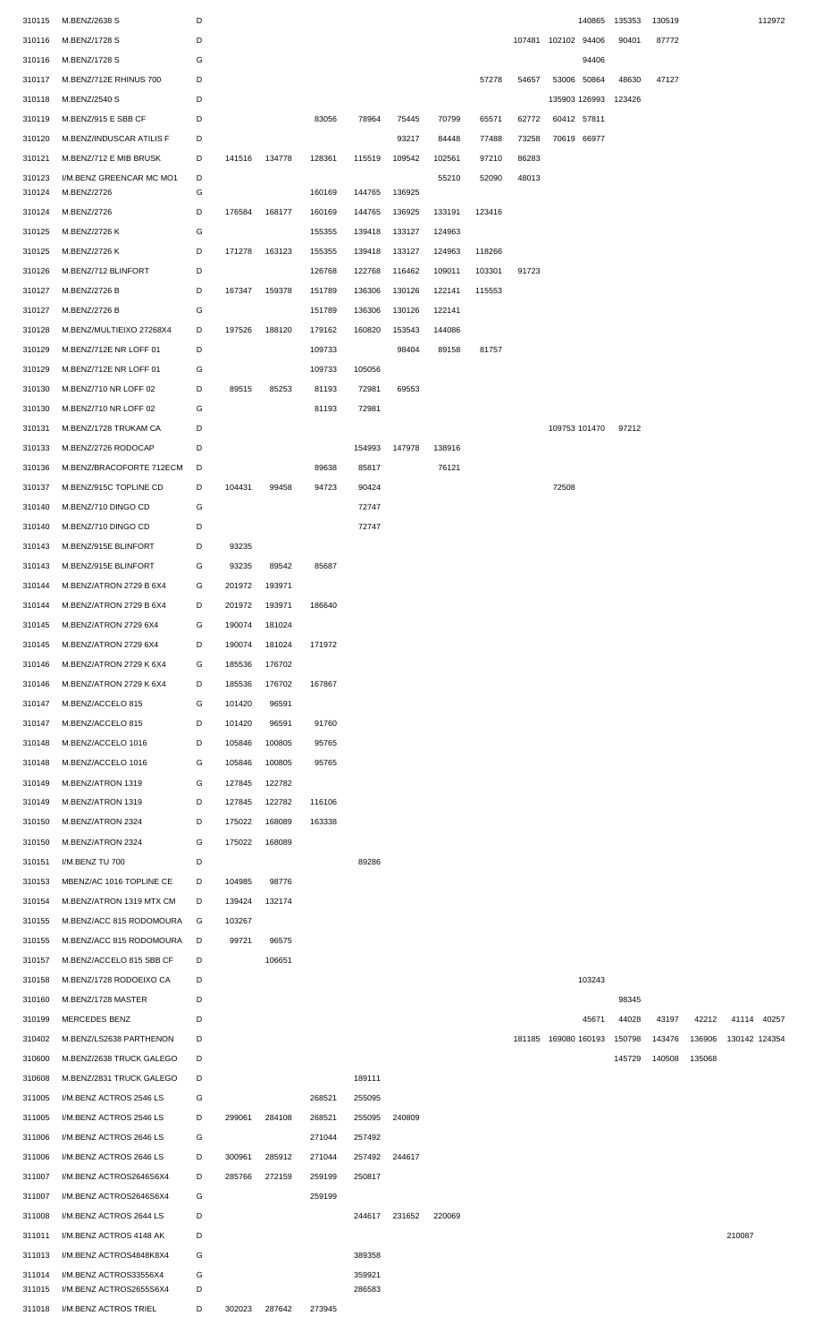| | | | | | | | | | | | | | | | | |
|---|---|---|---|---|---|---|---|---|---|---|---|---|---|---|---|---|---|
| 310115 | M.BENZ/2638 S | D | | | | | | | | | | 140865 | 135353 | 130519 | | | 112972 |
| 310116 | M.BENZ/1728 S | D | | | | | | | | 107481 | 102102 | 94406 | 90401 | 87772 | | | |
| 310116 | M.BENZ/1728 S | G | | | | | | | | | | 94406 | | | | | |
| 310117 | M.BENZ/712E RHINUS 700 | D | | | | | | | 57278 | 54657 | 53006 | 50864 | 48630 | 47127 | | | |
| 310118 | M.BENZ/2540 S | D | | | | | | | | | 135903 | 126993 | 123426 | | | | |
| 310119 | M.BENZ/915 E SBB CF | D | | | 83056 | 78964 | 75445 | 70799 | 65571 | 62772 | 60412 | 57811 | | | | | |
| 310120 | M.BENZ/INDUSCAR ATILIS F | D | | | | | 93217 | 84448 | 77488 | 73258 | 70619 | 66977 | | | | | |
| 310121 | M.BENZ/712 E MIB BRUSK | D | 141516 | 134778 | 128361 | 115519 | 109542 | 102561 | 97210 | 86283 | | | | | | | |
| 310123 | I/M.BENZ GREENCAR MC MO1 | D | | | | | | 55210 | 52090 | 48013 | | | | | | | |
| 310124 | M.BENZ/2726 | G | | | 160169 | 144765 | 136925 | | | | | | | | | | |
| 310124 | M.BENZ/2726 | D | 176584 | 168177 | 160169 | 144765 | 136925 | 133191 | 123416 | | | | | | | | |
| 310125 | M.BENZ/2726 K | G | | | 155355 | 139418 | 133127 | 124963 | | | | | | | | | |
| 310125 | M.BENZ/2726 K | D | 171278 | 163123 | 155355 | 139418 | 133127 | 124963 | 118266 | | | | | | | | |
| 310126 | M.BENZ/712 BLINFORT | D | | | 126768 | 122768 | 116462 | 109011 | 103301 | 91723 | | | | | | | |
| 310127 | M.BENZ/2726 B | D | 167347 | 159378 | 151789 | 136306 | 130126 | 122141 | 115553 | | | | | | | | |
| 310127 | M.BENZ/2726 B | G | | | 151789 | 136306 | 130126 | 122141 | | | | | | | | | |
| 310128 | M.BENZ/MULTIEIXO 27268X4 | D | 197526 | 188120 | 179162 | 160820 | 153543 | 144086 | | | | | | | | | |
| 310129 | M.BENZ/712E NR LOFF 01 | D | | | 109733 | | 98404 | 89158 | 81757 | | | | | | | | |
| 310129 | M.BENZ/712E NR LOFF 01 | G | | | 109733 | 105056 | | | | | | | | | | | |
| 310130 | M.BENZ/710 NR LOFF 02 | D | 89515 | 85253 | 81193 | 72981 | 69553 | | | | | | | | | | |
| 310130 | M.BENZ/710 NR LOFF 02 | G | | | 81193 | 72981 | | | | | | | | | | | |
| 310131 | M.BENZ/1728 TRUKAM CA | D | | | | | | | | | 109753 | 101470 | 97212 | | | | |
| 310133 | M.BENZ/2726 RODOCAP | D | | | | 154993 | 147978 | 138916 | | | | | | | | | |
| 310136 | M.BENZ/BRACOFORTE 712ECM | D | | | 89638 | 85817 | | 76121 | | | | | | | | | |
| 310137 | M.BENZ/915C TOPLINE CD | D | 104431 | 99458 | 94723 | 90424 | | | | | 72508 | | | | | | |
| 310140 | M.BENZ/710 DINGO CD | G | | | | 72747 | | | | | | | | | | | |
| 310140 | M.BENZ/710 DINGO CD | D | | | | 72747 | | | | | | | | | | | |
| 310143 | M.BENZ/915E BLINFORT | D | 93235 | | | | | | | | | | | | | | |
| 310143 | M.BENZ/915E BLINFORT | G | 93235 | 89542 | 85687 | | | | | | | | | | | | |
| 310144 | M.BENZ/ATRON 2729 B 6X4 | G | 201972 | 193971 | | | | | | | | | | | | | |
| 310144 | M.BENZ/ATRON 2729 B 6X4 | D | 201972 | 193971 | 186640 | | | | | | | | | | | | |
| 310145 | M.BENZ/ATRON 2729 6X4 | G | 190074 | 181024 | | | | | | | | | | | | | |
| 310145 | M.BENZ/ATRON 2729 6X4 | D | 190074 | 181024 | 171972 | | | | | | | | | | | | |
| 310146 | M.BENZ/ATRON 2729 K 6X4 | G | 185536 | 176702 | | | | | | | | | | | | | |
| 310146 | M.BENZ/ATRON 2729 K 6X4 | D | 185536 | 176702 | 167867 | | | | | | | | | | | | |
| 310147 | M.BENZ/ACCELO 815 | G | 101420 | 96591 | | | | | | | | | | | | | |
| 310147 | M.BENZ/ACCELO 815 | D | 101420 | 96591 | 91760 | | | | | | | | | | | | |
| 310148 | M.BENZ/ACCELO 1016 | D | 105846 | 100805 | 95765 | | | | | | | | | | | | |
| 310148 | M.BENZ/ACCELO 1016 | G | 105846 | 100805 | 95765 | | | | | | | | | | | | |
| 310149 | M.BENZ/ATRON 1319 | G | 127845 | 122782 | | | | | | | | | | | | | |
| 310149 | M.BENZ/ATRON 1319 | D | 127845 | 122782 | 116106 | | | | | | | | | | | | |
| 310150 | M.BENZ/ATRON 2324 | D | 175022 | 168089 | 163338 | | | | | | | | | | | | |
| 310150 | M.BENZ/ATRON 2324 | G | 175022 | 168089 | | | | | | | | | | | | | |
| 310151 | I/M.BENZ TU 700 | D | | | | 89286 | | | | | | | | | | | |
| 310153 | MBENZ/AC 1016 TOPLINE CE | D | 104985 | 98776 | | | | | | | | | | | | | |
| 310154 | M.BENZ/ATRON 1319 MTX CM | D | 139424 | 132174 | | | | | | | | | | | | | |
| 310155 | M.BENZ/ACC 815 RODOMOURA | G | 103267 | | | | | | | | | | | | | | |
| 310155 | M.BENZ/ACC 815 RODOMOURA | D | 99721 | 96575 | | | | | | | | | | | | | |
| 310157 | M.BENZ/ACCELO 815 SBB CF | D | | 106651 | | | | | | | | | | | | | |
| 310158 | M.BENZ/1728 RODOEIXO CA | D | | | | | | | | | | 103243 | | | | | |
| 310160 | M.BENZ/1728 MASTER | D | | | | | | | | | | | 98345 | | | | |
| 310199 | MERCEDES BENZ | D | | | | | | | | | | 45671 | 44028 | 43197 | 42212 | 41114 | 40257 |
| 310402 | M.BENZ/LS2638 PARTHENON | D | | | | | | | | 181185 | 169080 | 160193 | 150798 | 143476 | 136906 | 130142 | 124354 |
| 310600 | M.BENZ/2638 TRUCK GALEGO | D | | | | | | | | | | | 145729 | 140508 | 135068 | | |
| 310608 | M.BENZ/2831 TRUCK GALEGO | D | | | | 189111 | | | | | | | | | | | |
| 311005 | I/M.BENZ ACTROS 2546 LS | G | | | 268521 | 255095 | | | | | | | | | | | |
| 311005 | I/M.BENZ ACTROS 2546 LS | D | 299061 | 284108 | 268521 | 255095 | 240809 | | | | | | | | | | |
| 311006 | I/M.BENZ ACTROS 2646 LS | G | | | 271044 | 257492 | | | | | | | | | | | |
| 311006 | I/M.BENZ ACTROS 2646 LS | D | 300961 | 285912 | 271044 | 257492 | 244617 | | | | | | | | | | |
| 311007 | I/M.BENZ ACTROS2646S6X4 | D | 285766 | 272159 | 259199 | 250817 | | | | | | | | | | | |
| 311007 | I/M.BENZ ACTROS2646S6X4 | G | | | 259199 | | | | | | | | | | | | |
| 311008 | I/M.BENZ ACTROS 2644 LS | D | | | | 244617 | 231652 | 220069 | | | | | | | | | |
| 311011 | I/M.BENZ ACTROS 4148 AK | D | | | | | | | | | | | | | | 210087 | |
| 311013 | I/M.BENZ ACTROS4848K8X4 | G | | | | 389358 | | | | | | | | | | | |
| 311014 | I/M.BENZ ACTROS33556X4 | G | | | | 359921 | | | | | | | | | | | |
| 311015 | I/M.BENZ ACTROS2655S6X4 | D | | | | 286583 | | | | | | | | | | | |
| 311018 | I/M.BENZ ACTROS TRIEL | D | 302023 | 287642 | 273945 | | | | | | | | | | | | |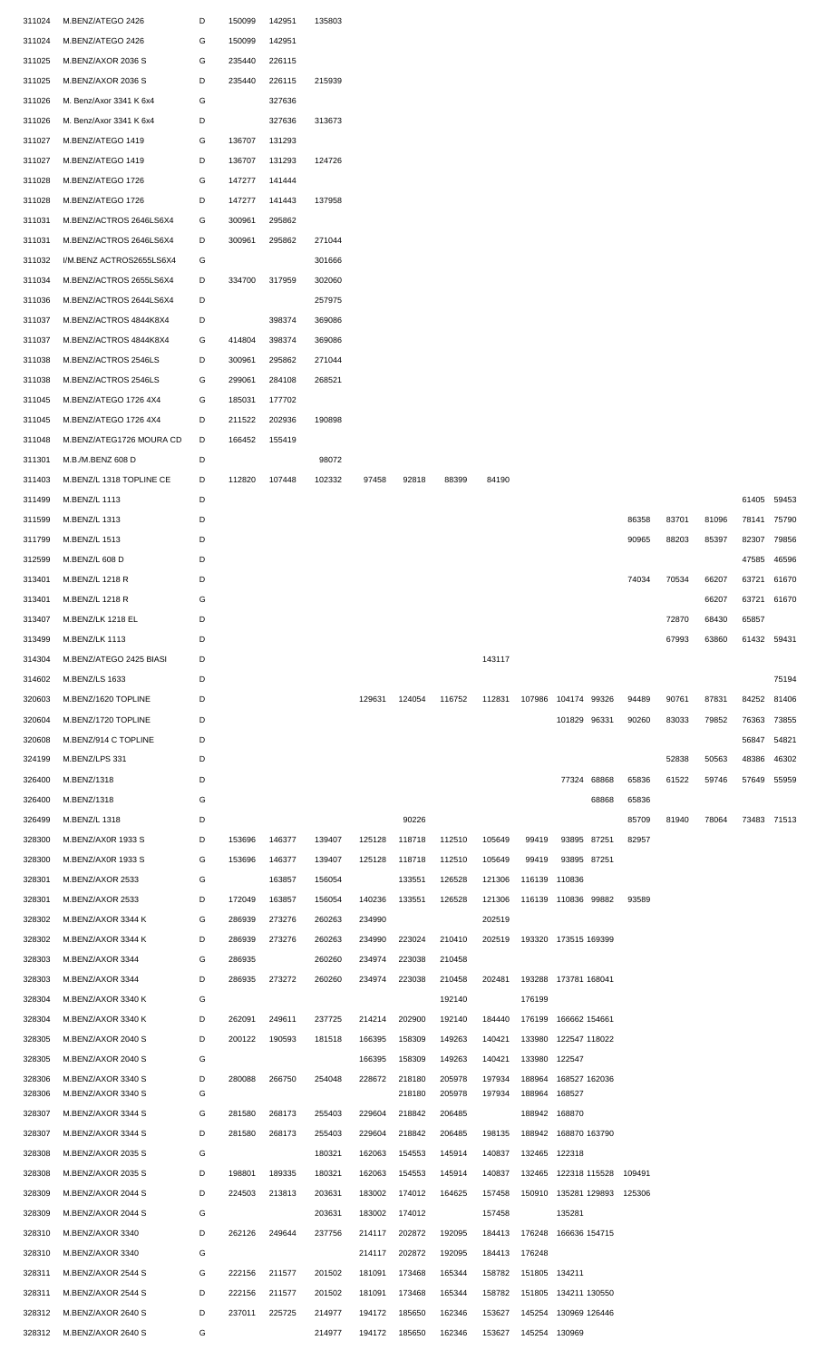| | | | | | | | | | | | | | | | | | |
|---|---|---|---|---|---|---|---|---|---|---|---|---|---|---|---|---|---|
| 311024 | M.BENZ/ATEGO 2426 | D | 150099 | 142951 | 135803 | | | | | | | | | | | | |
| 311024 | M.BENZ/ATEGO 2426 | G | 150099 | 142951 | | | | | | | | | | | | | |
| 311025 | M.BENZ/AXOR 2036 S | G | 235440 | 226115 | | | | | | | | | | | | | |
| 311025 | M.BENZ/AXOR 2036 S | D | 235440 | 226115 | 215939 | | | | | | | | | | | | |
| 311026 | M. Benz/Axor 3341 K 6x4 | G | | 327636 | | | | | | | | | | | | | |
| 311026 | M. Benz/Axor 3341 K 6x4 | D | | 327636 | 313673 | | | | | | | | | | | | |
| 311027 | M.BENZ/ATEGO 1419 | G | 136707 | 131293 | | | | | | | | | | | | | |
| 311027 | M.BENZ/ATEGO 1419 | D | 136707 | 131293 | 124726 | | | | | | | | | | | | |
| 311028 | M.BENZ/ATEGO 1726 | G | 147277 | 141444 | | | | | | | | | | | | | |
| 311028 | M.BENZ/ATEGO 1726 | D | 147277 | 141443 | 137958 | | | | | | | | | | | | |
| 311031 | M.BENZ/ACTROS 2646LS6X4 | G | 300961 | 295862 | | | | | | | | | | | | | |
| 311031 | M.BENZ/ACTROS 2646LS6X4 | D | 300961 | 295862 | 271044 | | | | | | | | | | | | |
| 311032 | I/M.BENZ ACTROS2655LS6X4 | G | | | 301666 | | | | | | | | | | | | |
| 311034 | M.BENZ/ACTROS 2655LS6X4 | D | 334700 | 317959 | 302060 | | | | | | | | | | | | |
| 311036 | M.BENZ/ACTROS 2644LS6X4 | D | | | 257975 | | | | | | | | | | | | |
| 311037 | M.BENZ/ACTROS 4844K8X4 | D | | 398374 | 369086 | | | | | | | | | | | | |
| 311037 | M.BENZ/ACTROS 4844K8X4 | G | 414804 | 398374 | 369086 | | | | | | | | | | | | |
| 311038 | M.BENZ/ACTROS 2546LS | D | 300961 | 295862 | 271044 | | | | | | | | | | | | |
| 311038 | M.BENZ/ACTROS 2546LS | G | 299061 | 284108 | 268521 | | | | | | | | | | | | |
| 311045 | M.BENZ/ATEGO 1726 4X4 | G | 185031 | 177702 | | | | | | | | | | | | | |
| 311045 | M.BENZ/ATEGO 1726 4X4 | D | 211522 | 202936 | 190898 | | | | | | | | | | | | |
| 311048 | M.BENZ/ATEG1726 MOURA CD | D | 166452 | 155419 | | | | | | | | | | | | | |
| 311301 | M.B./M.BENZ 608 D | D | | | 98072 | | | | | | | | | | | | |
| 311403 | M.BENZ/L 1318 TOPLINE CE | D | 112820 | 107448 | 102332 | 97458 | 92818 | 88399 | 84190 | | | | | | | | |
| 311499 | M.BENZ/L 1113 | D | | | | | | | | | | | | | | 61405 | 59453 |
| 311599 | M.BENZ/L 1313 | D | | | | | | | | | | | 86358 | 83701 | 81096 | 78141 | 75790 |
| 311799 | M.BENZ/L 1513 | D | | | | | | | | | | | 90965 | 88203 | 85397 | 82307 | 79856 |
| 312599 | M.BENZ/L 608 D | D | | | | | | | | | | | | | | 47585 | 46596 |
| 313401 | M.BENZ/L 1218 R | D | | | | | | | | | | | 74034 | 70534 | 66207 | 63721 | 61670 |
| 313401 | M.BENZ/L 1218 R | G | | | | | | | | | | | | | 66207 | 63721 | 61670 |
| 313407 | M.BENZ/LK 1218 EL | D | | | | | | | | | | | | 72870 | 68430 | 65857 | |
| 313499 | M.BENZ/LK 1113 | D | | | | | | | | | | | | 67993 | 63860 | 61432 | 59431 |
| 314304 | M.BENZ/ATEGO 2425 BIASI | D | | | | | | | 143117 | | | | | | | | |
| 314602 | M.BENZ/LS 1633 | D | | | | | | | | | | | | | | | 75194 |
| 320603 | M.BENZ/1620 TOPLINE | D | | | | 129631 | 124054 | 116752 | 112831 | 107986 | 104174 | 99326 | 94489 | 90761 | 87831 | 84252 | 81406 |
| 320604 | M.BENZ/1720 TOPLINE | D | | | | | | | | | 101829 | 96331 | 90260 | 83033 | 79852 | 76363 | 73855 |
| 320608 | M.BENZ/914 C TOPLINE | D | | | | | | | | | | | | | | 56847 | 54821 |
| 324199 | M.BENZ/LPS 331 | D | | | | | | | | | | | | 52838 | 50563 | 48386 | 46302 |
| 326400 | M.BENZ/1318 | D | | | | | | | | | 77324 | 68868 | 65836 | 61522 | 59746 | 57649 | 55959 |
| 326400 | M.BENZ/1318 | G | | | | | | | | | | 68868 | 65836 | | | | |
| 326499 | M.BENZ/L 1318 | D | | | | | 90226 | | | | | | 85709 | 81940 | 78064 | 73483 | 71513 |
| 328300 | M.BENZ/AX0R 1933 S | D | 153696 | 146377 | 139407 | 125128 | 118718 | 112510 | 105649 | 99419 | 93895 | 87251 | 82957 | | | | |
| 328300 | M.BENZ/AX0R 1933 S | G | 153696 | 146377 | 139407 | 125128 | 118718 | 112510 | 105649 | 99419 | 93895 | 87251 | | | | | |
| 328301 | M.BENZ/AXOR 2533 | G | | 163857 | 156054 | | 133551 | 126528 | 121306 | 116139 | 110836 | | | | | | |
| 328301 | M.BENZ/AXOR 2533 | D | 172049 | 163857 | 156054 | 140236 | 133551 | 126528 | 121306 | 116139 | 110836 | 99882 | 93589 | | | | |
| 328302 | M.BENZ/AXOR 3344 K | G | 286939 | 273276 | 260263 | 234990 | | | 202519 | | | | | | | | |
| 328302 | M.BENZ/AXOR 3344 K | D | 286939 | 273276 | 260263 | 234990 | 223024 | 210410 | 202519 | 193320 | 173515 | 169399 | | | | | |
| 328303 | M.BENZ/AXOR 3344 | G | 286935 | | 260260 | 234974 | 223038 | 210458 | | | | | | | | | |
| 328303 | M.BENZ/AXOR 3344 | D | 286935 | 273272 | 260260 | 234974 | 223038 | 210458 | 202481 | 193288 | 173781 | 168041 | | | | | |
| 328304 | M.BENZ/AXOR 3340 K | G | | | | | | 192140 | | 176199 | | | | | | | |
| 328304 | M.BENZ/AXOR 3340 K | D | 262091 | 249611 | 237725 | 214214 | 202900 | 192140 | 184440 | 176199 | 166662 | 154661 | | | | | |
| 328305 | M.BENZ/AXOR 2040 S | D | 200122 | 190593 | 181518 | 166395 | 158309 | 149263 | 140421 | 133980 | 122547 | 118022 | | | | | |
| 328305 | M.BENZ/AXOR 2040 S | G | | | | 166395 | 158309 | 149263 | 140421 | 133980 | 122547 | | | | | | |
| 328306 | M.BENZ/AXOR 3340 S | D | 280088 | 266750 | 254048 | 228672 | 218180 | 205978 | 197934 | 188964 | 168527 | 162036 | | | | | |
| 328306 | M.BENZ/AXOR 3340 S | G | | | | | 218180 | 205978 | 197934 | 188964 | 168527 | | | | | | |
| 328307 | M.BENZ/AXOR 3344 S | G | 281580 | 268173 | 255403 | 229604 | 218842 | 206485 | | 188942 | 168870 | | | | | | |
| 328307 | M.BENZ/AXOR 3344 S | D | 281580 | 268173 | 255403 | 229604 | 218842 | 206485 | 198135 | 188942 | 168870 | 163790 | | | | | |
| 328308 | M.BENZ/AXOR 2035 S | G | | | 180321 | 162063 | 154553 | 145914 | 140837 | 132465 | 122318 | | | | | | |
| 328308 | M.BENZ/AXOR 2035 S | D | 198801 | 189335 | 180321 | 162063 | 154553 | 145914 | 140837 | 132465 | 122318 | 115528 | 109491 | | | | |
| 328309 | M.BENZ/AXOR 2044 S | D | 224503 | 213813 | 203631 | 183002 | 174012 | 164625 | 157458 | 150910 | 135281 | 129893 | 125306 | | | | |
| 328309 | M.BENZ/AXOR 2044 S | G | | | 203631 | 183002 | 174012 | | 157458 | | 135281 | | | | | | |
| 328310 | M.BENZ/AXOR 3340 | D | 262126 | 249644 | 237756 | 214117 | 202872 | 192095 | 184413 | 176248 | 166636 | 154715 | | | | | |
| 328310 | M.BENZ/AXOR 3340 | G | | | | 214117 | 202872 | 192095 | 184413 | 176248 | | | | | | | |
| 328311 | M.BENZ/AXOR 2544 S | G | 222156 | 211577 | 201502 | 181091 | 173468 | 165344 | 158782 | 151805 | 134211 | | | | | | |
| 328311 | M.BENZ/AXOR 2544 S | D | 222156 | 211577 | 201502 | 181091 | 173468 | 165344 | 158782 | 151805 | 134211 | 130550 | | | | | |
| 328312 | M.BENZ/AXOR 2640 S | D | 237011 | 225725 | 214977 | 194172 | 185650 | 162346 | 153627 | 145254 | 130969 | 126446 | | | | | |
| 328312 | M.BENZ/AXOR 2640 S | G | | | 214977 | 194172 | 185650 | 162346 | 153627 | 145254 | 130969 | | | | | | |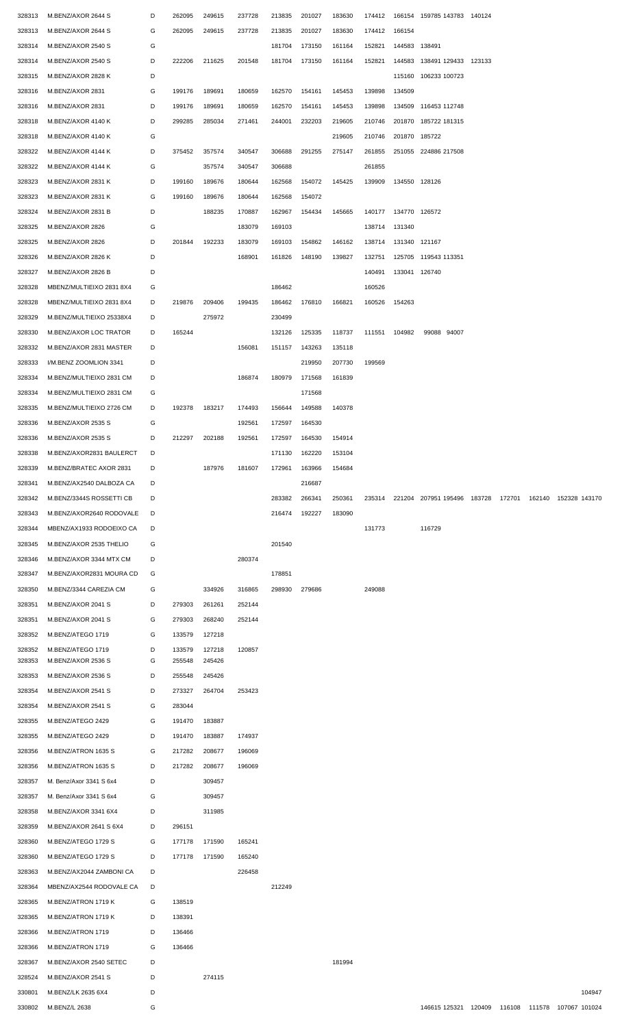| | | | | | | | | | | | | | | | | | |
|---|---|---|---|---|---|---|---|---|---|---|---|---|---|---|---|---|---|
| 328313 | M.BENZ/AXOR 2644 S | D | 262095 | 249615 | 237728 | 213835 | 201027 | 183630 | 174412 | 166154 | 159785 | 143783 | 140124 | | | | |
| 328313 | M.BENZ/AXOR 2644 S | G | 262095 | 249615 | 237728 | 213835 | 201027 | 183630 | 174412 | 166154 | | | | | | | |
| 328314 | M.BENZ/AXOR 2540 S | G | | | | 181704 | 173150 | 161164 | 152821 | 144583 | 138491 | | | | | | |
| 328314 | M.BENZ/AXOR 2540 S | D | 222206 | 211625 | 201548 | 181704 | 173150 | 161164 | 152821 | 144583 | 138491 | 129433 | 123133 | | | | |
| 328315 | M.BENZ/AXOR 2828 K | D | | | | | | | | 115160 | 106233 | 100723 | | | | | |
| 328316 | M.BENZ/AXOR 2831 | G | 199176 | 189691 | 180659 | 162570 | 154161 | 145453 | 139898 | 134509 | | | | | | | |
| 328316 | M.BENZ/AXOR 2831 | D | 199176 | 189691 | 180659 | 162570 | 154161 | 145453 | 139898 | 134509 | 116453 | 112748 | | | | | |
| 328318 | M.BENZ/AXOR 4140 K | D | 299285 | 285034 | 271461 | 244001 | 232203 | 219605 | 210746 | 201870 | 185722 | 181315 | | | | | |
| 328318 | M.BENZ/AXOR 4140 K | G | | | | | | 219605 | 210746 | 201870 | 185722 | | | | | | |
| 328322 | M.BENZ/AXOR 4144 K | D | 375452 | 357574 | 340547 | 306688 | 291255 | 275147 | 261855 | 251055 | 224886 | 217508 | | | | | |
| 328322 | M.BENZ/AXOR 4144 K | G | | 357574 | 340547 | 306688 | | | 261855 | | | | | | | | |
| 328323 | M.BENZ/AXOR 2831 K | D | 199160 | 189676 | 180644 | 162568 | 154072 | 145425 | 139909 | 134550 | 128126 | | | | | | |
| 328323 | M.BENZ/AXOR 2831 K | G | 199160 | 189676 | 180644 | 162568 | 154072 | | | | | | | | | | |
| 328324 | M.BENZ/AXOR 2831 B | D | | 188235 | 170887 | 162967 | 154434 | 145665 | 140177 | 134770 | 126572 | | | | | | |
| 328325 | M.BENZ/AXOR 2826 | G | | | 183079 | 169103 | | | 138714 | 131340 | | | | | | | |
| 328325 | M.BENZ/AXOR 2826 | D | 201844 | 192233 | 183079 | 169103 | 154862 | 146162 | 138714 | 131340 | 121167 | | | | | | |
| 328326 | M.BENZ/AXOR 2826 K | D | | | 168901 | 161826 | 148190 | 139827 | 132751 | 125705 | 119543 | 113351 | | | | | |
| 328327 | M.BENZ/AXOR 2826 B | D | | | | | | | 140491 | 133041 | 126740 | | | | | | |
| 328328 | MBENZ/MULTIEIXO 2831 8X4 | G | | | | 186462 | | | 160526 | | | | | | | | |
| 328328 | MBENZ/MULTIEIXO 2831 8X4 | D | 219876 | 209406 | 199435 | 186462 | 176810 | 166821 | 160526 | 154263 | | | | | | | |
| 328329 | M.BENZ/MULTIEIXO 25338X4 | D | | 275972 | | 230499 | | | | | | | | | | | |
| 328330 | M.BENZ/AXOR LOC TRATOR | D | 165244 | | | 132126 | 125335 | 118737 | 111551 | 104982 | 99088 | 94007 | | | | | |
| 328332 | M.BENZ/AXOR 2831 MASTER | D | | | 156081 | 151157 | 143263 | 135118 | | | | | | | | | |
| 328333 | I/M.BENZ ZOOMLION 3341 | D | | | | | 219950 | 207730 | 199569 | | | | | | | | |
| 328334 | M.BENZ/MULTIEIXO 2831 CM | D | | | 186874 | 180979 | 171568 | 161839 | | | | | | | | | |
| 328334 | M.BENZ/MULTIEIXO 2831 CM | G | | | | | 171568 | | | | | | | | | | |
| 328335 | M.BENZ/MULTIEIXO 2726 CM | D | 192378 | 183217 | 174493 | 156644 | 149588 | 140378 | | | | | | | | | |
| 328336 | M.BENZ/AXOR 2535 S | G | | | 192561 | 172597 | 164530 | | | | | | | | | | |
| 328336 | M.BENZ/AXOR 2535 S | D | 212297 | 202188 | 192561 | 172597 | 164530 | 154914 | | | | | | | | | |
| 328338 | M.BENZ/AXOR2831 BAULERCT | D | | | | 171130 | 162220 | 153104 | | | | | | | | | |
| 328339 | M.BENZ/BRATEC AXOR 2831 | D | | 187976 | 181607 | 172961 | 163966 | 154684 | | | | | | | | | |
| 328341 | M.BENZ/AX2540 DALBOZA CA | D | | | | | 216687 | | | | | | | | | | |
| 328342 | M.BENZ/3344S ROSSETTI CB | D | | | | 283382 | 266341 | 250361 | 235314 | 221204 | 207951 | 195496 | 183728 | 172701 | 162140 | 152328 | 143170 |
| 328343 | M.BENZ/AXOR2640 RODOVALE | D | | | | 216474 | 192227 | 183090 | | | | | | | | | |
| 328344 | MBENZ/AX1933 RODOEIXO CA | D | | | | | | | 131773 | | 116729 | | | | | | |
| 328345 | M.BENZ/AXOR 2535 THELIO | G | | | | 201540 | | | | | | | | | | | |
| 328346 | M.BENZ/AXOR 3344 MTX CM | D | | | 280374 | | | | | | | | | | | | |
| 328347 | M.BENZ/AXOR2831 MOURA CD | G | | | | 178851 | | | | | | | | | | | |
| 328350 | M.BENZ/3344 CAREZIA CM | G | | 334926 | 316865 | 298930 | 279686 | | 249088 | | | | | | | | |
| 328351 | M.BENZ/AXOR 2041 S | D | 279303 | 261261 | 252144 | | | | | | | | | | | | |
| 328351 | M.BENZ/AXOR 2041 S | G | 279303 | 268240 | 252144 | | | | | | | | | | | | |
| 328352 | M.BENZ/ATEGO 1719 | G | 133579 | 127218 | | | | | | | | | | | | | |
| 328352 | M.BENZ/ATEGO 1719 | D | 133579 | 127218 | 120857 | | | | | | | | | | | | |
| 328353 | M.BENZ/AXOR 2536 S | G | 255548 | 245426 | | | | | | | | | | | | | |
| 328353 | M.BENZ/AXOR 2536 S | D | 255548 | 245426 | | | | | | | | | | | | | |
| 328354 | M.BENZ/AXOR 2541 S | D | 273327 | 264704 | 253423 | | | | | | | | | | | | |
| 328354 | M.BENZ/AXOR 2541 S | G | 283044 | | | | | | | | | | | | | | |
| 328355 | M.BENZ/ATEGO 2429 | G | 191470 | 183887 | | | | | | | | | | | | | |
| 328355 | M.BENZ/ATEGO 2429 | D | 191470 | 183887 | 174937 | | | | | | | | | | | | |
| 328356 | M.BENZ/ATRON 1635 S | G | 217282 | 208677 | 196069 | | | | | | | | | | | | |
| 328356 | M.BENZ/ATRON 1635 S | D | 217282 | 208677 | 196069 | | | | | | | | | | | | |
| 328357 | M. Benz/Axor 3341 S 6x4 | D | | 309457 | | | | | | | | | | | | | |
| 328357 | M. Benz/Axor 3341 S 6x4 | G | | 309457 | | | | | | | | | | | | | |
| 328358 | M.BENZ/AXOR 3341 6X4 | D | | 311985 | | | | | | | | | | | | | |
| 328359 | M.BENZ/AXOR 2641 S 6X4 | D | 296151 | | | | | | | | | | | | | | |
| 328360 | M.BENZ/ATEGO 1729 S | G | 177178 | 171590 | 165241 | | | | | | | | | | | | |
| 328360 | M.BENZ/ATEGO 1729 S | D | 177178 | 171590 | 165240 | | | | | | | | | | | | |
| 328363 | M.BENZ/AX2044 ZAMBONI CA | D | | | 226458 | | | | | | | | | | | | |
| 328364 | MBENZ/AX2544 RODOVALE CA | D | | | | 212249 | | | | | | | | | | | |
| 328365 | M.BENZ/ATRON 1719 K | G | 138519 | | | | | | | | | | | | | | |
| 328365 | M.BENZ/ATRON 1719 K | D | 138391 | | | | | | | | | | | | | | |
| 328366 | M.BENZ/ATRON 1719 | D | 136466 | | | | | | | | | | | | | | |
| 328366 | M.BENZ/ATRON 1719 | G | 136466 | | | | | | | | | | | | | | |
| 328367 | M.BENZ/AXOR 2540 SETEC | D | | | | | | 181994 | | | | | | | | | |
| 328524 | M.BENZ/AXOR 2541 S | D | | 274115 | | | | | | | | | | | | | |
| 330801 | M.BENZ/LK 2635 6X4 | D | | | | | | | | | | | | | | | 104947 |
| 330802 | M.BENZ/L 2638 | G | | | | | | | | | 146615 | 125321 | 120409 | 116108 | 111578 | 107067 | 101024 |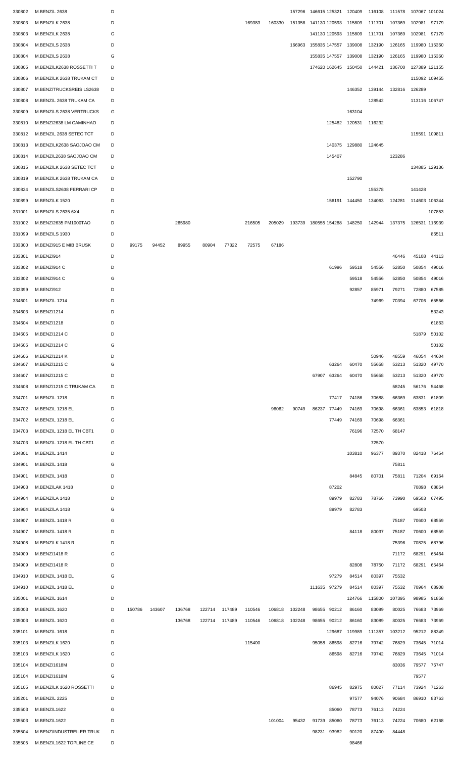| | | | | | | | | | | | | | | | | | | |
|---|---|---|---|---|---|---|---|---|---|---|---|---|---|---|---|---|---|---|
| 330802 | M.BENZ/L 2638 | D | | | | | | | | | 157296 | 146615 | 125321 | 120409 | 116108 | 111578 | 107067 | 101024 |
| 330803 | M.BENZ/LK 2638 | D | | | | | | 169383 | 160330 | 151358 | 141130 | 120593 | 115809 | 111701 | 107369 | 102981 | 97179 | |
| 330803 | M.BENZ/LK 2638 | G | | | | | | | | | 141130 | 120593 | 115809 | 111701 | 107369 | 102981 | 97179 | |
| 330804 | M.BENZ/LS 2638 | D | | | | | | | | 166963 | 155835 | 147557 | 139008 | 132190 | 126165 | 119980 | 115360 | |
| 330804 | M.BENZ/LS 2638 | G | | | | | | | | | 155835 | 147557 | 139008 | 132190 | 126165 | 119980 | 115360 | |
| 330805 | M.BENZ/LK2638 ROSSETTI T | D | | | | | | | | | 174620 | 162645 | 150450 | 144421 | 136700 | 127389 | 121155 | |
| 330806 | M.BENZ/LK 2638 TRUKAM CT | D | | | | | | | | | | | | | | 115092 | 109455 | |
| 330807 | M.BENZ/TRUCKSREIS LS2638 | D | | | | | | | | | | | 146352 | 139144 | 132816 | 126289 | | |
| 330808 | M.BENZ/L 2638 TRUKAM CA | D | | | | | | | | | | | | 128542 | | 113116 | 106747 | |
| 330809 | M.BENZ/LS 2638 VERTRUCKS | G | | | | | | | | | | | 163104 | | | | | |
| 330810 | M.BENZ/2638 LM CAMINHAO | D | | | | | | | | | | 125482 | 120531 | 116232 | | | | |
| 330812 | M.BENZ/L 2638 SETEC TCT | D | | | | | | | | | | | | | | 115591 | 109811 | |
| 330813 | M.BENZ/LK2638 SAOJOAO CM | D | | | | | | | | | | 140375 | 129880 | 124645 | | | | |
| 330814 | M.BENZ/L2638 SAOJOAO CM | D | | | | | | | | | | 145407 | | | 123286 | | | |
| 330815 | M.BENZ/LK 2638 SETEC TCT | D | | | | | | | | | | | | | | 134885 | 129136 | |
| 330819 | M.BENZ/LK 2638 TRUKAM CA | D | | | | | | | | | | | 152790 | | | | | |
| 330824 | M.BENZ/LS2638 FERRARI CP | D | | | | | | | | | | | | 155378 | | 141428 | | |
| 330899 | M.BENZ/LK 1520 | D | | | | | | | | | | 156191 | 144450 | 134063 | 124281 | 114603 | 106344 | |
| 331001 | M.BENZ/LS 2635 6X4 | D | | | | | | | | | | | | | | | 107853 | |
| 331002 | M.BENZ/2635 PM1000TAO | D | | | 265980 | | | 216505 | 205029 | 193739 | 180555 | 154288 | 148250 | 142944 | 137375 | 126531 | 116939 | |
| 331099 | M.BENZ/LS 1930 | D | | | | | | | | | | | | | | | 86511 | |
| 333300 | M.BENZ/915 E MIB BRUSK | D | 99175 | 94452 | 89955 | 80904 | 77322 | 72575 | 67186 | | | | | | | | | |
| 333301 | M.BENZ/914 | D | | | | | | | | | | | | | 46446 | 45108 | 44113 | |
| 333302 | M.BENZ/914 C | D | | | | | | | | | | 61996 | 59518 | 54556 | 52850 | 50854 | 49016 | |
| 333302 | M.BENZ/914 C | G | | | | | | | | | | | 59518 | 54556 | 52850 | 50854 | 49016 | |
| 333399 | M.BENZ/912 | D | | | | | | | | | | | 92857 | 85971 | 79271 | 72880 | 67585 | |
| 334601 | M.BENZ/L 1214 | D | | | | | | | | | | | | 74969 | 70394 | 67706 | 65566 | |
| 334603 | M.BENZ/1214 | D | | | | | | | | | | | | | | | 53243 | |
| 334604 | M.BENZ/1218 | D | | | | | | | | | | | | | | | 61863 | |
| 334605 | M.BENZ/1214 C | D | | | | | | | | | | | | | | 51879 | 50102 | |
| 334605 | M.BENZ/1214 C | G | | | | | | | | | | | | | | | 50102 | |
| 334606 | M.BENZ/1214 K | D | | | | | | | | | | | | 50946 | 48559 | 46054 | 44604 | |
| 334607 | M.BENZ/1215 C | G | | | | | | | | | | 63264 | 60470 | 55658 | 53213 | 51320 | 49770 | |
| 334607 | M.BENZ/1215 C | D | | | | | | | | | 67907 | 63264 | 60470 | 55658 | 53213 | 51320 | 49770 | |
| 334608 | M.BENZ/1215 C TRUKAM CA | D | | | | | | | | | | | | | 58245 | 56176 | 54468 | |
| 334701 | M.BENZ/L 1218 | D | | | | | | | | | | 77417 | 74186 | 70688 | 66369 | 63831 | 61809 | |
| 334702 | M.BENZ/L 1218 EL | D | | | | | | | 96062 | 90749 | 86237 | 77449 | 74169 | 70698 | 66361 | 63853 | 61818 | |
| 334702 | M.BENZ/L 1218 EL | G | | | | | | | | | | 77449 | 74169 | 70698 | 66361 | | | |
| 334703 | M.BENZ/L 1218 EL TH CBT1 | D | | | | | | | | | | | 76196 | 72570 | 68147 | | | |
| 334703 | M.BENZ/L 1218 EL TH CBT1 | G | | | | | | | | | | | | 72570 | | | | |
| 334801 | M.BENZ/L 1414 | D | | | | | | | | | | | 103810 | 96377 | 89370 | 82418 | 76454 | |
| 334901 | M.BENZ/L 1418 | G | | | | | | | | | | | | | 75811 | | | |
| 334901 | M.BENZ/L 1418 | D | | | | | | | | | | | 84845 | 80701 | 75811 | 71204 | 69164 | |
| 334903 | M.BENZ/LAK 1418 | D | | | | | | | | | | 87202 | | | | 70898 | 68864 | |
| 334904 | M.BENZ/LA 1418 | D | | | | | | | | | | 89979 | 82783 | 78766 | 73990 | 69503 | 67495 | |
| 334904 | M.BENZ/LA 1418 | G | | | | | | | | | | 89979 | 82783 | | | 69503 | | |
| 334907 | M.BENZ/L 1418 R | G | | | | | | | | | | | | | 75187 | 70600 | 68559 | |
| 334907 | M.BENZ/L 1418 R | D | | | | | | | | | | | 84118 | 80037 | 75187 | 70600 | 68559 | |
| 334908 | M.BENZ/LK 1418 R | D | | | | | | | | | | | | | 75396 | 70825 | 68796 | |
| 334909 | M.BENZ/1418 R | G | | | | | | | | | | | | | 71172 | 68291 | 65464 | |
| 334909 | M.BENZ/1418 R | D | | | | | | | | | | | 82808 | 78750 | 71172 | 68291 | 65464 | |
| 334910 | M.BENZ/L 1418 EL | G | | | | | | | | | | 97279 | 84514 | 80397 | 75532 | | | |
| 334910 | M.BENZ/L 1418 EL | D | | | | | | | | | 111635 | 97279 | 84514 | 80397 | 75532 | 70964 | 68908 | |
| 335001 | M.BENZ/L 1614 | D | | | | | | | | | | | 124766 | 115800 | 107395 | 98985 | 91858 | |
| 335003 | M.BENZ/L 1620 | D | 150786 | 143607 | 136768 | 122714 | 117489 | 110546 | 106818 | 102248 | 98655 | 90212 | 86160 | 83089 | 80025 | 76683 | 73969 | |
| 335003 | M.BENZ/L 1620 | G | | | 136768 | 122714 | 117489 | 110546 | 106818 | 102248 | 98655 | 90212 | 86160 | 83089 | 80025 | 76683 | 73969 | |
| 335101 | M.BENZ/L 1618 | D | | | | | | | | | | 129687 | 119989 | 111357 | 103212 | 95212 | 88349 | |
| 335103 | M.BENZ/LK 1620 | D | | | | | | 115400 | | | 95058 | 86598 | 82716 | 79742 | 76829 | 73645 | 71014 | |
| 335103 | M.BENZ/LK 1620 | G | | | | | | | | | | 86598 | 82716 | 79742 | 76829 | 73645 | 71014 | |
| 335104 | M.BENZ/1618M | D | | | | | | | | | | | | | 83036 | 79577 | 76747 | |
| 335104 | M.BENZ/1618M | G | | | | | | | | | | | | | | 79577 | | |
| 335105 | M.BENZ/LK 1620 ROSSETTI | D | | | | | | | | | | 86945 | 82975 | 80027 | 77114 | 73924 | 71263 | |
| 335201 | M.BENZ/L 2225 | D | | | | | | | | | | | 97577 | 94076 | 90684 | 86910 | 83763 | |
| 335503 | M.BENZ/L1622 | G | | | | | | | | | | 85060 | 78773 | 76113 | 74224 | | | |
| 335503 | M.BENZ/L1622 | D | | | | | | | 101004 | 95432 | 91739 | 85060 | 78773 | 76113 | 74224 | 70680 | 62168 | |
| 335504 | M.BENZ/INDUSTREILER TRUK | D | | | | | | | | | 98231 | 93982 | 90120 | 87400 | 84448 | | | |
| 335505 | M.BENZ/L1622 TOPLINE CE | D | | | | | | | | | | | 98466 | | | | | |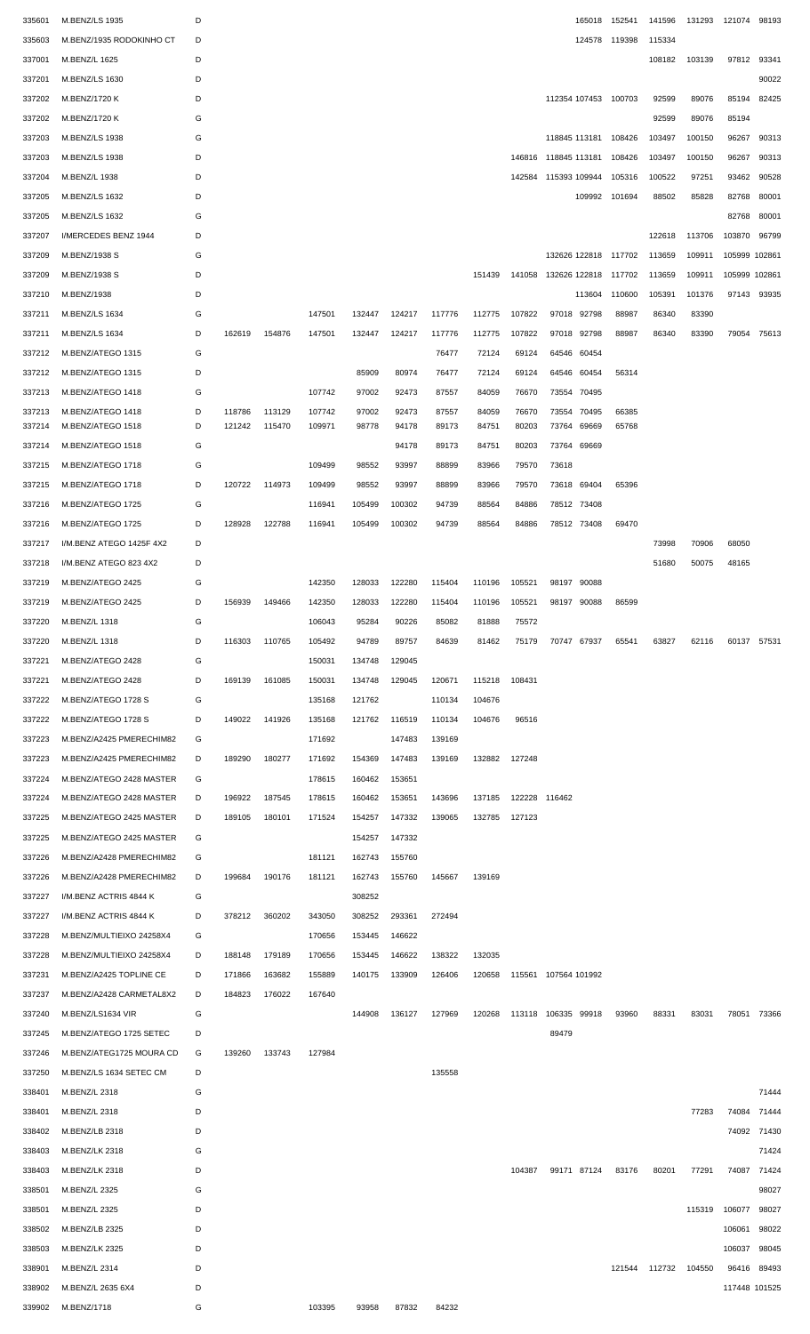| | | | | | | | | | | | | | | | | | |
|---|---|---|---|---|---|---|---|---|---|---|---|---|---|---|---|---|---|
| 335601 | M.BENZ/LS 1935 | D | | | | | | | | | | 165018 | 152541 | 141596 | 131293 | 121074 | 98193 |
| 335603 | M.BENZ/1935 RODOKINHO CT | D | | | | | | | | | | 124578 | 119398 | 115334 | | | |
| 337001 | M.BENZ/L 1625 | D | | | | | | | | | | | | 108182 | 103139 | 97812 | 93341 |
| 337201 | M.BENZ/LS 1630 | D | | | | | | | | | | | | | | | 90022 |
| 337202 | M.BENZ/1720 K | D | | | | | | | | | 112354 | 107453 | 100703 | 92599 | 89076 | 85194 | 82425 |
| 337202 | M.BENZ/1720 K | G | | | | | | | | | | | | 92599 | 89076 | 85194 | |
| 337203 | M.BENZ/LS 1938 | G | | | | | | | | | 118845 | 113181 | 108426 | 103497 | 100150 | 96267 | 90313 |
| 337203 | M.BENZ/LS 1938 | D | | | | | | | | 146816 | 118845 | 113181 | 108426 | 103497 | 100150 | 96267 | 90313 |
| 337204 | M.BENZ/L 1938 | D | | | | | | | | 142584 | 115393 | 109944 | 105316 | 100522 | 97251 | 93462 | 90528 |
| 337205 | M.BENZ/LS 1632 | D | | | | | | | | | | 109992 | 101694 | 88502 | 85828 | 82768 | 80001 |
| 337205 | M.BENZ/LS 1632 | G | | | | | | | | | | | | | | 82768 | 80001 |
| 337207 | I/MERCEDES BENZ 1944 | D | | | | | | | | | | | | 122618 | 113706 | 103870 | 96799 |
| 337209 | M.BENZ/1938 S | G | | | | | | | | | 132626 | 122818 | 117702 | 113659 | 109911 | 105999 | 102861 |
| 337209 | M.BENZ/1938 S | D | | | | | | | 151439 | 141058 | 132626 | 122818 | 117702 | 113659 | 109911 | 105999 | 102861 |
| 337210 | M.BENZ/1938 | D | | | | | | | | | | 113604 | 110600 | 105391 | 101376 | 97143 | 93935 |
| 337211 | M.BENZ/LS 1634 | G | | | 147501 | 132447 | 124217 | 117776 | 112775 | 107822 | 97018 | 92798 | 88987 | 86340 | 83390 | | |
| 337211 | M.BENZ/LS 1634 | D | 162619 | 154876 | 147501 | 132447 | 124217 | 117776 | 112775 | 107822 | 97018 | 92798 | 88987 | 86340 | 83390 | 79054 | 75613 |
| 337212 | M.BENZ/ATEGO 1315 | G | | | | | | 76477 | 72124 | 69124 | 64546 | 60454 | | | | | |
| 337212 | M.BENZ/ATEGO 1315 | D | | | | 85909 | 80974 | 76477 | 72124 | 69124 | 64546 | 60454 | 56314 | | | | |
| 337213 | M.BENZ/ATEGO 1418 | G | | | 107742 | 97002 | 92473 | 87557 | 84059 | 76670 | 73554 | 70495 | | | | | |
| 337213 | M.BENZ/ATEGO 1418 | D | 118786 | 113129 | 107742 | 97002 | 92473 | 87557 | 84059 | 76670 | 73554 | 70495 | 66385 | | | | |
| 337214 | M.BENZ/ATEGO 1518 | D | 121242 | 115470 | 109971 | 98778 | 94178 | 89173 | 84751 | 80203 | 73764 | 69669 | 65768 | | | | |
| 337214 | M.BENZ/ATEGO 1518 | G | | | | | 94178 | 89173 | 84751 | 80203 | 73764 | 69669 | | | | | |
| 337215 | M.BENZ/ATEGO 1718 | G | | | 109499 | 98552 | 93997 | 88899 | 83966 | 79570 | 73618 | | | | | | |
| 337215 | M.BENZ/ATEGO 1718 | D | 120722 | 114973 | 109499 | 98552 | 93997 | 88899 | 83966 | 79570 | 73618 | 69404 | 65396 | | | | |
| 337216 | M.BENZ/ATEGO 1725 | G | | | 116941 | 105499 | 100302 | 94739 | 88564 | 84886 | 78512 | 73408 | | | | | |
| 337216 | M.BENZ/ATEGO 1725 | D | 128928 | 122788 | 116941 | 105499 | 100302 | 94739 | 88564 | 84886 | 78512 | 73408 | 69470 | | | | |
| 337217 | I/M.BENZ ATEGO 1425F 4X2 | D | | | | | | | | | | | | 73998 | 70906 | 68050 | |
| 337218 | I/M.BENZ ATEGO 823 4X2 | D | | | | | | | | | | | | 51680 | 50075 | 48165 | |
| 337219 | M.BENZ/ATEGO 2425 | G | | | 142350 | 128033 | 122280 | 115404 | 110196 | 105521 | 98197 | 90088 | | | | | |
| 337219 | M.BENZ/ATEGO 2425 | D | 156939 | 149466 | 142350 | 128033 | 122280 | 115404 | 110196 | 105521 | 98197 | 90088 | 86599 | | | | |
| 337220 | M.BENZ/L 1318 | G | | | 106043 | 95284 | 90226 | 85082 | 81888 | 75572 | | | | | | | |
| 337220 | M.BENZ/L 1318 | D | 116303 | 110765 | 105492 | 94789 | 89757 | 84639 | 81462 | 75179 | 70747 | 67937 | 65541 | 63827 | 62116 | 60137 | 57531 |
| 337221 | M.BENZ/ATEGO 2428 | G | | | 150031 | 134748 | 129045 | | | | | | | | | | |
| 337221 | M.BENZ/ATEGO 2428 | D | 169139 | 161085 | 150031 | 134748 | 129045 | 120671 | 115218 | 108431 | | | | | | | |
| 337222 | M.BENZ/ATEGO 1728 S | G | | | 135168 | 121762 | | 110134 | 104676 | | | | | | | | |
| 337222 | M.BENZ/ATEGO 1728 S | D | 149022 | 141926 | 135168 | 121762 | 116519 | 110134 | 104676 | 96516 | | | | | | | |
| 337223 | M.BENZ/A2425 PMERECHIM82 | G | | | 171692 | | 147483 | 139169 | | | | | | | | | |
| 337223 | M.BENZ/A2425 PMERECHIM82 | D | 189290 | 180277 | 171692 | 154369 | 147483 | 139169 | 132882 | 127248 | | | | | | | |
| 337224 | M.BENZ/ATEGO 2428 MASTER | G | | | 178615 | 160462 | 153651 | | | | | | | | | | |
| 337224 | M.BENZ/ATEGO 2428 MASTER | D | 196922 | 187545 | 178615 | 160462 | 153651 | 143696 | 137185 | 122228 | 116462 | | | | | | |
| 337225 | M.BENZ/ATEGO 2425 MASTER | D | 189105 | 180101 | 171524 | 154257 | 147332 | 139065 | 132785 | 127123 | | | | | | | |
| 337225 | M.BENZ/ATEGO 2425 MASTER | G | | | | 154257 | 147332 | | | | | | | | | | |
| 337226 | M.BENZ/A2428 PMERECHIM82 | G | | | 181121 | 162743 | 155760 | | | | | | | | | | |
| 337226 | M.BENZ/A2428 PMERECHIM82 | D | 199684 | 190176 | 181121 | 162743 | 155760 | 145667 | 139169 | | | | | | | | |
| 337227 | I/M.BENZ ACTRIS 4844 K | G | | | | 308252 | | | | | | | | | | | |
| 337227 | I/M.BENZ ACTRIS 4844 K | D | 378212 | 360202 | 343050 | 308252 | 293361 | 272494 | | | | | | | | | |
| 337228 | M.BENZ/MULTIEIXO 24258X4 | G | | | 170656 | 153445 | 146622 | | | | | | | | | | |
| 337228 | M.BENZ/MULTIEIXO 24258X4 | D | 188148 | 179189 | 170656 | 153445 | 146622 | 138322 | 132035 | | | | | | | | |
| 337231 | M.BENZ/A2425 TOPLINE CE | D | 171866 | 163682 | 155889 | 140175 | 133909 | 126406 | 120658 | 115561 | 107564 | 101992 | | | | | |
| 337237 | M.BENZ/A2428 CARMETAL8X2 | D | 184823 | 176022 | 167640 | | | | | | | | | | | | |
| 337240 | M.BENZ/LS1634 VIR | G | | | | 144908 | 136127 | 127969 | 120268 | 113118 | 106335 | 99918 | 93960 | 88331 | 83031 | 78051 | 73366 |
| 337245 | M.BENZ/ATEGO 1725 SETEC | D | | | | | | | | | 89479 | | | | | | |
| 337246 | M.BENZ/ATEG1725 MOURA CD | G | 139260 | 133743 | 127984 | | | | | | | | | | | | |
| 337250 | M.BENZ/LS 1634 SETEC CM | D | | | | | | 135558 | | | | | | | | | |
| 338401 | M.BENZ/L 2318 | G | | | | | | | | | | | | | | | 71444 |
| 338401 | M.BENZ/L 2318 | D | | | | | | | | | | | | | 77283 | 74084 | 71444 |
| 338402 | M.BENZ/LB 2318 | D | | | | | | | | | | | | | | 74092 | 71430 |
| 338403 | M.BENZ/LK 2318 | G | | | | | | | | | | | | | | | 71424 |
| 338403 | M.BENZ/LK 2318 | D | | | | | | | | 104387 | 99171 | 87124 | 83176 | 80201 | 77291 | 74087 | 71424 |
| 338501 | M.BENZ/L 2325 | G | | | | | | | | | | | | | | | 98027 |
| 338501 | M.BENZ/L 2325 | D | | | | | | | | | | | | | 115319 | 106077 | 98027 |
| 338502 | M.BENZ/LB 2325 | D | | | | | | | | | | | | | | 106061 | 98022 |
| 338503 | M.BENZ/LK 2325 | D | | | | | | | | | | | | | | 106037 | 98045 |
| 338901 | M.BENZ/L 2314 | D | | | | | | | | | | | 121544 | 112732 | 104550 | 96416 | 89493 |
| 338902 | M.BENZ/L 2635 6X4 | D | | | | | | | | | | | | | | 117448 | 101525 |
| 339902 | M.BENZ/1718 | G | | | 103395 | 93958 | 87832 | 84232 | | | | | | | | | |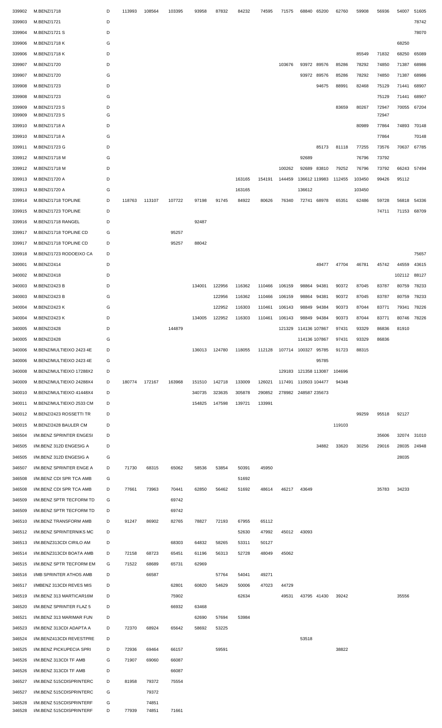| | | | | | | | | | | | | | | | | | |
|---|---|---|---|---|---|---|---|---|---|---|---|---|---|---|---|---|---|
| 339902 | M.BENZ/1718 | D | 113993 | 108564 | 103395 | 93958 | 87832 | 84232 | 74595 | 71575 | 68840 | 65200 | 62760 | 59908 | 56936 | 54007 | 51605 |
| 339903 | M.BENZ/1721 | D | | | | | | | | | | | | | | | 78742 |
| 339904 | M.BENZ/1721 S | D | | | | | | | | | | | | | | | 78070 |
| 339906 | M.BENZ/1718 K | G | | | | | | | | | | | | | | 68250 | |
| 339906 | M.BENZ/1718 K | D | | | | | | | | | | | | 85549 | 71832 | 68250 | 65089 |
| 339907 | M.BENZ/1720 | D | | | | | | | | 103676 | 93972 | 89576 | 85286 | 78292 | 74850 | 71387 | 68986 |
| 339907 | M.BENZ/1720 | G | | | | | | | | | 93972 | 89576 | 85286 | 78292 | 74850 | 71387 | 68986 |
| 339908 | M.BENZ/1723 | D | | | | | | | | | | 94675 | 88991 | 82468 | 75129 | 71441 | 68907 |
| 339908 | M.BENZ/1723 | G | | | | | | | | | | | | | 75129 | 71441 | 68907 |
| 339909 | M.BENZ/1723 S | D | | | | | | | | | | | 83659 | 80267 | 72947 | 70055 | 67204 |
| 339909 | M.BENZ/1723 S | G | | | | | | | | | | | | | 72947 | | |
| 339910 | M.BENZ/1718 A | D | | | | | | | | | | | | 80989 | 77864 | 74893 | 70148 |
| 339910 | M.BENZ/1718 A | G | | | | | | | | | | | | | 77864 | | 70148 |
| 339911 | M.BENZ/1723 G | D | | | | | | | | | | 85173 | 81118 | 77255 | 73576 | 70637 | 67785 |
| 339912 | M.BENZ/1718 M | G | | | | | | | | | 92689 | | | 76796 | 73792 | | |
| 339912 | M.BENZ/1718 M | D | | | | | | | | 100262 | 92689 | 83810 | 79252 | 76796 | 73792 | 66243 | 57494 |
| 339913 | M.BENZ/1720 A | D | | | | | | 163165 | 154191 | 144459 | 136612 | 119983 | 112455 | 103450 | 99426 | 95112 | |
| 339913 | M.BENZ/1720 A | G | | | | | | 163165 | | | 136612 | | | 103450 | | | |
| 339914 | M.BENZ/1718 TOPLINE | D | 118763 | 113107 | 107722 | 97198 | 91745 | 84922 | 80626 | 76340 | 72741 | 68978 | 65351 | 62486 | 59728 | 56818 | 54336 |
| 339915 | M.BENZ/1723 TOPLINE | D | | | | | | | | | | | | | 74711 | 71153 | 68709 |
| 339916 | M.BENZ/1718 RANGEL | D | | | | 92487 | | | | | | | | | | | |
| 339917 | M.BENZ/1718 TOPLINE CD | G | | | 95257 | | | | | | | | | | | | |
| 339917 | M.BENZ/1718 TOPLINE CD | D | | | 95257 | 88042 | | | | | | | | | | | |
| 339918 | M.BENZ/1723 RODOEIXO CA | D | | | | | | | | | | | | | | | 75657 |
| 340001 | M.BENZ/2414 | D | | | | | | | | | | 49477 | 47704 | 46781 | 45742 | 44559 | 43615 |
| 340002 | M.BENZ/2418 | D | | | | | | | | | | | | | | 102112 | 88127 |
| 340003 | M.BENZ/2423 B | D | | | | 134001 | 122956 | 116362 | 110466 | 106159 | 98864 | 94381 | 90372 | 87045 | 83787 | 80759 | 78233 |
| 340003 | M.BENZ/2423 B | G | | | | | 122956 | 116362 | 110466 | 106159 | 98864 | 94381 | 90372 | 87045 | 83787 | 80759 | 78233 |
| 340004 | M.BENZ/2423 K | G | | | | | 122952 | 116303 | 110461 | 106143 | 98849 | 94384 | 90373 | 87044 | 83771 | 79341 | 78226 |
| 340004 | M.BENZ/2423 K | D | | | | 134005 | 122952 | 116303 | 110461 | 106143 | 98849 | 94384 | 90373 | 87044 | 83771 | 80746 | 78226 |
| 340005 | M.BENZ/2428 | D | | | 144879 | | | | | 121329 | 114136 | 107867 | 97431 | 93329 | 86836 | 81910 | |
| 340005 | M.BENZ/2428 | G | | | | | | | | | 114136 | 107867 | 97431 | 93329 | 86836 | | |
| 340006 | M.BENZ/MULTIEIXO 2423 4E | D | | | | 136013 | 124780 | 118055 | 112128 | 107714 | 100327 | 95785 | 91723 | 88315 | | | |
| 340006 | M.BENZ/MULTIEIXO 2423 4E | G | | | | | | | | | | 95785 | | | | | |
| 340008 | M.BENZ/MULTIEIXO 17288X2 | D | | | | | | | | 129183 | 121358 | 113087 | 104696 | | | | |
| 340009 | M.BENZ/MULTIEIXO 24288X4 | D | 180774 | 172167 | 163968 | 151510 | 142718 | 133009 | 126021 | 117491 | 110503 | 104477 | 94348 | | | | |
| 340010 | M.BENZ/MULTIEIXO 41448X4 | D | | | | 340735 | 323635 | 305878 | 290852 | 278982 | 248587 | 235673 | | | | | |
| 340011 | M.BENZ/MULTIEIXO 2533 CM | D | | | | 154825 | 147598 | 139721 | 133991 | | | | | | | | |
| 340012 | M.BENZ/2423 ROSSETTI TR | D | | | | | | | | | | | | 99259 | 95518 | 92127 | |
| 340015 | M.BENZ/2428 BAULER CM | D | | | | | | | | | | | 119103 | | | | |
| 346504 | I/M.BENZ SPRINTER ENGESI | D | | | | | | | | | | | | | 35606 | 32074 | 31010 |
| 346505 | I/M.BENZ 312D ENGESIG A | D | | | | | | | | | | 34882 | 33620 | 30256 | 29016 | 28035 | 24948 |
| 346505 | I/M.BENZ 312D ENGESIG A | G | | | | | | | | | | | | | | 28035 | |
| 346507 | I/M.BENZ SPRINTER ENGE A | D | 71730 | 68315 | 65062 | 58536 | 53854 | 50391 | 45950 | | | | | | | | |
| 346508 | I/M.BENZ CDI SPR TCA AMB | G | | | | | | 51692 | | | | | | | | | |
| 346508 | I/M.BENZ CDI SPR TCA AMB | D | 77661 | 73963 | 70441 | 62850 | 56462 | 51692 | 48614 | 46217 | 43649 | | | | 35783 | 34233 | |
| 346509 | I/M.BENZ SPTR TECFORM TD | G | | | 69742 | | | | | | | | | | | | |
| 346509 | I/M.BENZ SPTR TECFORM TD | D | | | 69742 | | | | | | | | | | | | |
| 346510 | I/M.BENZ TRANSFORM AMB | D | 91247 | 86902 | 82765 | 78827 | 72193 | 67955 | 65112 | | | | | | | | |
| 346512 | I/M.BENZ SPRINTERNIKS MC | D | | | | | | 52630 | 47992 | 45012 | 43093 | | | | | | |
| 346513 | I/M.BENZ313CDI CIRILO AM | D | | | 68303 | 64832 | 58265 | 53311 | 50127 | | | | | | | | |
| 346514 | I/M.BENZ313CDI BOATA AMB | D | 72158 | 68723 | 65451 | 61196 | 56313 | 52728 | 48049 | 45062 | | | | | | | |
| 346515 | I/M.BENZ SPTR TECFORM EM | G | 71522 | 68689 | 65731 | 62969 | | | | | | | | | | | |
| 346516 | I/MB SPRINTER ATHOS AMB | D | | 66587 | | | 57764 | 54041 | 49271 | | | | | | | | |
| 346517 | I/MBENZ 313CDI REVES MIS | D | | | 62801 | 60820 | 54629 | 50006 | 47023 | 44729 | | | | | | | |
| 346519 | I/M.BENZ 313 MARTICAR16M | D | | | 75902 | | | 62634 | | 49531 | 43795 | 41430 | 39242 | | | 35556 | |
| 346520 | I/M.BENZ SPRINTER FLAZ 5 | D | | | 66932 | 63468 | | | | | | | | | | | |
| 346521 | I/M.BENZ 313 MARIMAR FUN | D | | | | 62690 | 57694 | 53984 | | | | | | | | | |
| 346523 | I/M.BENZ 313CDI ADAPTA A | D | 72370 | 68924 | 65642 | 58692 | 53225 | | | | | | | | | | |
| 346524 | I/M.BENZ413CDI REVESTPRE | D | | | | | | | | | 53518 | | | | | | |
| 346525 | I/M.BENZ PICKUPECIA SPRI | D | 72936 | 69464 | 66157 | | 59591 | | | | | | 38822 | | | | |
| 346526 | I/M.BENZ 313CDI TF AMB | G | 71907 | 69060 | 66087 | | | | | | | | | | | | |
| 346526 | I/M.BENZ 313CDI TF AMB | D | | | 66087 | | | | | | | | | | | | |
| 346527 | I/M.BENZ 515CDISPRINTERC | D | 81958 | 79372 | 75554 | | | | | | | | | | | | |
| 346527 | I/M.BENZ 515CDISPRINTERC | G | | 79372 | | | | | | | | | | | | | |
| 346528 | I/M.BENZ 515CDISPRINTERF | G | | 74851 | | | | | | | | | | | | | |
| 346528 | I/M.BENZ 515CDISPRINTERF | D | 77939 | 74851 | 71661 | | | | | | | | | | | | |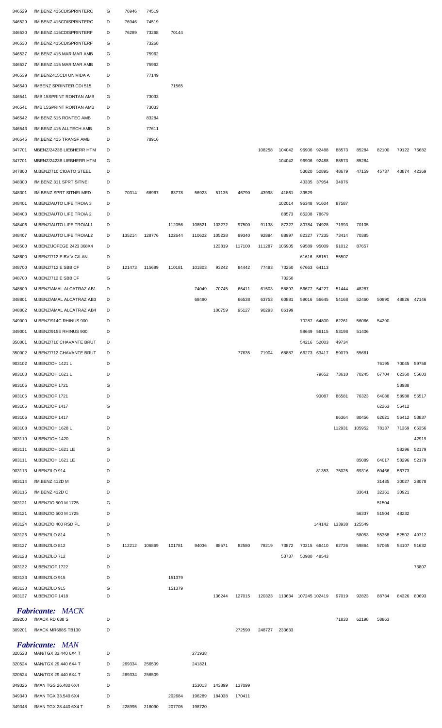| | | | | | | | | | | | | | | | | | |
|---|---|---|---|---|---|---|---|---|---|---|---|---|---|---|---|---|---|
| 346529 | I/M.BENZ 415CDISPRINTERC | G | 76946 | 74519 | | | | | | | | | | | | | |
| 346529 | I/M.BENZ 415CDISPRINTERC | D | 76946 | 74519 | | | | | | | | | | | | | |
| 346530 | I/M.BENZ 415CDISPRINTERF | D | 76289 | 73268 | 70144 | | | | | | | | | | | | |
| 346530 | I/M.BENZ 415CDISPRINTERF | G | | 73268 | | | | | | | | | | | | | |
| 346537 | I/M.BENZ 415 MARIMAR AMB | G | | 75962 | | | | | | | | | | | | | |
| 346537 | I/M.BENZ 415 MARIMAR AMB | D | | 75962 | | | | | | | | | | | | | |
| 346539 | I/M.BENZ415CDI UNIVIDA A | D | | 77149 | | | | | | | | | | | | | |
| 346540 | I/MBENZ SPRINTER CDI 515 | D | | | 71565 | | | | | | | | | | | | |
| 346541 | I/MB 15SPRINT RONTAN AMB | G | | 73033 | | | | | | | | | | | | | |
| 346541 | I/MB 15SPRINT RONTAN AMB | D | | 73033 | | | | | | | | | | | | | |
| 346542 | I/M.BENZ 515 RONTEC AMB | D | | 83284 | | | | | | | | | | | | | |
| 346543 | I/M.BENZ 415 ALLTECH AMB | D | | 77611 | | | | | | | | | | | | | |
| 346545 | I/M.BENZ 415 TRANSF AMB | D | | 78916 | | | | | | | | | | | | | |
| 347701 | MBENZ/2423B LIEBHERR HTM | D | | | | | | | 108258 | 104042 | 96906 | 92488 | 88573 | 85284 | 82100 | 79122 | 76682 |
| 347701 | MBENZ/2423B LIEBHERR HTM | G | | | | | | | | 104042 | 96906 | 92488 | 88573 | 85284 | | | |
| 347800 | M.BENZ/710 CIOATO STEEL | D | | | | | | | | | 53020 | 50895 | 48679 | 47159 | 45737 | 43874 | 42369 |
| 348300 | I/M.BENZ 311 SPRT SITNEI | D | | | | | | | | | 40335 | 37954 | 34976 | | | | |
| 348301 | I/M.BENZ SPRT SITNEI MED | D | 70314 | 66967 | 63778 | 56923 | 51135 | 46790 | 43998 | 41861 | 39529 | | | | | | |
| 348401 | M.BENZ/AUTO LIFE TROIA 3 | D | | | | | | | | 102014 | 96348 | 91604 | 87587 | | | | |
| 348403 | M.BENZ/AUTO LIFE TROIA 2 | D | | | | | | | | 88573 | 85208 | 78679 | | | | | |
| 348406 | M.BENZ/AUTO LIFE TROIAL1 | D | | | 112056 | 108521 | 103272 | 97500 | 91138 | 87327 | 80784 | 74928 | 71993 | 70105 | | | |
| 348407 | M.BENZ/AUTO LIFE TROIAL2 | D | 135214 | 128776 | 122644 | 110622 | 105238 | 99340 | 92894 | 88997 | 82327 | 77235 | 73414 | 70385 | | | |
| 348500 | M.BENZ/JOFEGE 2423 368X4 | D | | | | | 123819 | 117100 | 111287 | 106905 | 99589 | 95009 | 91012 | 87657 | | | |
| 348600 | M.BENZ/712 E BV VIGILAN | D | | | | | | | | | 61616 | 58151 | 55507 | | | | |
| 348700 | M.BENZ/712 E SBB CF | D | 121473 | 115689 | 110181 | 101803 | 93242 | 84442 | 77493 | 73250 | 67663 | 64113 | | | | | |
| 348700 | M.BENZ/712 E SBB CF | G | | | | | | | | 73250 | | | | | | | |
| 348800 | M.BENZ/AMAL ALCATRAZ AB1 | D | | | | 74049 | 70745 | 66411 | 61503 | 58897 | 56677 | 54227 | 51444 | 48287 | | | |
| 348801 | M.BENZ/AMAL ALCATRAZ AB3 | D | | | | 68490 | | 66538 | 63753 | 60881 | 59016 | 56645 | 54168 | 52460 | 50890 | 48826 | 47146 |
| 348802 | M.BENZ/AMAL ALCATRAZ AB4 | D | | | | | 100759 | 95127 | 90293 | 86199 | | | | | | | |
| 349000 | M.BENZ/914C RHINUS 900 | D | | | | | | | | | 70287 | 64800 | 62261 | 56066 | 54290 | | |
| 349001 | M.BENZ/915E RHINUS 900 | D | | | | | | | | | 58649 | 56115 | 53198 | 51406 | | | |
| 350001 | M.BENZ/710 CHAVANTE BRUT | D | | | | | | | | | 54216 | 52003 | 49734 | | | | |
| 350002 | M.BENZ/712 CHAVANTE BRUT | D | | | | | | 77635 | 71904 | 68887 | 66273 | 63417 | 59079 | 55661 | | | |
| 903102 | M.BENZ/OH 1421 L | D | | | | | | | | | | | | | 76195 | 70045 | 59758 |
| 903103 | M.BENZ/OH 1621 L | D | | | | | | | | | | 79652 | 73610 | 70245 | 67704 | 62360 | 55603 |
| 903105 | M.BENZ/OF 1721 | G | | | | | | | | | | | | | | 58988 | |
| 903105 | M.BENZ/OF 1721 | D | | | | | | | | | | 93087 | 86581 | 76323 | 64088 | 58988 | 56517 |
| 903106 | M.BENZ/OF 1417 | G | | | | | | | | | | | | | 62263 | 56412 | |
| 903106 | M.BENZ/OF 1417 | D | | | | | | | | | | | 86364 | 80456 | 62621 | 56412 | 53837 |
| 903108 | M.BENZ/OH 1628 L | D | | | | | | | | | | | 112931 | 105952 | 78137 | 71369 | 65356 |
| 903110 | M.BENZ/OH 1420 | D | | | | | | | | | | | | | | | 42919 |
| 903111 | M.BENZ/OH 1621 LE | G | | | | | | | | | | | | | | 58296 | 52179 |
| 903111 | M.BENZ/OH 1621 LE | D | | | | | | | | | | | | 85089 | 64017 | 58296 | 52179 |
| 903113 | M.BENZ/LO 914 | D | | | | | | | | | | 81353 | 75025 | 69316 | 60466 | 56773 | |
| 903114 | I/M.BENZ 412D M | D | | | | | | | | | | | | | 31435 | 30027 | 28078 |
| 903115 | I/M.BENZ 412D C | D | | | | | | | | | | | | 33641 | 32361 | 30921 | |
| 903121 | M.BENZ/O 500 M 1725 | G | | | | | | | | | | | | | 51504 | | |
| 903121 | M.BENZ/O 500 M 1725 | D | | | | | | | | | | | | 56337 | 51504 | 48232 | |
| 903124 | M.BENZ/O 400 RSD PL | D | | | | | | | | | | 144142 | 133938 | 125549 | | | |
| 903126 | M.BENZ/LO 814 | D | | | | | | | | | | | | 58053 | 55358 | 52502 | 49712 |
| 903127 | M.BENZ/LO 812 | D | 112212 | 106869 | 101781 | 94036 | 88571 | 82580 | 78219 | 73872 | 70215 | 66410 | 62726 | 59864 | 57065 | 54107 | 51632 |
| 903128 | M.BENZ/LO 712 | D | | | | | | | | 53737 | 50980 | 48543 | | | | | |
| 903132 | M.BENZ/OF 1722 | D | | | | | | | | | | | | | | | 73807 |
| 903133 | M.BENZ/LO 915 | D | | | 151379 | | | | | | | | | | | | |
| 903133 | M.BENZ/LO 915 | G | | | 151379 | | | | | | | | | | | | |
| 903137 | M.BENZ/OF 1418 | D | | | | | 136244 | 127015 | 120323 | 113634 | 107245 | 102419 | 97019 | 92823 | 88734 | 84326 | 80693 |

## *Fabricante: MACK*

| | | | | | | | | | | | | | | | | | |
|---|---|---|---|---|---|---|---|---|---|---|---|---|---|---|---|---|---|
| 309200 | I/MACK RD 688 S | D | | | | | | | | | | | 71833 | 62198 | 58863 | | |
| 309201 | I/MACK MR688S TB130 | D | | | | | | 272590 | 248727 | 233633 | | | | | | | |

## *Fabricante: MAN*

| | | | | | | | | | | | | | | | | | |
|---|---|---|---|---|---|---|---|---|---|---|---|---|---|---|---|---|---|
| 320523 | MAN/TGX 33.440 6X4 T | D | | | | 271938 | | | | | | | | | | | |
| 320524 | MAN/TGX 29.440 6X4 T | D | 269334 | 256509 | | 241821 | | | | | | | | | | | |
| 320524 | MAN/TGX 29.440 6X4 T | G | 269334 | 256509 | | | | | | | | | | | | | |
| 349326 | I/MAN TGS 26.480 6X4 | D | | | | 153013 | 143899 | 137099 | | | | | | | | | |
| 349340 | I/MAN TGX 33.540 6X4 | D | | | 202684 | 196289 | 184038 | 170411 | | | | | | | | | |
| 349348 | I/MAN TGX 28.440 6X4 T | D | 228995 | 218090 | 207705 | 198720 | | | | | | | | | | | |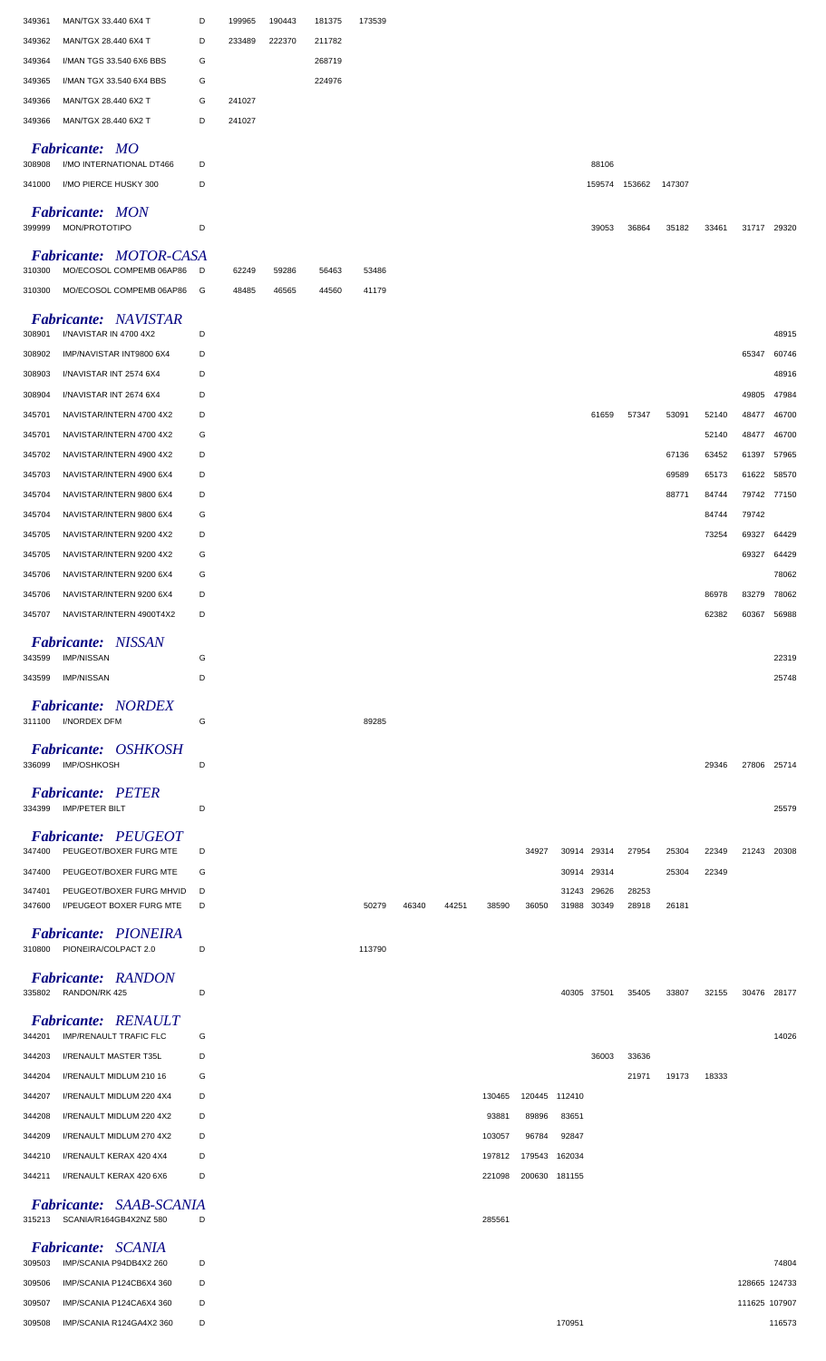| | | | | | | | | | | | | | | | | | |
|---|---|---|---|---|---|---|---|---|---|---|---|---|---|---|---|---|---|
| 349361 | MAN/TGX 33.440 6X4 T | D | 199965 | 190443 | 181375 | 173539 | | | | | | | | | | | |
| 349362 | MAN/TGX 28.440 6X4 T | D | 233489 | 222370 | 211782 | | | | | | | | | | | | |
| 349364 | I/MAN TGS 33.540 6X6 BBS | G | | | 268719 | | | | | | | | | | | | |
| 349365 | I/MAN TGX 33.540 6X4 BBS | G | | | 224976 | | | | | | | | | | | | |
| 349366 | MAN/TGX 28.440 6X2 T | G | 241027 | | | | | | | | | | | | | | |
| 349366 | MAN/TGX 28.440 6X2 T | D | 241027 | | | | | | | | | | | | | | |
| ***Fabricante: MO*** | | | | | | | | | | | | | | | | | |
| 308908 | I/MO INTERNATIONAL DT466 | D | | | | | | | | | | 88106 | | | | | |
| 341000 | I/MO PIERCE HUSKY 300 | D | | | | | | | | | | 159574 | 153662 | 147307 | | | |
| ***Fabricante: MON*** | | | | | | | | | | | | | | | | | |
| 399999 | MON/PROTOTIPO | D | | | | | | | | | | 39053 | 36864 | 35182 | 33461 | 31717 | 29320 |
| ***Fabricante: MOTOR-CASA*** | | | | | | | | | | | | | | | | | |
| 310300 | MO/ECOSOL COMPEMB 06AP86 | D | 62249 | 59286 | 56463 | 53486 | | | | | | | | | | | |
| 310300 | MO/ECOSOL COMPEMB 06AP86 | G | 48485 | 46565 | 44560 | 41179 | | | | | | | | | | | |
| ***Fabricante: NAVISTAR*** | | | | | | | | | | | | | | | | | |
| 308901 | I/NAVISTAR IN 4700 4X2 | D | | | | | | | | | | | | | | | 48915 |
| 308902 | IMP/NAVISTAR INT9800 6X4 | D | | | | | | | | | | | | | | 65347 | 60746 |
| 308903 | I/NAVISTAR INT 2574 6X4 | D | | | | | | | | | | | | | | | 48916 |
| 308904 | I/NAVISTAR INT 2674 6X4 | D | | | | | | | | | | | | | | 49805 | 47984 |
| 345701 | NAVISTAR/INTERN 4700 4X2 | D | | | | | | | | | | 61659 | 57347 | 53091 | 52140 | 48477 | 46700 |
| 345701 | NAVISTAR/INTERN 4700 4X2 | G | | | | | | | | | | | | | 52140 | 48477 | 46700 |
| 345702 | NAVISTAR/INTERN 4900 4X2 | D | | | | | | | | | | | | 67136 | 63452 | 61397 | 57965 |
| 345703 | NAVISTAR/INTERN 4900 6X4 | D | | | | | | | | | | | | 69589 | 65173 | 61622 | 58570 |
| 345704 | NAVISTAR/INTERN 9800 6X4 | D | | | | | | | | | | | | 88771 | 84744 | 79742 | 77150 |
| 345704 | NAVISTAR/INTERN 9800 6X4 | G | | | | | | | | | | | | | 84744 | 79742 | |
| 345705 | NAVISTAR/INTERN 9200 4X2 | D | | | | | | | | | | | | | 73254 | 69327 | 64429 |
| 345705 | NAVISTAR/INTERN 9200 4X2 | G | | | | | | | | | | | | | | 69327 | 64429 |
| 345706 | NAVISTAR/INTERN 9200 6X4 | G | | | | | | | | | | | | | | | 78062 |
| 345706 | NAVISTAR/INTERN 9200 6X4 | D | | | | | | | | | | | | | 86978 | 83279 | 78062 |
| 345707 | NAVISTAR/INTERN 4900T4X2 | D | | | | | | | | | | | | | 62382 | 60367 | 56988 |
| ***Fabricante: NISSAN*** | | | | | | | | | | | | | | | | | |
| 343599 | IMP/NISSAN | G | | | | | | | | | | | | | | | 22319 |
| 343599 | IMP/NISSAN | D | | | | | | | | | | | | | | | 25748 |
| ***Fabricante: NORDEX*** | | | | | | | | | | | | | | | | | |
| 311100 | I/NORDEX DFM | G | | | | 89285 | | | | | | | | | | | |
| ***Fabricante: OSHKOSH*** | | | | | | | | | | | | | | | | | |
| 336099 | IMP/OSHKOSH | D | | | | | | | | | | | | | 29346 | 27806 | 25714 |
| ***Fabricante: PETER*** | | | | | | | | | | | | | | | | | |
| 334399 | IMP/PETER BILT | D | | | | | | | | | | | | | | | 25579 |
| ***Fabricante: PEUGEOT*** | | | | | | | | | | | | | | | | | |
| 347400 | PEUGEOT/BOXER FURG MTE | D | | | | | | | | 34927 | 30914 | 29314 | 27954 | 25304 | 22349 | 21243 | 20308 |
| 347400 | PEUGEOT/BOXER FURG MTE | G | | | | | | | | | 30914 | 29314 | | 25304 | 22349 | | |
| 347401 | PEUGEOT/BOXER FURG MHVID | D | | | | | | | | | 31243 | 29626 | 28253 | | | | |
| 347600 | I/PEUGEOT BOXER FURG MTE | D | | | | 50279 | 46340 | 44251 | 38590 | 36050 | 31988 | 30349 | 28918 | 26181 | | | |
| ***Fabricante: PIONEIRA*** | | | | | | | | | | | | | | | | | |
| 310800 | PIONEIRA/COLPACT 2.0 | D | | | | 113790 | | | | | | | | | | | |
| ***Fabricante: RANDON*** | | | | | | | | | | | | | | | | | |
| 335802 | RANDON/RK 425 | D | | | | | | | | | 40305 | 37501 | 35405 | 33807 | 32155 | 30476 | 28177 |
| ***Fabricante: RENAULT*** | | | | | | | | | | | | | | | | | |
| 344201 | IMP/RENAULT TRAFIC FLC | G | | | | | | | | | | | | | | | 14026 |
| 344203 | I/RENAULT MASTER T35L | D | | | | | | | | | | 36003 | 33636 | | | | |
| 344204 | I/RENAULT MIDLUM 210 16 | G | | | | | | | | | | | 21971 | 19173 | 18333 | | |
| 344207 | I/RENAULT MIDLUM 220 4X4 | D | | | | | | | 130465 | 120445 | 112410 | | | | | | |
| 344208 | I/RENAULT MIDLUM 220 4X2 | D | | | | | | | 93881 | 89896 | 83651 | | | | | | |
| 344209 | I/RENAULT MIDLUM 270 4X2 | D | | | | | | | 103057 | 96784 | 92847 | | | | | | |
| 344210 | I/RENAULT KERAX 420 4X4 | D | | | | | | | 197812 | 179543 | 162034 | | | | | | |
| 344211 | I/RENAULT KERAX 420 6X6 | D | | | | | | | 221098 | 200630 | 181155 | | | | | | |
| ***Fabricante: SAAB-SCANIA*** | | | | | | | | | | | | | | | | | |
| 315213 | SCANIA/R164GB4X2NZ 580 | D | | | | | | | 285561 | | | | | | | | |
| ***Fabricante: SCANIA*** | | | | | | | | | | | | | | | | | |
| 309503 | IMP/SCANIA P94DB4X2 260 | D | | | | | | | | | | | | | | | 74804 |
| 309506 | IMP/SCANIA P124CB6X4 360 | D | | | | | | | | | | | | | | 128665 | 124733 |
| 309507 | IMP/SCANIA P124CA6X4 360 | D | | | | | | | | | | | | | | 111625 | 107907 |
| 309508 | IMP/SCANIA R124GA4X2 360 | D | | | | | | | | | 170951 | | | | | | 116573 |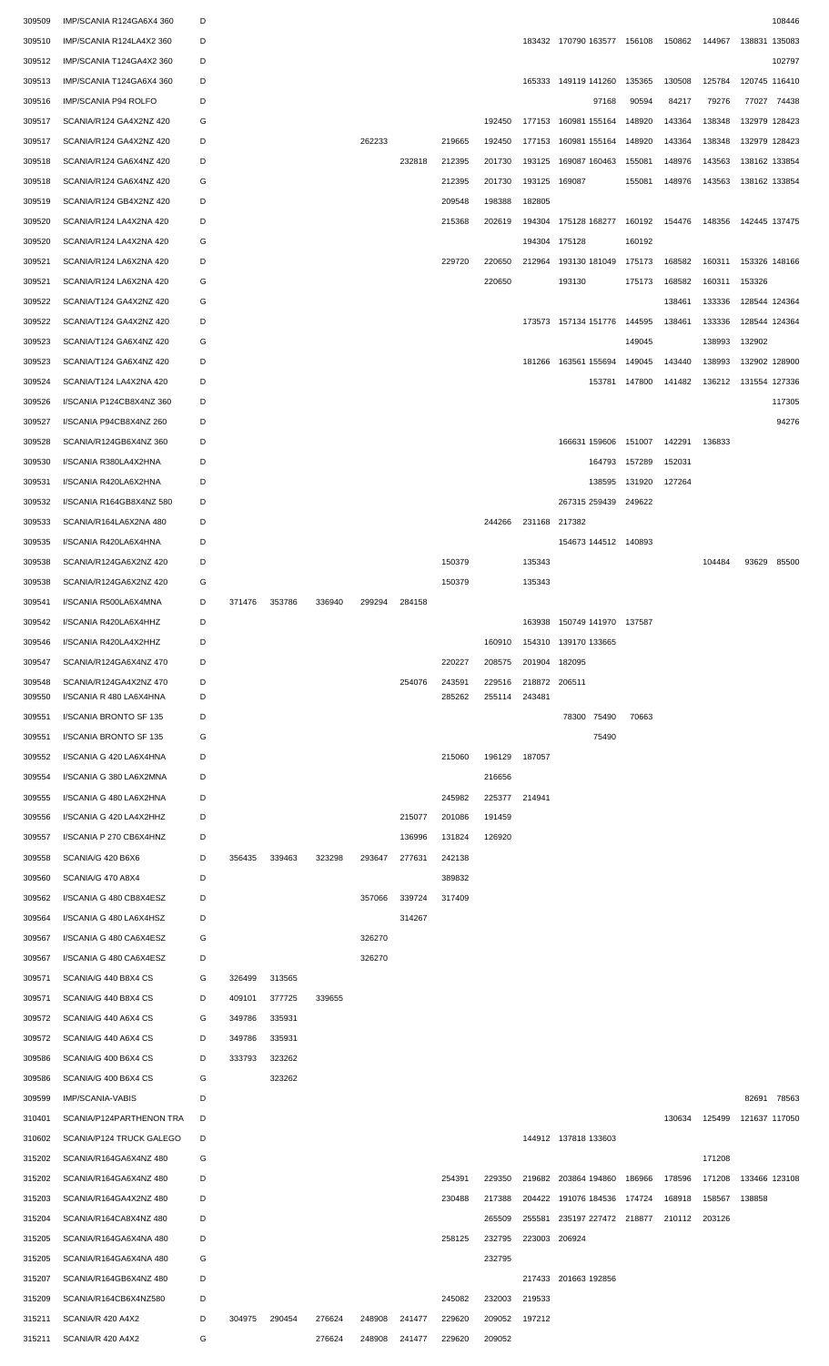| | | | | | | | | | | | | | | | | | |
|---|---|---|---|---|---|---|---|---|---|---|---|---|---|---|---|---|---|
| 309509 | IMP/SCANIA R124GA6X4 360 | D | | | | | | | | | | | | | | | 108446 |
| 309510 | IMP/SCANIA R124LA4X2 360 | D | | | | | | | | 183432 | 170790 | 163577 | 156108 | 150862 | 144967 | 138831 | 135083 |
| 309512 | IMP/SCANIA T124GA4X2 360 | D | | | | | | | | | | | | | | | 102797 |
| 309513 | IMP/SCANIA T124GA6X4 360 | D | | | | | | | | 165333 | 149119 | 141260 | 135365 | 130508 | 125784 | 120745 | 116410 |
| 309516 | IMP/SCANIA P94 ROLFO | D | | | | | | | | | | 97168 | 90594 | 84217 | 79276 | 77027 | 74438 |
| 309517 | SCANIA/R124 GA4X2NZ 420 | G | | | | | | | 192450 | 177153 | 160981 | 155164 | 148920 | 143364 | 138348 | 132979 | 128423 |
| 309517 | SCANIA/R124 GA4X2NZ 420 | D | | | | 262233 | | 219665 | 192450 | 177153 | 160981 | 155164 | 148920 | 143364 | 138348 | 132979 | 128423 |
| 309518 | SCANIA/R124 GA6X4NZ 420 | D | | | | | 232818 | 212395 | 201730 | 193125 | 169087 | 160463 | 155081 | 148976 | 143563 | 138162 | 133854 |
| 309518 | SCANIA/R124 GA6X4NZ 420 | G | | | | | | 212395 | 201730 | 193125 | 169087 | | 155081 | 148976 | 143563 | 138162 | 133854 |
| 309519 | SCANIA/R124 GB4X2NZ 420 | D | | | | | | 209548 | 198388 | 182805 | | | | | | | |
| 309520 | SCANIA/R124 LA4X2NA 420 | D | | | | | | 215368 | 202619 | 194304 | 175128 | 168277 | 160192 | 154476 | 148356 | 142445 | 137475 |
| 309520 | SCANIA/R124 LA4X2NA 420 | G | | | | | | | | 194304 | 175128 | | 160192 | | | | |
| 309521 | SCANIA/R124 LA6X2NA 420 | D | | | | | | 229720 | 220650 | 212964 | 193130 | 181049 | 175173 | 168582 | 160311 | 153326 | 148166 |
| 309521 | SCANIA/R124 LA6X2NA 420 | G | | | | | | | 220650 | | 193130 | | 175173 | 168582 | 160311 | 153326 | |
| 309522 | SCANIA/T124 GA4X2NZ 420 | G | | | | | | | | | | | | 138461 | 133336 | 128544 | 124364 |
| 309522 | SCANIA/T124 GA4X2NZ 420 | D | | | | | | | | 173573 | 157134 | 151776 | 144595 | 138461 | 133336 | 128544 | 124364 |
| 309523 | SCANIA/T124 GA6X4NZ 420 | G | | | | | | | | | | | 149045 | | 138993 | 132902 | |
| 309523 | SCANIA/T124 GA6X4NZ 420 | D | | | | | | | | 181266 | 163561 | 155694 | 149045 | 143440 | 138993 | 132902 | 128900 |
| 309524 | SCANIA/T124 LA4X2NA 420 | D | | | | | | | | | | 153781 | 147800 | 141482 | 136212 | 131554 | 127336 |
| 309526 | I/SCANIA P124CB8X4NZ 360 | D | | | | | | | | | | | | | | | 117305 |
| 309527 | I/SCANIA P94CB8X4NZ 260 | D | | | | | | | | | | | | | | | 94276 |
| 309528 | SCANIA/R124GB6X4NZ 360 | D | | | | | | | | | 166631 | 159606 | 151007 | 142291 | 136833 | | |
| 309530 | I/SCANIA R380LA4X2HNA | D | | | | | | | | | | 164793 | 157289 | 152031 | | | |
| 309531 | I/SCANIA R420LA6X2HNA | D | | | | | | | | | | 138595 | 131920 | 127264 | | | |
| 309532 | I/SCANIA R164GB8X4NZ 580 | D | | | | | | | | | 267315 | 259439 | 249622 | | | | |
| 309533 | SCANIA/R164LA6X2NA 480 | D | | | | | | | 244266 | 231168 | 217382 | | | | | | |
| 309535 | I/SCANIA R420LA6X4HNA | D | | | | | | | | | 154673 | 144512 | 140893 | | | | |
| 309538 | SCANIA/R124GA6X2NZ 420 | D | | | | | | 150379 | | 135343 | | | | | 104484 | 93629 | 85500 |
| 309538 | SCANIA/R124GA6X2NZ 420 | G | | | | | | 150379 | | 135343 | | | | | | | |
| 309541 | I/SCANIA R500LA6X4MNA | D | 371476 | 353786 | 336940 | 299294 | 284158 | | | | | | | | | | |
| 309542 | I/SCANIA R420LA6X4HHZ | D | | | | | | | | 163938 | 150749 | 141970 | 137587 | | | | |
| 309546 | I/SCANIA R420LA4X2HHZ | D | | | | | | | 160910 | 154310 | 139170 | 133665 | | | | | |
| 309547 | SCANIA/R124GA6X4NZ 470 | D | | | | | | 220227 | 208575 | 201904 | 182095 | | | | | | |
| 309548 | SCANIA/R124GA4X2NZ 470 | D | | | | | 254076 | 243591 | 229516 | 218872 | 206511 | | | | | | |
| 309550 | I/SCANIA R 480 LA6X4HNA | D | | | | | | 285262 | 255114 | 243481 | | | | | | | |
| 309551 | I/SCANIA BRONTO SF 135 | D | | | | | | | | | 78300 | 75490 | 70663 | | | | |
| 309551 | I/SCANIA BRONTO SF 135 | G | | | | | | | | | | 75490 | | | | | |
| 309552 | I/SCANIA G 420 LA6X4HNA | D | | | | | | 215060 | 196129 | 187057 | | | | | | | |
| 309554 | I/SCANIA G 380 LA6X2MNA | D | | | | | | | 216656 | | | | | | | | |
| 309555 | I/SCANIA G 480 LA6X2HNA | D | | | | | | 245982 | 225377 | 214941 | | | | | | | |
| 309556 | I/SCANIA G 420 LA4X2HHZ | D | | | | | 215077 | 201086 | 191459 | | | | | | | | |
| 309557 | I/SCANIA P 270 CB6X4HNZ | D | | | | | 136996 | 131824 | 126920 | | | | | | | | |
| 309558 | SCANIA/G 420 B6X6 | D | 356435 | 339463 | 323298 | 293647 | 277631 | 242138 | | | | | | | | | |
| 309560 | SCANIA/G 470 A8X4 | D | | | | | | 389832 | | | | | | | | | |
| 309562 | I/SCANIA G 480 CB8X4ESZ | D | | | | 357066 | 339724 | 317409 | | | | | | | | | |
| 309564 | I/SCANIA G 480 LA6X4HSZ | D | | | | | 314267 | | | | | | | | | | |
| 309567 | I/SCANIA G 480 CA6X4ESZ | G | | | | 326270 | | | | | | | | | | | |
| 309567 | I/SCANIA G 480 CA6X4ESZ | D | | | | 326270 | | | | | | | | | | | |
| 309571 | SCANIA/G 440 B8X4 CS | G | 326499 | 313565 | | | | | | | | | | | | | |
| 309571 | SCANIA/G 440 B8X4 CS | D | 409101 | 377725 | 339655 | | | | | | | | | | | | |
| 309572 | SCANIA/G 440 A6X4 CS | G | 349786 | 335931 | | | | | | | | | | | | | |
| 309572 | SCANIA/G 440 A6X4 CS | D | 349786 | 335931 | | | | | | | | | | | | | |
| 309586 | SCANIA/G 400 B6X4 CS | D | 333793 | 323262 | | | | | | | | | | | | | |
| 309586 | SCANIA/G 400 B6X4 CS | G | | 323262 | | | | | | | | | | | | | |
| 309599 | IMP/SCANIA-VABIS | D | | | | | | | | | | | | | | 82691 | 78563 |
| 310401 | SCANIA/P124PARTHENON TRA | D | | | | | | | | | | | | 130634 | 125499 | 121637 | 117050 |
| 310602 | SCANIA/P124 TRUCK GALEGO | D | | | | | | | | 144912 | 137818 | 133603 | | | | | |
| 315202 | SCANIA/R164GA6X4NZ 480 | G | | | | | | | | | | | | | 171208 | | |
| 315202 | SCANIA/R164GA6X4NZ 480 | D | | | | | | 254391 | 229350 | 219682 | 203864 | 194860 | 186966 | 178596 | 171208 | 133466 | 123108 |
| 315203 | SCANIA/R164GA4X2NZ 480 | D | | | | | | 230488 | 217388 | 204422 | 191076 | 184536 | 174724 | 168918 | 158567 | 138858 | |
| 315204 | SCANIA/R164CA8X4NZ 480 | D | | | | | | | 265509 | 255581 | 235197 | 227472 | 218877 | 210112 | 203126 | | |
| 315205 | SCANIA/R164GA6X4NA 480 | D | | | | | | 258125 | 232795 | 223003 | 206924 | | | | | | |
| 315205 | SCANIA/R164GA6X4NA 480 | G | | | | | | | 232795 | | | | | | | | |
| 315207 | SCANIA/R164GB6X4NZ 480 | D | | | | | | | | 217433 | 201663 | 192856 | | | | | |
| 315209 | SCANIA/R164CB6X4NZ580 | D | | | | | | 245082 | 232003 | 219533 | | | | | | | |
| 315211 | SCANIA/R 420 A4X2 | D | 304975 | 290454 | 276624 | 248908 | 241477 | 229620 | 209052 | 197212 | | | | | | | |
| 315211 | SCANIA/R 420 A4X2 | G | | | 276624 | 248908 | 241477 | 229620 | 209052 | | | | | | | | |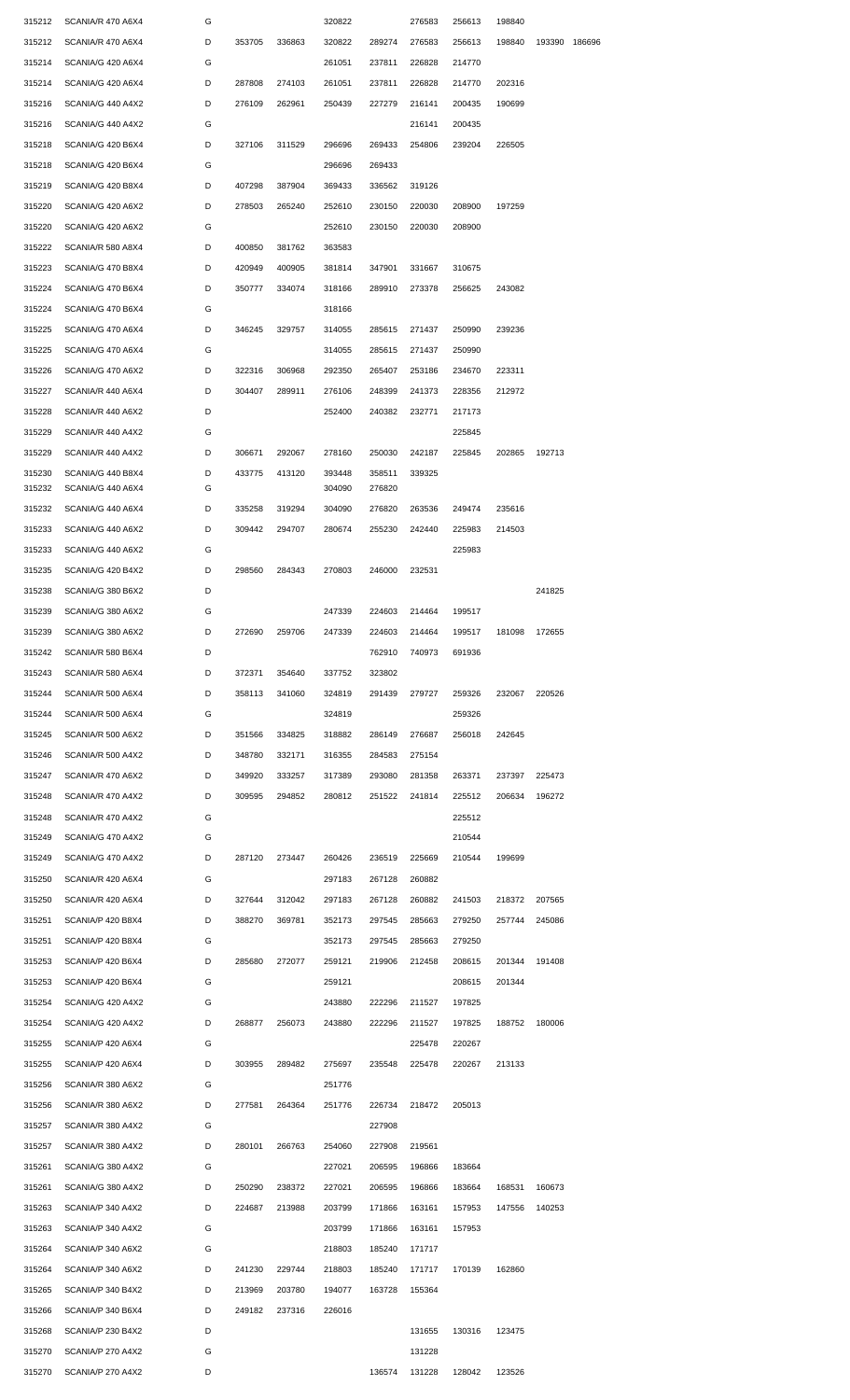| | | | | | | | | | | | |
|---|---|---|---|---|---|---|---|---|---|---|---|
| 315212 | SCANIA/R 470 A6X4 | G | | | 320822 | | 276583 | 256613 | 198840 | | |
| 315212 | SCANIA/R 470 A6X4 | D | 353705 | 336863 | 320822 | 289274 | 276583 | 256613 | 198840 | 193390 | 186696 |
| 315214 | SCANIA/G 420 A6X4 | G | | | 261051 | 237811 | 226828 | 214770 | | | |
| 315214 | SCANIA/G 420 A6X4 | D | 287808 | 274103 | 261051 | 237811 | 226828 | 214770 | 202316 | | |
| 315216 | SCANIA/G 440 A4X2 | D | 276109 | 262961 | 250439 | 227279 | 216141 | 200435 | 190699 | | |
| 315216 | SCANIA/G 440 A4X2 | G | | | | | 216141 | 200435 | | | |
| 315218 | SCANIA/G 420 B6X4 | D | 327106 | 311529 | 296696 | 269433 | 254806 | 239204 | 226505 | | |
| 315218 | SCANIA/G 420 B6X4 | G | | | 296696 | 269433 | | | | | |
| 315219 | SCANIA/G 420 B8X4 | D | 407298 | 387904 | 369433 | 336562 | 319126 | | | | |
| 315220 | SCANIA/G 420 A6X2 | D | 278503 | 265240 | 252610 | 230150 | 220030 | 208900 | 197259 | | |
| 315220 | SCANIA/G 420 A6X2 | G | | | 252610 | 230150 | 220030 | 208900 | | | |
| 315222 | SCANIA/R 580 A8X4 | D | 400850 | 381762 | 363583 | | | | | | |
| 315223 | SCANIA/G 470 B8X4 | D | 420949 | 400905 | 381814 | 347901 | 331667 | 310675 | | | |
| 315224 | SCANIA/G 470 B6X4 | D | 350777 | 334074 | 318166 | 289910 | 273378 | 256625 | 243082 | | |
| 315224 | SCANIA/G 470 B6X4 | G | | | 318166 | | | | | | |
| 315225 | SCANIA/G 470 A6X4 | D | 346245 | 329757 | 314055 | 285615 | 271437 | 250990 | 239236 | | |
| 315225 | SCANIA/G 470 A6X4 | G | | | 314055 | 285615 | 271437 | 250990 | | | |
| 315226 | SCANIA/G 470 A6X2 | D | 322316 | 306968 | 292350 | 265407 | 253186 | 234670 | 223311 | | |
| 315227 | SCANIA/R 440 A6X4 | D | 304407 | 289911 | 276106 | 248399 | 241373 | 228356 | 212972 | | |
| 315228 | SCANIA/R 440 A6X2 | D | | | 252400 | 240382 | 232771 | 217173 | | | |
| 315229 | SCANIA/R 440 A4X2 | G | | | | | | 225845 | | | |
| 315229 | SCANIA/R 440 A4X2 | D | 306671 | 292067 | 278160 | 250030 | 242187 | 225845 | 202865 | 192713 | |
| 315230 | SCANIA/R 440 B8X4 | D | 433775 | 413120 | 393448 | 358511 | 339325 | | | | |
| 315232 | SCANIA/G 440 A6X4 | G | | | 304090 | 276820 | | | | | |
| 315232 | SCANIA/G 440 A6X4 | D | 335258 | 319294 | 304090 | 276820 | 263536 | 249474 | 235616 | | |
| 315233 | SCANIA/G 440 A6X2 | D | 309442 | 294707 | 280674 | 255230 | 242440 | 225983 | 214503 | | |
| 315233 | SCANIA/G 440 A6X2 | G | | | | | | 225983 | | | |
| 315235 | SCANIA/G 420 B4X2 | D | 298560 | 284343 | 270803 | 246000 | 232531 | | | | |
| 315238 | SCANIA/G 380 B6X2 | D | | | | | | | | 241825 | |
| 315239 | SCANIA/G 380 A6X2 | G | | | 247339 | 224603 | 214464 | 199517 | | | |
| 315239 | SCANIA/G 380 A6X2 | D | 272690 | 259706 | 247339 | 224603 | 214464 | 199517 | 181098 | 172655 | |
| 315242 | SCANIA/R 580 B6X4 | D | | | | 762910 | 740973 | 691936 | | | |
| 315243 | SCANIA/R 580 A6X4 | D | 372371 | 354640 | 337752 | 323802 | | | | | |
| 315244 | SCANIA/R 500 A6X4 | D | 358113 | 341060 | 324819 | 291439 | 279727 | 259326 | 232067 | 220526 | |
| 315244 | SCANIA/R 500 A6X4 | G | | | 324819 | | | 259326 | | | |
| 315245 | SCANIA/R 500 A6X2 | D | 351566 | 334825 | 318882 | 286149 | 276687 | 256018 | 242645 | | |
| 315246 | SCANIA/R 500 A4X2 | D | 348780 | 332171 | 316355 | 284583 | 275154 | | | | |
| 315247 | SCANIA/R 470 A6X2 | D | 349920 | 333257 | 317389 | 293080 | 281358 | 263371 | 237397 | 225473 | |
| 315248 | SCANIA/R 470 A4X2 | D | 309595 | 294852 | 280812 | 251522 | 241814 | 225512 | 206634 | 196272 | |
| 315248 | SCANIA/R 470 A4X2 | G | | | | | | 225512 | | | |
| 315249 | SCANIA/G 470 A4X2 | G | | | | | | 210544 | | | |
| 315249 | SCANIA/G 470 A4X2 | D | 287120 | 273447 | 260426 | 236519 | 225669 | 210544 | 199699 | | |
| 315250 | SCANIA/R 420 A6X4 | G | | | 297183 | 267128 | 260882 | | | | |
| 315250 | SCANIA/R 420 A6X4 | D | 327644 | 312042 | 297183 | 267128 | 260882 | 241503 | 218372 | 207565 | |
| 315251 | SCANIA/P 420 B8X4 | D | 388270 | 369781 | 352173 | 297545 | 285663 | 279250 | 257744 | 245086 | |
| 315251 | SCANIA/P 420 B8X4 | G | | | 352173 | 297545 | 285663 | 279250 | | | |
| 315253 | SCANIA/P 420 B6X4 | D | 285680 | 272077 | 259121 | 219906 | 212458 | 208615 | 201344 | 191408 | |
| 315253 | SCANIA/P 420 B6X4 | G | | | 259121 | | | 208615 | 201344 | | |
| 315254 | SCANIA/G 420 A4X2 | G | | | 243880 | 222296 | 211527 | 197825 | | | |
| 315254 | SCANIA/G 420 A4X2 | D | 268877 | 256073 | 243880 | 222296 | 211527 | 197825 | 188752 | 180006 | |
| 315255 | SCANIA/P 420 A6X4 | G | | | | | 225478 | 220267 | | | |
| 315255 | SCANIA/P 420 A6X4 | D | 303955 | 289482 | 275697 | 235548 | 225478 | 220267 | 213133 | | |
| 315256 | SCANIA/R 380 A6X2 | G | | | 251776 | | | | | | |
| 315256 | SCANIA/R 380 A6X2 | D | 277581 | 264364 | 251776 | 226734 | 218472 | 205013 | | | |
| 315257 | SCANIA/R 380 A4X2 | G | | | | 227908 | | | | | |
| 315257 | SCANIA/R 380 A4X2 | D | 280101 | 266763 | 254060 | 227908 | 219561 | | | | |
| 315261 | SCANIA/G 380 A4X2 | G | | | 227021 | 206595 | 196866 | 183664 | | | |
| 315261 | SCANIA/G 380 A4X2 | D | 250290 | 238372 | 227021 | 206595 | 196866 | 183664 | 168531 | 160673 | |
| 315263 | SCANIA/P 340 A4X2 | D | 224687 | 213988 | 203799 | 171866 | 163161 | 157953 | 147556 | 140253 | |
| 315263 | SCANIA/P 340 A4X2 | G | | | 203799 | 171866 | 163161 | 157953 | | | |
| 315264 | SCANIA/P 340 A6X2 | G | | | 218803 | 185240 | 171717 | | | | |
| 315264 | SCANIA/P 340 A6X2 | D | 241230 | 229744 | 218803 | 185240 | 171717 | 170139 | 162860 | | |
| 315265 | SCANIA/P 340 B4X2 | D | 213969 | 203780 | 194077 | 163728 | 155364 | | | | |
| 315266 | SCANIA/P 340 B6X4 | D | 249182 | 237316 | 226016 | | | | | | |
| 315268 | SCANIA/P 230 B4X2 | D | | | | | 131655 | 130316 | 123475 | | |
| 315270 | SCANIA/P 270 A4X2 | G | | | | | 131228 | | | | |
| 315270 | SCANIA/P 270 A4X2 | D | | | | 136574 | 131228 | 128042 | 123526 | | |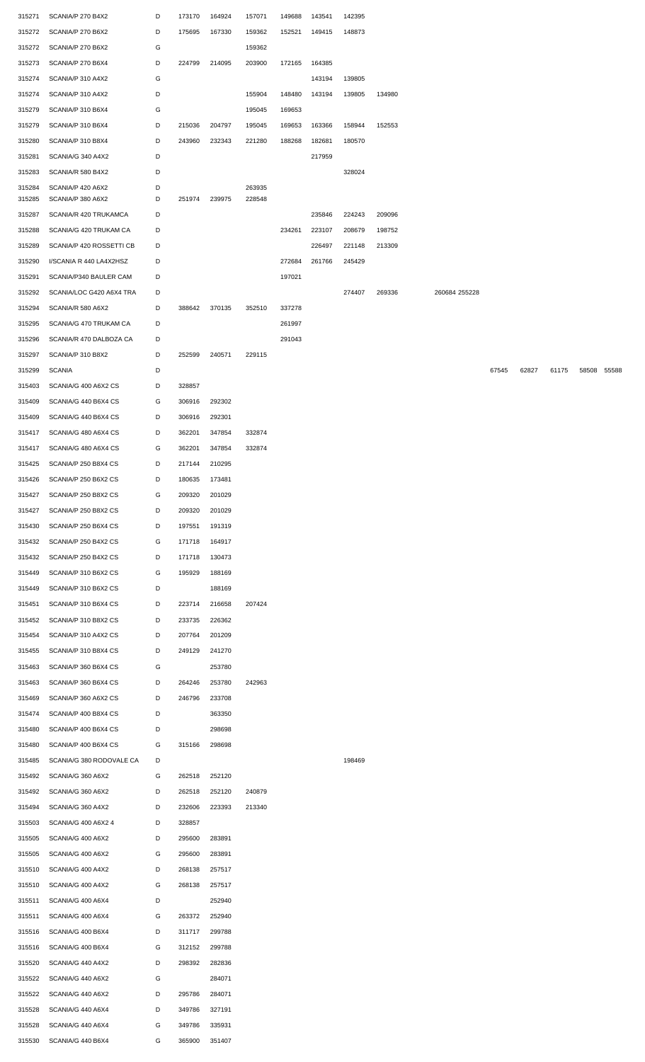| | | | | | | | | | | | | | | | | | | | |
|---|---|---|---|---|---|---|---|---|---|---|---|---|---|---|---|---|---|---|---|
| 315271 | SCANIA/P 270 B4X2 | D | 173170 | 164924 | 157071 | 149688 | 143541 | 142395 | | | | | | | | | | | |
| 315272 | SCANIA/P 270 B6X2 | D | 175695 | 167330 | 159362 | 152521 | 149415 | 148873 | | | | | | | | | | | |
| 315272 | SCANIA/P 270 B6X2 | G | | | 159362 | | | | | | | | | | | | | | |
| 315273 | SCANIA/P 270 B6X4 | D | 224799 | 214095 | 203900 | 172165 | 164385 | | | | | | | | | | | | |
| 315274 | SCANIA/P 310 A4X2 | G | | | | | 143194 | 139805 | | | | | | | | | | | |
| 315274 | SCANIA/P 310 A4X2 | D | | | 155904 | 148480 | 143194 | 139805 | 134980 | | | | | | | | | | |
| 315279 | SCANIA/P 310 B6X4 | G | | | 195045 | 169653 | | | | | | | | | | | | | |
| 315279 | SCANIA/P 310 B6X4 | D | 215036 | 204797 | 195045 | 169653 | 163366 | 158944 | 152553 | | | | | | | | | | |
| 315280 | SCANIA/P 310 B8X4 | D | 243960 | 232343 | 221280 | 188268 | 182681 | 180570 | | | | | | | | | | | |
| 315281 | SCANIA/G 340 A4X2 | D | | | | | 217959 | | | | | | | | | | | | |
| 315283 | SCANIA/R 580 B4X2 | D | | | | | | 328024 | | | | | | | | | | | |
| 315284 | SCANIA/P 420 A6X2 | D | | | 263935 | | | | | | | | | | | | | | |
| 315285 | SCANIA/P 380 A6X2 | D | 251974 | 239975 | 228548 | | | | | | | | | | | | | | |
| 315287 | SCANIA/R 420 TRUKAMCA | D | | | | | 235846 | 224243 | 209096 | | | | | | | | | | |
| 315288 | SCANIA/G 420 TRUKAM CA | D | | | | 234261 | 223107 | 208679 | 198752 | | | | | | | | | | |
| 315289 | SCANIA/P 420 ROSSETTI CB | D | | | | | 226497 | 221148 | 213309 | | | | | | | | | | |
| 315290 | I/SCANIA R 440 LA4X2HSZ | D | | | | 272684 | 261766 | 245429 | | | | | | | | | | | |
| 315291 | SCANIA/P340 BAULER CAM | D | | | | 197021 | | | | | | | | | | | | | |
| 315292 | SCANIA/LOC G420 A6X4 TRA | D | | | | | | 274407 | 269336 | 260684 | 255228 | | | | | | | | |
| 315294 | SCANIA/R 580 A6X2 | D | 388642 | 370135 | 352510 | 337278 | | | | | | | | | | | | | |
| 315295 | SCANIA/G 470 TRUKAM CA | D | | | | 261997 | | | | | | | | | | | | | |
| 315296 | SCANIA/R 470 DALBOZA CA | D | | | | 291043 | | | | | | | | | | | | | |
| 315297 | SCANIA/P 310 B8X2 | D | 252599 | 240571 | 229115 | | | | | | | | | | | | | | |
| 315299 | SCANIA | D | | | | | | | | | | | | | 67545 | 62827 | 61175 | 58508 | 55588 |
| 315403 | SCANIA/G 400 A6X2 CS | D | 328857 | | | | | | | | | | | | | | | | |
| 315409 | SCANIA/G 440 B6X4 CS | G | 306916 | 292302 | | | | | | | | | | | | | | | |
| 315409 | SCANIA/G 440 B6X4 CS | D | 306916 | 292301 | | | | | | | | | | | | | | | |
| 315417 | SCANIA/G 480 A6X4 CS | D | 362201 | 347854 | 332874 | | | | | | | | | | | | | | |
| 315417 | SCANIA/G 480 A6X4 CS | G | 362201 | 347854 | 332874 | | | | | | | | | | | | | | |
| 315425 | SCANIA/P 250 B8X4 CS | D | 217144 | 210295 | | | | | | | | | | | | | | | |
| 315426 | SCANIA/P 250 B6X2 CS | D | 180635 | 173481 | | | | | | | | | | | | | | | |
| 315427 | SCANIA/P 250 B8X2 CS | G | 209320 | 201029 | | | | | | | | | | | | | | | |
| 315427 | SCANIA/P 250 B8X2 CS | D | 209320 | 201029 | | | | | | | | | | | | | | | |
| 315430 | SCANIA/P 250 B6X4 CS | D | 197551 | 191319 | | | | | | | | | | | | | | | |
| 315432 | SCANIA/P 250 B4X2 CS | G | 171718 | 164917 | | | | | | | | | | | | | | | |
| 315432 | SCANIA/P 250 B4X2 CS | D | 171718 | 130473 | | | | | | | | | | | | | | | |
| 315449 | SCANIA/P 310 B6X2 CS | G | 195929 | 188169 | | | | | | | | | | | | | | | |
| 315449 | SCANIA/P 310 B6X2 CS | D | | 188169 | | | | | | | | | | | | | | | |
| 315451 | SCANIA/P 310 B6X4 CS | D | 223714 | 216658 | 207424 | | | | | | | | | | | | | | |
| 315452 | SCANIA/P 310 B8X2 CS | D | 233735 | 226362 | | | | | | | | | | | | | | | |
| 315454 | SCANIA/P 310 A4X2 CS | D | 207764 | 201209 | | | | | | | | | | | | | | | |
| 315455 | SCANIA/P 310 B8X4 CS | D | 249129 | 241270 | | | | | | | | | | | | | | | |
| 315463 | SCANIA/P 360 B6X4 CS | G | | 253780 | | | | | | | | | | | | | | | |
| 315463 | SCANIA/P 360 B6X4 CS | D | 264246 | 253780 | 242963 | | | | | | | | | | | | | | |
| 315469 | SCANIA/P 360 A6X2 CS | D | 246796 | 233708 | | | | | | | | | | | | | | | |
| 315474 | SCANIA/P 400 B8X4 CS | D | | 363350 | | | | | | | | | | | | | | | |
| 315480 | SCANIA/P 400 B6X4 CS | D | | 298698 | | | | | | | | | | | | | | | |
| 315480 | SCANIA/P 400 B6X4 CS | G | 315166 | 298698 | | | | | | | | | | | | | | | |
| 315485 | SCANIA/G 380 RODOVALE CA | D | | | | | | 198469 | | | | | | | | | | | |
| 315492 | SCANIA/G 360 A6X2 | G | 262518 | 252120 | | | | | | | | | | | | | | | |
| 315492 | SCANIA/G 360 A6X2 | D | 262518 | 252120 | 240879 | | | | | | | | | | | | | | |
| 315494 | SCANIA/G 360 A4X2 | D | 232606 | 223393 | 213340 | | | | | | | | | | | | | | |
| 315503 | SCANIA/G 400 A6X2 4 | D | 328857 | | | | | | | | | | | | | | | | |
| 315505 | SCANIA/G 400 A6X2 | D | 295600 | 283891 | | | | | | | | | | | | | | | |
| 315505 | SCANIA/G 400 A6X2 | G | 295600 | 283891 | | | | | | | | | | | | | | | |
| 315510 | SCANIA/G 400 A4X2 | D | 268138 | 257517 | | | | | | | | | | | | | | | |
| 315510 | SCANIA/G 400 A4X2 | G | 268138 | 257517 | | | | | | | | | | | | | | | |
| 315511 | SCANIA/G 400 A6X4 | D | | 252940 | | | | | | | | | | | | | | | |
| 315511 | SCANIA/G 400 A6X4 | G | 263372 | 252940 | | | | | | | | | | | | | | | |
| 315516 | SCANIA/G 400 B6X4 | D | 311717 | 299788 | | | | | | | | | | | | | | | |
| 315516 | SCANIA/G 400 B6X4 | G | 312152 | 299788 | | | | | | | | | | | | | | | |
| 315520 | SCANIA/G 440 A4X2 | D | 298392 | 282836 | | | | | | | | | | | | | | | |
| 315522 | SCANIA/G 440 A6X2 | G | | 284071 | | | | | | | | | | | | | | | |
| 315522 | SCANIA/G 440 A6X2 | D | 295786 | 284071 | | | | | | | | | | | | | | | |
| 315528 | SCANIA/G 440 A6X4 | D | 349786 | 327191 | | | | | | | | | | | | | | | |
| 315528 | SCANIA/G 440 A6X4 | G | 349786 | 335931 | | | | | | | | | | | | | | | |
| 315530 | SCANIA/G 440 B6X4 | G | 365900 | 351407 | | | | | | | | | | | | | | | |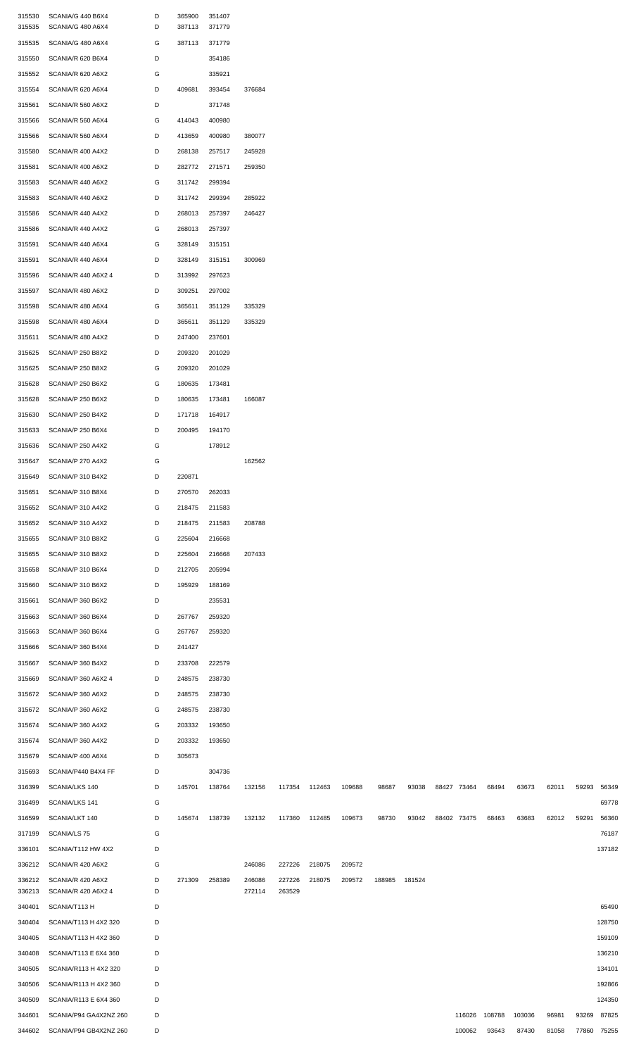| | | | | | | | | | | | | | | | | | |
|---|---|---|---|---|---|---|---|---|---|---|---|---|---|---|---|---|---|
| 315530 | SCANIA/G 440 B6X4 | D | 365900 | 351407 | | | | | | | | | | | | | |
| 315535 | SCANIA/G 480 A6X4 | D | 387113 | 371779 | | | | | | | | | | | | | |
| 315535 | SCANIA/G 480 A6X4 | G | 387113 | 371779 | | | | | | | | | | | | | |
| 315550 | SCANIA/R 620 B6X4 | D | | 354186 | | | | | | | | | | | | | |
| 315552 | SCANIA/R 620 A6X2 | G | | 335921 | | | | | | | | | | | | | |
| 315554 | SCANIA/R 620 A6X4 | D | 409681 | 393454 | 376684 | | | | | | | | | | | | |
| 315561 | SCANIA/R 560 A6X2 | D | | 371748 | | | | | | | | | | | | | |
| 315566 | SCANIA/R 560 A6X4 | G | 414043 | 400980 | | | | | | | | | | | | | |
| 315566 | SCANIA/R 560 A6X4 | D | 413659 | 400980 | 380077 | | | | | | | | | | | | |
| 315580 | SCANIA/R 400 A4X2 | D | 268138 | 257517 | 245928 | | | | | | | | | | | | |
| 315581 | SCANIA/R 400 A6X2 | D | 282772 | 271571 | 259350 | | | | | | | | | | | | |
| 315583 | SCANIA/R 440 A6X2 | G | 311742 | 299394 | | | | | | | | | | | | | |
| 315583 | SCANIA/R 440 A6X2 | D | 311742 | 299394 | 285922 | | | | | | | | | | | | |
| 315586 | SCANIA/R 440 A4X2 | D | 268013 | 257397 | 246427 | | | | | | | | | | | | |
| 315586 | SCANIA/R 440 A4X2 | G | 268013 | 257397 | | | | | | | | | | | | | |
| 315591 | SCANIA/R 440 A6X4 | G | 328149 | 315151 | | | | | | | | | | | | | |
| 315591 | SCANIA/R 440 A6X4 | D | 328149 | 315151 | 300969 | | | | | | | | | | | | |
| 315596 | SCANIA/R 440 A6X2 4 | D | 313992 | 297623 | | | | | | | | | | | | | |
| 315597 | SCANIA/R 480 A6X2 | D | 309251 | 297002 | | | | | | | | | | | | | |
| 315598 | SCANIA/R 480 A6X4 | G | 365611 | 351129 | 335329 | | | | | | | | | | | | |
| 315598 | SCANIA/R 480 A6X4 | D | 365611 | 351129 | 335329 | | | | | | | | | | | | |
| 315611 | SCANIA/R 480 A4X2 | D | 247400 | 237601 | | | | | | | | | | | | | |
| 315625 | SCANIA/P 250 B8X2 | D | 209320 | 201029 | | | | | | | | | | | | | |
| 315625 | SCANIA/P 250 B8X2 | G | 209320 | 201029 | | | | | | | | | | | | | |
| 315628 | SCANIA/P 250 B6X2 | G | 180635 | 173481 | | | | | | | | | | | | | |
| 315628 | SCANIA/P 250 B6X2 | D | 180635 | 173481 | 166087 | | | | | | | | | | | | |
| 315630 | SCANIA/P 250 B4X2 | D | 171718 | 164917 | | | | | | | | | | | | | |
| 315633 | SCANIA/P 250 B6X4 | D | 200495 | 194170 | | | | | | | | | | | | | |
| 315636 | SCANIA/P 250 A4X2 | G | | 178912 | | | | | | | | | | | | | |
| 315647 | SCANIA/P 270 A4X2 | G | | | 162562 | | | | | | | | | | | | |
| 315649 | SCANIA/P 310 B4X2 | D | 220871 | | | | | | | | | | | | | | |
| 315651 | SCANIA/P 310 B8X4 | D | 270570 | 262033 | | | | | | | | | | | | | |
| 315652 | SCANIA/P 310 A4X2 | G | 218475 | 211583 | | | | | | | | | | | | | |
| 315652 | SCANIA/P 310 A4X2 | D | 218475 | 211583 | 208788 | | | | | | | | | | | | |
| 315655 | SCANIA/P 310 B8X2 | G | 225604 | 216668 | | | | | | | | | | | | | |
| 315655 | SCANIA/P 310 B8X2 | D | 225604 | 216668 | 207433 | | | | | | | | | | | | |
| 315658 | SCANIA/P 310 B6X4 | D | 212705 | 205994 | | | | | | | | | | | | | |
| 315660 | SCANIA/P 310 B6X2 | D | 195929 | 188169 | | | | | | | | | | | | | |
| 315661 | SCANIA/P 360 B6X2 | D | | 235531 | | | | | | | | | | | | | |
| 315663 | SCANIA/P 360 B6X4 | D | 267767 | 259320 | | | | | | | | | | | | | |
| 315663 | SCANIA/P 360 B6X4 | G | 267767 | 259320 | | | | | | | | | | | | | |
| 315666 | SCANIA/P 360 B4X4 | D | 241427 | | | | | | | | | | | | | | |
| 315667 | SCANIA/P 360 B4X2 | D | 233708 | 222579 | | | | | | | | | | | | | |
| 315669 | SCANIA/P 360 A6X2 4 | D | 248575 | 238730 | | | | | | | | | | | | | |
| 315672 | SCANIA/P 360 A6X2 | D | 248575 | 238730 | | | | | | | | | | | | | |
| 315672 | SCANIA/P 360 A6X2 | G | 248575 | 238730 | | | | | | | | | | | | | |
| 315674 | SCANIA/P 360 A4X2 | G | 203332 | 193650 | | | | | | | | | | | | | |
| 315674 | SCANIA/P 360 A4X2 | D | 203332 | 193650 | | | | | | | | | | | | | |
| 315679 | SCANIA/P 400 A6X4 | D | 305673 | | | | | | | | | | | | | | |
| 315693 | SCANIA/P440 B4X4 FF | D | | 304736 | | | | | | | | | | | | | |
| 316399 | SCANIA/LKS 140 | D | 145701 | 138764 | 132156 | 117354 | 112463 | 109688 | 98687 | 93038 | 88427 | 73464 | 68494 | 63673 | 62011 | 59293 | 56349 |
| 316499 | SCANIA/LKS 141 | G | | | | | | | | | | | | | | | 69778 |
| 316599 | SCANIA/LKT 140 | D | 145674 | 138739 | 132132 | 117360 | 112485 | 109673 | 98730 | 93042 | 88402 | 73475 | 68463 | 63683 | 62012 | 59291 | 56360 |
| 317199 | SCANIA/LS 75 | G | | | | | | | | | | | | | | | 76187 |
| 336101 | SCANIA/T112 HW 4X2 | D | | | | | | | | | | | | | | | 137182 |
| 336212 | SCANIA/R 420 A6X2 | G | | | 246086 | 227226 | 218075 | 209572 | | | | | | | | | |
| 336212 | SCANIA/R 420 A6X2 | D | 271309 | 258389 | 246086 | 227226 | 218075 | 209572 | 188985 | 181524 | | | | | | | |
| 336213 | SCANIA/R 420 A6X2 4 | D | | | 272114 | 263529 | | | | | | | | | | | |
| 340401 | SCANIA/T113 H | D | | | | | | | | | | | | | | | 65490 |
| 340404 | SCANIA/T113 H 4X2 320 | D | | | | | | | | | | | | | | | 128750 |
| 340405 | SCANIA/T113 H 4X2 360 | D | | | | | | | | | | | | | | | 159109 |
| 340408 | SCANIA/T113 E 6X4 360 | D | | | | | | | | | | | | | | | 136210 |
| 340505 | SCANIA/R113 H 4X2 320 | D | | | | | | | | | | | | | | | 134101 |
| 340506 | SCANIA/R113 H 4X2 360 | D | | | | | | | | | | | | | | | 192866 |
| 340509 | SCANIA/R113 E 6X4 360 | D | | | | | | | | | | | | | | | 124350 |
| 344601 | SCANIA/P94 GA4X2NZ 260 | D | | | | | | | | | | 116026 | 108788 | 103036 | 96981 | 93269 | 87825 |
| 344602 | SCANIA/P94 GB4X2NZ 260 | D | | | | | | | | | | 100062 | 93643 | 87430 | 81058 | 77860 | 75255 |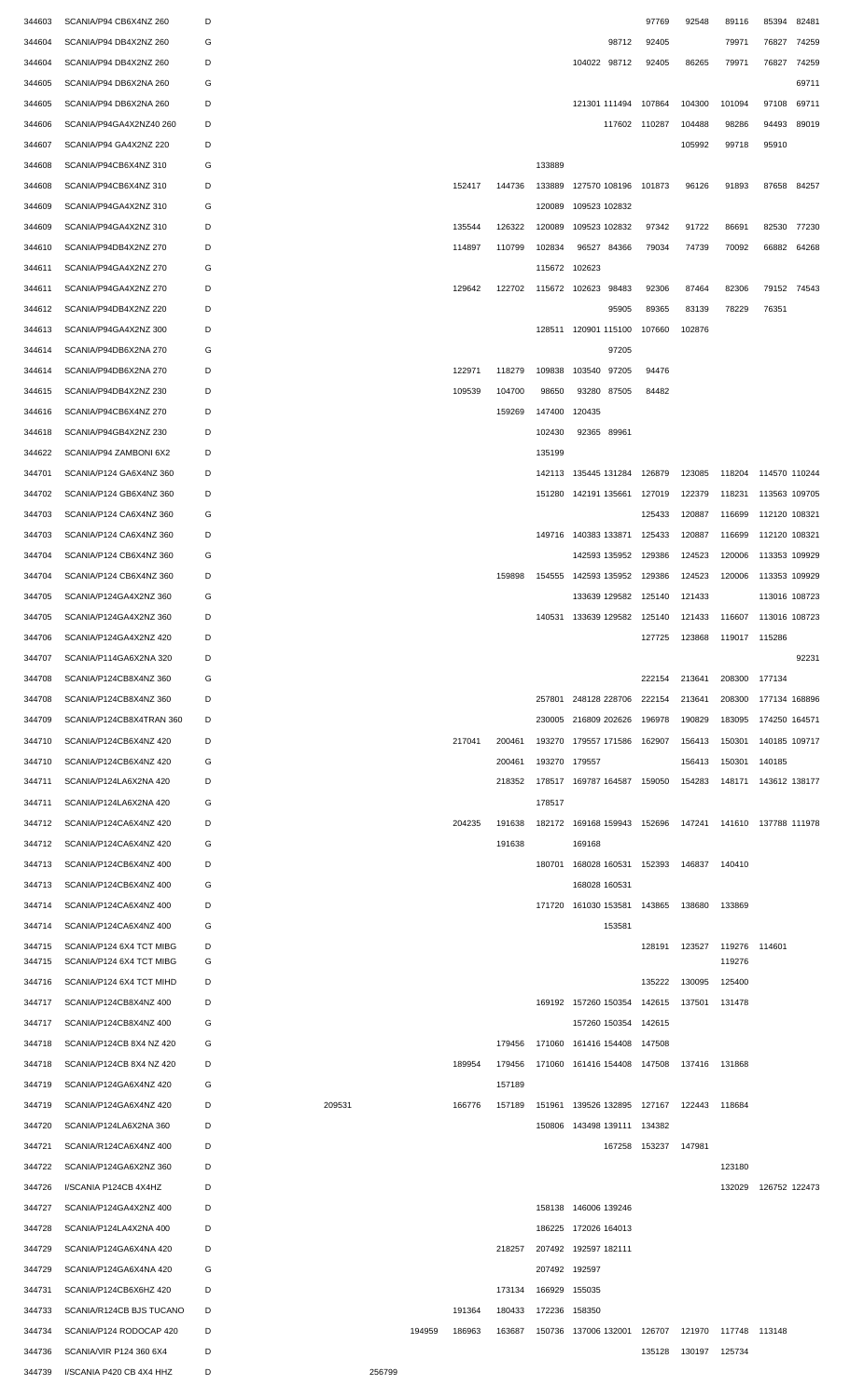| | | | | | | | | | | | | | | |
|---|---|---|---|---|---|---|---|---|---|---|---|---|---|---|
| 344603 | SCANIA/P94 CB6X4NZ 260 | D | | | | | | | | 97769 | 92548 | 89116 | 85394 | 82481 |
| 344604 | SCANIA/P94 DB4X2NZ 260 | G | | | | | | | 98712 | 92405 | | 79971 | 76827 | 74259 |
| 344604 | SCANIA/P94 DB4X2NZ 260 | D | | | | | | 104022 | 98712 | 92405 | 86265 | 79971 | 76827 | 74259 |
| 344605 | SCANIA/P94 DB6X2NA 260 | G | | | | | | | | | | | | 69711 |
| 344605 | SCANIA/P94 DB6X2NA 260 | D | | | | | | 121301 | 111494 | 107864 | 104300 | 101094 | 97108 | 69711 |
| 344606 | SCANIA/P94GA4X2NZ40 260 | D | | | | | | | 117602 | 110287 | 104488 | 98286 | 94493 | 89019 |
| 344607 | SCANIA/P94 GA4X2NZ 220 | D | | | | | | | | | 105992 | 99718 | 95910 | |
| 344608 | SCANIA/P94CB6X4NZ 310 | G | | | | | 133889 | | | | | | | |
| 344608 | SCANIA/P94CB6X4NZ 310 | D | | | 152417 | 144736 | 133889 | 127570 | 108196 | 101873 | 96126 | 91893 | 87658 | 84257 |
| 344609 | SCANIA/P94GA4X2NZ 310 | G | | | | | 120089 | 109523 | 102832 | | | | | |
| 344609 | SCANIA/P94GA4X2NZ 310 | D | | | 135544 | 126322 | 120089 | 109523 | 102832 | 97342 | 91722 | 86691 | 82530 | 77230 |
| 344610 | SCANIA/P94DB4X2NZ 270 | D | | | 114897 | 110799 | 102834 | 96527 | 84366 | 79034 | 74739 | 70092 | 66882 | 64268 |
| 344611 | SCANIA/P94GA4X2NZ 270 | G | | | | | 115672 | 102623 | | | | | | |
| 344611 | SCANIA/P94GA4X2NZ 270 | D | | | 129642 | 122702 | 115672 | 102623 | 98483 | 92306 | 87464 | 82306 | 79152 | 74543 |
| 344612 | SCANIA/P94DB4X2NZ 220 | D | | | | | | | 95905 | 89365 | 83139 | 78229 | 76351 | |
| 344613 | SCANIA/P94GA4X2NZ 300 | D | | | | | 128511 | 120901 | 115100 | 107660 | 102876 | | | |
| 344614 | SCANIA/P94DB6X2NA 270 | G | | | | | | | 97205 | | | | | |
| 344614 | SCANIA/P94DB6X2NA 270 | D | | | 122971 | 118279 | 109838 | 103540 | 97205 | 94476 | | | | |
| 344615 | SCANIA/P94DB4X2NZ 230 | D | | | 109539 | 104700 | 98650 | 93280 | 87505 | 84482 | | | | |
| 344616 | SCANIA/P94CB6X4NZ 270 | D | | | | 159269 | 147400 | 120435 | | | | | | |
| 344618 | SCANIA/P94GB4X2NZ 230 | D | | | | | 102430 | 92365 | 89961 | | | | | |
| 344622 | SCANIA/P94 ZAMBONI 6X2 | D | | | | | 135199 | | | | | | | |
| 344701 | SCANIA/P124 GA6X4NZ 360 | D | | | | | 142113 | 135445 | 131284 | 126879 | 123085 | 118204 | 114570 | 110244 |
| 344702 | SCANIA/P124 GB6X4NZ 360 | D | | | | | 151280 | 142191 | 135661 | 127019 | 122379 | 118231 | 113563 | 109705 |
| 344703 | SCANIA/P124 CA6X4NZ 360 | G | | | | | | | | 125433 | 120887 | 116699 | 112120 | 108321 |
| 344703 | SCANIA/P124 CA6X4NZ 360 | D | | | | | 149716 | 140383 | 133871 | 125433 | 120887 | 116699 | 112120 | 108321 |
| 344704 | SCANIA/P124 CB6X4NZ 360 | G | | | | | | 142593 | 135952 | 129386 | 124523 | 120006 | 113353 | 109929 |
| 344704 | SCANIA/P124 CB6X4NZ 360 | D | | | | 159898 | 154555 | 142593 | 135952 | 129386 | 124523 | 120006 | 113353 | 109929 |
| 344705 | SCANIA/P124GA4X2NZ 360 | G | | | | | | 133639 | 129582 | 125140 | 121433 | | 113016 | 108723 |
| 344705 | SCANIA/P124GA4X2NZ 360 | D | | | | | 140531 | 133639 | 129582 | 125140 | 121433 | 116607 | 113016 | 108723 |
| 344706 | SCANIA/P124GA4X2NZ 420 | D | | | | | | | | 127725 | 123868 | 119017 | 115286 | |
| 344707 | SCANIA/P114GA6X2NA 320 | D | | | | | | | | | | | | 92231 |
| 344708 | SCANIA/P124CB8X4NZ 360 | G | | | | | | | | 222154 | 213641 | 208300 | 177134 | |
| 344708 | SCANIA/P124CB8X4NZ 360 | D | | | | | 257801 | 248128 | 228706 | 222154 | 213641 | 208300 | 177134 | 168896 |
| 344709 | SCANIA/P124CB8X4TRAN 360 | D | | | | | 230005 | 216809 | 202626 | 196978 | 190829 | 183095 | 174250 | 164571 |
| 344710 | SCANIA/P124CB6X4NZ 420 | D | | | 217041 | 200461 | 193270 | 179557 | 171586 | 162907 | 156413 | 150301 | 140185 | 109717 |
| 344710 | SCANIA/P124CB6X4NZ 420 | G | | | | 200461 | 193270 | 179557 | | | 156413 | 150301 | 140185 | |
| 344711 | SCANIA/P124LA6X2NA 420 | D | | | | 218352 | 178517 | 169787 | 164587 | 159050 | 154283 | 148171 | 143612 | 138177 |
| 344711 | SCANIA/P124LA6X2NA 420 | G | | | | | 178517 | | | | | | | |
| 344712 | SCANIA/P124CA6X4NZ 420 | D | | | 204235 | 191638 | 182172 | 169168 | 159943 | 152696 | 147241 | 141610 | 137788 | 111978 |
| 344712 | SCANIA/P124CA6X4NZ 420 | G | | | | 191638 | | 169168 | | | | | | |
| 344713 | SCANIA/P124CB6X4NZ 400 | D | | | | | 180701 | 168028 | 160531 | 152393 | 146837 | 140410 | | |
| 344713 | SCANIA/P124CB6X4NZ 400 | G | | | | | | 168028 | 160531 | | | | | |
| 344714 | SCANIA/P124CA6X4NZ 400 | D | | | | | 171720 | 161030 | 153581 | 143865 | 138680 | 133869 | | |
| 344714 | SCANIA/P124CA6X4NZ 400 | G | | | | | | | 153581 | | | | | |
| 344715 | SCANIA/P124 6X4 TCT MIBG | D | | | | | | | | 128191 | 123527 | 119276 | 114601 | |
| 344715 | SCANIA/P124 6X4 TCT MIBG | G | | | | | | | | | | 119276 | | |
| 344716 | SCANIA/P124 6X4 TCT MIHD | D | | | | | | | | 135222 | 130095 | 125400 | | |
| 344717 | SCANIA/P124CB8X4NZ 400 | D | | | | | 169192 | 157260 | 150354 | 142615 | 137501 | 131478 | | |
| 344717 | SCANIA/P124CB8X4NZ 400 | G | | | | | | 157260 | 150354 | 142615 | | | | |
| 344718 | SCANIA/P124CB 8X4 NZ 420 | G | | | | 179456 | 171060 | 161416 | 154408 | 147508 | | | | |
| 344718 | SCANIA/P124CB 8X4 NZ 420 | D | | | 189954 | 179456 | 171060 | 161416 | 154408 | 147508 | 137416 | 131868 | | |
| 344719 | SCANIA/P124GA6X4NZ 420 | G | | | | 157189 | | | | | | | | |
| 344719 | SCANIA/P124GA6X4NZ 420 | D | 209531 | | 166776 | 157189 | 151961 | 139526 | 132895 | 127167 | 122443 | 118684 | | |
| 344720 | SCANIA/P124LA6X2NA 360 | D | | | | | 150806 | 143498 | 139111 | 134382 | | | | |
| 344721 | SCANIA/R124CA6X4NZ 400 | D | | | | | | | 167258 | 153237 | 147981 | | | |
| 344722 | SCANIA/P124GA6X2NZ 360 | D | | | | | | | | | | 123180 | | |
| 344726 | I/SCANIA P124CB 4X4HZ | D | | | | | | | | | | 132029 | 126752 | 122473 |
| 344727 | SCANIA/P124GA4X2NZ 400 | D | | | | | 158138 | 146006 | 139246 | | | | | |
| 344728 | SCANIA/P124LA4X2NA 400 | D | | | | | 186225 | 172026 | 164013 | | | | | |
| 344729 | SCANIA/P124GA6X4NA 420 | D | | | | 218257 | 207492 | 192597 | 182111 | | | | | |
| 344729 | SCANIA/P124GA6X4NA 420 | G | | | | | 207492 | 192597 | | | | | | |
| 344731 | SCANIA/P124CB6X6HZ 420 | D | | | | 173134 | 166929 | 155035 | | | | | | |
| 344733 | SCANIA/R124CB BJS TUCANO | D | | | 191364 | 180433 | 172236 | 158350 | | | | | | |
| 344734 | SCANIA/P124 RODOCAP 420 | D | | 194959 | 186963 | 163687 | 150736 | 137006 | 132001 | 126707 | 121970 | 117748 | 113148 | |
| 344736 | SCANIA/VIR P124 360 6X4 | D | | | | | | | | 135128 | 130197 | 125734 | | |
| 344739 | I/SCANIA P420 CB 4X4 HHZ | D | | | 256799 | | | | | | | | | |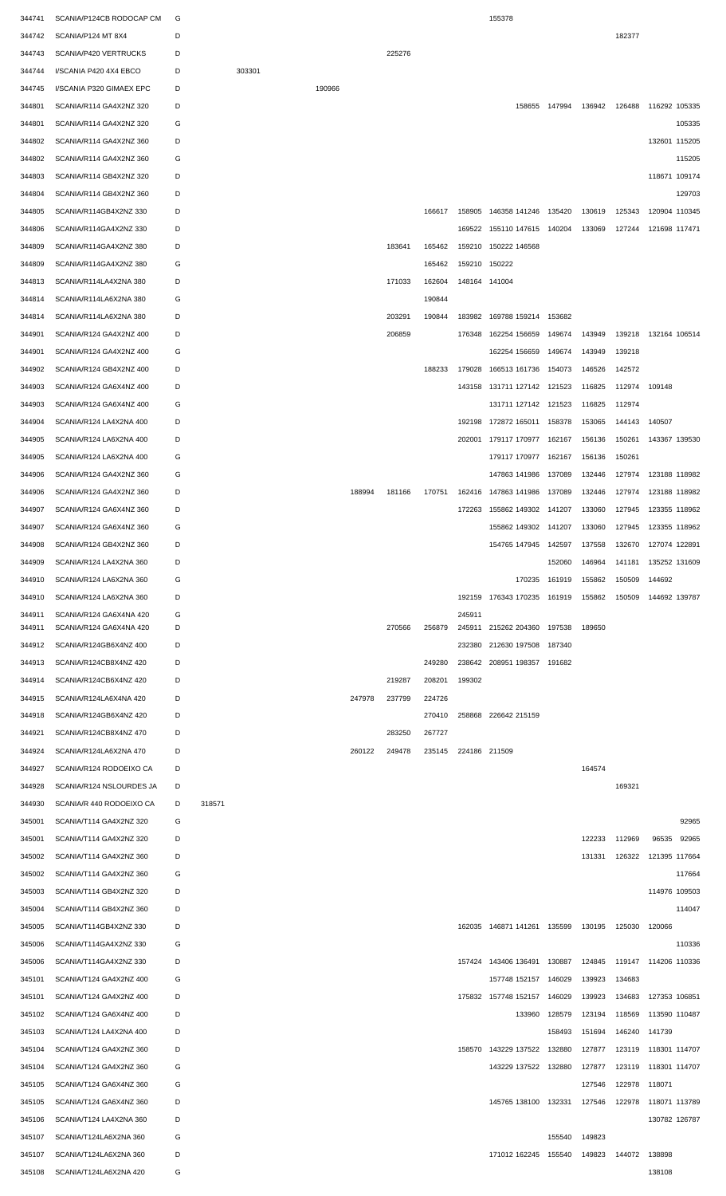| | | | | | | | | | | | | | | | |
|---|---|---|---|---|---|---|---|---|---|---|---|---|---|---|---|
| 344741 | SCANIA/P124CB RODOCAP CM | G | | | | | | | 155378 | | | | | | |
| 344742 | SCANIA/P124 MT 8X4 | D | | | | | | | | | | | 182377 | | |
| 344743 | SCANIA/P420 VERTRUCKS | D | | | | 225276 | | | | | | | | | |
| 344744 | I/SCANIA P420 4X4 EBCO | D | | 303301 | | | | | | | | | | | |
| 344745 | I/SCANIA P320 GIMAEX EPC | D | | | 190966 | | | | | | | | | | |
| 344801 | SCANIA/R114 GA4X2NZ 320 | D | | | | | | | | 158655 | 147994 | 136942 | 126488 | 116292 | 105335 |
| 344801 | SCANIA/R114 GA4X2NZ 320 | G | | | | | | | | | | | | | 105335 |
| 344802 | SCANIA/R114 GA4X2NZ 360 | D | | | | | | | | | | | | 132601 | 115205 |
| 344802 | SCANIA/R114 GA4X2NZ 360 | G | | | | | | | | | | | | | 115205 |
| 344803 | SCANIA/R114 GB4X2NZ 320 | D | | | | | | | | | | | | 118671 | 109174 |
| 344804 | SCANIA/R114 GB4X2NZ 360 | D | | | | | | | | | | | | | 129703 |
| 344805 | SCANIA/R114GB4X2NZ 330 | D | | | | | 166617 | 158905 | 146358 | 141246 | 135420 | 130619 | 125343 | 120904 | 110345 |
| 344806 | SCANIA/R114GA4X2NZ 330 | D | | | | | | 169522 | 155110 | 147615 | 140204 | 133069 | 127244 | 121698 | 117471 |
| 344809 | SCANIA/R114GA4X2NZ 380 | D | | | | 183641 | 165462 | 159210 | 150222 | 146568 | | | | | |
| 344809 | SCANIA/R114GA4X2NZ 380 | G | | | | | 165462 | 159210 | 150222 | | | | | | |
| 344813 | SCANIA/R114LA4X2NA 380 | D | | | | 171033 | 162604 | 148164 | 141004 | | | | | | |
| 344814 | SCANIA/R114LA6X2NA 380 | G | | | | | 190844 | | | | | | | | |
| 344814 | SCANIA/R114LA6X2NA 380 | D | | | | 203291 | 190844 | 183982 | 169788 | 159214 | 153682 | | | | |
| 344901 | SCANIA/R124 GA4X2NZ 400 | D | | | | 206859 | | 176348 | 162254 | 156659 | 149674 | 143949 | 139218 | 132164 | 106514 |
| 344901 | SCANIA/R124 GA4X2NZ 400 | G | | | | | | | 162254 | 156659 | 149674 | 143949 | 139218 | | |
| 344902 | SCANIA/R124 GB4X2NZ 400 | D | | | | | 188233 | 179028 | 166513 | 161736 | 154073 | 146526 | 142572 | | |
| 344903 | SCANIA/R124 GA6X4NZ 400 | D | | | | | | 143158 | 131711 | 127142 | 121523 | 116825 | 112974 | 109148 | |
| 344903 | SCANIA/R124 GA6X4NZ 400 | G | | | | | | | 131711 | 127142 | 121523 | 116825 | 112974 | | |
| 344904 | SCANIA/R124 LA4X2NA 400 | D | | | | | | 192198 | 172872 | 165011 | 158378 | 153065 | 144143 | 140507 | |
| 344905 | SCANIA/R124 LA6X2NA 400 | D | | | | | | 202001 | 179117 | 170977 | 162167 | 156136 | 150261 | 143367 | 139530 |
| 344905 | SCANIA/R124 LA6X2NA 400 | G | | | | | | | 179117 | 170977 | 162167 | 156136 | 150261 | | |
| 344906 | SCANIA/R124 GA4X2NZ 360 | G | | | | | | | 147863 | 141986 | 137089 | 132446 | 127974 | 123188 | 118982 |
| 344906 | SCANIA/R124 GA4X2NZ 360 | D | | | 188994 | 181166 | 170751 | 162416 | 147863 | 141986 | 137089 | 132446 | 127974 | 123188 | 118982 |
| 344907 | SCANIA/R124 GA6X4NZ 360 | D | | | | | | 172263 | 155862 | 149302 | 141207 | 133060 | 127945 | 123355 | 118962 |
| 344907 | SCANIA/R124 GA6X4NZ 360 | G | | | | | | | 155862 | 149302 | 141207 | 133060 | 127945 | 123355 | 118962 |
| 344908 | SCANIA/R124 GB4X2NZ 360 | D | | | | | | | 154765 | 147945 | 142597 | 137558 | 132670 | 127074 | 122891 |
| 344909 | SCANIA/R124 LA4X2NA 360 | D | | | | | | | | | 152060 | 146964 | 141181 | 135252 | 131609 |
| 344910 | SCANIA/R124 LA6X2NA 360 | G | | | | | | | | 170235 | 161919 | 155862 | 150509 | 144692 | |
| 344910 | SCANIA/R124 LA6X2NA 360 | D | | | | | | 192159 | 176343 | 170235 | 161919 | 155862 | 150509 | 144692 | 139787 |
| 344911 | SCANIA/R124 GA6X4NA 420 | G | | | | | | 245911 | | | | | | | |
| 344911 | SCANIA/R124 GA6X4NA 420 | D | | | | 270566 | 256879 | 245911 | 215262 | 204360 | 197538 | 189650 | | | |
| 344912 | SCANIA/R124GB6X4NZ 400 | D | | | | | | 232380 | 212630 | 197508 | 187340 | | | | |
| 344913 | SCANIA/R124CB8X4NZ 420 | D | | | | | 249280 | 238642 | 208951 | 198357 | 191682 | | | | |
| 344914 | SCANIA/R124CB6X4NZ 420 | D | | | | 219287 | 208201 | 199302 | | | | | | | |
| 344915 | SCANIA/R124LA6X4NA 420 | D | | | 247978 | 237799 | 224726 | | | | | | | | |
| 344918 | SCANIA/R124GB6X4NZ 420 | D | | | | | 270410 | 258868 | 226642 | 215159 | | | | | |
| 344921 | SCANIA/R124CB8X4NZ 470 | D | | | | 283250 | 267727 | | | | | | | | |
| 344924 | SCANIA/R124LA6X2NA 470 | D | | | 260122 | 249478 | 235145 | 224186 | 211509 | | | | | | |
| 344927 | SCANIA/R124 RODOEIXO CA | D | | | | | | | | | | 164574 | | | |
| 344928 | SCANIA/R124 NSLOURDES JA | D | | | | | | | | | | | 169321 | | |
| 344930 | SCANIA/R 440 RODOEIXO CA | D | 318571 | | | | | | | | | | | | |
| 345001 | SCANIA/T114 GA4X2NZ 320 | G | | | | | | | | | | | | | 92965 |
| 345001 | SCANIA/T114 GA4X2NZ 320 | D | | | | | | | | | | 122233 | 112969 | 96535 | 92965 |
| 345002 | SCANIA/T114 GA4X2NZ 360 | D | | | | | | | | | | 131331 | 126322 | 121395 | 117664 |
| 345002 | SCANIA/T114 GA4X2NZ 360 | G | | | | | | | | | | | | | 117664 |
| 345003 | SCANIA/T114 GB4X2NZ 320 | D | | | | | | | | | | | | 114976 | 109503 |
| 345004 | SCANIA/T114 GB4X2NZ 360 | D | | | | | | | | | | | | | 114047 |
| 345005 | SCANIA/T114GB4X2NZ 330 | D | | | | | | 162035 | 146871 | 141261 | 135599 | 130195 | 125030 | 120066 | |
| 345006 | SCANIA/T114GA4X2NZ 330 | G | | | | | | | | | | | | | 110336 |
| 345006 | SCANIA/T114GA4X2NZ 330 | D | | | | | | 157424 | 143406 | 136491 | 130887 | 124845 | 119147 | 114206 | 110336 |
| 345101 | SCANIA/T124 GA4X2NZ 400 | G | | | | | | | 157748 | 152157 | 146029 | 139923 | 134683 | | |
| 345101 | SCANIA/T124 GA4X2NZ 400 | D | | | | | | 175832 | 157748 | 152157 | 146029 | 139923 | 134683 | 127353 | 106851 |
| 345102 | SCANIA/T124 GA6X4NZ 400 | D | | | | | | | | 133960 | 128579 | 123194 | 118569 | 113590 | 110487 |
| 345103 | SCANIA/T124 LA4X2NA 400 | D | | | | | | | | | 158493 | 151694 | 146240 | 141739 | |
| 345104 | SCANIA/T124 GA4X2NZ 360 | D | | | | | | 158570 | 143229 | 137522 | 132880 | 127877 | 123119 | 118301 | 114707 |
| 345104 | SCANIA/T124 GA4X2NZ 360 | G | | | | | | | 143229 | 137522 | 132880 | 127877 | 123119 | 118301 | 114707 |
| 345105 | SCANIA/T124 GA6X4NZ 360 | G | | | | | | | | | | 127546 | 122978 | 118071 | |
| 345105 | SCANIA/T124 GA6X4NZ 360 | D | | | | | | | 145765 | 138100 | 132331 | 127546 | 122978 | 118071 | 113789 |
| 345106 | SCANIA/T124 LA4X2NA 360 | D | | | | | | | | | | | | 130782 | 126787 |
| 345107 | SCANIA/T124LA6X2NA 360 | G | | | | | | | | | 155540 | 149823 | | | |
| 345107 | SCANIA/T124LA6X2NA 360 | D | | | | | | | 171012 | 162245 | 155540 | 149823 | 144072 | 138898 | |
| 345108 | SCANIA/T124LA6X2NA 420 | G | | | | | | | | | | | | 138108 | |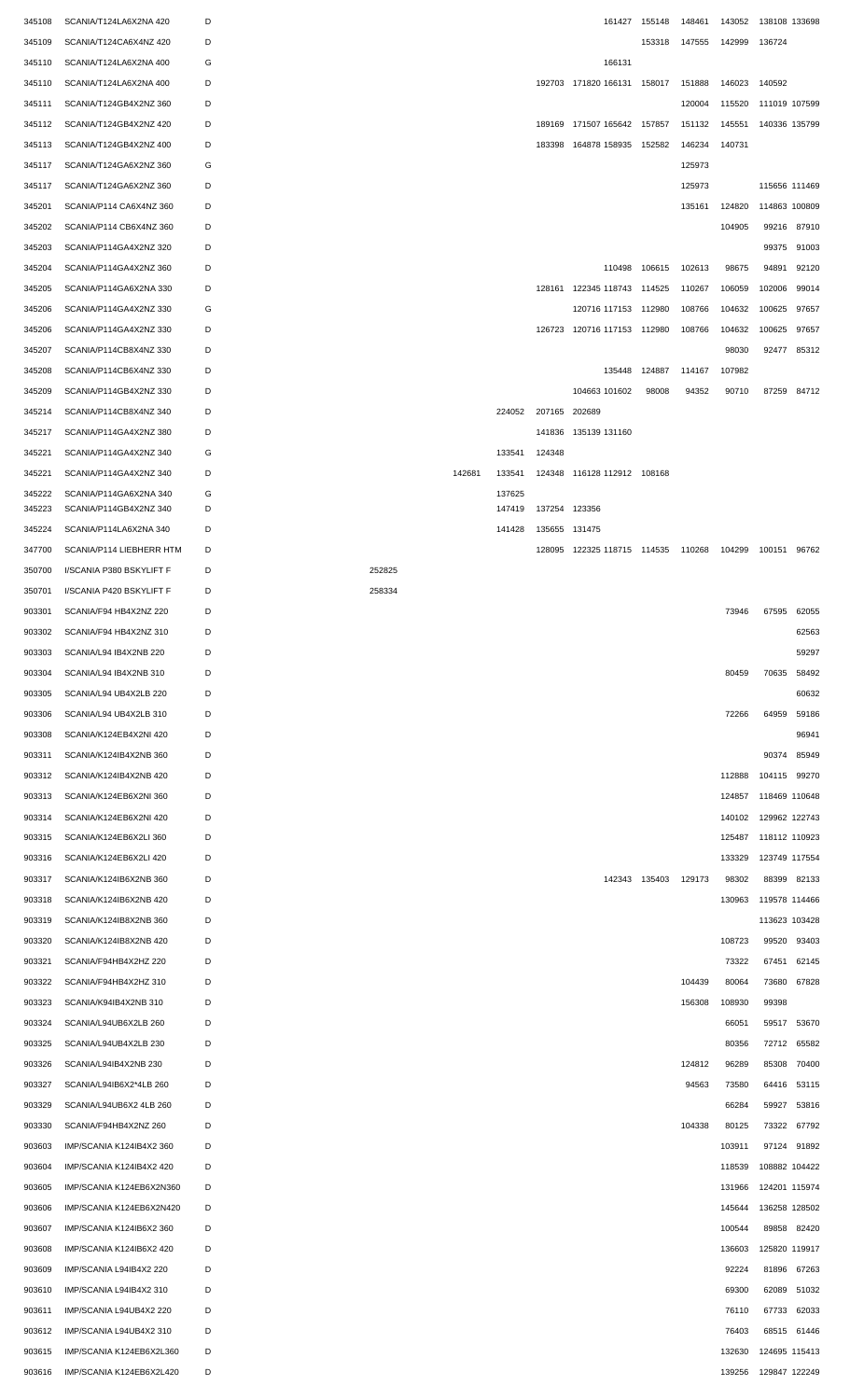| | | | | | | | | | | | | | |
|---|---|---|---|---|---|---|---|---|---|---|---|---|---|
| 345108 | SCANIA/T124LA6X2NA 420 | D | | | | | | 161427 | 155148 | 148461 | 143052 | 138108 | 133698 |
| 345109 | SCANIA/T124CA6X4NZ 420 | D | | | | | | | 153318 | 147555 | 142999 | 136724 | |
| 345110 | SCANIA/T124LA6X2NA 400 | G | | | | | | 166131 | | | | | |
| 345110 | SCANIA/T124LA6X2NA 400 | D | | | | 192703 | 171820 | 166131 | 158017 | 151888 | 146023 | 140592 | |
| 345111 | SCANIA/T124GB4X2NZ 360 | D | | | | | | | | 120004 | 115520 | 111019 | 107599 |
| 345112 | SCANIA/T124GB4X2NZ 420 | D | | | | 189169 | 171507 | 165642 | 157857 | 151132 | 145551 | 140336 | 135799 |
| 345113 | SCANIA/T124GB4X2NZ 400 | D | | | | 183398 | 164878 | 158935 | 152582 | 146234 | 140731 | | |
| 345117 | SCANIA/T124GA6X2NZ 360 | G | | | | | | | | 125973 | | | |
| 345117 | SCANIA/T124GA6X2NZ 360 | D | | | | | | | | 125973 | | 115656 | 111469 |
| 345201 | SCANIA/P114 CA6X4NZ 360 | D | | | | | | | | 135161 | 124820 | 114863 | 100809 |
| 345202 | SCANIA/P114 CB6X4NZ 360 | D | | | | | | | | | 104905 | 99216 | 87910 |
| 345203 | SCANIA/P114GA4X2NZ 320 | D | | | | | | | | | | 99375 | 91003 |
| 345204 | SCANIA/P114GA4X2NZ 360 | D | | | | | | 110498 | 106615 | 102613 | 98675 | 94891 | 92120 |
| 345205 | SCANIA/P114GA6X2NA 330 | D | | | | 128161 | 122345 | 118743 | 114525 | 110267 | 106059 | 102006 | 99014 |
| 345206 | SCANIA/P114GA4X2NZ 330 | G | | | | | 120716 | 117153 | 112980 | 108766 | 104632 | 100625 | 97657 |
| 345206 | SCANIA/P114GA4X2NZ 330 | D | | | | 126723 | 120716 | 117153 | 112980 | 108766 | 104632 | 100625 | 97657 |
| 345207 | SCANIA/P114CB8X4NZ 330 | D | | | | | | | | | 98030 | 92477 | 85312 |
| 345208 | SCANIA/P114CB6X4NZ 330 | D | | | | | | 135448 | 124887 | 114167 | 107982 | | |
| 345209 | SCANIA/P114GB4X2NZ 330 | D | | | | | 104663 | 101602 | 98008 | 94352 | 90710 | 87259 | 84712 |
| 345214 | SCANIA/P114CB8X4NZ 340 | D | | | 224052 | 207165 | 202689 | | | | | | |
| 345217 | SCANIA/P114GA4X2NZ 380 | D | | | | 141836 | 135139 | 131160 | | | | | |
| 345221 | SCANIA/P114GA4X2NZ 340 | G | | | 133541 | 124348 | | | | | | | |
| 345221 | SCANIA/P114GA4X2NZ 340 | D | | 142681 | 133541 | 124348 | 116128 | 112912 | 108168 | | | | |
| 345222 | SCANIA/P114GA6X2NA 340 | G | | | 137625 | | | | | | | | |
| 345223 | SCANIA/P114GB4X2NZ 340 | D | | | 147419 | 137254 | 123356 | | | | | | |
| 345224 | SCANIA/P114LA6X2NA 340 | D | | | 141428 | 135655 | 131475 | | | | | | |
| 347700 | SCANIA/P114 LIEBHERR HTM | D | | | | 128095 | 122325 | 118715 | 114535 | 110268 | 104299 | 100151 | 96762 |
| 350700 | I/SCANIA P380 BSKYLIFT F | D | 252825 | | | | | | | | | | |
| 350701 | I/SCANIA P420 BSKYLIFT F | D | 258334 | | | | | | | | | | |
| 903301 | SCANIA/F94 HB4X2NZ 220 | D | | | | | | | | | 73946 | 67595 | 62055 |
| 903302 | SCANIA/F94 HB4X2NZ 310 | D | | | | | | | | | | | 62563 |
| 903303 | SCANIA/L94 IB4X2NB 220 | D | | | | | | | | | | | 59297 |
| 903304 | SCANIA/L94 IB4X2NB 310 | D | | | | | | | | | 80459 | 70635 | 58492 |
| 903305 | SCANIA/L94 UB4X2LB 220 | D | | | | | | | | | | | 60632 |
| 903306 | SCANIA/L94 UB4X2LB 310 | D | | | | | | | | | 72266 | 64959 | 59186 |
| 903308 | SCANIA/K124EB4X2NI 420 | D | | | | | | | | | | | 96941 |
| 903311 | SCANIA/K124IB4X2NB 360 | D | | | | | | | | | | 90374 | 85949 |
| 903312 | SCANIA/K124IB4X2NB 420 | D | | | | | | | | | 112888 | 104115 | 99270 |
| 903313 | SCANIA/K124EB6X2NI 360 | D | | | | | | | | | 124857 | 118469 | 110648 |
| 903314 | SCANIA/K124EB6X2NI 420 | D | | | | | | | | | 140102 | 129962 | 122743 |
| 903315 | SCANIA/K124EB6X2LI 360 | D | | | | | | | | | 125487 | 118112 | 110923 |
| 903316 | SCANIA/K124EB6X2LI 420 | D | | | | | | | | | 133329 | 123749 | 117554 |
| 903317 | SCANIA/K124IB6X2NB 360 | D | | | | | | 142343 | 135403 | 129173 | 98302 | 88399 | 82133 |
| 903318 | SCANIA/K124IB6X2NB 420 | D | | | | | | | | | 130963 | 119578 | 114466 |
| 903319 | SCANIA/K124IB8X2NB 360 | D | | | | | | | | | | 113623 | 103428 |
| 903320 | SCANIA/K124IB8X2NB 420 | D | | | | | | | | | 108723 | 99520 | 93403 |
| 903321 | SCANIA/F94HB4X2HZ 220 | D | | | | | | | | | 73322 | 67451 | 62145 |
| 903322 | SCANIA/F94HB4X2HZ 310 | D | | | | | | | | 104439 | 80064 | 73680 | 67828 |
| 903323 | SCANIA/K94IB4X2NB 310 | D | | | | | | | | 156308 | 108930 | 99398 | |
| 903324 | SCANIA/L94UB6X2LB 260 | D | | | | | | | | | 66051 | 59517 | 53670 |
| 903325 | SCANIA/L94UB4X2LB 230 | D | | | | | | | | | 80356 | 72712 | 65582 |
| 903326 | SCANIA/L94IB4X2NB 230 | D | | | | | | | | 124812 | 96289 | 85308 | 70400 |
| 903327 | SCANIA/L94IB6X2*4LB 260 | D | | | | | | | | 94563 | 73580 | 64416 | 53115 |
| 903329 | SCANIA/L94UB6X2 4LB 260 | D | | | | | | | | | 66284 | 59927 | 53816 |
| 903330 | SCANIA/F94HB4X2NZ 260 | D | | | | | | | | 104338 | 80125 | 73322 | 67792 |
| 903603 | IMP/SCANIA K124IB4X2 360 | D | | | | | | | | | 103911 | 97124 | 91892 |
| 903604 | IMP/SCANIA K124IB4X2 420 | D | | | | | | | | | 118539 | 108882 | 104422 |
| 903605 | IMP/SCANIA K124EB6X2N360 | D | | | | | | | | | 131966 | 124201 | 115974 |
| 903606 | IMP/SCANIA K124EB6X2N420 | D | | | | | | | | | 145644 | 136258 | 128502 |
| 903607 | IMP/SCANIA K124IB6X2 360 | D | | | | | | | | | 100544 | 89858 | 82420 |
| 903608 | IMP/SCANIA K124IB6X2 420 | D | | | | | | | | | 136603 | 125820 | 119917 |
| 903609 | IMP/SCANIA L94IB4X2 220 | D | | | | | | | | | 92224 | 81896 | 67263 |
| 903610 | IMP/SCANIA L94IB4X2 310 | D | | | | | | | | | 69300 | 62089 | 51032 |
| 903611 | IMP/SCANIA L94UB4X2 220 | D | | | | | | | | | 76110 | 67733 | 62033 |
| 903612 | IMP/SCANIA L94UB4X2 310 | D | | | | | | | | | 76403 | 68515 | 61446 |
| 903615 | IMP/SCANIA K124EB6X2L360 | D | | | | | | | | | 132630 | 124695 | 115413 |
| 903616 | IMP/SCANIA K124EB6X2L420 | D | | | | | | | | | 139256 | 129847 | 122249 |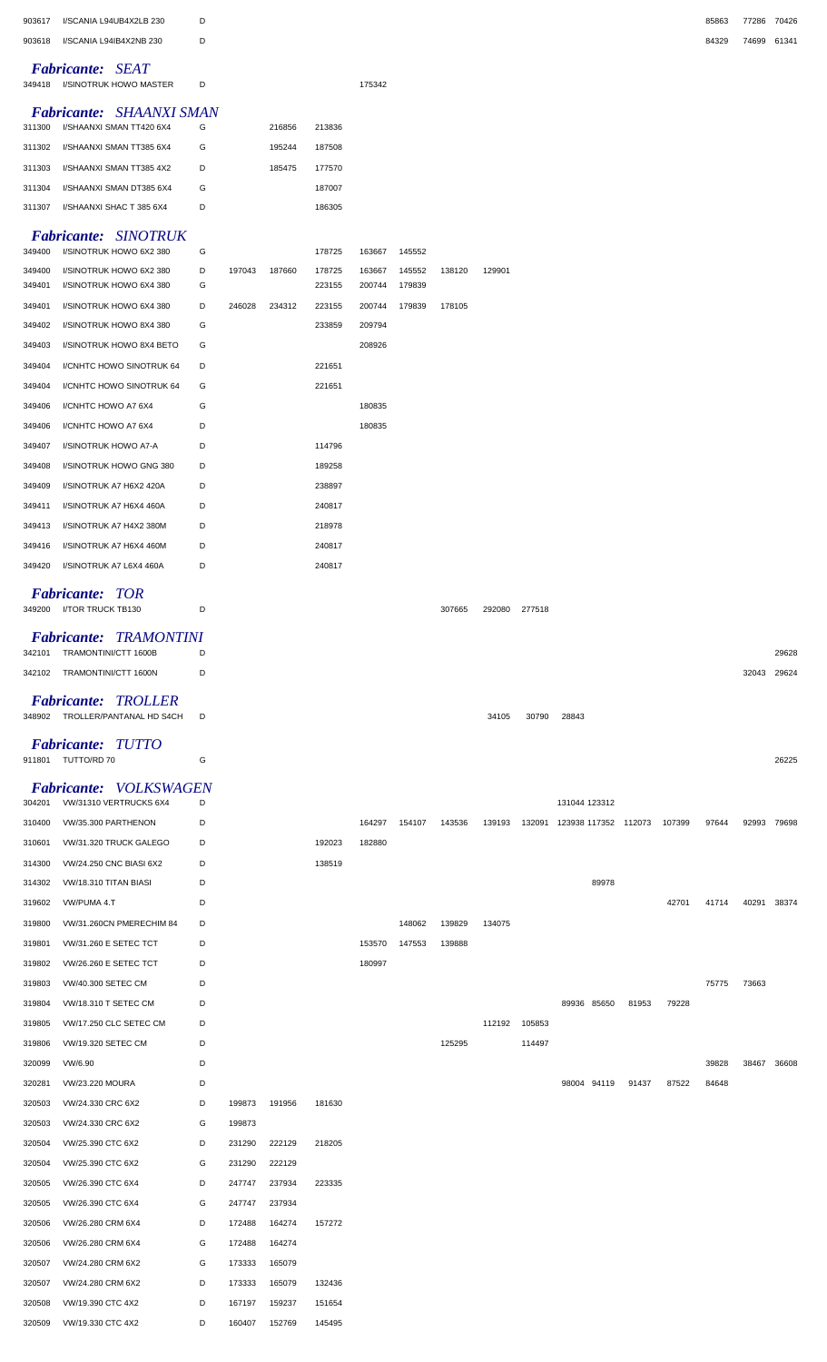|  |  |  |  |  |  |  |  |  |  |  |  |  |  |  |  |  |  |
|---|---|---|---|---|---|---|---|---|---|---|---|---|---|---|---|---|---|
| 903617 | I/SCANIA L94UB4X2LB 230 | D |  |  |  |  |  |  |  |  |  |  |  |  | 85863 | 77286 | 70426 |
| 903618 | I/SCANIA L94IB4X2NB 230 | D |  |  |  |  |  |  |  |  |  |  |  |  | 84329 | 74699 | 61341 |

***Fabricante: SEAT***

|  |  |  |  |  |  |  |  |  |  |  |  |  |  |  |  |  |  |
|---|---|---|---|---|---|---|---|---|---|---|---|---|---|---|---|---|---|
| 349418 | I/SINOTRUK HOWO MASTER | D |  |  |  | 175342 |  |  |  |  |  |  |  |  |  |  |  |

***Fabricante: SHAANXI SMAN***

|  |  |  |  |  |  |  |  |  |  |  |  |  |  |  |  |  |  |
|---|---|---|---|---|---|---|---|---|---|---|---|---|---|---|---|---|---|
| 311300 | I/SHAANXI SMAN TT420 6X4 | G |  | 216856 | 213836 |  |  |  |  |  |  |  |  |  |  |  |  |
| 311302 | I/SHAANXI SMAN TT385 6X4 | G |  | 195244 | 187508 |  |  |  |  |  |  |  |  |  |  |  |  |
| 311303 | I/SHAANXI SMAN TT385 4X2 | D |  | 185475 | 177570 |  |  |  |  |  |  |  |  |  |  |  |  |
| 311304 | I/SHAANXI SMAN DT385 6X4 | G |  |  | 187007 |  |  |  |  |  |  |  |  |  |  |  |  |
| 311307 | I/SHAANXI SHAC T 385 6X4 | D |  |  | 186305 |  |  |  |  |  |  |  |  |  |  |  |  |

***Fabricante: SINOTRUK***

|  |  |  |  |  |  |  |  |  |  |  |  |  |  |  |  |  |  |
|---|---|---|---|---|---|---|---|---|---|---|---|---|---|---|---|---|---|
| 349400 | I/SINOTRUK HOWO 6X2 380 | G |  |  | 178725 | 163667 | 145552 |  |  |  |  |  |  |  |  |  |  |
| 349400 | I/SINOTRUK HOWO 6X2 380 | D | 197043 | 187660 | 178725 | 163667 | 145552 | 138120 | 129901 |  |  |  |  |  |  |  |  |
| 349401 | I/SINOTRUK HOWO 6X4 380 | G |  |  | 223155 | 200744 | 179839 |  |  |  |  |  |  |  |  |  |  |
| 349401 | I/SINOTRUK HOWO 6X4 380 | D | 246028 | 234312 | 223155 | 200744 | 179839 | 178105 |  |  |  |  |  |  |  |  |  |
| 349402 | I/SINOTRUK HOWO 8X4 380 | G |  |  | 233859 | 209794 |  |  |  |  |  |  |  |  |  |  |  |
| 349403 | I/SINOTRUK HOWO 8X4 BETO | G |  |  |  | 208926 |  |  |  |  |  |  |  |  |  |  |  |
| 349404 | I/CNHTC HOWO SINOTRUK 64 | D |  |  | 221651 |  |  |  |  |  |  |  |  |  |  |  |  |
| 349404 | I/CNHTC HOWO SINOTRUK 64 | G |  |  | 221651 |  |  |  |  |  |  |  |  |  |  |  |  |
| 349406 | I/CNHTC HOWO A7 6X4 | G |  |  |  | 180835 |  |  |  |  |  |  |  |  |  |  |  |
| 349406 | I/CNHTC HOWO A7 6X4 | D |  |  |  | 180835 |  |  |  |  |  |  |  |  |  |  |  |
| 349407 | I/SINOTRUK HOWO A7-A | D |  |  | 114796 |  |  |  |  |  |  |  |  |  |  |  |  |
| 349408 | I/SINOTRUK HOWO GNG 380 | D |  |  | 189258 |  |  |  |  |  |  |  |  |  |  |  |  |
| 349409 | I/SINOTRUK A7 H6X2 420A | D |  |  | 238897 |  |  |  |  |  |  |  |  |  |  |  |  |
| 349411 | I/SINOTRUK A7 H6X4 460A | D |  |  | 240817 |  |  |  |  |  |  |  |  |  |  |  |  |
| 349413 | I/SINOTRUK A7 H4X2 380M | D |  |  | 218978 |  |  |  |  |  |  |  |  |  |  |  |  |
| 349416 | I/SINOTRUK A7 H6X4 460M | D |  |  | 240817 |  |  |  |  |  |  |  |  |  |  |  |  |
| 349420 | I/SINOTRUK A7 L6X4 460A | D |  |  | 240817 |  |  |  |  |  |  |  |  |  |  |  |  |

***Fabricante: TOR***

|  |  |  |  |  |  |  |  |  |  |  |  |  |  |  |  |  |  |
|---|---|---|---|---|---|---|---|---|---|---|---|---|---|---|---|---|---|
| 349200 | I/TOR TRUCK TB130 | D |  |  |  |  |  | 307665 | 292080 | 277518 |  |  |  |  |  |  |  |

***Fabricante: TRAMONTINI***

|  |  |  |  |  |  |  |  |  |  |  |  |  |  |  |  |  |  |
|---|---|---|---|---|---|---|---|---|---|---|---|---|---|---|---|---|---|
| 342101 | TRAMONTINI/CTT 1600B | D |  |  |  |  |  |  |  |  |  |  |  |  |  |  | 29628 |
| 342102 | TRAMONTINI/CTT 1600N | D |  |  |  |  |  |  |  |  |  |  |  |  |  | 32043 | 29624 |

***Fabricante: TROLLER***

|  |  |  |  |  |  |  |  |  |  |  |  |  |  |  |  |  |  |
|---|---|---|---|---|---|---|---|---|---|---|---|---|---|---|---|---|---|
| 348902 | TROLLER/PANTANAL HD S4CH | D |  |  |  |  |  |  | 34105 | 30790 | 28843 |  |  |  |  |  |  |

***Fabricante: TUTTO***

|  |  |  |  |  |  |  |  |  |  |  |  |  |  |  |  |  |  |
|---|---|---|---|---|---|---|---|---|---|---|---|---|---|---|---|---|---|
| 911801 | TUTTO/RD 70 | G |  |  |  |  |  |  |  |  |  |  |  |  |  |  | 26225 |

***Fabricante: VOLKSWAGEN***

|  |  |  |  |  |  |  |  |  |  |  |  |  |  |  |  |  |  |
|---|---|---|---|---|---|---|---|---|---|---|---|---|---|---|---|---|---|
| 304201 | VW/31310 VERTRUCKS 6X4 | D |  |  |  |  |  |  |  |  | 131044 | 123312 |  |  |  |  |  |
| 310400 | VW/35.300 PARTHENON | D |  |  |  | 164297 | 154107 | 143536 | 139193 | 132091 | 123938 | 117352 | 112073 | 107399 | 97644 | 92993 | 79698 |
| 310601 | VW/31.320 TRUCK GALEGO | D |  |  | 192023 | 182880 |  |  |  |  |  |  |  |  |  |  |  |
| 314300 | VW/24.250 CNC BIASI 6X2 | D |  |  | 138519 |  |  |  |  |  |  |  |  |  |  |  |  |
| 314302 | VW/18.310 TITAN BIASI | D |  |  |  |  |  |  |  |  |  | 89978 |  |  |  |  |  |
| 319602 | VW/PUMA 4.T | D |  |  |  |  |  |  |  |  |  |  |  | 42701 | 41714 | 40291 | 38374 |
| 319800 | VW/31.260CN PMERECHIM 84 | D |  |  |  |  | 148062 | 139829 | 134075 |  |  |  |  |  |  |  |  |
| 319801 | VW/31.260 E SETEC TCT | D |  |  |  | 153570 | 147553 | 139888 |  |  |  |  |  |  |  |  |  |
| 319802 | VW/26.260 E SETEC TCT | D |  |  |  | 180997 |  |  |  |  |  |  |  |  |  |  |  |
| 319803 | VW/40.300 SETEC CM | D |  |  |  |  |  |  |  |  |  |  |  |  | 75775 | 73663 |  |
| 319804 | VW/18.310 T SETEC CM | D |  |  |  |  |  |  |  |  | 89936 | 85650 | 81953 | 79228 |  |  |  |
| 319805 | VW/17.250 CLC SETEC CM | D |  |  |  |  |  |  | 112192 | 105853 |  |  |  |  |  |  |  |
| 319806 | VW/19.320 SETEC CM | D |  |  |  |  |  | 125295 |  | 114497 |  |  |  |  |  |  |  |
| 320099 | VW/6.90 | D |  |  |  |  |  |  |  |  |  |  |  |  | 39828 | 38467 | 36608 |
| 320281 | VW/23.220 MOURA | D |  |  |  |  |  |  |  |  | 98004 | 94119 | 91437 | 87522 | 84648 |  |  |
| 320503 | VW/24.330 CRC 6X2 | D | 199873 | 191956 | 181630 |  |  |  |  |  |  |  |  |  |  |  |  |
| 320503 | VW/24.330 CRC 6X2 | G | 199873 |  |  |  |  |  |  |  |  |  |  |  |  |  |  |
| 320504 | VW/25.390 CTC 6X2 | D | 231290 | 222129 | 218205 |  |  |  |  |  |  |  |  |  |  |  |  |
| 320504 | VW/25.390 CTC 6X2 | G | 231290 | 222129 |  |  |  |  |  |  |  |  |  |  |  |  |  |
| 320505 | VW/26.390 CTC 6X4 | D | 247747 | 237934 | 223335 |  |  |  |  |  |  |  |  |  |  |  |  |
| 320505 | VW/26.390 CTC 6X4 | G | 247747 | 237934 |  |  |  |  |  |  |  |  |  |  |  |  |  |
| 320506 | VW/26.280 CRM 6X4 | D | 172488 | 164274 | 157272 |  |  |  |  |  |  |  |  |  |  |  |  |
| 320506 | VW/26.280 CRM 6X4 | G | 172488 | 164274 |  |  |  |  |  |  |  |  |  |  |  |  |  |
| 320507 | VW/24.280 CRM 6X2 | G | 173333 | 165079 |  |  |  |  |  |  |  |  |  |  |  |  |  |
| 320507 | VW/24.280 CRM 6X2 | D | 173333 | 165079 | 132436 |  |  |  |  |  |  |  |  |  |  |  |  |
| 320508 | VW/19.390 CTC 4X2 | D | 167197 | 159237 | 151654 |  |  |  |  |  |  |  |  |  |  |  |  |
| 320509 | VW/19.330 CTC 4X2 | D | 160407 | 152769 | 145495 |  |  |  |  |  |  |  |  |  |  |  |  |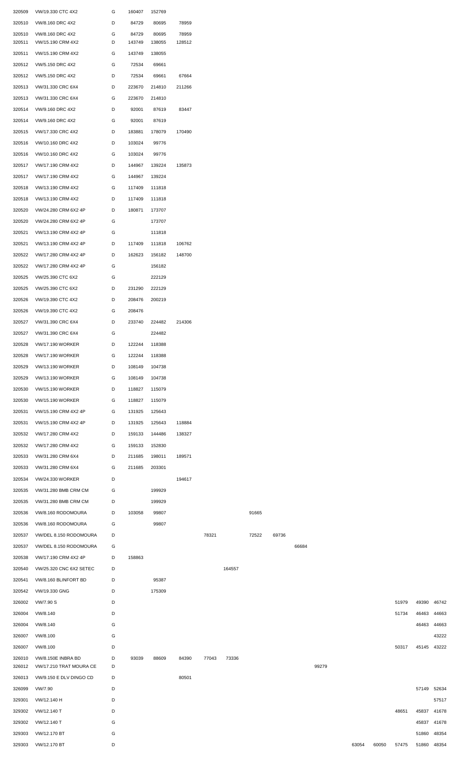| | | | | | | | | | | | | | | | |
|---|---|---|---|---|---|---|---|---|---|---|---|---|---|---|---|---|
| 320509 | VW/19.330 CTC 4X2 | G | 160407 | 152769 | | | | | | | | | | | |
| 320510 | VW/8.160 DRC 4X2 | D | 84729 | 80695 | 78959 | | | | | | | | | | |
| 320510 | VW/8.160 DRC 4X2 | G | 84729 | 80695 | 78959 | | | | | | | | | | |
| 320511 | VW/15.190 CRM 4X2 | D | 143749 | 138055 | 128512 | | | | | | | | | | |
| 320511 | VW/15.190 CRM 4X2 | G | 143749 | 138055 | | | | | | | | | | | |
| 320512 | VW/5.150 DRC 4X2 | G | 72534 | 69661 | | | | | | | | | | | |
| 320512 | VW/5.150 DRC 4X2 | D | 72534 | 69661 | 67664 | | | | | | | | | | |
| 320513 | VW/31.330 CRC 6X4 | D | 223670 | 214810 | 211266 | | | | | | | | | | |
| 320513 | VW/31.330 CRC 6X4 | G | 223670 | 214810 | | | | | | | | | | | |
| 320514 | VW/9.160 DRC 4X2 | D | 92001 | 87619 | 83447 | | | | | | | | | | |
| 320514 | VW/9.160 DRC 4X2 | G | 92001 | 87619 | | | | | | | | | | | |
| 320515 | VW/17.330 CRC 4X2 | D | 183881 | 178079 | 170490 | | | | | | | | | | |
| 320516 | VW/10.160 DRC 4X2 | D | 103024 | 99776 | | | | | | | | | | | |
| 320516 | VW/10.160 DRC 4X2 | G | 103024 | 99776 | | | | | | | | | | | |
| 320517 | VW/17.190 CRM 4X2 | D | 144967 | 139224 | 135873 | | | | | | | | | | |
| 320517 | VW/17.190 CRM 4X2 | G | 144967 | 139224 | | | | | | | | | | | |
| 320518 | VW/13.190 CRM 4X2 | G | 117409 | 111818 | | | | | | | | | | | |
| 320518 | VW/13.190 CRM 4X2 | D | 117409 | 111818 | | | | | | | | | | | |
| 320520 | VW/24.280 CRM 6X2 4P | D | 180871 | 173707 | | | | | | | | | | | |
| 320520 | VW/24.280 CRM 6X2 4P | G | | 173707 | | | | | | | | | | | |
| 320521 | VW/13.190 CRM 4X2 4P | G | | 111818 | | | | | | | | | | | |
| 320521 | VW/13.190 CRM 4X2 4P | D | 117409 | 111818 | 106762 | | | | | | | | | | |
| 320522 | VW/17.280 CRM 4X2 4P | D | 162623 | 156182 | 148700 | | | | | | | | | | |
| 320522 | VW/17.280 CRM 4X2 4P | G | | 156182 | | | | | | | | | | | |
| 320525 | VW/25.390 CTC 6X2 | G | | 222129 | | | | | | | | | | | |
| 320525 | VW/25.390 CTC 6X2 | D | 231290 | 222129 | | | | | | | | | | | |
| 320526 | VW/19.390 CTC 4X2 | D | 208476 | 200219 | | | | | | | | | | | |
| 320526 | VW/19.390 CTC 4X2 | G | 208476 | | | | | | | | | | | | |
| 320527 | VW/31.390 CRC 6X4 | D | 233740 | 224482 | 214306 | | | | | | | | | | |
| 320527 | VW/31.390 CRC 6X4 | G | | 224482 | | | | | | | | | | | |
| 320528 | VW/17.190 WORKER | D | 122244 | 118388 | | | | | | | | | | | |
| 320528 | VW/17.190 WORKER | G | 122244 | 118388 | | | | | | | | | | | |
| 320529 | VW/13.190 WORKER | D | 108149 | 104738 | | | | | | | | | | | |
| 320529 | VW/13.190 WORKER | G | 108149 | 104738 | | | | | | | | | | | |
| 320530 | VW/15.190 WORKER | D | 118827 | 115079 | | | | | | | | | | | |
| 320530 | VW/15.190 WORKER | G | 118827 | 115079 | | | | | | | | | | | |
| 320531 | VW/15.190 CRM 4X2 4P | G | 131925 | 125643 | | | | | | | | | | | |
| 320531 | VW/15.190 CRM 4X2 4P | D | 131925 | 125643 | 118884 | | | | | | | | | | |
| 320532 | VW/17.280 CRM 4X2 | D | 159133 | 144486 | 138327 | | | | | | | | | | |
| 320532 | VW/17.280 CRM 4X2 | G | 159133 | 152830 | | | | | | | | | | | |
| 320533 | VW/31.280 CRM 6X4 | D | 211685 | 198011 | 189571 | | | | | | | | | | |
| 320533 | VW/31.280 CRM 6X4 | G | 211685 | 203301 | | | | | | | | | | | |
| 320534 | VW/24.330 WORKER | D | | | 194617 | | | | | | | | | | |
| 320535 | VW/31.280 BMB CRM CM | G | | 199929 | | | | | | | | | | | |
| 320535 | VW/31.280 BMB CRM CM | D | | 199929 | | | | | | | | | | | |
| 320536 | VW/8.160 RODOMOURA | D | 103058 | 99807 | | | | 91665 | | | | | | | |
| 320536 | VW/8.160 RODOMOURA | G | | 99807 | | | | | | | | | | | |
| 320537 | VW/DEL 8.150 RODOMOURA | D | | | | 78321 | | 72522 | 69736 | | | | | | |
| 320537 | VW/DEL 8.150 RODOMOURA | G | | | | | | | | 66684 | | | | | |
| 320538 | VW/17.190 CRM 4X2 4P | D | 158863 | | | | | | | | | | | | |
| 320540 | VW/25.320 CNC 6X2 SETEC | D | | | | | 164557 | | | | | | | | |
| 320541 | VW/8.160 BLINFORT BD | D | | 95387 | | | | | | | | | | | |
| 320542 | VW/19.330 GNG | D | | 175309 | | | | | | | | | | | |
| 326002 | VW/7.90 S | D | | | | | | | | | | | | 51979 | 49390 | 46742 |
| 326004 | VW/8.140 | D | | | | | | | | | | | | 51734 | 46463 | 44663 |
| 326004 | VW/8.140 | G | | | | | | | | | | | | | 46463 | 44663 |
| 326007 | VW/8.100 | G | | | | | | | | | | | | | | 43222 |
| 326007 | VW/8.100 | D | | | | | | | | | | | | 50317 | 45145 | 43222 |
| 326010 | VW/8.150E INBRA BD | D | 93039 | 88609 | 84390 | 77043 | 73336 | | | | | | | | | |
| 326012 | VW/17.210 TRAT MOURA CE | D | | | | | | | | | 99279 | | | | | |
| 326013 | VW/9.150 E DLV DINGO CD | D | | | 80501 | | | | | | | | | | | |
| 326099 | VW/7.90 | D | | | | | | | | | | | | | 57149 | 52634 |
| 329301 | VW/12.140 H | D | | | | | | | | | | | | | | 57517 |
| 329302 | VW/12.140 T | D | | | | | | | | | | | | 48651 | 45837 | 41678 |
| 329302 | VW/12.140 T | G | | | | | | | | | | | | | 45837 | 41678 |
| 329303 | VW/12.170 BT | G | | | | | | | | | | | | | 51860 | 48354 |
| 329303 | VW/12.170 BT | D | | | | | | | | | | 63054 | 60050 | 57475 | 51860 | 48354 |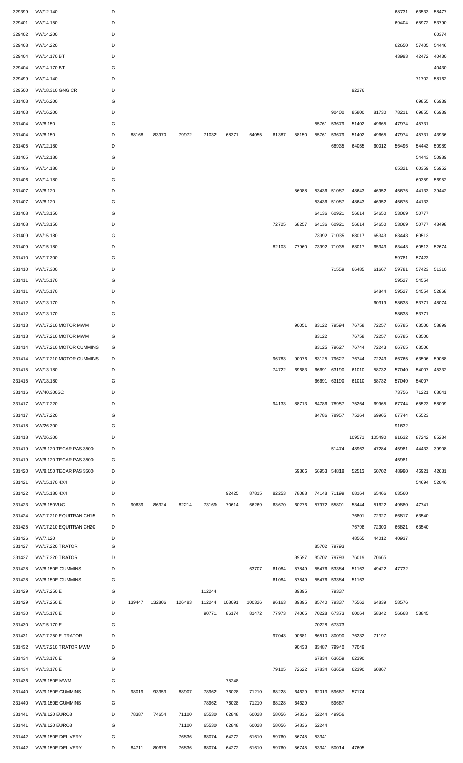| | | | | | | | | | | | | | | | | | |
|---|---|---|---|---|---|---|---|---|---|---|---|---|---|---|---|---|---|
| 329399 | VW/12.140 | D | | | | | | | | | | | | | 68731 | 63533 | 58477 |
| 329401 | VW/14.150 | D | | | | | | | | | | | | | 69404 | 65972 | 53790 |
| 329402 | VW/14.200 | D | | | | | | | | | | | | | | | 60374 |
| 329403 | VW/14.220 | D | | | | | | | | | | | | | 62650 | 57405 | 54446 |
| 329404 | VW/14.170 BT | D | | | | | | | | | | | | | 43993 | 42472 | 40430 |
| 329404 | VW/14.170 BT | G | | | | | | | | | | | | | | | 40430 |
| 329499 | VW/14.140 | D | | | | | | | | | | | | | | 71702 | 58162 |
| 329500 | VW/18.310 GNG CR | D | | | | | | | | | | | 92276 | | | | |
| 331403 | VW/16.200 | G | | | | | | | | | | | | | | 69855 | 66939 |
| 331403 | VW/16.200 | D | | | | | | | | | | 90400 | 85800 | 81730 | 78211 | 69855 | 66939 |
| 331404 | VW/8.150 | G | | | | | | | | | 55761 | 53679 | 51402 | 49665 | 47974 | 45731 | |
| 331404 | VW/8.150 | D | 88168 | 83970 | 79972 | 71032 | 68371 | 64055 | 61387 | 58150 | 55761 | 53679 | 51402 | 49665 | 47974 | 45731 | 43936 |
| 331405 | VW/12.180 | D | | | | | | | | | | 68935 | 64055 | 60012 | 56496 | 54443 | 50989 |
| 331405 | VW/12.180 | G | | | | | | | | | | | | | | 54443 | 50989 |
| 331406 | VW/14.180 | D | | | | | | | | | | | | | 65321 | 60359 | 56952 |
| 331406 | VW/14.180 | G | | | | | | | | | | | | | | 60359 | 56952 |
| 331407 | VW/8.120 | D | | | | | | | | 56088 | 53436 | 51087 | 48643 | 46952 | 45675 | 44133 | 39442 |
| 331407 | VW/8.120 | G | | | | | | | | | 53436 | 51087 | 48643 | 46952 | 45675 | 44133 | |
| 331408 | VW/13.150 | G | | | | | | | | | 64136 | 60921 | 56614 | 54650 | 53069 | 50777 | |
| 331408 | VW/13.150 | D | | | | | | | 72725 | 68257 | 64136 | 60921 | 56614 | 54650 | 53069 | 50777 | 43498 |
| 331409 | VW/15.180 | G | | | | | | | | | 73992 | 71035 | 68017 | 65343 | 63443 | 60513 | |
| 331409 | VW/15.180 | D | | | | | | | 82103 | 77960 | 73992 | 71035 | 68017 | 65343 | 63443 | 60513 | 52674 |
| 331410 | VW/17.300 | G | | | | | | | | | | | | | 59781 | 57423 | |
| 331410 | VW/17.300 | D | | | | | | | | | | 71559 | 66485 | 61667 | 59781 | 57423 | 51310 |
| 331411 | VW/15.170 | G | | | | | | | | | | | | | 59527 | 54554 | |
| 331411 | VW/15.170 | D | | | | | | | | | | | | 64844 | 59527 | 54554 | 52868 |
| 331412 | VW/13.170 | D | | | | | | | | | | | | 60319 | 58638 | 53771 | 48074 |
| 331412 | VW/13.170 | G | | | | | | | | | | | | | 58638 | 53771 | |
| 331413 | VW/17.210 MOTOR MWM | D | | | | | | | | 90051 | 83122 | 79594 | 76758 | 72257 | 66785 | 63500 | 58899 |
| 331413 | VW/17.210 MOTOR MWM | G | | | | | | | | | 83122 | | 76758 | 72257 | 66785 | 63500 | |
| 331414 | VW/17.210 MOTOR CUMMINS | G | | | | | | | | | 83125 | 79627 | 76744 | 72243 | 66765 | 63506 | |
| 331414 | VW/17.210 MOTOR CUMMINS | D | | | | | | | 96783 | 90076 | 83125 | 79627 | 76744 | 72243 | 66765 | 63506 | 59088 |
| 331415 | VW/13.180 | D | | | | | | | 74722 | 69683 | 66691 | 63190 | 61010 | 58732 | 57040 | 54007 | 45332 |
| 331415 | VW/13.180 | G | | | | | | | | | 66691 | 63190 | 61010 | 58732 | 57040 | 54007 | |
| 331416 | VW/40.300SC | D | | | | | | | | | | | | | 73756 | 71221 | 68041 |
| 331417 | VW/17.220 | D | | | | | | | 94133 | 88713 | 84786 | 78957 | 75264 | 69965 | 67744 | 65523 | 58009 |
| 331417 | VW/17.220 | G | | | | | | | | | 84786 | 78957 | 75264 | 69965 | 67744 | 65523 | |
| 331418 | VW/26.300 | G | | | | | | | | | | | | | 91632 | | |
| 331418 | VW/26.300 | D | | | | | | | | | | | 109571 | 105490 | 91632 | 87242 | 85234 |
| 331419 | VW/8.120 TECAR PAS 3500 | D | | | | | | | | | | 51474 | 48963 | 47284 | 45981 | 44433 | 39908 |
| 331419 | VW/8.120 TECAR PAS 3500 | G | | | | | | | | | | | | | 45981 | | |
| 331420 | VW/8.150 TECAR PAS 3500 | D | | | | | | | | 59366 | 56953 | 54818 | 52513 | 50702 | 48990 | 46921 | 42681 |
| 331421 | VW/15.170 4X4 | D | | | | | | | | | | | | | | 54694 | 52040 |
| 331422 | VW/15.180 4X4 | D | | | | | 92425 | 87815 | 82253 | 78088 | 74148 | 71199 | 68164 | 65466 | 63560 | | |
| 331423 | VW/8.150VUC | D | 90639 | 86324 | 82214 | 73169 | 70614 | 66269 | 63670 | 60276 | 57972 | 55801 | 53444 | 51622 | 49880 | 47741 | |
| 331424 | VW/17.210 EQUITRAN CH15 | D | | | | | | | | | | | 76801 | 72327 | 66817 | 63540 | |
| 331425 | VW/17.210 EQUITRAN CH20 | D | | | | | | | | | | | 76798 | 72300 | 66821 | 63540 | |
| 331426 | VW/7.120 | D | | | | | | | | | | | 48565 | 44012 | 40937 | | |
| 331427 | VW/17.220 TRATOR | G | | | | | | | | | 85702 | 79793 | | | | | |
| 331427 | VW/17.220 TRATOR | D | | | | | | | | 89597 | 85702 | 79793 | 76019 | 70665 | | | |
| 331428 | VW/8.150E-CUMMINS | D | | | | | | 63707 | 61084 | 57849 | 55476 | 53384 | 51163 | 49422 | 47732 | | |
| 331428 | VW/8.150E-CUMMINS | G | | | | | | | 61084 | 57849 | 55476 | 53384 | 51163 | | | | |
| 331429 | VW/17.250 E | G | | | | 112244 | | | | 89895 | | 79337 | | | | | |
| 331429 | VW/17.250 E | D | 139447 | 132806 | 126483 | 112244 | 108091 | 100326 | 96163 | 89895 | 85740 | 79337 | 75562 | 64839 | 58576 | | |
| 331430 | VW/15.170 E | D | | | | 90771 | 86174 | 81472 | 77973 | 74065 | 70228 | 67373 | 60064 | 58342 | 56668 | 53845 | |
| 331430 | VW/15.170 E | G | | | | | | | | | 70228 | 67373 | | | | | |
| 331431 | VW/17.250 E-TRATOR | D | | | | | | | 97043 | 90681 | 86510 | 80090 | 76232 | 71197 | | | |
| 331432 | VW/17.210 TRATOR MWM | D | | | | | | | | 90433 | 83487 | 79940 | 77049 | | | | |
| 331434 | VW/13.170 E | G | | | | | | | | | 67834 | 63659 | 62390 | | | | |
| 331434 | VW/13.170 E | D | | | | | | | 79105 | 72622 | 67834 | 63659 | 62390 | 60867 | | | |
| 331436 | VW/8.150E MWM | G | | | | | 75248 | | | | | | | | | | |
| 331440 | VW/9.150E CUMMINS | D | 98019 | 93353 | 88907 | 78962 | 76028 | 71210 | 68228 | 64629 | 62013 | 59667 | 57174 | | | | |
| 331440 | VW/9.150E CUMMINS | G | | | | 78962 | 76028 | 71210 | 68228 | 64629 | | 59667 | | | | | |
| 331441 | VW/8.120 EURO3 | D | 78387 | 74654 | 71100 | 65530 | 62848 | 60028 | 58056 | 54836 | 52244 | 49956 | | | | | |
| 331441 | VW/8.120 EURO3 | G | | | 71100 | 65530 | 62848 | 60028 | 58056 | 54836 | 52244 | | | | | | |
| 331442 | VW/8.150E DELIVERY | G | | | 76836 | 68074 | 64272 | 61610 | 59760 | 56745 | 53341 | | | | | | |
| 331442 | VW/8.150E DELIVERY | D | 84711 | 80678 | 76836 | 68074 | 64272 | 61610 | 59760 | 56745 | 53341 | 50014 | 47605 | | | | |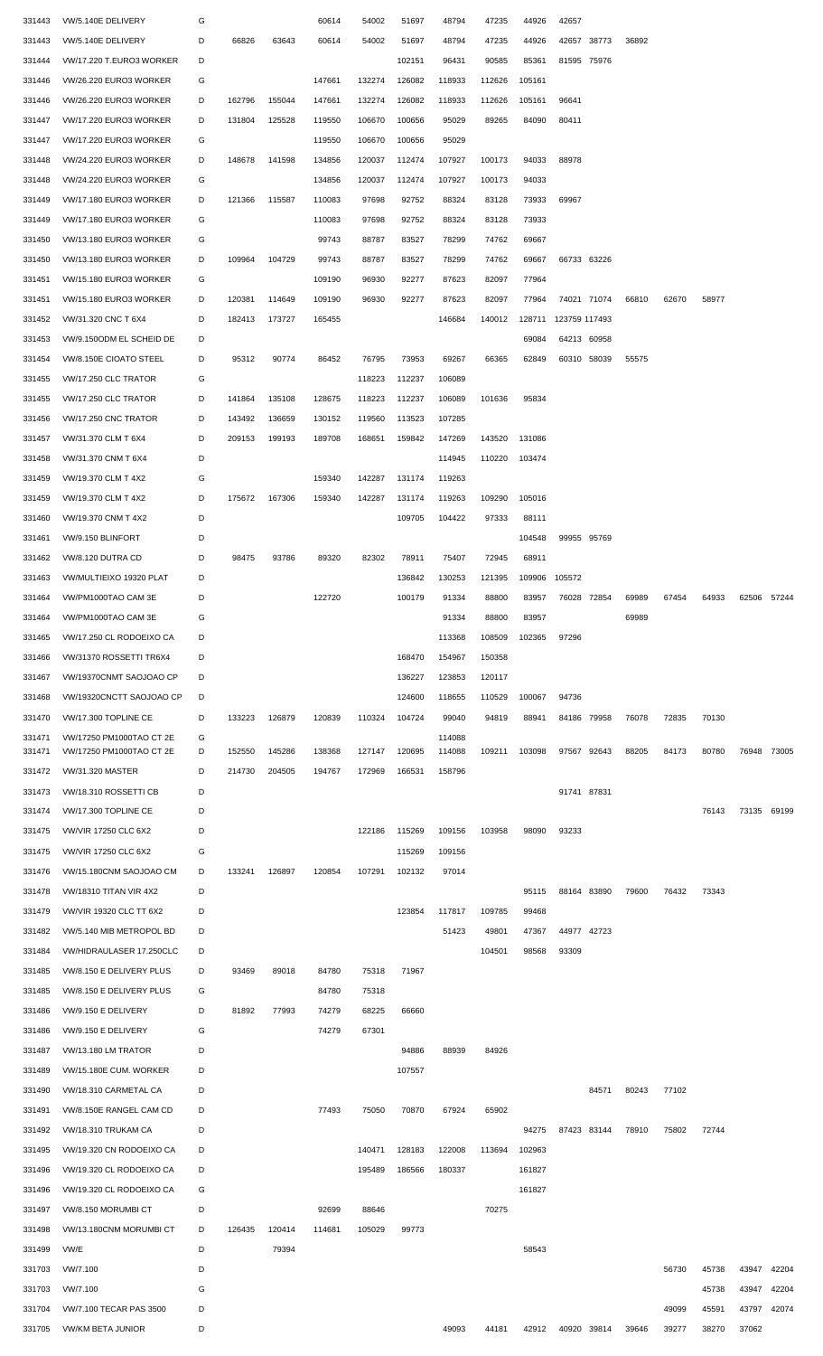| | | | | | | | | | | | | | | | | | |
|---|---|---|---|---|---|---|---|---|---|---|---|---|---|---|---|---|---|
| 331443 | VW/5.140E DELIVERY | G | | | 60614 | 54002 | 51697 | 48794 | 47235 | 44926 | 42657 | | | | | | |
| 331443 | VW/5.140E DELIVERY | D | 66826 | 63643 | 60614 | 54002 | 51697 | 48794 | 47235 | 44926 | 42657 | 38773 | 36892 | | | | |
| 331444 | VW/17.220 T.EURO3 WORKER | D | | | | | 102151 | 96431 | 90585 | 85361 | 81595 | 75976 | | | | | |
| 331446 | VW/26.220 EURO3 WORKER | G | | | 147661 | 132274 | 126082 | 118933 | 112626 | 105161 | | | | | | | |
| 331446 | VW/26.220 EURO3 WORKER | D | 162796 | 155044 | 147661 | 132274 | 126082 | 118933 | 112626 | 105161 | 96641 | | | | | | |
| 331447 | VW/17.220 EURO3 WORKER | D | 131804 | 125528 | 119550 | 106670 | 100656 | 95029 | 89265 | 84090 | 80411 | | | | | | |
| 331447 | VW/17.220 EURO3 WORKER | G | | | 119550 | 106670 | 100656 | 95029 | | | | | | | | | |
| 331448 | VW/24.220 EURO3 WORKER | D | 148678 | 141598 | 134856 | 120037 | 112474 | 107927 | 100173 | 94033 | 88978 | | | | | | |
| 331448 | VW/24.220 EURO3 WORKER | G | | | 134856 | 120037 | 112474 | 107927 | 100173 | 94033 | | | | | | | |
| 331449 | VW/17.180 EURO3 WORKER | D | 121366 | 115587 | 110083 | 97698 | 92752 | 88324 | 83128 | 73933 | 69967 | | | | | | |
| 331449 | VW/17.180 EURO3 WORKER | G | | | 110083 | 97698 | 92752 | 88324 | 83128 | 73933 | | | | | | | |
| 331450 | VW/13.180 EURO3 WORKER | G | | | 99743 | 88787 | 83527 | 78299 | 74762 | 69667 | | | | | | | |
| 331450 | VW/13.180 EURO3 WORKER | D | 109964 | 104729 | 99743 | 88787 | 83527 | 78299 | 74762 | 69667 | 66733 | 63226 | | | | | |
| 331451 | VW/15.180 EURO3 WORKER | G | | | 109190 | 96930 | 92277 | 87623 | 82097 | 77964 | | | | | | | |
| 331451 | VW/15.180 EURO3 WORKER | D | 120381 | 114649 | 109190 | 96930 | 92277 | 87623 | 82097 | 77964 | 74021 | 71074 | 66810 | 62670 | 58977 | | |
| 331452 | VW/31.320 CNC T 6X4 | D | 182413 | 173727 | 165455 | | | 146684 | 140012 | 128711 | 123759 | 117493 | | | | | |
| 331453 | VW/9.150ODM EL SCHEID DE | D | | | | | | | | 69084 | 64213 | 60958 | | | | | |
| 331454 | VW/8.150E CIOATO STEEL | D | 95312 | 90774 | 86452 | 76795 | 73953 | 69267 | 66365 | 62849 | 60310 | 58039 | 55575 | | | | |
| 331455 | VW/17.250 CLC TRATOR | G | | | | 118223 | 112237 | 106089 | | | | | | | | | |
| 331455 | VW/17.250 CLC TRATOR | D | 141864 | 135108 | 128675 | 118223 | 112237 | 106089 | 101636 | 95834 | | | | | | | |
| 331456 | VW/17.250 CNC TRATOR | D | 143492 | 136659 | 130152 | 119560 | 113523 | 107285 | | | | | | | | | |
| 331457 | VW/31.370 CLM T 6X4 | D | 209153 | 199193 | 189708 | 168651 | 159842 | 147269 | 143520 | 131086 | | | | | | | |
| 331458 | VW/31.370 CNM T 6X4 | D | | | | | | 114945 | 110220 | 103474 | | | | | | | |
| 331459 | VW/19.370 CLM T 4X2 | G | | | 159340 | 142287 | 131174 | 119263 | | | | | | | | | |
| 331459 | VW/19.370 CLM T 4X2 | D | 175672 | 167306 | 159340 | 142287 | 131174 | 119263 | 109290 | 105016 | | | | | | | |
| 331460 | VW/19.370 CNM T 4X2 | D | | | | | 109705 | 104422 | 97333 | 88111 | | | | | | | |
| 331461 | VW/9.150 BLINFORT | D | | | | | | | | 104548 | 99955 | 95769 | | | | | |
| 331462 | VW/8.120 DUTRA CD | D | 98475 | 93786 | 89320 | 82302 | 78911 | 75407 | 72945 | 68911 | | | | | | | |
| 331463 | VW/MULTIEIXO 19320 PLAT | D | | | | | 136842 | 130253 | 121395 | 109906 | 105572 | | | | | | |
| 331464 | VW/PM1000TAO CAM 3E | D | | | 122720 | | 100179 | 91334 | 88800 | 83957 | 76028 | 72854 | 69989 | 67454 | 64933 | 62506 | 57244 |
| 331464 | VW/PM1000TAO CAM 3E | G | | | | | | 91334 | 88800 | 83957 | | | 69989 | | | | |
| 331465 | VW/17.250 CL RODOEIXO CA | D | | | | | | 113368 | 108509 | 102365 | 97296 | | | | | | |
| 331466 | VW/31370 ROSSETTI TR6X4 | D | | | | | 168470 | 154967 | 150358 | | | | | | | | |
| 331467 | VW/19370CNMT SAOJOAO CP | D | | | | | 136227 | 123853 | 120117 | | | | | | | | |
| 331468 | VW/19320CNCTT SAOJOAO CP | D | | | | | 124600 | 118655 | 110529 | 100067 | 94736 | | | | | | |
| 331470 | VW/17.300 TOPLINE CE | D | 133223 | 126879 | 120839 | 110324 | 104724 | 99040 | 94819 | 88941 | 84186 | 79958 | 76078 | 72835 | 70130 | | |
| 331471 | VW/17250 PM1000TAO CT 2E | G | | | | | | 114088 | | | | | | | | | |
| 331471 | VW/17250 PM1000TAO CT 2E | D | 152550 | 145286 | 138368 | 127147 | 120695 | 114088 | 109211 | 103098 | 97567 | 92643 | 88205 | 84173 | 80780 | 76948 | 73005 |
| 331472 | VW/31.320 MASTER | D | 214730 | 204505 | 194767 | 172969 | 166531 | 158796 | | | | | | | | | |
| 331473 | VW/18.310 ROSSETTI CB | D | | | | | | | | | 91741 | 87831 | | | | | |
| 331474 | VW/17.300 TOPLINE CE | D | | | | | | | | | | | | | 76143 | 73135 | 69199 |
| 331475 | VW/VIR 17250 CLC 6X2 | D | | | | 122186 | 115269 | 109156 | 103958 | 98090 | 93233 | | | | | | |
| 331475 | VW/VIR 17250 CLC 6X2 | G | | | | | 115269 | 109156 | | | | | | | | | |
| 331476 | VW/15.180CNM SAOJOAO CM | D | 133241 | 126897 | 120854 | 107291 | 102132 | 97014 | | | | | | | | | |
| 331478 | VW/18310 TITAN VIR 4X2 | D | | | | | | | | 95115 | 88164 | 83890 | 79600 | 76432 | 73343 | | |
| 331479 | VW/VIR 19320 CLC TT 6X2 | D | | | | | 123854 | 117817 | 109785 | 99468 | | | | | | | |
| 331482 | VW/5.140 MIB METROPOL BD | D | | | | | | 51423 | 49801 | 47367 | 44977 | 42723 | | | | | |
| 331484 | VW/HIDRAULASER 17.250CLC | D | | | | | | | 104501 | 98568 | 93309 | | | | | | |
| 331485 | VW/8.150 E DELIVERY PLUS | D | 93469 | 89018 | 84780 | 75318 | 71967 | | | | | | | | | | |
| 331485 | VW/8.150 E DELIVERY PLUS | G | | | 84780 | 75318 | | | | | | | | | | | |
| 331486 | VW/9.150 E DELIVERY | D | 81892 | 77993 | 74279 | 68225 | 66660 | | | | | | | | | | |
| 331486 | VW/9.150 E DELIVERY | G | | | 74279 | 67301 | | | | | | | | | | | |
| 331487 | VW/13.180 LM TRATOR | D | | | | | 94886 | 88939 | 84926 | | | | | | | | |
| 331489 | VW/15.180E CUM. WORKER | D | | | | | 107557 | | | | | | | | | | |
| 331490 | VW/18.310 CARMETAL CA | D | | | | | | | | | | 84571 | 80243 | 77102 | | | |
| 331491 | VW/8.150E RANGEL CAM CD | D | | | 77493 | 75050 | 70870 | 67924 | 65902 | | | | | | | | |
| 331492 | VW/18.310 TRUKAM CA | D | | | | | | | | 94275 | 87423 | 83144 | 78910 | 75802 | 72744 | | |
| 331495 | VW/19.320 CN RODOEIXO CA | D | | | | 140471 | 128183 | 122008 | 113694 | 102963 | | | | | | | |
| 331496 | VW/19.320 CL RODOEIXO CA | D | | | | 195489 | 186566 | 180337 | | 161827 | | | | | | | |
| 331496 | VW/19.320 CL RODOEIXO CA | G | | | | | | | | 161827 | | | | | | | |
| 331497 | VW/8.150 MORUMBI CT | D | | | 92699 | 88646 | | | 70275 | | | | | | | | |
| 331498 | VW/13.180CNM MORUMBI CT | D | 126435 | 120414 | 114681 | 105029 | 99773 | | | | | | | | | | |
| 331499 | VW/E | D | | 79394 | | | | | | 58543 | | | | | | | |
| 331703 | VW/7.100 | D | | | | | | | | | | | | 56730 | 45738 | 43947 | 42204 |
| 331703 | VW/7.100 | G | | | | | | | | | | | | | 45738 | 43947 | 42204 |
| 331704 | VW/7.100 TECAR PAS 3500 | D | | | | | | | | | | | | 49099 | 45591 | 43797 | 42074 |
| 331705 | VW/KM BETA JUNIOR | D | | | | | | 49093 | 44181 | 42912 | 40920 | 39814 | 39646 | 39277 | 38270 | 37062 | |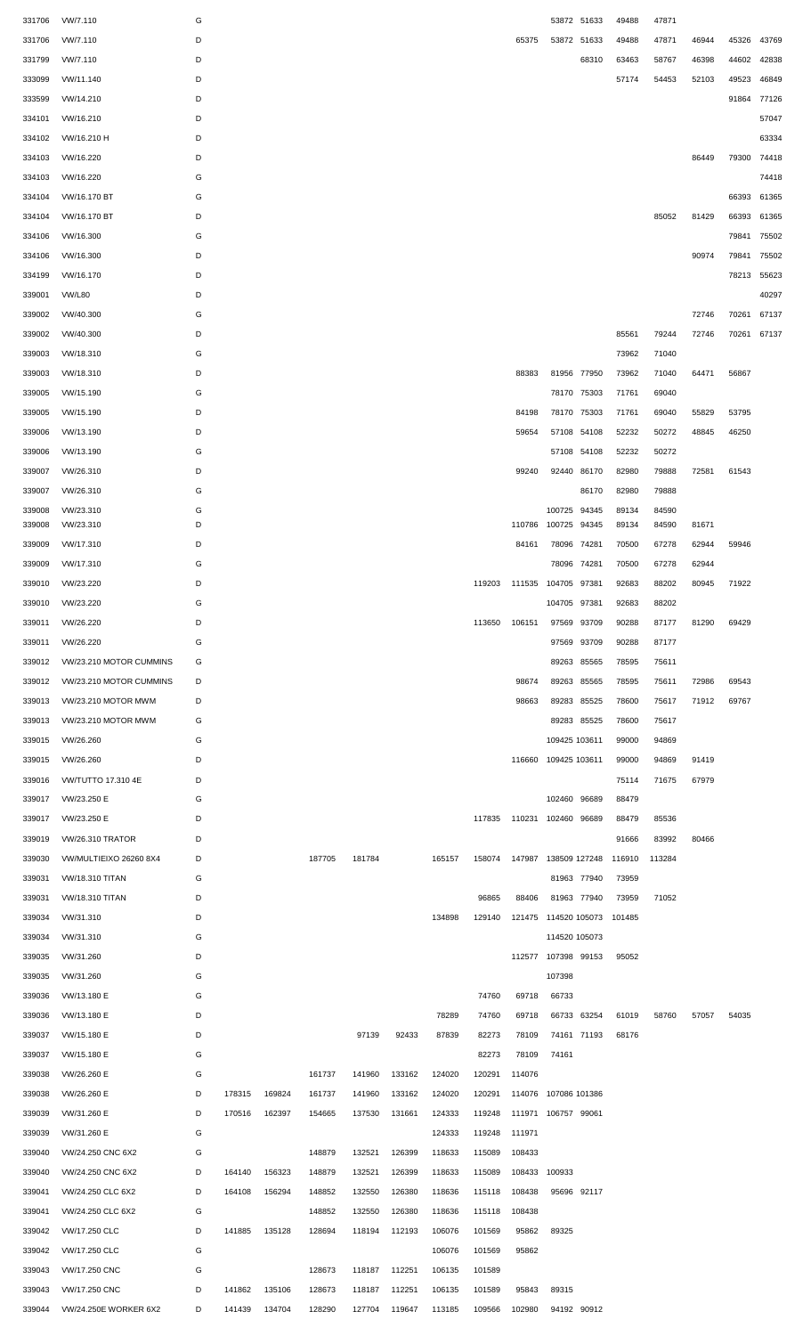| | | | | | | | | | | | | | | | | | |
|---|---|---|---|---|---|---|---|---|---|---|---|---|---|---|---|---|---|
| 331706 | VW/7.110 | G | | | | | | | | | 53872 | 51633 | 49488 | 47871 | | | |
| 331706 | VW/7.110 | D | | | | | | | | 65375 | 53872 | 51633 | 49488 | 47871 | 46944 | 45326 | 43769 |
| 331799 | VW/7.110 | D | | | | | | | | | | 68310 | 63463 | 58767 | 46398 | 44602 | 42838 |
| 333099 | VW/11.140 | D | | | | | | | | | | | 57174 | 54453 | 52103 | 49523 | 46849 |
| 333599 | VW/14.210 | D | | | | | | | | | | | | | | 91864 | 77126 |
| 334101 | VW/16.210 | D | | | | | | | | | | | | | | | 57047 |
| 334102 | VW/16.210 H | D | | | | | | | | | | | | | | | 63334 |
| 334103 | VW/16.220 | D | | | | | | | | | | | | | 86449 | 79300 | 74418 |
| 334103 | VW/16.220 | G | | | | | | | | | | | | | | | 74418 |
| 334104 | VW/16.170 BT | G | | | | | | | | | | | | | | 66393 | 61365 |
| 334104 | VW/16.170 BT | D | | | | | | | | | | | | 85052 | 81429 | 66393 | 61365 |
| 334106 | VW/16.300 | G | | | | | | | | | | | | | | 79841 | 75502 |
| 334106 | VW/16.300 | D | | | | | | | | | | | | | 90974 | 79841 | 75502 |
| 334199 | VW/16.170 | D | | | | | | | | | | | | | | 78213 | 55623 |
| 339001 | VW/L80 | D | | | | | | | | | | | | | | | 40297 |
| 339002 | VW/40.300 | G | | | | | | | | | | | | | 72746 | 70261 | 67137 |
| 339002 | VW/40.300 | D | | | | | | | | | | | 85561 | 79244 | 72746 | 70261 | 67137 |
| 339003 | VW/18.310 | G | | | | | | | | | | | 73962 | 71040 | | | |
| 339003 | VW/18.310 | D | | | | | | | | 88383 | 81956 | 77950 | 73962 | 71040 | 64471 | 56867 | |
| 339005 | VW/15.190 | G | | | | | | | | | 78170 | 75303 | 71761 | 69040 | | | |
| 339005 | VW/15.190 | D | | | | | | | | 84198 | 78170 | 75303 | 71761 | 69040 | 55829 | 53795 | |
| 339006 | VW/13.190 | D | | | | | | | | 59654 | 57108 | 54108 | 52232 | 50272 | 48845 | 46250 | |
| 339006 | VW/13.190 | G | | | | | | | | | 57108 | 54108 | 52232 | 50272 | | | |
| 339007 | VW/26.310 | D | | | | | | | | 99240 | 92440 | 86170 | 82980 | 79888 | 72581 | 61543 | |
| 339007 | VW/26.310 | G | | | | | | | | | | 86170 | 82980 | 79888 | | | |
| 339008 | VW/23.310 | G | | | | | | | | | 100725 | 94345 | 89134 | 84590 | | | |
| 339008 | VW/23.310 | D | | | | | | | | 110786 | 100725 | 94345 | 89134 | 84590 | 81671 | | |
| 339009 | VW/17.310 | D | | | | | | | | 84161 | 78096 | 74281 | 70500 | 67278 | 62944 | 59946 | |
| 339009 | VW/17.310 | G | | | | | | | | | 78096 | 74281 | 70500 | 67278 | 62944 | | |
| 339010 | VW/23.220 | D | | | | | | | 119203 | 111535 | 104705 | 97381 | 92683 | 88202 | 80945 | 71922 | |
| 339010 | VW/23.220 | G | | | | | | | | | 104705 | 97381 | 92683 | 88202 | | | |
| 339011 | VW/26.220 | D | | | | | | | 113650 | 106151 | 97569 | 93709 | 90288 | 87177 | 81290 | 69429 | |
| 339011 | VW/26.220 | G | | | | | | | | | 97569 | 93709 | 90288 | 87177 | | | |
| 339012 | VW/23.210 MOTOR CUMMINS | G | | | | | | | | | 89263 | 85565 | 78595 | 75611 | | | |
| 339012 | VW/23.210 MOTOR CUMMINS | D | | | | | | | | 98674 | 89263 | 85565 | 78595 | 75611 | 72986 | 69543 | |
| 339013 | VW/23.210 MOTOR MWM | D | | | | | | | | 98663 | 89283 | 85525 | 78600 | 75617 | 71912 | 69767 | |
| 339013 | VW/23.210 MOTOR MWM | G | | | | | | | | | 89283 | 85525 | 78600 | 75617 | | | |
| 339015 | VW/26.260 | G | | | | | | | | | 109425 | 103611 | 99000 | 94869 | | | |
| 339015 | VW/26.260 | D | | | | | | | | 116660 | 109425 | 103611 | 99000 | 94869 | 91419 | | |
| 339016 | VW/TUTTO 17.310 4E | D | | | | | | | | | | | 75114 | 71675 | 67979 | | |
| 339017 | VW/23.250 E | G | | | | | | | | | 102460 | 96689 | 88479 | | | | |
| 339017 | VW/23.250 E | D | | | | | | | 117835 | 110231 | 102460 | 96689 | 88479 | 85536 | | | |
| 339019 | VW/26.310 TRATOR | D | | | | | | | | | | | 91666 | 83992 | 80466 | | |
| 339030 | VW/MULTIEIXO 26260 8X4 | D | | | 187705 | 181784 | | 165157 | 158074 | 147987 | 138509 | 127248 | 116910 | 113284 | | | |
| 339031 | VW/18.310 TITAN | G | | | | | | | | | 81963 | 77940 | 73959 | | | | |
| 339031 | VW/18.310 TITAN | D | | | | | | | 96865 | 88406 | 81963 | 77940 | 73959 | 71052 | | | |
| 339034 | VW/31.310 | D | | | | | | 134898 | 129140 | 121475 | 114520 | 105073 | 101485 | | | | |
| 339034 | VW/31.310 | G | | | | | | | | | 114520 | 105073 | | | | | |
| 339035 | VW/31.260 | D | | | | | | | | 112577 | 107398 | 99153 | 95052 | | | | |
| 339035 | VW/31.260 | G | | | | | | | | | 107398 | | | | | | |
| 339036 | VW/13.180 E | G | | | | | | | 74760 | 69718 | 66733 | | | | | | |
| 339036 | VW/13.180 E | D | | | | | | 78289 | 74760 | 69718 | 66733 | 63254 | 61019 | 58760 | 57057 | 54035 | |
| 339037 | VW/15.180 E | D | | | | 97139 | 92433 | 87839 | 82273 | 78109 | 74161 | 71193 | 68176 | | | | |
| 339037 | VW/15.180 E | G | | | | | | | 82273 | 78109 | 74161 | | | | | | |
| 339038 | VW/26.260 E | G | | | 161737 | 141960 | 133162 | 124020 | 120291 | 114076 | | | | | | | |
| 339038 | VW/26.260 E | D | 178315 | 169824 | 161737 | 141960 | 133162 | 124020 | 120291 | 114076 | 107086 | 101386 | | | | | |
| 339039 | VW/31.260 E | D | 170516 | 162397 | 154665 | 137530 | 131661 | 124333 | 119248 | 111971 | 106757 | 99061 | | | | | |
| 339039 | VW/31.260 E | G | | | | | | 124333 | 119248 | 111971 | | | | | | | |
| 339040 | VW/24.250 CNC 6X2 | G | | | 148879 | 132521 | 126399 | 118633 | 115089 | 108433 | | | | | | | |
| 339040 | VW/24.250 CNC 6X2 | D | 164140 | 156323 | 148879 | 132521 | 126399 | 118633 | 115089 | 108433 | 100933 | | | | | | |
| 339041 | VW/24.250 CLC 6X2 | D | 164108 | 156294 | 148852 | 132550 | 126380 | 118636 | 115118 | 108438 | 95696 | 92117 | | | | | |
| 339041 | VW/24.250 CLC 6X2 | G | | | 148852 | 132550 | 126380 | 118636 | 115118 | 108438 | | | | | | | |
| 339042 | VW/17.250 CLC | D | 141885 | 135128 | 128694 | 118194 | 112193 | 106076 | 101569 | 95862 | 89325 | | | | | | |
| 339042 | VW/17.250 CLC | G | | | | | | 106076 | 101569 | 95862 | | | | | | | |
| 339043 | VW/17.250 CNC | G | | | 128673 | 118187 | 112251 | 106135 | 101589 | | | | | | | | |
| 339043 | VW/17.250 CNC | D | 141862 | 135106 | 128673 | 118187 | 112251 | 106135 | 101589 | 95843 | 89315 | | | | | | |
| 339044 | VW/24.250E WORKER 6X2 | D | 141439 | 134704 | 128290 | 127704 | 119647 | 113185 | 109566 | 102980 | 94192 | 90912 | | | | | |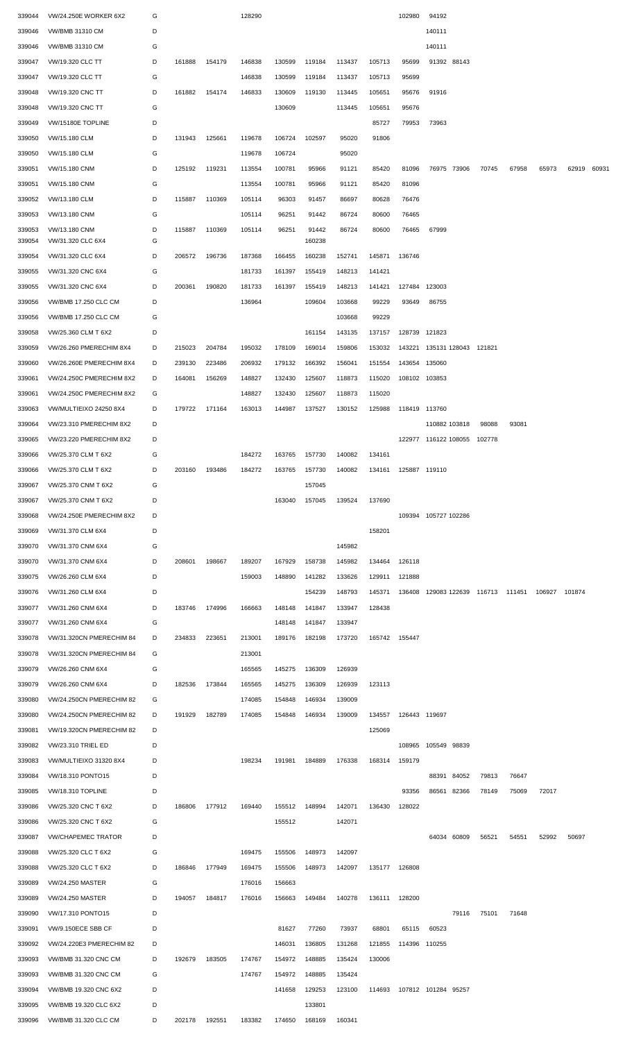| | | | | | | | | | | | | | | | | | |
|---|---|---|---|---|---|---|---|---|---|---|---|---|---|---|---|---|---|
| 339044 | VW/24.250E WORKER 6X2 | G | | | 128290 | | | | | 102980 | 94192 | | | | | | |
| 339046 | VW/BMB 31310 CM | D | | | | | | | | | 140111 | | | | | | |
| 339046 | VW/BMB 31310 CM | G | | | | | | | | | 140111 | | | | | | |
| 339047 | VW/19.320 CLC TT | D | 161888 | 154179 | 146838 | 130599 | 119184 | 113437 | 105713 | 95699 | 91392 | 88143 | | | | | |
| 339047 | VW/19.320 CLC TT | G | | | 146838 | 130599 | 119184 | 113437 | 105713 | 95699 | | | | | | | |
| 339048 | VW/19.320 CNC TT | D | 161882 | 154174 | 146833 | 130609 | 119130 | 113445 | 105651 | 95676 | 91916 | | | | | | |
| 339048 | VW/19.320 CNC TT | G | | | | 130609 | | 113445 | 105651 | 95676 | | | | | | | |
| 339049 | VW/15180E TOPLINE | D | | | | | | | 85727 | 79953 | 73963 | | | | | | |
| 339050 | VW/15.180 CLM | D | 131943 | 125661 | 119678 | 106724 | 102597 | 95020 | 91806 | | | | | | | | |
| 339050 | VW/15.180 CLM | G | | | 119678 | 106724 | | 95020 | | | | | | | | | |
| 339051 | VW/15.180 CNM | D | 125192 | 119231 | 113554 | 100781 | 95966 | 91121 | 85420 | 81096 | 76975 | 73906 | 70745 | 67958 | 65973 | 62919 | 60931 |
| 339051 | VW/15.180 CNM | G | | | 113554 | 100781 | 95966 | 91121 | 85420 | 81096 | | | | | | | |
| 339052 | VW/13.180 CLM | D | 115887 | 110369 | 105114 | 96303 | 91457 | 86697 | 80628 | 76476 | | | | | | | |
| 339053 | VW/13.180 CNM | G | | | 105114 | 96251 | 91442 | 86724 | 80600 | 76465 | | | | | | | |
| 339053 | VW/13.180 CNM | D | 115887 | 110369 | 105114 | 96251 | 91442 | 86724 | 80600 | 76465 | 67999 | | | | | | |
| 339054 | VW/31.320 CLC 6X4 | G | | | | | 160238 | | | | | | | | | | |
| 339054 | VW/31.320 CLC 6X4 | D | 206572 | 196736 | 187368 | 166455 | 160238 | 152741 | 145871 | 136746 | | | | | | | |
| 339055 | VW/31.320 CNC 6X4 | G | | | 181733 | 161397 | 155419 | 148213 | 141421 | | | | | | | | |
| 339055 | VW/31.320 CNC 6X4 | D | 200361 | 190820 | 181733 | 161397 | 155419 | 148213 | 141421 | 127484 | 123003 | | | | | | |
| 339056 | VW/BMB 17.250 CLC CM | D | | | 136964 | | 109604 | 103668 | 99229 | 93649 | 86755 | | | | | | |
| 339056 | VW/BMB 17.250 CLC CM | G | | | | | | 103668 | 99229 | | | | | | | | |
| 339058 | VW/25.360 CLM T 6X2 | D | | | | | 161154 | 143135 | 137157 | 128739 | 121823 | | | | | | |
| 339059 | VW/26.260 PMERECHIM 8X4 | D | 215023 | 204784 | 195032 | 178109 | 169014 | 159806 | 153032 | 143221 | 135131 | 128043 | 121821 | | | | |
| 339060 | VW/26.260E PMERECHIM 8X4 | D | 239130 | 223486 | 206932 | 179132 | 166392 | 156041 | 151554 | 143654 | 135060 | | | | | | |
| 339061 | VW/24.250C PMERECHIM 8X2 | D | 164081 | 156269 | 148827 | 132430 | 125607 | 118873 | 115020 | 108102 | 103853 | | | | | | |
| 339061 | VW/24.250C PMERECHIM 8X2 | G | | | 148827 | 132430 | 125607 | 118873 | 115020 | | | | | | | | |
| 339063 | VW/MULTIEIXO 24250 8X4 | D | 179722 | 171164 | 163013 | 144987 | 137527 | 130152 | 125988 | 118419 | 113760 | | | | | | |
| 339064 | VW/23.310 PMERECHIM 8X2 | D | | | | | | | | | 110882 | 103818 | 98088 | 93081 | | | |
| 339065 | VW/23.220 PMERECHIM 8X2 | D | | | | | | | | 122977 | 116122 | 108055 | 102778 | | | | |
| 339066 | VW/25.370 CLM T 6X2 | G | | | 184272 | 163765 | 157730 | 140082 | 134161 | | | | | | | | |
| 339066 | VW/25.370 CLM T 6X2 | D | 203160 | 193486 | 184272 | 163765 | 157730 | 140082 | 134161 | 125887 | 119110 | | | | | | |
| 339067 | VW/25.370 CNM T 6X2 | G | | | | | 157045 | | | | | | | | | | |
| 339067 | VW/25.370 CNM T 6X2 | D | | | | 163040 | 157045 | 139524 | 137690 | | | | | | | | |
| 339068 | VW/24.250E PMERECHIM 8X2 | D | | | | | | | | 109394 | 105727 | 102286 | | | | | |
| 339069 | VW/31.370 CLM 6X4 | D | | | | | | | 158201 | | | | | | | | |
| 339070 | VW/31.370 CNM 6X4 | G | | | | | | 145982 | | | | | | | | | |
| 339070 | VW/31.370 CNM 6X4 | D | 208601 | 198667 | 189207 | 167929 | 158738 | 145982 | 134464 | 126118 | | | | | | | |
| 339075 | VW/26.260 CLM 6X4 | D | | | 159003 | 148890 | 141282 | 133626 | 129911 | 121888 | | | | | | | |
| 339076 | VW/31.260 CLM 6X4 | D | | | | | 154239 | 148793 | 145371 | 136408 | 129083 | 122639 | 116713 | 111451 | 106927 | 101874 | |
| 339077 | VW/31.260 CNM 6X4 | D | 183746 | 174996 | 166663 | 148148 | 141847 | 133947 | 128438 | | | | | | | | |
| 339077 | VW/31.260 CNM 6X4 | G | | | | 148148 | 141847 | 133947 | | | | | | | | | |
| 339078 | VW/31.320CN PMERECHIM 84 | D | 234833 | 223651 | 213001 | 189176 | 182198 | 173720 | 165742 | 155447 | | | | | | | |
| 339078 | VW/31.320CN PMERECHIM 84 | G | | | 213001 | | | | | | | | | | | | |
| 339079 | VW/26.260 CNM 6X4 | G | | | 165565 | 145275 | 136309 | 126939 | | | | | | | | | |
| 339079 | VW/26.260 CNM 6X4 | D | 182536 | 173844 | 165565 | 145275 | 136309 | 126939 | 123113 | | | | | | | | |
| 339080 | VW/24.250CN PMERECHIM 82 | G | | | 174085 | 154848 | 146934 | 139009 | | | | | | | | | |
| 339080 | VW/24.250CN PMERECHIM 82 | D | 191929 | 182789 | 174085 | 154848 | 146934 | 139009 | 134557 | 126443 | 119697 | | | | | | |
| 339081 | VW/19.320CN PMERECHIM 82 | D | | | | | | | 125069 | | | | | | | | |
| 339082 | VW/23.310 TRIEL ED | D | | | | | | | | 108965 | 105549 | 98839 | | | | | |
| 339083 | VW/MULTIEIXO 31320 8X4 | D | | | 198234 | 191981 | 184889 | 176338 | 168314 | 159179 | | | | | | | |
| 339084 | VW/18.310 PONTO15 | D | | | | | | | | | 88391 | 84052 | 79813 | 76647 | | | |
| 339085 | VW/18.310 TOPLINE | D | | | | | | | | 93356 | 86561 | 82366 | 78149 | 75069 | 72017 | | |
| 339086 | VW/25.320 CNC T 6X2 | D | 186806 | 177912 | 169440 | 155512 | 148994 | 142071 | 136430 | 128022 | | | | | | | |
| 339086 | VW/25.320 CNC T 6X2 | G | | | | 155512 | | 142071 | | | | | | | | | |
| 339087 | VW/CHAPEMEC TRATOR | D | | | | | | | | | 64034 | 60809 | 56521 | 54551 | 52992 | 50697 | |
| 339088 | VW/25.320 CLC T 6X2 | G | | | 169475 | 155506 | 148973 | 142097 | | | | | | | | | |
| 339088 | VW/25.320 CLC T 6X2 | D | 186846 | 177949 | 169475 | 155506 | 148973 | 142097 | 135177 | 126808 | | | | | | | |
| 339089 | VW/24.250 MASTER | G | | | 176016 | 156663 | | | | | | | | | | | |
| 339089 | VW/24.250 MASTER | D | 194057 | 184817 | 176016 | 156663 | 149484 | 140278 | 136111 | 128200 | | | | | | | |
| 339090 | VW/17.310 PONTO15 | D | | | | | | | | | | 79116 | 75101 | 71648 | | | |
| 339091 | VW/9.150ECE SBB CF | D | | | | 81627 | 77260 | 73937 | 68801 | 65115 | 60523 | | | | | | |
| 339092 | VW/24.220E3 PMERECHIM 82 | D | | | | 146031 | 136805 | 131268 | 121855 | 114396 | 110255 | | | | | | |
| 339093 | VW/BMB 31.320 CNC CM | D | 192679 | 183505 | 174767 | 154972 | 148885 | 135424 | 130006 | | | | | | | | |
| 339093 | VW/BMB 31.320 CNC CM | G | | | 174767 | 154972 | 148885 | 135424 | | | | | | | | | |
| 339094 | VW/BMB 19.320 CNC 6X2 | D | | | | 141658 | 129253 | 123100 | 114693 | 107812 | 101284 | 95257 | | | | | |
| 339095 | VW/BMB 19.320 CLC 6X2 | D | | | | | 133801 | | | | | | | | | | |
| 339096 | VW/BMB 31.320 CLC CM | D | 202178 | 192551 | 183382 | 174650 | 168169 | 160341 | | | | | | | | | |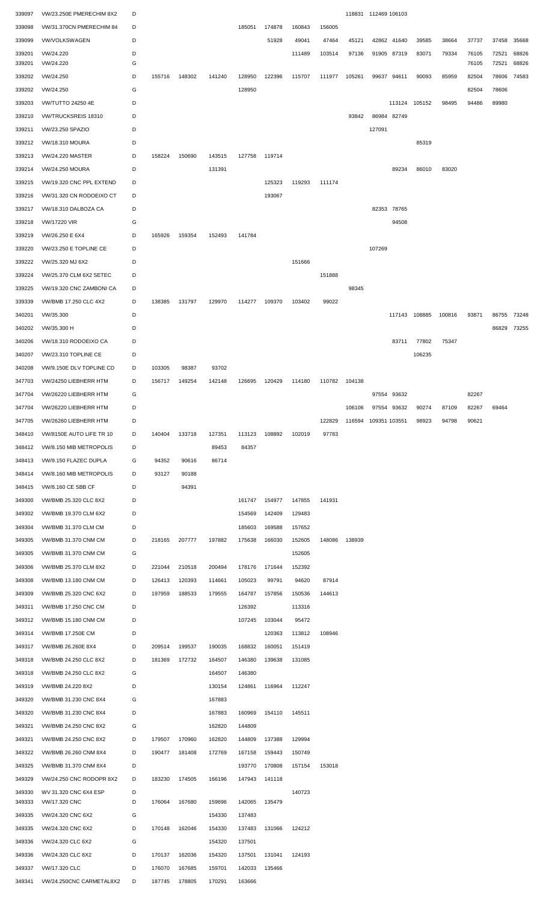| | | | | | | | | | | | | | | | | | |
|---|---|---|---|---|---|---|---|---|---|---|---|---|---|---|---|---|---|
| 339097 | VW/23.250E PMERECHIM 8X2 | D | | | | | | | | 118831 | 112469 | 106103 | | | | | |
| 339098 | VW/31.370CN PMERECHIM 84 | D | | | | 185051 | 174878 | 160843 | 156005 | | | | | | | | |
| 339099 | VW/VOLKSWAGEN | D | | | | | 51928 | 49041 | 47464 | 45121 | 42862 | 41640 | 39585 | 38664 | 37737 | 37458 | 35668 |
| 339201 | VW/24.220 | D | | | | | | 111489 | 103514 | 97136 | 91905 | 87319 | 83071 | 79334 | 76105 | 72521 | 68826 |
| 339201 | VW/24.220 | G | | | | | | | | | | | | | 76105 | 72521 | 68826 |
| 339202 | VW/24.250 | D | 155716 | 148302 | 141240 | 128950 | 122396 | 115707 | 111977 | 105261 | 99637 | 94611 | 90093 | 85959 | 82504 | 78606 | 74583 |
| 339202 | VW/24.250 | G | | | | 128950 | | | | | | | | | 82504 | 78606 | |
| 339203 | VW/TUTTO 24250 4E | D | | | | | | | | | | 113124 | 105152 | 98495 | 94486 | 89980 | |
| 339210 | VW/TRUCKSREIS 18310 | D | | | | | | | | 93842 | 86984 | 82749 | | | | | |
| 339211 | VW/23.250 SPAZIO | D | | | | | | | | | 127091 | | | | | | |
| 339212 | VW/18.310 MOURA | D | | | | | | | | | | | 85319 | | | | |
| 339213 | VW/24.220 MASTER | D | 158224 | 150690 | 143515 | 127758 | 119714 | | | | | | | | | | |
| 339214 | VW/24.250 MOURA | D | | | 131391 | | | | | | | 89234 | 86010 | 83020 | | | |
| 339215 | VW/19.320 CNC PPL EXTEND | D | | | | | 125323 | 119293 | 111174 | | | | | | | | |
| 339216 | VW/31.320 CN RODOEIXO CT | D | | | | | 193067 | | | | | | | | | | |
| 339217 | VW/18.310 DALBOZA CA | D | | | | | | | | | 82353 | 78765 | | | | | |
| 339218 | VW/17220 VIR | G | | | | | | | | | | 94508 | | | | | |
| 339219 | VW/26.250 E 6X4 | D | 165926 | 159354 | 152493 | 141784 | | | | | | | | | | | |
| 339220 | VW/23.250 E TOPLINE CE | D | | | | | | | | | 107269 | | | | | | |
| 339222 | VW/25.320 MJ 6X2 | D | | | | | | 151666 | | | | | | | | | |
| 339224 | VW/25.370 CLM 6X2 SETEC | D | | | | | | | 151888 | | | | | | | | |
| 339225 | VW/19.320 CNC ZAMBONI CA | D | | | | | | | | 98345 | | | | | | | |
| 339339 | VW/BMB 17.250 CLC 4X2 | D | 138385 | 131797 | 129970 | 114277 | 109370 | 103402 | 99022 | | | | | | | | |
| 340201 | VW/35.300 | D | | | | | | | | | | 117143 | 108885 | 100816 | 93871 | 86755 | 73248 |
| 340202 | VW/35.300 H | D | | | | | | | | | | | | | | 86829 | 73255 |
| 340206 | VW/18.310 RODOEIXO CA | D | | | | | | | | | | 83711 | 77802 | 75347 | | | |
| 340207 | VW/23.310 TOPLINE CE | D | | | | | | | | | | | 106235 | | | | |
| 340208 | VW/9.150E DLV TOPLINE CD | D | 103305 | 98387 | 93702 | | | | | | | | | | | | |
| 347703 | VW/24250 LIEBHERR HTM | D | 156717 | 149254 | 142148 | 126695 | 120429 | 114180 | 110782 | 104138 | | | | | | | |
| 347704 | VW26220 LIEBHERR HTM | G | | | | | | | | | 97554 | 93632 | | | 82267 | | |
| 347704 | VW/26220 LIEBHERR HTM | D | | | | | | | | 106106 | 97554 | 93632 | 90274 | 87109 | 82267 | 69464 | |
| 347705 | VW/26260 LIEBHERR HTM | D | | | | | | | 122829 | 116594 | 109351 | 103551 | 98923 | 94798 | 90621 | | |
| 348410 | VW/8150E AUTO LIFE TR 10 | D | 140404 | 133718 | 127351 | 113123 | 108892 | 102019 | 97783 | | | | | | | | |
| 348412 | VW/8.150 MIB METROPOLIS | D | | | 89453 | 84357 | | | | | | | | | | | |
| 348413 | VW/9.150 FLAZEC DUPLA | G | 94352 | 90616 | 86714 | | | | | | | | | | | | |
| 348414 | VW/8.160 MIB METROPOLIS | D | 93127 | 90188 | | | | | | | | | | | | | |
| 348415 | VW/8.160 CE SBB CF | D | | 94391 | | | | | | | | | | | | | |
| 349300 | VW/BMB 25.320 CLC 8X2 | D | | | | 161747 | 154977 | 147855 | 141931 | | | | | | | | |
| 349302 | VW/BMB 19.370 CLM 6X2 | D | | | | 154569 | 142409 | 129483 | | | | | | | | | |
| 349304 | VW/BMB 31.370 CLM CM | D | | | | 185603 | 169588 | 157652 | | | | | | | | | |
| 349305 | VW/BMB 31.370 CNM CM | D | 218165 | 207777 | 197882 | 175638 | 166030 | 152605 | 148086 | 138939 | | | | | | | |
| 349305 | VW/BMB 31.370 CNM CM | G | | | | | | 152605 | | | | | | | | | |
| 349306 | VW/BMB 25.370 CLM 8X2 | D | 221044 | 210518 | 200494 | 178176 | 171644 | 152392 | | | | | | | | | |
| 349308 | VW/BMB 13.180 CNM CM | D | 126413 | 120393 | 114661 | 105023 | 99791 | 94620 | 87914 | | | | | | | | |
| 349309 | VW/BMB 25.320 CNC 6X2 | D | 197959 | 188533 | 179555 | 164787 | 157856 | 150536 | 144613 | | | | | | | | |
| 349311 | VW/BMB 17.250 CNC CM | D | | | | 126392 | | 113316 | | | | | | | | | |
| 349312 | VW/BMB 15.180 CNM CM | D | | | | 107245 | 103044 | 95472 | | | | | | | | | |
| 349314 | VW/BMB 17.250E CM | D | | | | | 120363 | 113812 | 108946 | | | | | | | | |
| 349317 | VW/BMB 26.260E 8X4 | D | 209514 | 199537 | 190035 | 168832 | 160051 | 151419 | | | | | | | | | |
| 349318 | VW/BMB 24.250 CLC 8X2 | D | 181369 | 172732 | 164507 | 146380 | 139638 | 131085 | | | | | | | | | |
| 349318 | VW/BMB 24.250 CLC 8X2 | G | | | 164507 | 146380 | | | | | | | | | | | |
| 349319 | VW/BMB 24.220 8X2 | D | | | 130154 | 124861 | 116964 | 112247 | | | | | | | | | |
| 349320 | VW/BMB 31.230 CNC 8X4 | G | | | 167883 | | | | | | | | | | | | |
| 349320 | VW/BMB 31.230 CNC 8X4 | D | | | 167883 | 160969 | 154110 | 145511 | | | | | | | | | |
| 349321 | VW/BMB 24.250 CNC 8X2 | G | | | 162820 | 144809 | | | | | | | | | | | |
| 349321 | VW/BMB 24.250 CNC 8X2 | D | 179507 | 170960 | 162820 | 144809 | 137388 | 129994 | | | | | | | | | |
| 349322 | VW/BMB 26.260 CNM 8X4 | D | 190477 | 181408 | 172769 | 167158 | 159443 | 150749 | | | | | | | | | |
| 349325 | VW/BMB 31.370 CNM 8X4 | D | | | | 193770 | 170808 | 157154 | 153018 | | | | | | | | |
| 349329 | VW/24.250 CNC RODOPR 8X2 | D | 183230 | 174505 | 166196 | 147943 | 141118 | | | | | | | | | | |
| 349330 | WV 31.320 CNC 6X4 ESP | D | | | | | | 140723 | | | | | | | | | |
| 349333 | VW/17.320 CNC | D | 176064 | 167680 | 159696 | 142065 | 135479 | | | | | | | | | | |
| 349335 | VW/24.320 CNC 6X2 | G | | | 154330 | 137483 | | | | | | | | | | | |
| 349335 | VW/24.320 CNC 6X2 | D | 170148 | 162046 | 154330 | 137483 | 131066 | 124212 | | | | | | | | | |
| 349336 | VW/24.320 CLC 6X2 | G | | | 154320 | 137501 | | | | | | | | | | | |
| 349336 | VW/24.320 CLC 6X2 | D | 170137 | 162036 | 154320 | 137501 | 131041 | 124193 | | | | | | | | | |
| 349337 | VW/17.320 CLC | D | 176070 | 167685 | 159701 | 142033 | 135466 | | | | | | | | | | |
| 349341 | VW/24.250CNC CARMETAL8X2 | D | 187745 | 178805 | 170291 | 163666 | | | | | | | | | | | |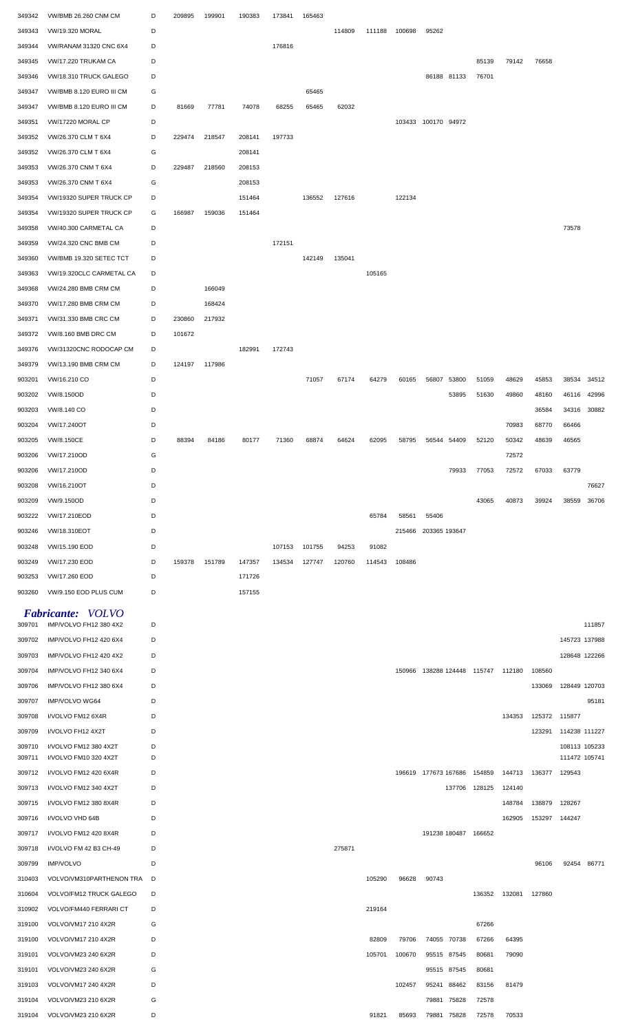| | | | | | | | | | | | | | | | | | |
|---|---|---|---|---|---|---|---|---|---|---|---|---|---|---|---|---|---|
| 349342 | VW/BMB 26.260 CNM CM | D | 209895 | 199901 | 190383 | 173841 | 165463 | | | | | | | | | | |
| 349343 | VW/19.320 MORAL | D | | | | | | 114809 | 111188 | 100698 | 95262 | | | | | | |
| 349344 | VW/RANAM 31320 CNC 6X4 | D | | | | 176816 | | | | | | | | | | | |
| 349345 | VW/17.220 TRUKAM CA | D | | | | | | | | | | | 85139 | 79142 | 76658 | | |
| 349346 | VW/18.310 TRUCK GALEGO | D | | | | | | | | | 86188 | 81133 | 76701 | | | | |
| 349347 | VW/BMB 8.120 EURO III CM | G | | | | | 65465 | | | | | | | | | | |
| 349347 | VW/BMB 8.120 EURO III CM | D | 81669 | 77781 | 74078 | 68255 | 65465 | 62032 | | | | | | | | | |
| 349351 | VW/17220 MORAL CP | D | | | | | | | | 103433 | 100170 | 94972 | | | | | |
| 349352 | VW/26.370 CLM T 6X4 | D | 229474 | 218547 | 208141 | 197733 | | | | | | | | | | | |
| 349352 | VW/26.370 CLM T 6X4 | G | | | 208141 | | | | | | | | | | | | |
| 349353 | VW/26.370 CNM T 6X4 | D | 229487 | 218560 | 208153 | | | | | | | | | | | | |
| 349353 | VW/26.370 CNM T 6X4 | G | | | 208153 | | | | | | | | | | | | |
| 349354 | VW/19320 SUPER TRUCK CP | D | | | 151464 | | 136552 | 127616 | | 122134 | | | | | | | |
| 349354 | VW/19320 SUPER TRUCK CP | G | 166987 | 159036 | 151464 | | | | | | | | | | | | |
| 349358 | VW/40.300 CARMETAL CA | D | | | | | | | | | | | | | | 73578 | |
| 349359 | VW/24.320 CNC BMB CM | D | | | | 172151 | | | | | | | | | | | |
| 349360 | VW/BMB 19.320 SETEC TCT | D | | | | | 142149 | 135041 | | | | | | | | | |
| 349363 | VW/19.320CLC CARMETAL CA | D | | | | | | | 105165 | | | | | | | | |
| 349368 | VW/24.280 BMB CRM CM | D | | 166049 | | | | | | | | | | | | | |
| 349370 | VW/17.280 BMB CRM CM | D | | 168424 | | | | | | | | | | | | | |
| 349371 | VW/31.330 BMB CRC CM | D | 230860 | 217932 | | | | | | | | | | | | | |
| 349372 | VW/8.160 BMB DRC CM | D | 101672 | | | | | | | | | | | | | | |
| 349376 | VW/31320CNC RODOCAP CM | D | | | 182991 | 172743 | | | | | | | | | | | |
| 349379 | VW/13.190 BMB CRM CM | D | 124197 | 117986 | | | | | | | | | | | | | |
| 903201 | VW/16.210 CO | D | | | | | 71057 | 67174 | 64279 | 60165 | 56807 | 53800 | 51059 | 48629 | 45853 | 38534 | 34512 |
| 903202 | VW/8.150OD | D | | | | | | | | | | 53895 | 51630 | 49860 | 48160 | 46116 | 42996 |
| 903203 | VW/8.140 CO | D | | | | | | | | | | | | | 36584 | 34316 | 30882 |
| 903204 | VW/17.240OT | D | | | | | | | | | | | | 70983 | 68770 | 66466 | |
| 903205 | VW/8.150CE | D | 88394 | 84186 | 80177 | 71360 | 68874 | 64624 | 62095 | 58795 | 56544 | 54409 | 52120 | 50342 | 48639 | 46565 | |
| 903206 | VW/17.210OD | G | | | | | | | | | | | | 72572 | | | |
| 903206 | VW/17.210OD | D | | | | | | | | | | 79933 | 77053 | 72572 | 67033 | 63779 | |
| 903208 | VW/16.210OT | D | | | | | | | | | | | | | | | 76627 |
| 903209 | VW/9.150OD | D | | | | | | | | | | | 43065 | 40873 | 39924 | 38559 | 36706 |
| 903222 | VW/17.210EOD | D | | | | | | | 65784 | 58561 | 55406 | | | | | | |
| 903246 | VW/18.310EOT | D | | | | | | | | 215466 | 203365 | 193647 | | | | | |
| 903248 | VW/15.190 EOD | D | | | | 107153 | 101755 | 94253 | 91082 | | | | | | | | |
| 903249 | VW/17.230 EOD | D | 159378 | 151789 | 147357 | 134534 | 127747 | 120760 | 114543 | 108486 | | | | | | | |
| 903253 | VW/17.260 EOD | D | | | 171726 | | | | | | | | | | | | |
| 903260 | VW/9.150 EOD PLUS CUM | D | | | 157155 | | | | | | | | | | | | |

## *Fabricante: VOLVO*

| | | | | | | | | | | | | | | | | | |
|---|---|---|---|---|---|---|---|---|---|---|---|---|---|---|---|---|---|
| 309701 | IMP/VOLVO FH12 380 4X2 | D | | | | | | | | | | | | | | | 111857 |
| 309702 | IMP/VOLVO FH12 420 6X4 | D | | | | | | | | | | | | | | 145723 | 137988 |
| 309703 | IMP/VOLVO FH12 420 4X2 | D | | | | | | | | | | | | | | 128648 | 122266 |
| 309704 | IMP/VOLVO FH12 340 6X4 | D | | | | | | | | 150966 | 138288 | 124448 | 115747 | 112180 | 108560 | | |
| 309706 | IMP/VOLVO FH12 380 6X4 | D | | | | | | | | | | | | | 133069 | 128449 | 120703 |
| 309707 | IMP/VOLVO WG64 | D | | | | | | | | | | | | | | | 95181 |
| 309708 | I/VOLVO FM12 6X4R | D | | | | | | | | | | | | 134353 | 125372 | 115877 | |
| 309709 | I/VOLVO FH12 4X2T | D | | | | | | | | | | | | | 123291 | 114238 | 111227 |
| 309710 | I/VOLVO FM12 380 4X2T | D | | | | | | | | | | | | | | 108113 | 105233 |
| 309711 | I/VOLVO FM10 320 4X2T | D | | | | | | | | | | | | | | 111472 | 105741 |
| 309712 | I/VOLVO FM12 420 6X4R | D | | | | | | | | 196619 | 177673 | 167686 | 154859 | 144713 | 136377 | 129543 | |
| 309713 | I/VOLVO FM12 340 4X2T | D | | | | | | | | | | 137706 | 128125 | 124140 | | | |
| 309715 | I/VOLVO FM12 380 8X4R | D | | | | | | | | | | | | 148784 | 138879 | 128267 | |
| 309716 | I/VOLVO VHD 64B | D | | | | | | | | | | | | 162905 | 153297 | 144247 | |
| 309717 | I/VOLVO FM12 420 8X4R | D | | | | | | | | | 191238 | 180487 | 166652 | | | | |
| 309718 | I/VOLVO FM 42 B3 CH-49 | D | | | | | | 275871 | | | | | | | | | |
| 309799 | IMP/VOLVO | D | | | | | | | | | | | | | 96106 | 92454 | 86771 |
| 310403 | VOLVO/VM310PARTHENON TRA | D | | | | | | | 105290 | 96628 | 90743 | | | | | | |
| 310604 | VOLVO/FM12 TRUCK GALEGO | D | | | | | | | | | | | 136352 | 132081 | 127860 | | |
| 310902 | VOLVO/FM440 FERRARI CT | D | | | | | | | 219164 | | | | | | | | |
| 319100 | VOLVO/VM17 210 4X2R | G | | | | | | | | | | | 67266 | | | | |
| 319100 | VOLVO/VM17 210 4X2R | D | | | | | | | 82809 | 79706 | 74055 | 70738 | 67266 | 64395 | | | |
| 319101 | VOLVO/VM23 240 6X2R | D | | | | | | | 105701 | 100670 | 95515 | 87545 | 80681 | 79090 | | | |
| 319101 | VOLVO/VM23 240 6X2R | G | | | | | | | | | 95515 | 87545 | 80681 | | | | |
| 319103 | VOLVO/VM17 240 4X2R | D | | | | | | | | 102457 | 95241 | 88462 | 83156 | 81479 | | | |
| 319104 | VOLVO/VM23 210 6X2R | G | | | | | | | | | 79881 | 75828 | 72578 | | | | |
| 319104 | VOLVO/VM23 210 6X2R | D | | | | | | | 91821 | 85693 | 79881 | 75828 | 72578 | 70533 | | | |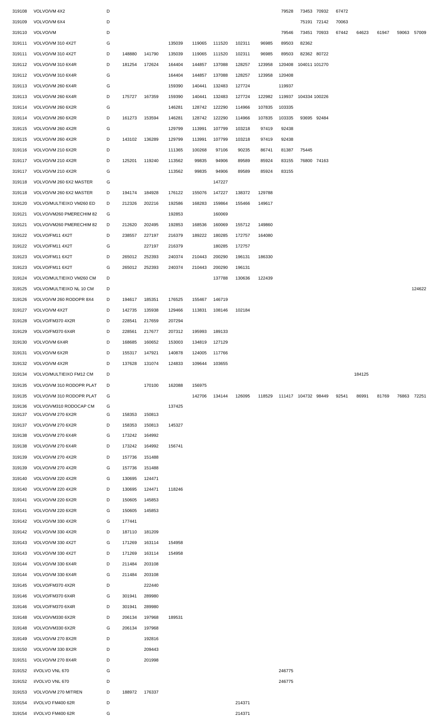| | | | | | | | | | | | | | | | | |
|---|---|---|---|---|---|---|---|---|---|---|---|---|---|---|---|---|
| 319108 | VOLVO/VM 4X2 | D | | | | | | | | 79528 | 73453 | 70932 | 67472 | | | | |
| 319109 | VOLVO/VM 6X4 | D | | | | | | | | | 75191 | 72142 | 70063 | | | | |
| 319110 | VOLVO/VM | D | | | | | | | | 79546 | 73451 | 70933 | 67442 | 64623 | 61947 | 59063 | 57009 |
| 319111 | VOLVO/VM 310 4X2T | G | | | 135039 | 119065 | 111520 | 102311 | 96985 | 89503 | 82362 | | | | | | |
| 319111 | VOLVO/VM 310 4X2T | D | 148880 | 141790 | 135039 | 119065 | 111520 | 102311 | 96985 | 89503 | 82362 | 80722 | | | | | |
| 319112 | VOLVO/VM 310 6X4R | D | 181254 | 172624 | 164404 | 144857 | 137088 | 128257 | 123958 | 120408 | 104011 | 101270 | | | | | |
| 319112 | VOLVO/VM 310 6X4R | G | | | 164404 | 144857 | 137088 | 128257 | 123958 | 120408 | | | | | | | |
| 319113 | VOLVO/VM 260 6X4R | G | | | 159390 | 140441 | 132483 | 127724 | | 119937 | | | | | | | |
| 319113 | VOLVO/VM 260 6X4R | D | 175727 | 167359 | 159390 | 140441 | 132483 | 127724 | 122982 | 119937 | 104334 | 100226 | | | | | |
| 319114 | VOLVO/VM 260 6X2R | G | | | 146281 | 128742 | 122290 | 114966 | 107835 | 103335 | | | | | | | |
| 319114 | VOLVO/VM 260 6X2R | D | 161273 | 153594 | 146281 | 128742 | 122290 | 114966 | 107835 | 103335 | 93695 | 92484 | | | | | |
| 319115 | VOLVO/VM 260 4X2R | G | | | 129799 | 113991 | 107799 | 103218 | 97419 | 92438 | | | | | | | |
| 319115 | VOLVO/VM 260 4X2R | D | 143102 | 136289 | 129799 | 113991 | 107799 | 103218 | 97419 | 92438 | | | | | | | |
| 319116 | VOLVO/VM 210 6X2R | D | | | 111365 | 100268 | 97106 | 90235 | 86741 | 81387 | 75445 | | | | | | |
| 319117 | VOLVO/VM 210 4X2R | D | 125201 | 119240 | 113562 | 99835 | 94906 | 89589 | 85924 | 83155 | 76800 | 74163 | | | | | |
| 319117 | VOLVO/VM 210 4X2R | G | | | 113562 | 99835 | 94906 | 89589 | 85924 | 83155 | | | | | | | |
| 319118 | VOLVO/VM 260 6X2 MASTER | G | | | | | 147227 | | | | | | | | | | |
| 319118 | VOLVO/VM 260 6X2 MASTER | D | 194174 | 184928 | 176122 | 155076 | 147227 | 138372 | 129788 | | | | | | | | |
| 319120 | VOLVO/MULTIEIXO VM260 ED | D | 212326 | 202216 | 192586 | 168283 | 159864 | 155466 | 149617 | | | | | | | | |
| 319121 | VOLVO/VM260 PMERECHIM 82 | G | | | 192853 | | 160069 | | | | | | | | | | |
| 319121 | VOLVO/VM260 PMERECHIM 82 | D | 212620 | 202495 | 192853 | 168536 | 160069 | 155712 | 149860 | | | | | | | | |
| 319122 | VOLVO/FM11 4X2T | D | 238557 | 227197 | 216379 | 189222 | 180285 | 172757 | 164080 | | | | | | | | |
| 319122 | VOLVO/FM11 4X2T | G | | 227197 | 216379 | | 180285 | 172757 | | | | | | | | | |
| 319123 | VOLVO/FM11 6X2T | D | 265012 | 252393 | 240374 | 210443 | 200290 | 196131 | 186330 | | | | | | | | |
| 319123 | VOLVO/FM11 6X2T | G | 265012 | 252393 | 240374 | 210443 | 200290 | 196131 | | | | | | | | | |
| 319124 | VOLVO/MULTIEIXO VM260 CM | D | | | | | 137788 | 130636 | 122439 | | | | | | | | |
| 319125 | VOLVO/MULTIEIXO NL 10 CM | D | | | | | | | | | | | | | | | 124622 |
| 319126 | VOLVO/VM 260 RODOPR 8X4 | D | 194617 | 185351 | 176525 | 155467 | 146719 | | | | | | | | | | |
| 319127 | VOLVO/VM 4X2T | D | 142735 | 135938 | 129466 | 113831 | 108146 | 102184 | | | | | | | | | |
| 319128 | VOLVO/FM370 4X2R | D | 228541 | 217659 | 207294 | | | | | | | | | | | | |
| 319129 | VOLVO/FM370 6X4R | D | 228561 | 217677 | 207312 | 195993 | 189133 | | | | | | | | | | |
| 319130 | VOLVO/VM 6X4R | D | 168685 | 160652 | 153003 | 134819 | 127129 | | | | | | | | | | |
| 319131 | VOLVO/VM 6X2R | D | 155317 | 147921 | 140878 | 124005 | 117766 | | | | | | | | | | |
| 319132 | VOLVO/VM 4X2R | D | 137628 | 131074 | 124833 | 109644 | 103655 | | | | | | | | | | |
| 319134 | VOLVO/MULTIEIXO FM12 CM | D | | | | | | | | | | | | 184125 | | | |
| 319135 | VOLVO/VM 310 RODOPR PLAT | D | | 170100 | 162088 | 156975 | | | | | | | | | | | |
| 319135 | VOLVO/VM 310 RODOPR PLAT | G | | | | 142706 | 134144 | 126095 | 118529 | 111417 | 104732 | 98449 | 92541 | 86991 | 81769 | 76863 | 72251 |
| 319136 | VOLVO/VM310 RODOCAP CM | G | | | 137425 | | | | | | | | | | | | |
| 319137 | VOLVO/VM 270 6X2R | G | 158353 | 150813 | | | | | | | | | | | | | |
| 319137 | VOLVO/VM 270 6X2R | D | 158353 | 150813 | 145327 | | | | | | | | | | | | |
| 319138 | VOLVO/VM 270 6X4R | G | 173242 | 164992 | | | | | | | | | | | | | |
| 319138 | VOLVO/VM 270 6X4R | D | 173242 | 164992 | 156741 | | | | | | | | | | | | |
| 319139 | VOLVO/VM 270 4X2R | D | 157736 | 151488 | | | | | | | | | | | | | |
| 319139 | VOLVO/VM 270 4X2R | G | 157736 | 151488 | | | | | | | | | | | | | |
| 319140 | VOLVO/VM 220 4X2R | G | 130695 | 124471 | | | | | | | | | | | | | |
| 319140 | VOLVO/VM 220 4X2R | D | 130695 | 124471 | 118246 | | | | | | | | | | | | |
| 319141 | VOLVO/VM 220 6X2R | D | 150605 | 145853 | | | | | | | | | | | | | |
| 319141 | VOLVO/VM 220 6X2R | G | 150605 | 145853 | | | | | | | | | | | | | |
| 319142 | VOLVO/VM 330 4X2R | G | 177441 | | | | | | | | | | | | | | |
| 319142 | VOLVO/VM 330 4X2R | D | 187110 | 181209 | | | | | | | | | | | | | |
| 319143 | VOLVO/VM 330 4X2T | G | 171269 | 163114 | 154958 | | | | | | | | | | | | |
| 319143 | VOLVO/VM 330 4X2T | D | 171269 | 163114 | 154958 | | | | | | | | | | | | |
| 319144 | VOLVO/VM 330 6X4R | D | 211484 | 203108 | | | | | | | | | | | | | |
| 319144 | VOLVO/VM 330 6X4R | G | 211484 | 203108 | | | | | | | | | | | | | |
| 319145 | VOLVO/FM370 4X2R | D | | 222440 | | | | | | | | | | | | | |
| 319146 | VOLVO/FM370 6X4R | G | 301941 | 289980 | | | | | | | | | | | | | |
| 319146 | VOLVO/FM370 6X4R | D | 301941 | 289980 | | | | | | | | | | | | | |
| 319148 | VOLVO/VM330 6X2R | D | 206134 | 197968 | 189531 | | | | | | | | | | | | |
| 319148 | VOLVO/VM330 6X2R | G | 206134 | 197968 | | | | | | | | | | | | | |
| 319149 | VOLVO/VM 270 8X2R | D | | 192816 | | | | | | | | | | | | | |
| 319150 | VOLVO/VM 330 8X2R | D | | 209443 | | | | | | | | | | | | | |
| 319151 | VOLVO/VM 270 8X4R | D | | 201998 | | | | | | | | | | | | | |
| 319152 | I/VOLVO VNL 670 | G | | | | | | | | 246775 | | | | | | | |
| 319152 | I/VOLVO VNL 670 | D | | | | | | | | 246775 | | | | | | | |
| 319153 | VOLVO/VM 270 MITREN | D | 188972 | 176337 | | | | | | | | | | | | | |
| 319154 | I/VOLVO FM400 62R | D | | | | | | 214371 | | | | | | | | | |
| 319154 | I/VOLVO FM400 62R | G | | | | | | 214371 | | | | | | | | | |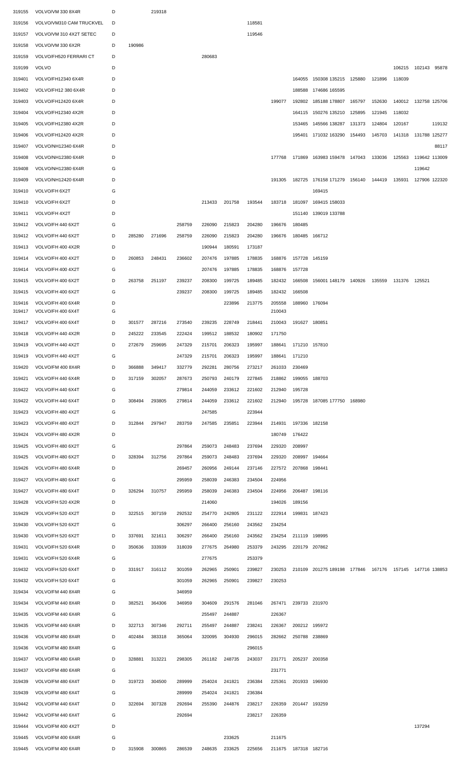| | | | | | | | | | | | | | | | | | |
|---|---|---|---|---|---|---|---|---|---|---|---|---|---|---|---|---|---|
| 319155 | VOLVO/VM 330 8X4R | D | | 219318 | | | | | | | | | | | | | |
| 319156 | VOLVO/VM310 CAM TRUCKVEL | D | | | | | | 118581 | | | | | | | | | |
| 319157 | VOLVO/VM 310 4X2T SETEC | D | | | | | | 119546 | | | | | | | | | |
| 319158 | VOLVO/VM 330 6X2R | D | 190986 | | | | | | | | | | | | | | |
| 319159 | VOLVO/FH520 FERRARI CT | D | | | | 280683 | | | | | | | | | | | |
| 319199 | VOLVO | D | | | | | | | | | | | | | 106215 | 102143 | 95878 |
| 319401 | VOLVO/FH12340 6X4R | D | | | | | | | | 164055 | 150308 | 135215 | 125880 | 121896 | 118039 | | |
| 319402 | VOLVO/FH12 380 6X4R | D | | | | | | | | 188588 | 174686 | 165595 | | | | | |
| 319403 | VOLVO/FH12420 6X4R | D | | | | | | | 199077 | 192802 | 185188 | 178807 | 165797 | 152630 | 140012 | 132758 | 125706 |
| 319404 | VOLVO/FH12340 4X2R | D | | | | | | | | 164115 | 150276 | 135210 | 125895 | 121945 | 118032 | | |
| 319405 | VOLVO/FH12380 4X2R | D | | | | | | | | 153465 | 145566 | 138287 | 131373 | 124804 | 120167 | | 119132 |
| 319406 | VOLVO/FH12420 4X2R | D | | | | | | | | 195401 | 171032 | 163290 | 154493 | 145703 | 141318 | 131788 | 125277 |
| 319407 | VOLVO/NH12340 6X4R | D | | | | | | | | | | | | | | | 88117 |
| 319408 | VOLVO/NH12380 6X4R | D | | | | | | | 177768 | 171869 | 163983 | 159478 | 147043 | 133036 | 125563 | 119642 | 113009 |
| 319408 | VOLVO/NH12380 6X4R | G | | | | | | | | | | | | | | 119642 | |
| 319409 | VOLVO/NH12420 6X4R | D | | | | | | | 191305 | 182725 | 176158 | 171279 | 156140 | 144419 | 135931 | 127906 | 122320 |
| 319410 | VOLVO/FH 6X2T | G | | | | | | | | | 169415 | | | | | | |
| 319410 | VOLVO/FH 6X2T | D | | | | 213433 | 201758 | 193544 | 183718 | 181097 | 169415 | 158033 | | | | | |
| 319411 | VOLVO/FH 4X2T | D | | | | | | | | 151140 | 139019 | 133788 | | | | | |
| 319412 | VOLVO/FH 440 6X2T | G | | | 258759 | 226090 | 215823 | 204280 | 196676 | 180485 | | | | | | | |
| 319412 | VOLVO/FH 440 6X2T | D | 285280 | 271696 | 258759 | 226090 | 215823 | 204280 | 196676 | 180485 | 166712 | | | | | | |
| 319413 | VOLVO/FH 400 4X2R | D | | | | 190944 | 180591 | 173187 | | | | | | | | | |
| 319414 | VOLVO/FH 400 4X2T | D | 260853 | 248431 | 236602 | 207476 | 197885 | 178835 | 168876 | 157728 | 145159 | | | | | | |
| 319414 | VOLVO/FH 400 4X2T | G | | | | 207476 | 197885 | 178835 | 168876 | 157728 | | | | | | | |
| 319415 | VOLVO/FH 400 6X2T | D | 263758 | 251197 | 239237 | 208300 | 199725 | 189485 | 182432 | 166508 | 156001 | 148179 | 140926 | 135559 | 131376 | 125521 | |
| 319415 | VOLVO/FH 400 6X2T | G | | | 239237 | 208300 | 199725 | 189485 | 182432 | 166508 | | | | | | | |
| 319416 | VOLVO/FH 400 6X4R | D | | | | | 223896 | 213775 | 205558 | 188960 | 176094 | | | | | | |
| 319417 | VOLVO/FH 400 6X4T | G | | | | | | | 210043 | | | | | | | | |
| 319417 | VOLVO/FH 400 6X4T | D | 301577 | 287216 | 273540 | 239235 | 228749 | 218441 | 210043 | 191627 | 180851 | | | | | | |
| 319418 | VOLVO/FH 440 4X2R | D | 245222 | 233545 | 222424 | 199512 | 188532 | 180902 | 171750 | | | | | | | | |
| 319419 | VOLVO/FH 440 4X2T | D | 272679 | 259695 | 247329 | 215701 | 206323 | 195997 | 188641 | 171210 | 157810 | | | | | | |
| 319419 | VOLVO/FH 440 4X2T | G | | | 247329 | 215701 | 206323 | 195997 | 188641 | 171210 | | | | | | | |
| 319420 | VOLVO/FH 400 8X4R | D | 366888 | 349417 | 332779 | 292281 | 280756 | 273217 | 261033 | 230469 | | | | | | | |
| 319421 | VOLVO/FH 440 6X4R | D | 317159 | 302057 | 287673 | 250793 | 240179 | 227845 | 218862 | 199055 | 188703 | | | | | | |
| 319422 | VOLVO/FH 440 6X4T | G | | | 279814 | 244059 | 233612 | 221602 | 212940 | 195728 | | | | | | | |
| 319422 | VOLVO/FH 440 6X4T | D | 308494 | 293805 | 279814 | 244059 | 233612 | 221602 | 212940 | 195728 | 187085 | 177750 | 168980 | | | | |
| 319423 | VOLVO/FH 480 4X2T | G | | | | 247585 | | 223944 | | | | | | | | | |
| 319423 | VOLVO/FH 480 4X2T | D | 312844 | 297947 | 283759 | 247585 | 235851 | 223944 | 214931 | 197336 | 182158 | | | | | | |
| 319424 | VOLVO/FH 480 4X2R | D | | | | | | | 180749 | 176422 | | | | | | | |
| 319425 | VOLVO/FH 480 6X2T | G | | | 297864 | 259073 | 248483 | 237694 | 229320 | 208997 | | | | | | | |
| 319425 | VOLVO/FH 480 6X2T | D | 328394 | 312756 | 297864 | 259073 | 248483 | 237694 | 229320 | 208997 | 194664 | | | | | | |
| 319426 | VOLVO/FH 480 6X4R | D | | | 269457 | 260956 | 249144 | 237146 | 227572 | 207868 | 198441 | | | | | | |
| 319427 | VOLVO/FH 480 6X4T | G | | | 295959 | 258039 | 246383 | 234504 | 224956 | | | | | | | | |
| 319427 | VOLVO/FH 480 6X4T | D | 326294 | 310757 | 295959 | 258039 | 246383 | 234504 | 224956 | 206487 | 198116 | | | | | | |
| 319428 | VOLVO/FH 520 4X2R | D | | | | 214060 | | | 194026 | 189156 | | | | | | | |
| 319429 | VOLVO/FH 520 4X2T | D | 322515 | 307159 | 292532 | 254770 | 242805 | 231122 | 222914 | 199831 | 187423 | | | | | | |
| 319430 | VOLVO/FH 520 6X2T | G | | | 306297 | 266400 | 256160 | 243562 | 234254 | | | | | | | | |
| 319430 | VOLVO/FH 520 6X2T | D | 337691 | 321611 | 306297 | 266400 | 256160 | 243562 | 234254 | 211119 | 198995 | | | | | | |
| 319431 | VOLVO/FH 520 6X4R | D | 350636 | 333939 | 318039 | 277675 | 264980 | 253379 | 243295 | 220179 | 207862 | | | | | | |
| 319431 | VOLVO/FH 520 6X4R | G | | | | 277675 | | 253379 | | | | | | | | | |
| 319432 | VOLVO/FH 520 6X4T | D | 331917 | 316112 | 301059 | 262965 | 250901 | 239827 | 230253 | 210109 | 201275 | 189198 | 177846 | 167176 | 157145 | 147716 | 138853 |
| 319432 | VOLVO/FH 520 6X4T | G | | | 301059 | 262965 | 250901 | 239827 | 230253 | | | | | | | | |
| 319434 | VOLVO/FM 440 8X4R | G | | | 346959 | | | | | | | | | | | | |
| 319434 | VOLVO/FM 440 8X4R | D | 382521 | 364306 | 346959 | 304609 | 291576 | 281046 | 267471 | 239733 | 231970 | | | | | | |
| 319435 | VOLVO/FM 440 6X4R | G | | | | 255497 | 244887 | | 226367 | | | | | | | | |
| 319435 | VOLVO/FM 440 6X4R | D | 322713 | 307346 | 292711 | 255497 | 244887 | 238241 | 226367 | 200212 | 195972 | | | | | | |
| 319436 | VOLVO/FM 480 8X4R | D | 402484 | 383318 | 365064 | 320095 | 304930 | 296015 | 282662 | 250788 | 238869 | | | | | | |
| 319436 | VOLVO/FM 480 8X4R | G | | | | | | 296015 | | | | | | | | | |
| 319437 | VOLVO/FM 480 6X4R | D | 328881 | 313221 | 298305 | 261182 | 248735 | 243037 | 231771 | 205237 | 200358 | | | | | | |
| 319437 | VOLVO/FM 480 6X4R | G | | | | | | | 231771 | | | | | | | | |
| 319439 | VOLVO/FM 480 6X4T | D | 319723 | 304500 | 289999 | 254024 | 241821 | 236384 | 225361 | 201933 | 196930 | | | | | | |
| 319439 | VOLVO/FM 480 6X4T | G | | | 289999 | 254024 | 241821 | 236384 | | | | | | | | | |
| 319442 | VOLVO/FM 440 6X4T | D | 322694 | 307328 | 292694 | 255390 | 244876 | 238217 | 226359 | 201447 | 193259 | | | | | | |
| 319442 | VOLVO/FM 440 6X4T | G | | | 292694 | | | 238217 | 226359 | | | | | | | | |
| 319444 | VOLVO/FM 400 4X2T | D | | | | | | | | | | | | | | 137294 | |
| 319445 | VOLVO/FM 400 6X4R | G | | | | | 233625 | | 211675 | | | | | | | | |
| 319445 | VOLVO/FM 400 6X4R | D | 315908 | 300865 | 286539 | 248635 | 233625 | 225656 | 211675 | 187318 | 182716 | | | | | | |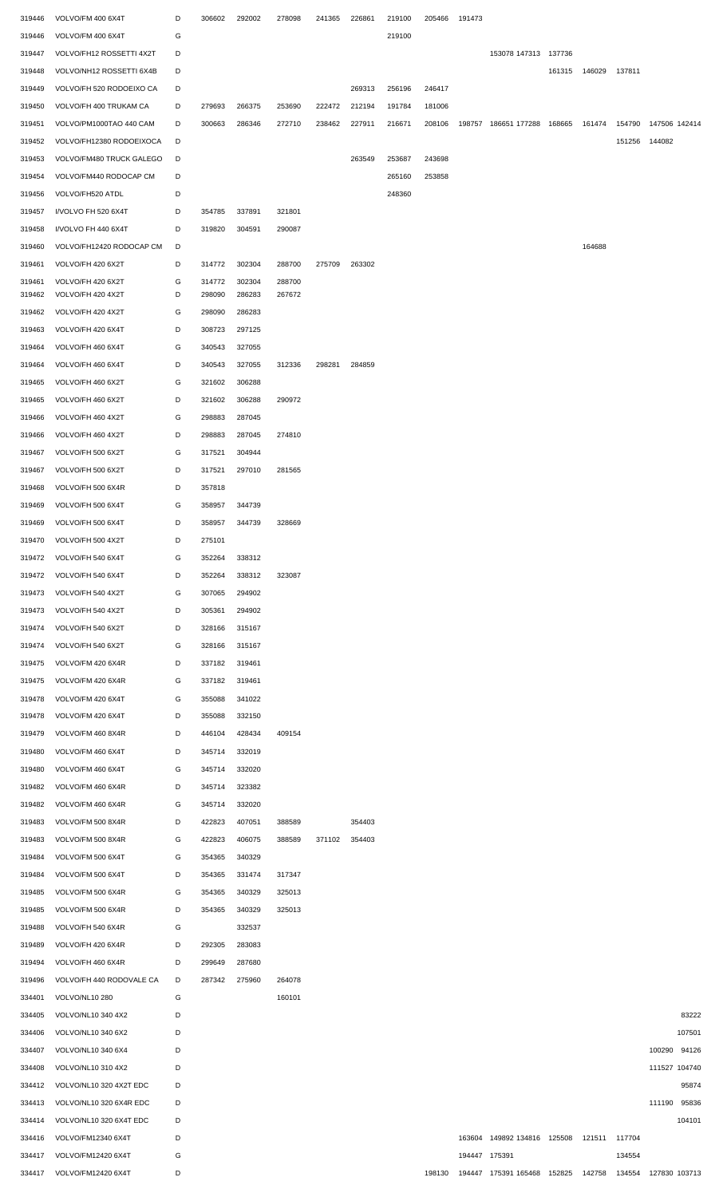| | | | | | | | | | | | | | | | | | |
|---|---|---|---|---|---|---|---|---|---|---|---|---|---|---|---|---|---|
| 319446 | VOLVO/FM 400 6X4T | D | 306602 | 292002 | 278098 | 241365 | 226861 | 219100 | 205466 | 191473 | | | | | | | |
| 319446 | VOLVO/FM 400 6X4T | G | | | | | | 219100 | | | | | | | | | |
| 319447 | VOLVO/FH12 ROSSETTI 4X2T | D | | | | | | | | | 153078 | 147313 | 137736 | | | | |
| 319448 | VOLVO/NH12 ROSSETTI 6X4B | D | | | | | | | | | | | 161315 | 146029 | 137811 | | |
| 319449 | VOLVO/FH 520 RODOEIXO CA | D | | | | | 269313 | 256196 | 246417 | | | | | | | | |
| 319450 | VOLVO/FH 400 TRUKAM CA | D | 279693 | 266375 | 253690 | 222472 | 212194 | 191784 | 181006 | | | | | | | | |
| 319451 | VOLVO/PM1000TAO 440 CAM | D | 300663 | 286346 | 272710 | 238462 | 227911 | 216671 | 208106 | 198757 | 186651 | 177288 | 168665 | 161474 | 154790 | 147506 | 142414 |
| 319452 | VOLVO/FH12380 RODOEIXOCA | D | | | | | | | | | | | | | 151256 | 144082 | |
| 319453 | VOLVO/FM480 TRUCK GALEGO | D | | | | | 263549 | 253687 | 243698 | | | | | | | | |
| 319454 | VOLVO/FM440 RODOCAP CM | D | | | | | | 265160 | 253858 | | | | | | | | |
| 319456 | VOLVO/FH520 ATDL | D | | | | | | 248360 | | | | | | | | | |
| 319457 | I/VOLVO FH 520 6X4T | D | 354785 | 337891 | 321801 | | | | | | | | | | | | |
| 319458 | I/VOLVO FH 440 6X4T | D | 319820 | 304591 | 290087 | | | | | | | | | | | | |
| 319460 | VOLVO/FH12420 RODOCAP CM | D | | | | | | | | | | | | 164688 | | | |
| 319461 | VOLVO/FH 420 6X2T | D | 314772 | 302304 | 288700 | 275709 | 263302 | | | | | | | | | | |
| 319461 | VOLVO/FH 420 6X2T | G | 314772 | 302304 | 288700 | | | | | | | | | | | | |
| 319462 | VOLVO/FH 420 4X2T | D | 298090 | 286283 | 267672 | | | | | | | | | | | | |
| 319462 | VOLVO/FH 420 4X2T | G | 298090 | 286283 | | | | | | | | | | | | | |
| 319463 | VOLVO/FH 420 6X4T | D | 308723 | 297125 | | | | | | | | | | | | | |
| 319464 | VOLVO/FH 460 6X4T | G | 340543 | 327055 | | | | | | | | | | | | | |
| 319464 | VOLVO/FH 460 6X4T | D | 340543 | 327055 | 312336 | 298281 | 284859 | | | | | | | | | | |
| 319465 | VOLVO/FH 460 6X2T | G | 321602 | 306288 | | | | | | | | | | | | | |
| 319465 | VOLVO/FH 460 6X2T | D | 321602 | 306288 | 290972 | | | | | | | | | | | | |
| 319466 | VOLVO/FH 460 4X2T | G | 298883 | 287045 | | | | | | | | | | | | | |
| 319466 | VOLVO/FH 460 4X2T | D | 298883 | 287045 | 274810 | | | | | | | | | | | | |
| 319467 | VOLVO/FH 500 6X2T | G | 317521 | 304944 | | | | | | | | | | | | | |
| 319467 | VOLVO/FH 500 6X2T | D | 317521 | 297010 | 281565 | | | | | | | | | | | | |
| 319468 | VOLVO/FH 500 6X4R | D | 357818 | | | | | | | | | | | | | | |
| 319469 | VOLVO/FH 500 6X4T | G | 358957 | 344739 | | | | | | | | | | | | | |
| 319469 | VOLVO/FH 500 6X4T | D | 358957 | 344739 | 328669 | | | | | | | | | | | | |
| 319470 | VOLVO/FH 500 4X2T | D | 275101 | | | | | | | | | | | | | | |
| 319472 | VOLVO/FH 540 6X4T | G | 352264 | 338312 | | | | | | | | | | | | | |
| 319472 | VOLVO/FH 540 6X4T | D | 352264 | 338312 | 323087 | | | | | | | | | | | | |
| 319473 | VOLVO/FH 540 4X2T | G | 307065 | 294902 | | | | | | | | | | | | | |
| 319473 | VOLVO/FH 540 4X2T | D | 305361 | 294902 | | | | | | | | | | | | | |
| 319474 | VOLVO/FH 540 6X2T | D | 328166 | 315167 | | | | | | | | | | | | | |
| 319474 | VOLVO/FH 540 6X2T | G | 328166 | 315167 | | | | | | | | | | | | | |
| 319475 | VOLVO/FM 420 6X4R | D | 337182 | 319461 | | | | | | | | | | | | | |
| 319475 | VOLVO/FM 420 6X4R | G | 337182 | 319461 | | | | | | | | | | | | | |
| 319478 | VOLVO/FM 420 6X4T | G | 355088 | 341022 | | | | | | | | | | | | | |
| 319478 | VOLVO/FM 420 6X4T | D | 355088 | 332150 | | | | | | | | | | | | | |
| 319479 | VOLVO/FM 460 8X4R | D | 446104 | 428434 | 409154 | | | | | | | | | | | | |
| 319480 | VOLVO/FM 460 6X4T | D | 345714 | 332019 | | | | | | | | | | | | | |
| 319480 | VOLVO/FM 460 6X4T | G | 345714 | 332020 | | | | | | | | | | | | | |
| 319482 | VOLVO/FM 460 6X4R | D | 345714 | 323382 | | | | | | | | | | | | | |
| 319482 | VOLVO/FM 460 6X4R | G | 345714 | 332020 | | | | | | | | | | | | | |
| 319483 | VOLVO/FM 500 8X4R | D | 422823 | 407051 | 388589 | | 354403 | | | | | | | | | | |
| 319483 | VOLVO/FM 500 8X4R | G | 422823 | 406075 | 388589 | 371102 | 354403 | | | | | | | | | | |
| 319484 | VOLVO/FM 500 6X4T | G | 354365 | 340329 | | | | | | | | | | | | | |
| 319484 | VOLVO/FM 500 6X4T | D | 354365 | 331474 | 317347 | | | | | | | | | | | | |
| 319485 | VOLVO/FM 500 6X4R | G | 354365 | 340329 | 325013 | | | | | | | | | | | | |
| 319485 | VOLVO/FM 500 6X4R | D | 354365 | 340329 | 325013 | | | | | | | | | | | | |
| 319488 | VOLVO/FH 540 6X4R | G | | 332537 | | | | | | | | | | | | | |
| 319489 | VOLVO/FH 420 6X4R | D | 292305 | 283083 | | | | | | | | | | | | | |
| 319494 | VOLVO/FH 460 6X4R | D | 299649 | 287680 | | | | | | | | | | | | | |
| 319496 | VOLVO/FH 440 RODOVALE CA | D | 287342 | 275960 | 264078 | | | | | | | | | | | | |
| 334401 | VOLVO/NL10 280 | G | | | 160101 | | | | | | | | | | | | |
| 334405 | VOLVO/NL10 340 4X2 | D | | | | | | | | | | | | | | | 83222 |
| 334406 | VOLVO/NL10 340 6X2 | D | | | | | | | | | | | | | | | 107501 |
| 334407 | VOLVO/NL10 340 6X4 | D | | | | | | | | | | | | | | 100290 | 94126 |
| 334408 | VOLVO/NL10 310 4X2 | D | | | | | | | | | | | | | | 111527 | 104740 |
| 334412 | VOLVO/NL10 320 4X2T EDC | D | | | | | | | | | | | | | | | 95874 |
| 334413 | VOLVO/NL10 320 6X4R EDC | D | | | | | | | | | | | | | | 111190 | 95836 |
| 334414 | VOLVO/NL10 320 6X4T EDC | D | | | | | | | | | | | | | | | 104101 |
| 334416 | VOLVO/FM12340 6X4T | D | | | | | | | | 163604 | 149892 | 134816 | 125508 | 121511 | 117704 | | |
| 334417 | VOLVO/FM12420 6X4T | G | | | | | | | | 194447 | 175391 | | | | 134554 | | |
| 334417 | VOLVO/FM12420 6X4T | D | | | | | | | 198130 | 194447 | 175391 | 165468 | 152825 | 142758 | 134554 | 127830 | 103713 |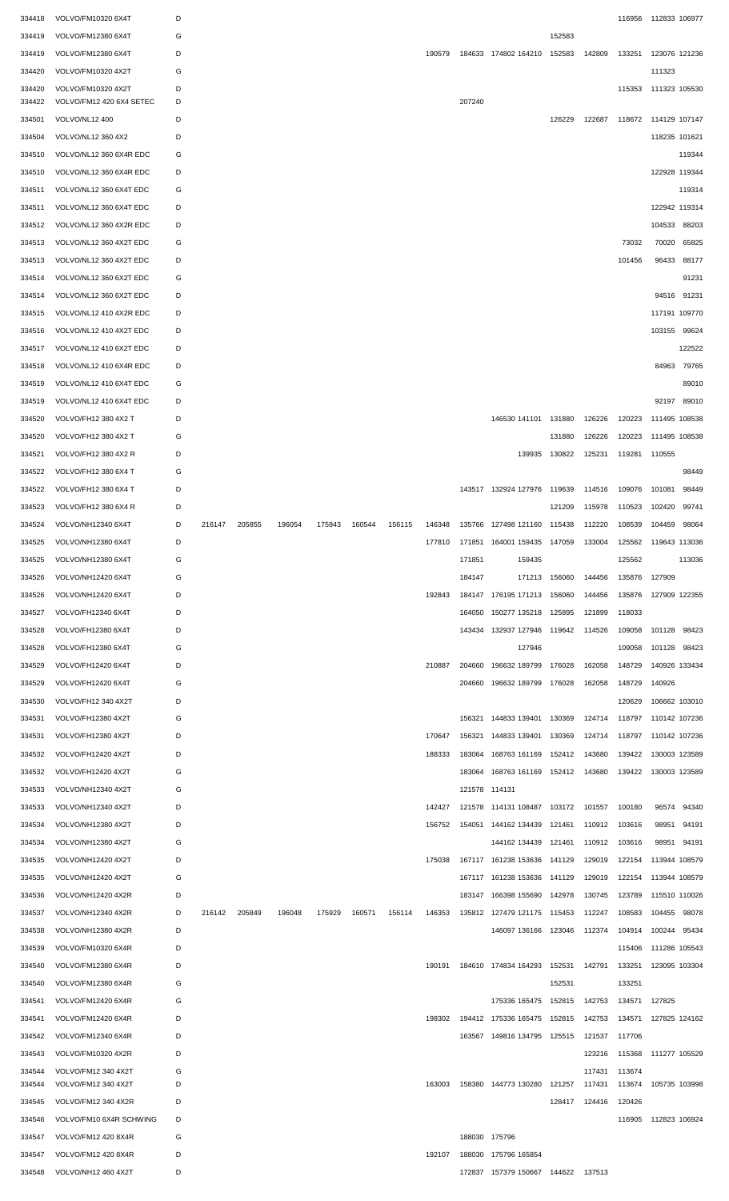| | | | | | | | | | | | | | | | | | |
|---|---|---|---|---|---|---|---|---|---|---|---|---|---|---|---|---|---|
| 334418 | VOLVO/FM10320 6X4T | D | | | | | | | | | | | | | 116956 | 112833 | 106977 |
| 334419 | VOLVO/FM12380 6X4T | G | | | | | | | | | | | 152583 | | | | |
| 334419 | VOLVO/FM12380 6X4T | D | | | | | | | 190579 | 184633 | 174802 | 164210 | 152583 | 142809 | 133251 | 123076 | 121236 |
| 334420 | VOLVO/FM10320 4X2T | G | | | | | | | | | | | | | | 111323 | |
| 334420 | VOLVO/FM10320 4X2T | D | | | | | | | | | | | | | 115353 | 111323 | 105530 |
| 334422 | VOLVO/FM12 420 6X4 SETEC | D | | | | | | | | 207240 | | | | | | | |
| 334501 | VOLVO/NL12 400 | D | | | | | | | | | | | 126229 | 122687 | 118672 | 114129 | 107147 |
| 334504 | VOLVO/NL12 360 4X2 | D | | | | | | | | | | | | | | 118235 | 101621 |
| 334510 | VOLVO/NL12 360 6X4R EDC | G | | | | | | | | | | | | | | | 119344 |
| 334510 | VOLVO/NL12 360 6X4R EDC | D | | | | | | | | | | | | | | 122928 | 119344 |
| 334511 | VOLVO/NL12 360 6X4T EDC | G | | | | | | | | | | | | | | | 119314 |
| 334511 | VOLVO/NL12 360 6X4T EDC | D | | | | | | | | | | | | | | 122942 | 119314 |
| 334512 | VOLVO/NL12 360 4X2R EDC | D | | | | | | | | | | | | | | 104533 | 88203 |
| 334513 | VOLVO/NL12 360 4X2T EDC | G | | | | | | | | | | | | | 73032 | 70020 | 65825 |
| 334513 | VOLVO/NL12 360 4X2T EDC | D | | | | | | | | | | | | | 101456 | 96433 | 88177 |
| 334514 | VOLVO/NL12 360 6X2T EDC | G | | | | | | | | | | | | | | | 91231 |
| 334514 | VOLVO/NL12 360 6X2T EDC | D | | | | | | | | | | | | | | 94516 | 91231 |
| 334515 | VOLVO/NL12 410 4X2R EDC | D | | | | | | | | | | | | | | 117191 | 109770 |
| 334516 | VOLVO/NL12 410 4X2T EDC | D | | | | | | | | | | | | | | 103155 | 99624 |
| 334517 | VOLVO/NL12 410 6X2T EDC | D | | | | | | | | | | | | | | | 122522 |
| 334518 | VOLVO/NL12 410 6X4R EDC | D | | | | | | | | | | | | | | 84963 | 79765 |
| 334519 | VOLVO/NL12 410 6X4T EDC | G | | | | | | | | | | | | | | | 89010 |
| 334519 | VOLVO/NL12 410 6X4T EDC | D | | | | | | | | | | | | | | 92197 | 89010 |
| 334520 | VOLVO/FH12 380 4X2 T | D | | | | | | | | | 146530 | 141101 | 131880 | 126226 | 120223 | 111495 | 108538 |
| 334520 | VOLVO/FH12 380 4X2 T | G | | | | | | | | | | | 131880 | 126226 | 120223 | 111495 | 108538 |
| 334521 | VOLVO/FH12 380 4X2 R | D | | | | | | | | | | 139935 | 130822 | 125231 | 119281 | 110555 | |
| 334522 | VOLVO/FH12 380 6X4 T | G | | | | | | | | | | | | | | | 98449 |
| 334522 | VOLVO/FH12 380 6X4 T | D | | | | | | | | 143517 | 132924 | 127976 | 119639 | 114516 | 109076 | 101081 | 98449 |
| 334523 | VOLVO/FH12 380 6X4 R | D | | | | | | | | | | | 121209 | 115978 | 110523 | 102420 | 99741 |
| 334524 | VOLVO/NH12340 6X4T | D | 216147 | 205855 | 196054 | 175943 | 160544 | 156115 | 146348 | 135766 | 127498 | 121160 | 115438 | 112200 | 108539 | 104459 | 98064 |
| 334525 | VOLVO/NH12380 6X4T | D | | | | | | | 177810 | 171851 | 164001 | 159435 | 147059 | 133004 | 125562 | 119643 | 113036 |
| 334525 | VOLVO/NH12380 6X4T | G | | | | | | | | 171851 | | 159435 | | | 125562 | | 113036 |
| 334526 | VOLVO/NH12420 6X4T | G | | | | | | | | 184147 | | 171213 | 156060 | 144456 | 135876 | 127909 | |
| 334526 | VOLVO/NH12420 6X4T | D | | | | | | | 192843 | 184147 | 176195 | 171213 | 156060 | 144456 | 135876 | 127909 | 122355 |
| 334527 | VOLVO/FH12340 6X4T | D | | | | | | | | 164050 | 150277 | 135218 | 125895 | 121899 | 118033 | | |
| 334528 | VOLVO/FH12380 6X4T | D | | | | | | | | 143434 | 132937 | 127946 | 119642 | 114526 | 109058 | 101128 | 98423 |
| 334528 | VOLVO/FH12380 6X4T | G | | | | | | | | | | 127946 | | | 109058 | 101128 | 98423 |
| 334529 | VOLVO/FH12420 6X4T | D | | | | | | | 210887 | 204660 | 196632 | 189799 | 176028 | 162058 | 148729 | 140926 | 133434 |
| 334529 | VOLVO/FH12420 6X4T | G | | | | | | | | 204660 | 196632 | 189799 | 176028 | 162058 | 148729 | 140926 | |
| 334530 | VOLVO/FH12 340 4X2T | D | | | | | | | | | | | | | 120629 | 106662 | 103010 |
| 334531 | VOLVO/FH12380 4X2T | G | | | | | | | | 156321 | 144833 | 139401 | 130369 | 124714 | 118797 | 110142 | 107236 |
| 334531 | VOLVO/FH12380 4X2T | D | | | | | | | 170647 | 156321 | 144833 | 139401 | 130369 | 124714 | 118797 | 110142 | 107236 |
| 334532 | VOLVO/FH12420 4X2T | D | | | | | | | 188333 | 183064 | 168763 | 161169 | 152412 | 143680 | 139422 | 130003 | 123589 |
| 334532 | VOLVO/FH12420 4X2T | G | | | | | | | | 183064 | 168763 | 161169 | 152412 | 143680 | 139422 | 130003 | 123589 |
| 334533 | VOLVO/NH12340 4X2T | G | | | | | | | | 121578 | 114131 | | | | | | |
| 334533 | VOLVO/NH12340 4X2T | D | | | | | | | 142427 | 121578 | 114131 | 108487 | 103172 | 101557 | 100180 | 96574 | 94340 |
| 334534 | VOLVO/NH12380 4X2T | D | | | | | | | 156752 | 154051 | 144162 | 134439 | 121461 | 110912 | 103616 | 98951 | 94191 |
| 334534 | VOLVO/NH12380 4X2T | G | | | | | | | | | 144162 | 134439 | 121461 | 110912 | 103616 | 98951 | 94191 |
| 334535 | VOLVO/NH12420 4X2T | D | | | | | | | 175038 | 167117 | 161238 | 153636 | 141129 | 129019 | 122154 | 113944 | 108579 |
| 334535 | VOLVO/NH12420 4X2T | G | | | | | | | | 167117 | 161238 | 153636 | 141129 | 129019 | 122154 | 113944 | 108579 |
| 334536 | VOLVO/NH12420 4X2R | D | | | | | | | | 183147 | 166398 | 155690 | 142978 | 130745 | 123789 | 115510 | 110026 |
| 334537 | VOLVO/NH12340 4X2R | D | 216142 | 205849 | 196048 | 175929 | 160571 | 156114 | 146353 | 135812 | 127479 | 121175 | 115453 | 112247 | 108583 | 104455 | 98078 |
| 334538 | VOLVO/NH12380 4X2R | D | | | | | | | | | 146097 | 136166 | 123046 | 112374 | 104914 | 100244 | 95434 |
| 334539 | VOLVO/FM10320 6X4R | D | | | | | | | | | | | | | 115406 | 111286 | 105543 |
| 334540 | VOLVO/FM12380 6X4R | D | | | | | | | 190191 | 184610 | 174834 | 164293 | 152531 | 142791 | 133251 | 123095 | 103304 |
| 334540 | VOLVO/FM12380 6X4R | G | | | | | | | | | | | 152531 | | 133251 | | |
| 334541 | VOLVO/FM12420 6X4R | G | | | | | | | | | 175336 | 165475 | 152815 | 142753 | 134571 | 127825 | |
| 334541 | VOLVO/FM12420 6X4R | D | | | | | | | 198302 | 194412 | 175336 | 165475 | 152815 | 142753 | 134571 | 127825 | 124162 |
| 334542 | VOLVO/FM12340 6X4R | D | | | | | | | | 163567 | 149816 | 134795 | 125515 | 121537 | 117706 | | |
| 334543 | VOLVO/FM10320 4X2R | D | | | | | | | | | | | | 123216 | 115368 | 111277 | 105529 |
| 334544 | VOLVO/FM12 340 4X2T | G | | | | | | | | | | | | 117431 | 113674 | | |
| 334544 | VOLVO/FM12 340 4X2T | D | | | | | | | 163003 | 158380 | 144773 | 130280 | 121257 | 117431 | 113674 | 105735 | 103998 |
| 334545 | VOLVO/FM12 340 4X2R | D | | | | | | | | | | | 128417 | 124416 | 120426 | | |
| 334546 | VOLVO/FM10 6X4R SCHWING | D | | | | | | | | | | | | | 116905 | 112823 | 106924 |
| 334547 | VOLVO/FM12 420 8X4R | G | | | | | | | | 188030 | 175796 | | | | | | |
| 334547 | VOLVO/FM12 420 8X4R | D | | | | | | | 192107 | 188030 | 175796 | 165854 | | | | | |
| 334548 | VOLVO/NH12 460 4X2T | D | | | | | | | | 172837 | 157379 | 150667 | 144622 | 137513 | | | |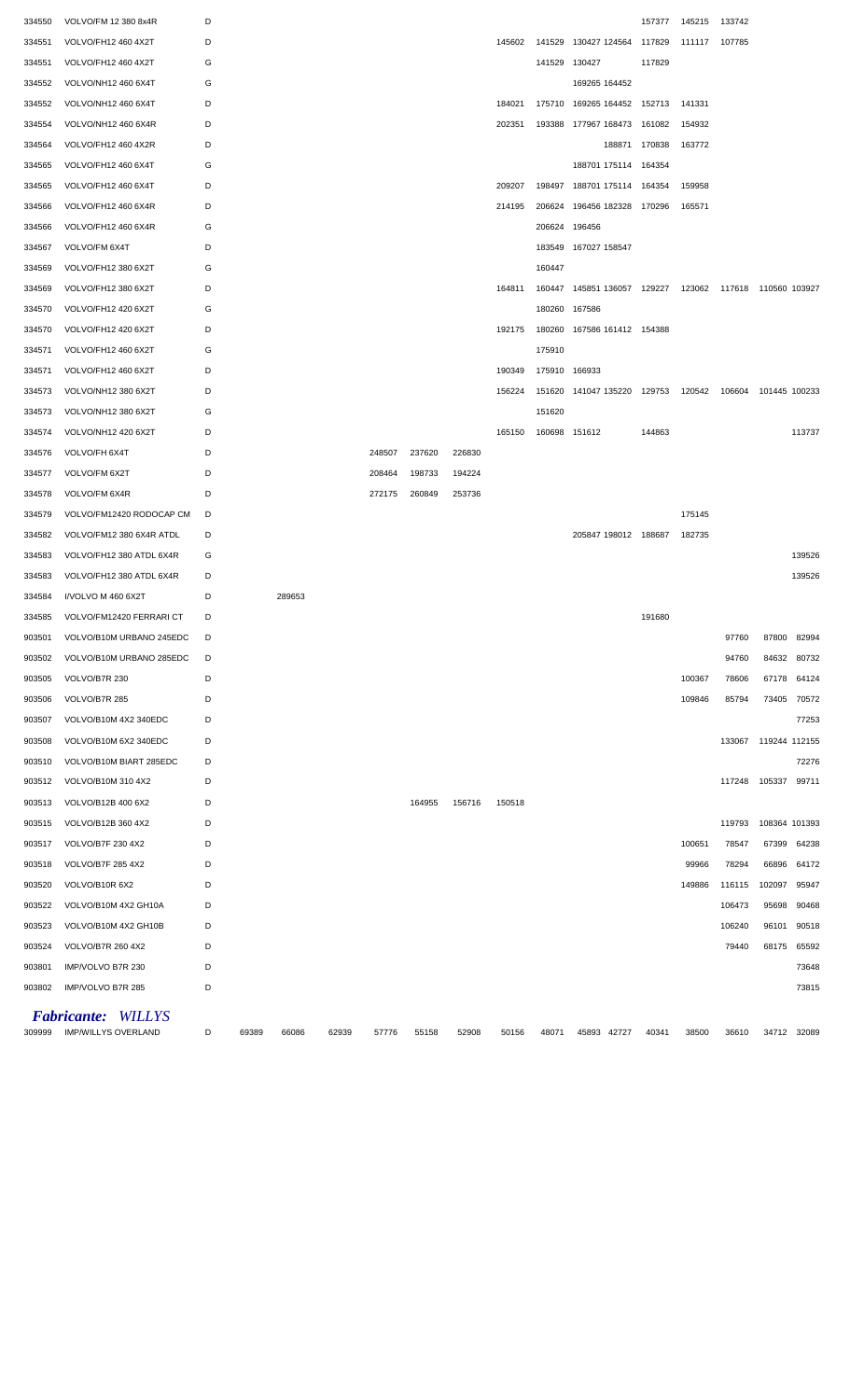| | | | | | | | | | | | | | | | | | |
|---|---|---|---|---|---|---|---|---|---|---|---|---|---|---|---|---|---|
| 334550 | VOLVO/FM 12 380 8x4R | D | | | | | | | | | | | 157377 | 145215 | 133742 | | |
| 334551 | VOLVO/FH12 460 4X2T | D | | | | | | | 145602 | 141529 | 130427 | 124564 | 117829 | 111117 | 107785 | | |
| 334551 | VOLVO/FH12 460 4X2T | G | | | | | | | | 141529 | 130427 | | 117829 | | | | |
| 334552 | VOLVO/NH12 460 6X4T | G | | | | | | | | | 169265 | 164452 | | | | | |
| 334552 | VOLVO/NH12 460 6X4T | D | | | | | | | 184021 | 175710 | 169265 | 164452 | 152713 | 141331 | | | |
| 334554 | VOLVO/NH12 460 6X4R | D | | | | | | | 202351 | 193388 | 177967 | 168473 | 161082 | 154932 | | | |
| 334564 | VOLVO/FH12 460 4X2R | D | | | | | | | | | | 188871 | 170838 | 163772 | | | |
| 334565 | VOLVO/FH12 460 6X4T | G | | | | | | | | | 188701 | 175114 | 164354 | | | | |
| 334565 | VOLVO/FH12 460 6X4T | D | | | | | | | 209207 | 198497 | 188701 | 175114 | 164354 | 159958 | | | |
| 334566 | VOLVO/FH12 460 6X4R | D | | | | | | | 214195 | 206624 | 196456 | 182328 | 170296 | 165571 | | | |
| 334566 | VOLVO/FH12 460 6X4R | G | | | | | | | | 206624 | 196456 | | | | | | |
| 334567 | VOLVO/FM 6X4T | D | | | | | | | | 183549 | 167027 | 158547 | | | | | |
| 334569 | VOLVO/FH12 380 6X2T | G | | | | | | | | 160447 | | | | | | | |
| 334569 | VOLVO/FH12 380 6X2T | D | | | | | | | 164811 | 160447 | 145851 | 136057 | 129227 | 123062 | 117618 | 110560 | 103927 |
| 334570 | VOLVO/FH12 420 6X2T | G | | | | | | | | 180260 | 167586 | | | | | | |
| 334570 | VOLVO/FH12 420 6X2T | D | | | | | | | 192175 | 180260 | 167586 | 161412 | 154388 | | | | |
| 334571 | VOLVO/FH12 460 6X2T | G | | | | | | | | 175910 | | | | | | | |
| 334571 | VOLVO/FH12 460 6X2T | D | | | | | | | 190349 | 175910 | 166933 | | | | | | |
| 334573 | VOLVO/NH12 380 6X2T | D | | | | | | | 156224 | 151620 | 141047 | 135220 | 129753 | 120542 | 106604 | 101445 | 100233 |
| 334573 | VOLVO/NH12 380 6X2T | G | | | | | | | | 151620 | | | | | | | |
| 334574 | VOLVO/NH12 420 6X2T | D | | | | | | | 165150 | 160698 | 151612 | | 144863 | | | | 113737 |
| 334576 | VOLVO/FH 6X4T | D | | | | 248507 | 237620 | 226830 | | | | | | | | | |
| 334577 | VOLVO/FM 6X2T | D | | | | 208464 | 198733 | 194224 | | | | | | | | | |
| 334578 | VOLVO/FM 6X4R | D | | | | 272175 | 260849 | 253736 | | | | | | | | | |
| 334579 | VOLVO/FM12420 RODOCAP CM | D | | | | | | | | | | | | 175145 | | | |
| 334582 | VOLVO/FM12 380 6X4R ATDL | D | | | | | | | | | 205847 | 198012 | 188687 | 182735 | | | |
| 334583 | VOLVO/FH12 380 ATDL 6X4R | G | | | | | | | | | | | | | | | 139526 |
| 334583 | VOLVO/FH12 380 ATDL 6X4R | D | | | | | | | | | | | | | | | 139526 |
| 334584 | I/VOLVO M 460 6X2T | D | | 289653 | | | | | | | | | | | | | |
| 334585 | VOLVO/FM12420 FERRARI CT | D | | | | | | | | | | | 191680 | | | | |
| 903501 | VOLVO/B10M URBANO 245EDC | D | | | | | | | | | | | | | 97760 | 87800 | 82994 |
| 903502 | VOLVO/B10M URBANO 285EDC | D | | | | | | | | | | | | | 94760 | 84632 | 80732 |
| 903505 | VOLVO/B7R 230 | D | | | | | | | | | | | | 100367 | 78606 | 67178 | 64124 |
| 903506 | VOLVO/B7R 285 | D | | | | | | | | | | | | 109846 | 85794 | 73405 | 70572 |
| 903507 | VOLVO/B10M 4X2 340EDC | D | | | | | | | | | | | | | | | 77253 |
| 903508 | VOLVO/B10M 6X2 340EDC | D | | | | | | | | | | | | | 133067 | 119244 | 112155 |
| 903510 | VOLVO/B10M BIART 285EDC | D | | | | | | | | | | | | | | | 72276 |
| 903512 | VOLVO/B10M 310 4X2 | D | | | | | | | | | | | | | 117248 | 105337 | 99711 |
| 903513 | VOLVO/B12B 400 6X2 | D | | | | | 164955 | 156716 | 150518 | | | | | | | | |
| 903515 | VOLVO/B12B 360 4X2 | D | | | | | | | | | | | | | 119793 | 108364 | 101393 |
| 903517 | VOLVO/B7F 230 4X2 | D | | | | | | | | | | | | 100651 | 78547 | 67399 | 64238 |
| 903518 | VOLVO/B7F 285 4X2 | D | | | | | | | | | | | | 99966 | 78294 | 66896 | 64172 |
| 903520 | VOLVO/B10R 6X2 | D | | | | | | | | | | | | 149886 | 116115 | 102097 | 95947 |
| 903522 | VOLVO/B10M 4X2 GH10A | D | | | | | | | | | | | | | 106473 | 95698 | 90468 |
| 903523 | VOLVO/B10M 4X2 GH10B | D | | | | | | | | | | | | | 106240 | 96101 | 90518 |
| 903524 | VOLVO/B7R 260 4X2 | D | | | | | | | | | | | | | 79440 | 68175 | 65592 |
| 903801 | IMP/VOLVO B7R 230 | D | | | | | | | | | | | | | | | 73648 |
| 903802 | IMP/VOLVO B7R 285 | D | | | | | | | | | | | | | | | 73815 |

### *Fabricante: WILLYS*

| | | | | | | | | | | | | | | | | | |
|---|---|---|---|---|---|---|---|---|---|---|---|---|---|---|---|---|---|
| 309999 | IMP/WILLYS OVERLAND | D | 69389 | 66086 | 62939 | 57776 | 55158 | 52908 | 50156 | 48071 | 45893 | 42727 | 40341 | 38500 | 36610 | 34712 | 32089 |